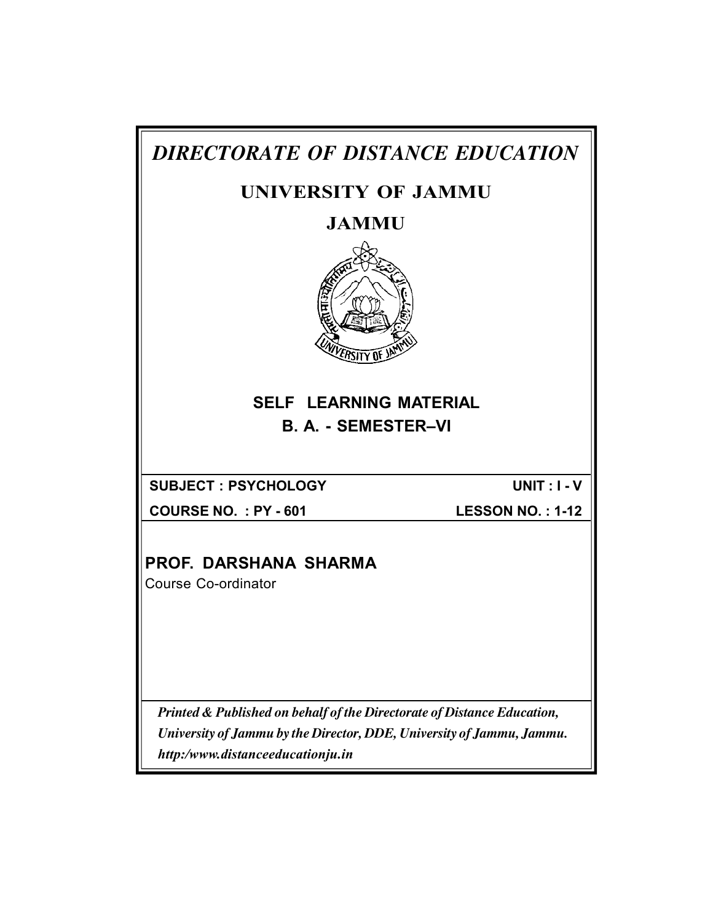# *DIRECTORATE OF DISTANCE EDUCATION*

## UNIVERSITY OF JAMMU

## JAMMU

### SELF LEARNING MATERIAL

### B. A. - SEMESTER–VI

**SUBJECT : PSYCHOLOGY** **UNIT : I - V**

**COURSE NO. : PY - 601** **LESSON NO. : 1-12**

**PROF. DARSHANA SHARMA**

Course Co-ordinator

***Printed & Published on behalf of the Directorate of Distance Education, University of Jammu by the Director, DDE, University of Jammu, Jammu. http:/www.distanceeducationju.in***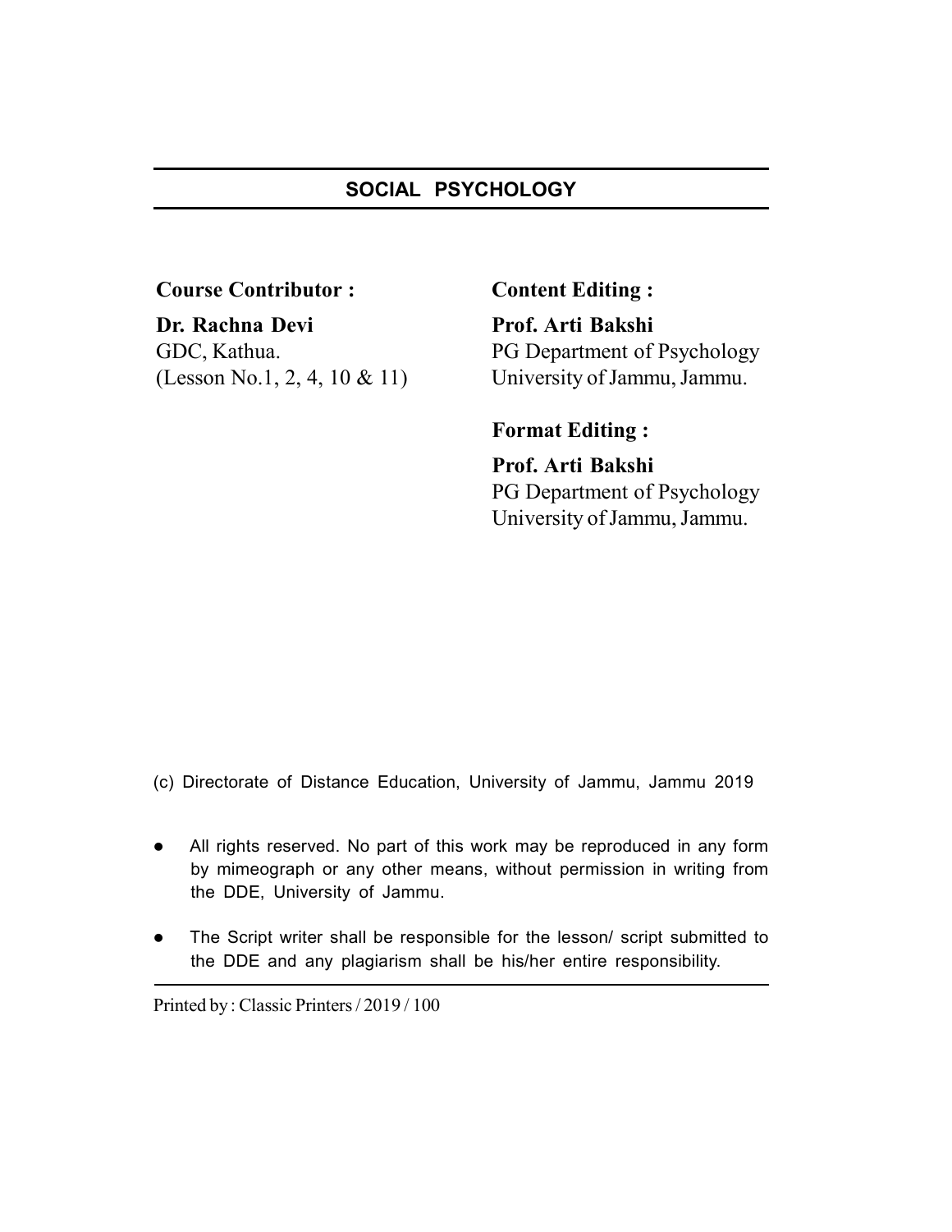## SOCIAL PSYCHOLOGY

**Course Contributor :**

**Dr. Rachna Devi**
GDC, Kathua.
(Lesson No.1, 2, 4, 10 & 11)

**Content Editing :**

**Prof. Arti Bakshi**
PG Department of Psychology
University of Jammu, Jammu.

**Format Editing :**

**Prof. Arti Bakshi**
PG Department of Psychology
University of Jammu, Jammu.

(c) Directorate of Distance Education, University of Jammu, Jammu 2019

- All rights reserved. No part of this work may be reproduced in any form by mimeograph or any other means, without permission in writing from the DDE, University of Jammu.
- The Script writer shall be responsible for the lesson/ script submitted to the DDE and any plagiarism shall be his/her entire responsibility.

Printed by : Classic Printers / 2019 / 100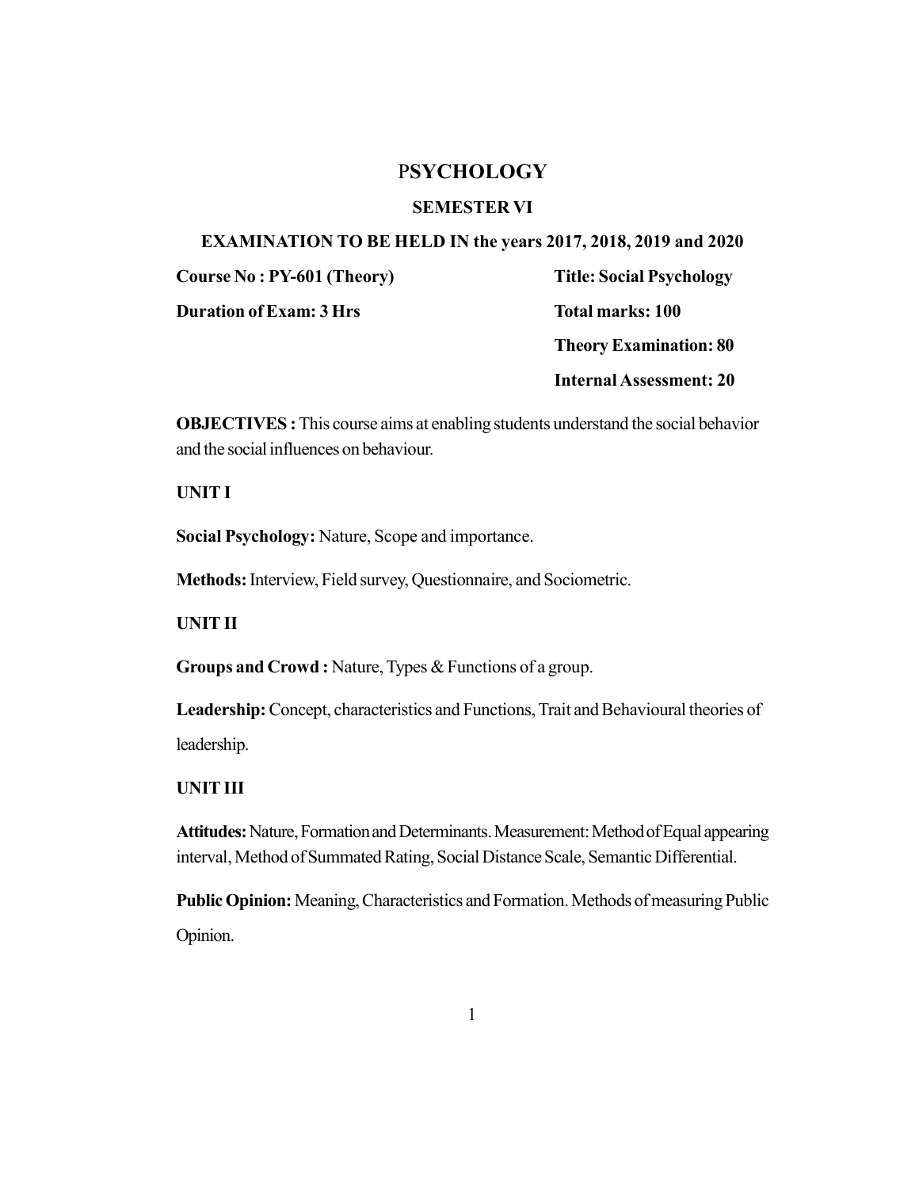# PSYCHOLOGY

## SEMESTER VI

### EXAMINATION TO BE HELD IN the years 2017, 2018, 2019 and 2020

**Course No : PY-601 (Theory)** **Title: Social Psychology**

**Duration of Exam: 3 Hrs** **Total marks: 100**

**Theory Examination: 80**

**Internal Assessment: 20**

**OBJECTIVES :** This course aims at enabling students understand the social behavior and the social influences on behaviour.

**UNIT I**

**Social Psychology:** Nature, Scope and importance.

**Methods:** Interview, Field survey, Questionnaire, and Sociometric.

**UNIT II**

**Groups and Crowd :** Nature, Types & Functions of a group.

**Leadership:** Concept, characteristics and Functions, Trait and Behavioural theories of leadership.

**UNIT III**

**Attitudes:** Nature, Formation and Determinants. Measurement: Method of Equal appearing interval, Method of Summated Rating, Social Distance Scale, Semantic Differential.

**Public Opinion:** Meaning, Characteristics and Formation. Methods of measuring Public Opinion.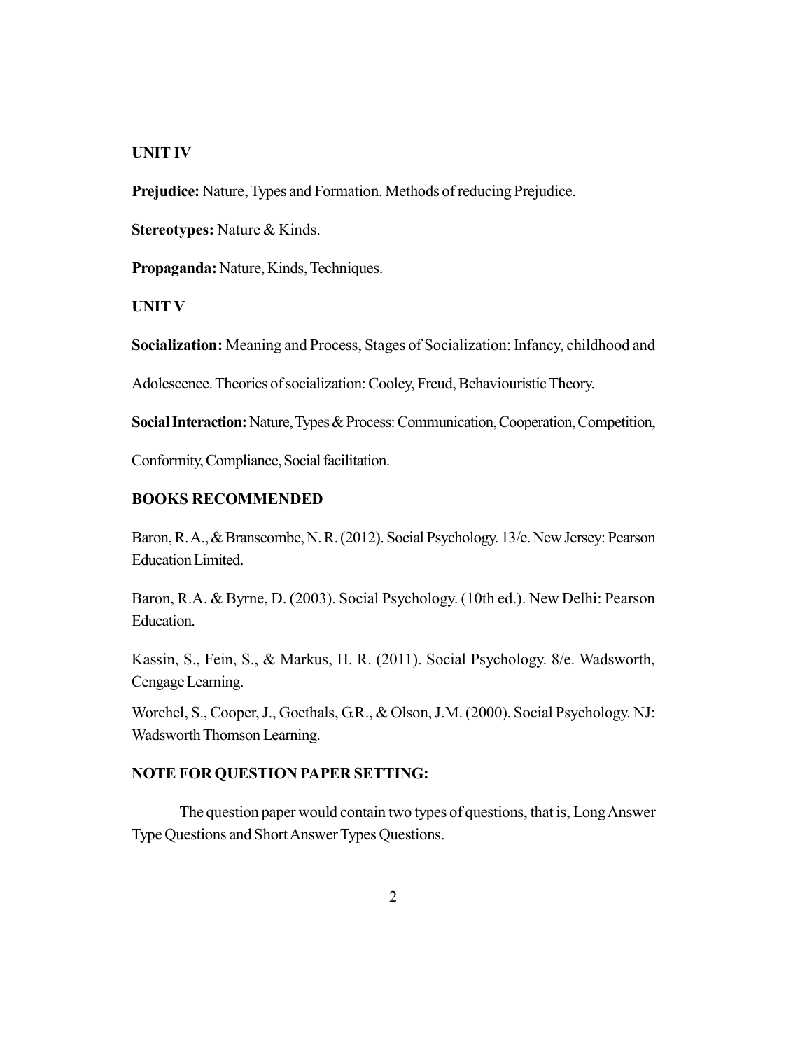**UNIT IV**

**Prejudice:** Nature, Types and Formation. Methods of reducing Prejudice.

**Stereotypes:** Nature & Kinds.

**Propaganda:** Nature, Kinds, Techniques.

**UNIT V**

**Socialization:** Meaning and Process, Stages of Socialization: Infancy, childhood and Adolescence. Theories of socialization: Cooley, Freud, Behaviouristic Theory.

**Social Interaction:** Nature, Types & Process: Communication, Cooperation, Competition, Conformity, Compliance, Social facilitation.

**BOOKS RECOMMENDED**

Baron, R. A., & Branscombe, N. R. (2012). Social Psychology. 13/e. New Jersey: Pearson Education Limited.

Baron, R.A. & Byrne, D. (2003). Social Psychology. (10th ed.). New Delhi: Pearson Education.

Kassin, S., Fein, S., & Markus, H. R. (2011). Social Psychology. 8/e. Wadsworth, Cengage Learning.

Worchel, S., Cooper, J., Goethals, G.R., & Olson, J.M. (2000). Social Psychology. NJ: Wadsworth Thomson Learning.

**NOTE FOR QUESTION PAPER SETTING:**

The question paper would contain two types of questions, that is, Long Answer Type Questions and Short Answer Types Questions.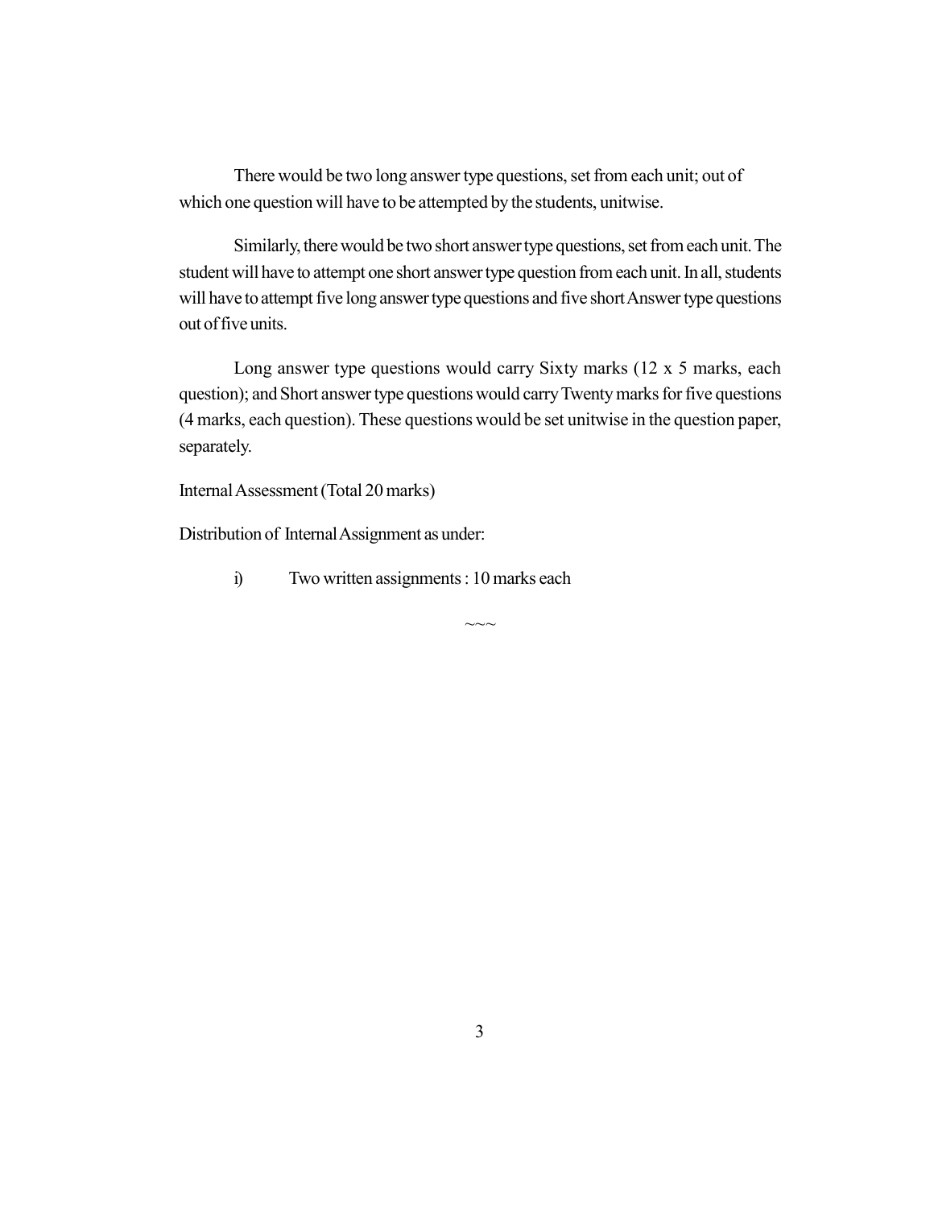There would be two long answer type questions, set from each unit; out of which one question will have to be attempted by the students, unitwise.

Similarly, there would be two short answer type questions, set from each unit. The student will have to attempt one short answer type question from each unit. In all, students will have to attempt five long answer type questions and five short Answer type questions out of five units.

Long answer type questions would carry Sixty marks (12 x 5 marks, each question); and Short answer type questions would carry Twenty marks for five questions (4 marks, each question). These questions would be set unitwise in the question paper, separately.

Internal Assessment (Total 20 marks)

Distribution of Internal Assignment as under:

i) Two written assignments : 10 marks each

~~~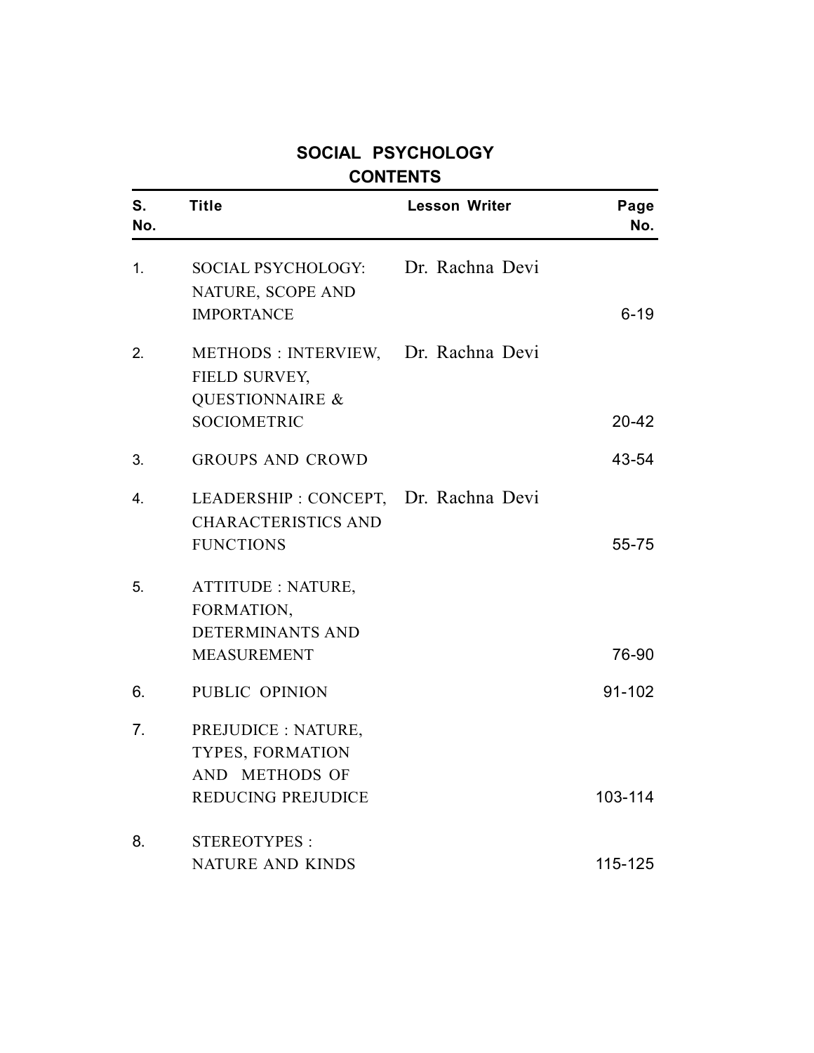# SOCIAL PSYCHOLOGY

## CONTENTS

| S. No. | Title | Lesson Writer | Page No. |
|---|---|---|---|
| 1. | SOCIAL PSYCHOLOGY: NATURE, SCOPE AND IMPORTANCE | Dr. Rachna Devi | 6-19 |
| 2. | METHODS : INTERVIEW, FIELD SURVEY, QUESTIONNAIRE & SOCIOMETRIC | Dr. Rachna Devi | 20-42 |
| 3. | GROUPS AND CROWD | | 43-54 |
| 4. | LEADERSHIP : CONCEPT, CHARACTERISTICS AND FUNCTIONS | Dr. Rachna Devi | 55-75 |
| 5. | ATTITUDE : NATURE, FORMATION, DETERMINANTS AND MEASUREMENT | | 76-90 |
| 6. | PUBLIC OPINION | | 91-102 |
| 7. | PREJUDICE : NATURE, TYPES, FORMATION AND METHODS OF REDUCING PREJUDICE | | 103-114 |
| 8. | STEREOTYPES : NATURE AND KINDS | | 115-125 |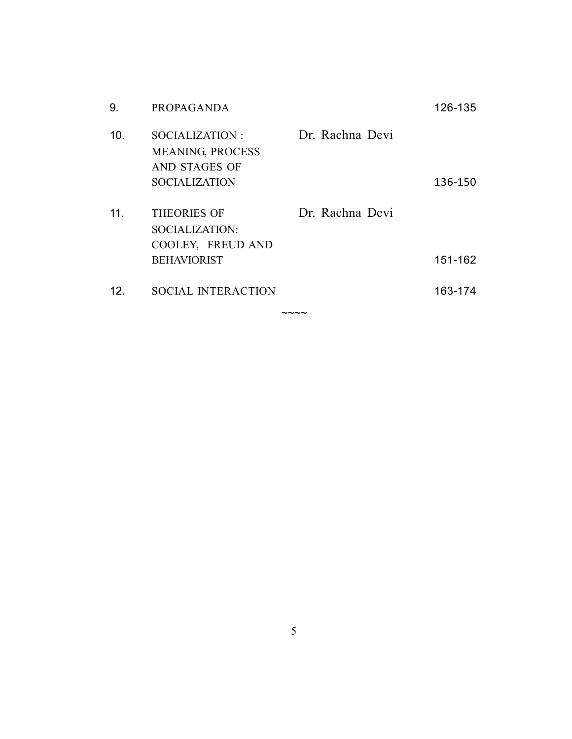| | | | |
|---|---|---|---|
| 9. | PROPAGANDA | | 126-135 |
| 10. | SOCIALIZATION : MEANING, PROCESS AND STAGES OF SOCIALIZATION | Dr. Rachna Devi | 136-150 |
| 11. | THEORIES OF SOCIALIZATION: COOLEY, FREUD AND BEHAVIORIST | Dr. Rachna Devi | 151-162 |
| 12. | SOCIAL INTERACTION | | 163-174 |

~~~~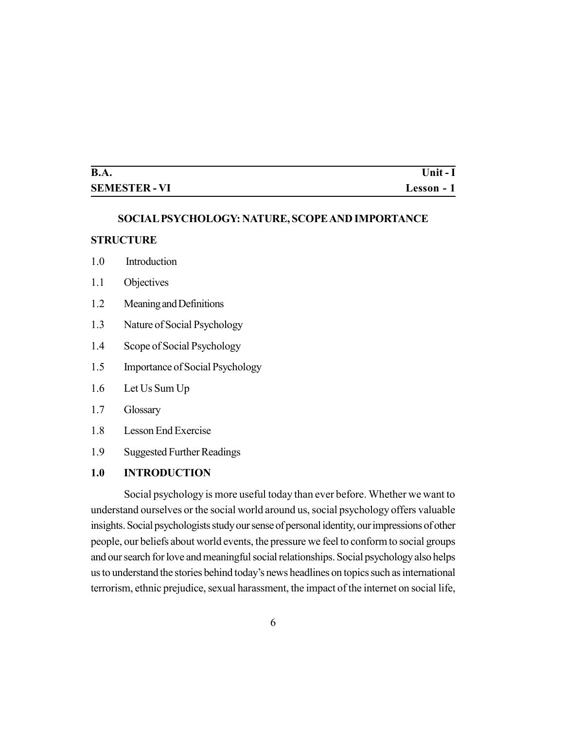| B.A. | Unit - I |
| --- | --- |
| SEMESTER - VI | Lesson - 1 |

## SOCIAL PSYCHOLOGY: NATURE, SCOPE AND IMPORTANCE

**STRUCTURE**

1.0 Introduction

1.1 Objectives

1.2 Meaning and Definitions

1.3 Nature of Social Psychology

1.4 Scope of Social Psychology

1.5 Importance of Social Psychology

1.6 Let Us Sum Up

1.7 Glossary

1.8 Lesson End Exercise

1.9 Suggested Further Readings

### 1.0 INTRODUCTION

Social psychology is more useful today than ever before. Whether we want to understand ourselves or the social world around us, social psychology offers valuable insights. Social psychologists study our sense of personal identity, our impressions of other people, our beliefs about world events, the pressure we feel to conform to social groups and our search for love and meaningful social relationships. Social psychology also helps us to understand the stories behind today's news headlines on topics such as international terrorism, ethnic prejudice, sexual harassment, the impact of the internet on social life,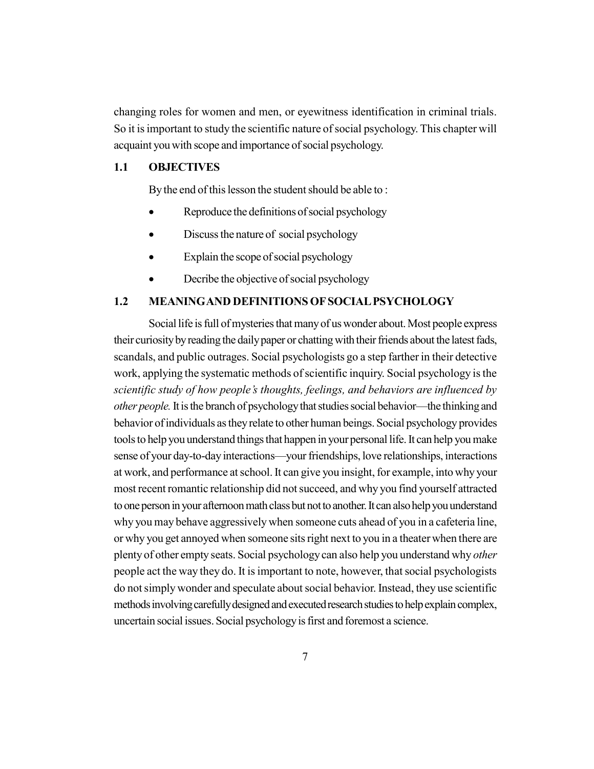changing roles for women and men, or eyewitness identification in criminal trials. So it is important to study the scientific nature of social psychology. This chapter will acquaint you with scope and importance of social psychology.

## 1.1 OBJECTIVES

By the end of this lesson the student should be able to :

- Reproduce the definitions of social psychology
- Discuss the nature of social psychology
- Explain the scope of social psychology
- Decribe the objective of social psychology

## 1.2 MEANING AND DEFINITIONS OF SOCIAL PSYCHOLOGY

Social life is full of mysteries that many of us wonder about. Most people express their curiosity by reading the daily paper or chatting with their friends about the latest fads, scandals, and public outrages. Social psychologists go a step farther in their detective work, applying the systematic methods of scientific inquiry. Social psychology is the *scientific study of how people's thoughts, feelings, and behaviors are influenced by other people.* It is the branch of psychology that studies social behavior—the thinking and behavior of individuals as they relate to other human beings. Social psychology provides tools to help you understand things that happen in your personal life. It can help you make sense of your day-to-day interactions—your friendships, love relationships, interactions at work, and performance at school. It can give you insight, for example, into why your most recent romantic relationship did not succeed, and why you find yourself attracted to one person in your afternoon math class but not to another. It can also help you understand why you may behave aggressively when someone cuts ahead of you in a cafeteria line, or why you get annoyed when someone sits right next to you in a theater when there are plenty of other empty seats. Social psychology can also help you understand why *other* people act the way they do. It is important to note, however, that social psychologists do not simply wonder and speculate about social behavior. Instead, they use scientific methods involving carefully designed and executed research studies to help explain complex, uncertain social issues. Social psychology is first and foremost a science.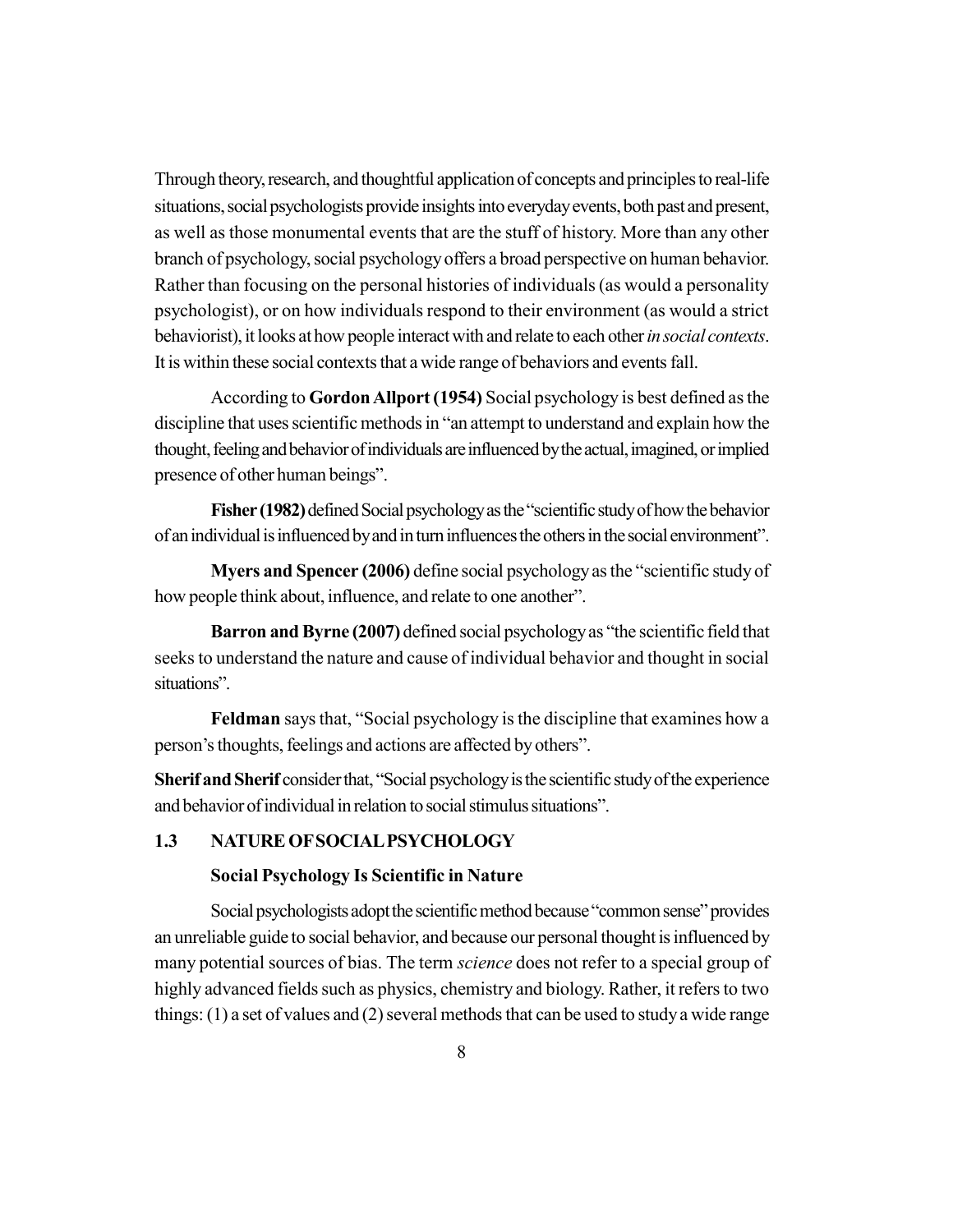Through theory, research, and thoughtful application of concepts and principles to real-life situations, social psychologists provide insights into everyday events, both past and present, as well as those monumental events that are the stuff of history. More than any other branch of psychology, social psychology offers a broad perspective on human behavior. Rather than focusing on the personal histories of individuals (as would a personality psychologist), or on how individuals respond to their environment (as would a strict behaviorist), it looks at how people interact with and relate to each other *in social contexts*. It is within these social contexts that a wide range of behaviors and events fall.

According to **Gordon Allport (1954)** Social psychology is best defined as the discipline that uses scientific methods in "an attempt to understand and explain how the thought, feeling and behavior of individuals are influenced by the actual, imagined, or implied presence of other human beings".

**Fisher (1982)** defined Social psychology as the "scientific study of how the behavior of an individual is influenced by and in turn influences the others in the social environment".

**Myers and Spencer (2006)** define social psychology as the "scientific study of how people think about, influence, and relate to one another".

**Barron and Byrne (2007)** defined social psychology as "the scientific field that seeks to understand the nature and cause of individual behavior and thought in social situations".

**Feldman** says that, "Social psychology is the discipline that examines how a person's thoughts, feelings and actions are affected by others".

**Sherif and Sherif** consider that, "Social psychology is the scientific study of the experience and behavior of individual in relation to social stimulus situations".

## 1.3 NATURE OF SOCIAL PSYCHOLOGY

### Social Psychology Is Scientific in Nature

Social psychologists adopt the scientific method because "common sense" provides an unreliable guide to social behavior, and because our personal thought is influenced by many potential sources of bias. The term *science* does not refer to a special group of highly advanced fields such as physics, chemistry and biology. Rather, it refers to two things: (1) a set of values and (2) several methods that can be used to study a wide range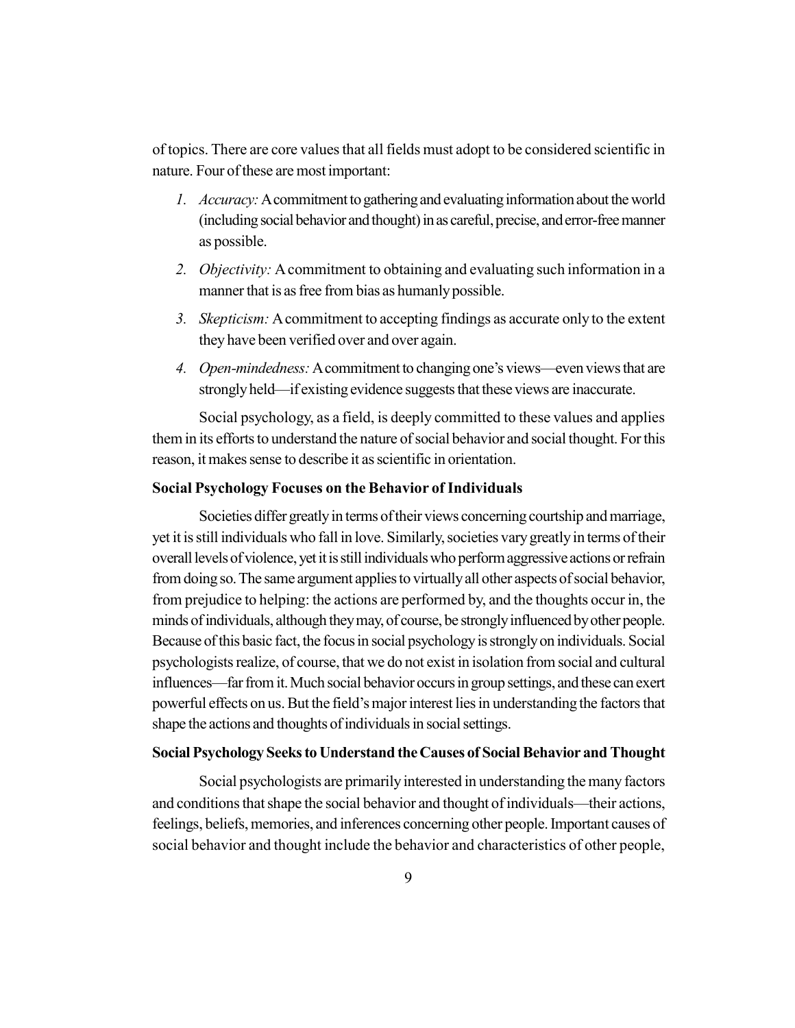of topics. There are core values that all fields must adopt to be considered scientific in nature. Four of these are most important:

1. *Accuracy:* A commitment to gathering and evaluating information about the world (including social behavior and thought) in as careful, precise, and error-free manner as possible.
2. *Objectivity:* A commitment to obtaining and evaluating such information in a manner that is as free from bias as humanly possible.
3. *Skepticism:* A commitment to accepting findings as accurate only to the extent they have been verified over and over again.
4. *Open-mindedness:* A commitment to changing one's views—even views that are strongly held—if existing evidence suggests that these views are inaccurate.

Social psychology, as a field, is deeply committed to these values and applies them in its efforts to understand the nature of social behavior and social thought. For this reason, it makes sense to describe it as scientific in orientation.

**Social Psychology Focuses on the Behavior of Individuals**

Societies differ greatly in terms of their views concerning courtship and marriage, yet it is still individuals who fall in love. Similarly, societies vary greatly in terms of their overall levels of violence, yet it is still individuals who perform aggressive actions or refrain from doing so. The same argument applies to virtually all other aspects of social behavior, from prejudice to helping: the actions are performed by, and the thoughts occur in, the minds of individuals, although they may, of course, be strongly influenced by other people. Because of this basic fact, the focus in social psychology is strongly on individuals. Social psychologists realize, of course, that we do not exist in isolation from social and cultural influences—far from it. Much social behavior occurs in group settings, and these can exert powerful effects on us. But the field's major interest lies in understanding the factors that shape the actions and thoughts of individuals in social settings.

**Social Psychology Seeks to Understand the Causes of Social Behavior and Thought**

Social psychologists are primarily interested in understanding the many factors and conditions that shape the social behavior and thought of individuals—their actions, feelings, beliefs, memories, and inferences concerning other people. Important causes of social behavior and thought include the behavior and characteristics of other people,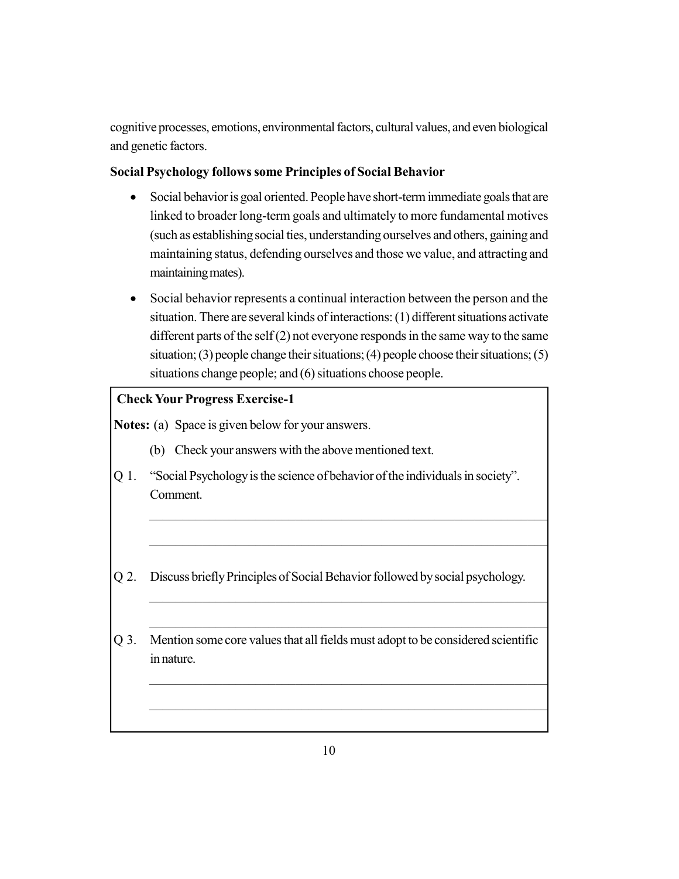cognitive processes, emotions, environmental factors, cultural values, and even biological and genetic factors.

**Social Psychology follows some Principles of Social Behavior**

- Social behavior is goal oriented. People have short-term immediate goals that are linked to broader long-term goals and ultimately to more fundamental motives (such as establishing social ties, understanding ourselves and others, gaining and maintaining status, defending ourselves and those we value, and attracting and maintaining mates).
- Social behavior represents a continual interaction between the person and the situation. There are several kinds of interactions: (1) different situations activate different parts of the self (2) not everyone responds in the same way to the same situation; (3) people change their situations; (4) people choose their situations; (5) situations change people; and (6) situations choose people.

**Check Your Progress Exercise-1**

**Notes:** (a) Space is given below for your answers.

(b) Check your answers with the above mentioned text.

Q 1. "Social Psychology is the science of behavior of the individuals in society". Comment.

Q 2. Discuss briefly Principles of Social Behavior followed by social psychology.

Q 3. Mention some core values that all fields must adopt to be considered scientific in nature.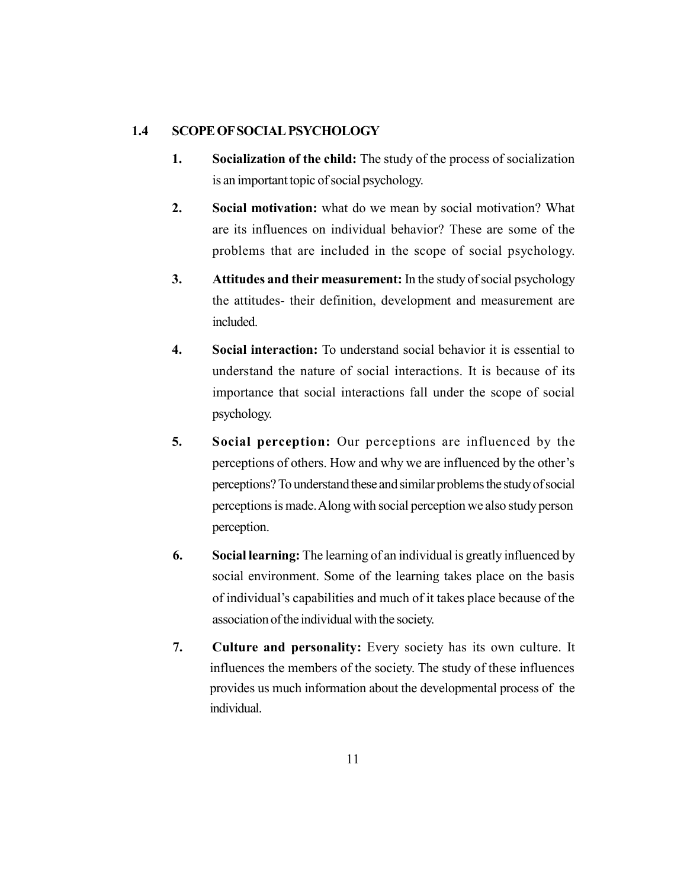## 1.4 SCOPE OF SOCIAL PSYCHOLOGY

1. **Socialization of the child:** The study of the process of socialization is an important topic of social psychology.

2. **Social motivation:** what do we mean by social motivation? What are its influences on individual behavior? These are some of the problems that are included in the scope of social psychology.

3. **Attitudes and their measurement:** In the study of social psychology the attitudes- their definition, development and measurement are included.

4. **Social interaction:** To understand social behavior it is essential to understand the nature of social interactions. It is because of its importance that social interactions fall under the scope of social psychology.

5. **Social perception:** Our perceptions are influenced by the perceptions of others. How and why we are influenced by the other's perceptions? To understand these and similar problems the study of social perceptions is made. Along with social perception we also study person perception.

6. **Social learning:** The learning of an individual is greatly influenced by social environment. Some of the learning takes place on the basis of individual's capabilities and much of it takes place because of the association of the individual with the society.

7. **Culture and personality:** Every society has its own culture. It influences the members of the society. The study of these influences provides us much information about the developmental process of the individual.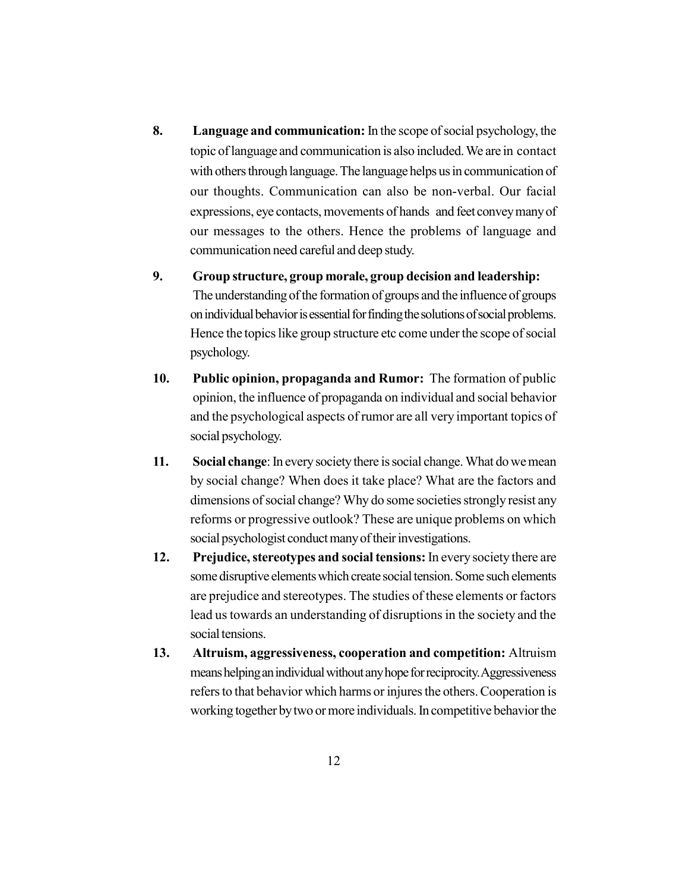8. **Language and communication:** In the scope of social psychology, the topic of language and communication is also included. We are in contact with others through language. The language helps us in communication of our thoughts. Communication can also be non-verbal. Our facial expressions, eye contacts, movements of hands and feet convey many of our messages to the others. Hence the problems of language and communication need careful and deep study.

9. **Group structure, group morale, group decision and leadership:** The understanding of the formation of groups and the influence of groups on individual behavior is essential for finding the solutions of social problems. Hence the topics like group structure etc come under the scope of social psychology.

10. **Public opinion, propaganda and Rumor:** The formation of public opinion, the influence of propaganda on individual and social behavior and the psychological aspects of rumor are all very important topics of social psychology.

11. **Social change**: In every society there is social change. What do we mean by social change? When does it take place? What are the factors and dimensions of social change? Why do some societies strongly resist any reforms or progressive outlook? These are unique problems on which social psychologist conduct many of their investigations.

12. **Prejudice, stereotypes and social tensions:** In every society there are some disruptive elements which create social tension. Some such elements are prejudice and stereotypes. The studies of these elements or factors lead us towards an understanding of disruptions in the society and the social tensions.

13. **Altruism, aggressiveness, cooperation and competition:** Altruism means helping an individual without any hope for reciprocity. Aggressiveness refers to that behavior which harms or injures the others. Cooperation is working together by two or more individuals. In competitive behavior the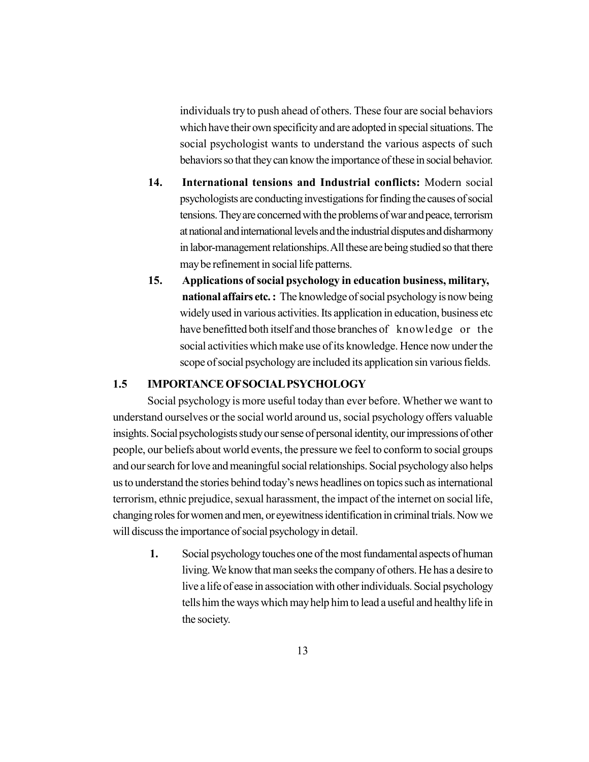individuals try to push ahead of others. These four are social behaviors which have their own specificity and are adopted in special situations. The social psychologist wants to understand the various aspects of such behaviors so that they can know the importance of these in social behavior.

14. **International tensions and Industrial conflicts:** Modern social psychologists are conducting investigations for finding the causes of social tensions. They are concerned with the problems of war and peace, terrorism at national and international levels and the industrial disputes and disharmony in labor-management relationships. All these are being studied so that there may be refinement in social life patterns.

15. **Applications of social psychology in education business, military, national affairs etc. :** The knowledge of social psychology is now being widely used in various activities. Its application in education, business etc have benefitted both itself and those branches of knowledge or the social activities which make use of its knowledge. Hence now under the scope of social psychology are included its application sin various fields.

## 1.5 IMPORTANCE OF SOCIAL PSYCHOLOGY

Social psychology is more useful today than ever before. Whether we want to understand ourselves or the social world around us, social psychology offers valuable insights. Social psychologists study our sense of personal identity, our impressions of other people, our beliefs about world events, the pressure we feel to conform to social groups and our search for love and meaningful social relationships. Social psychology also helps us to understand the stories behind today's news headlines on topics such as international terrorism, ethnic prejudice, sexual harassment, the impact of the internet on social life, changing roles for women and men, or eyewitness identification in criminal trials. Now we will discuss the importance of social psychology in detail.

1. Social psychology touches one of the most fundamental aspects of human living. We know that man seeks the company of others. He has a desire to live a life of ease in association with other individuals. Social psychology tells him the ways which may help him to lead a useful and healthy life in the society.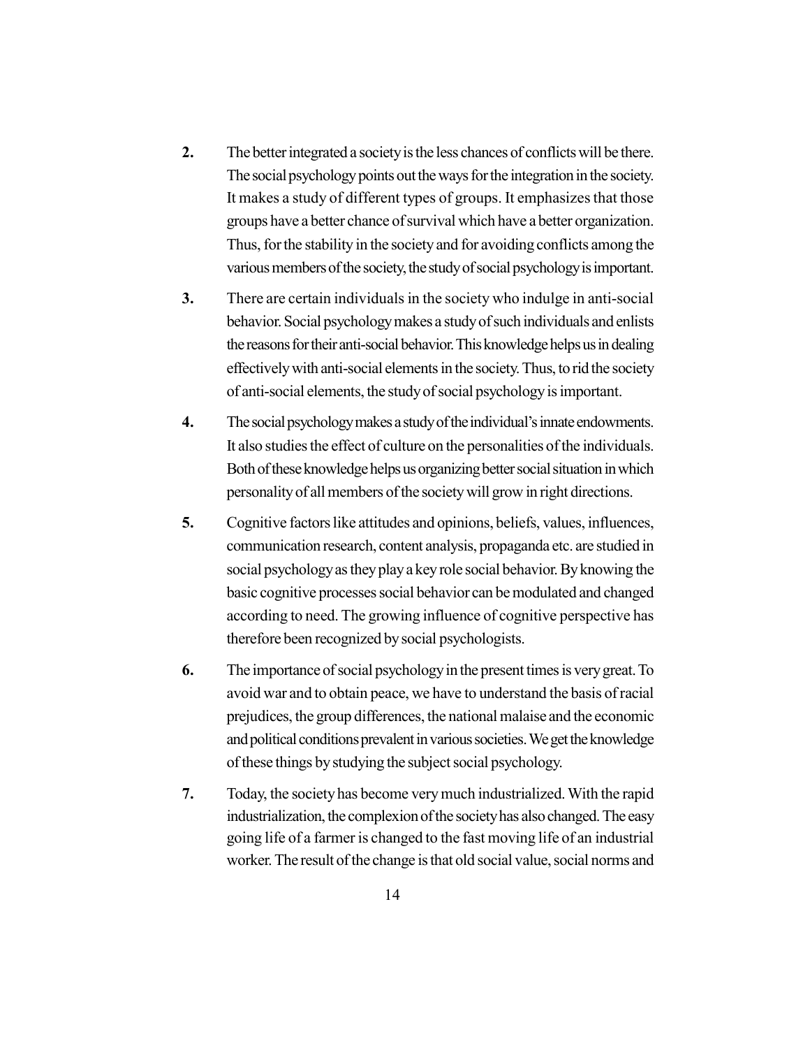2. The better integrated a society is the less chances of conflicts will be there. The social psychology points out the ways for the integration in the society. It makes a study of different types of groups. It emphasizes that those groups have a better chance of survival which have a better organization. Thus, for the stability in the society and for avoiding conflicts among the various members of the society, the study of social psychology is important.

3. There are certain individuals in the society who indulge in anti-social behavior. Social psychology makes a study of such individuals and enlists the reasons for their anti-social behavior. This knowledge helps us in dealing effectively with anti-social elements in the society. Thus, to rid the society of anti-social elements, the study of social psychology is important.

4. The social psychology makes a study of the individual's innate endowments. It also studies the effect of culture on the personalities of the individuals. Both of these knowledge helps us organizing better social situation in which personality of all members of the society will grow in right directions.

5. Cognitive factors like attitudes and opinions, beliefs, values, influences, communication research, content analysis, propaganda etc. are studied in social psychology as they play a key role social behavior. By knowing the basic cognitive processes social behavior can be modulated and changed according to need. The growing influence of cognitive perspective has therefore been recognized by social psychologists.

6. The importance of social psychology in the present times is very great. To avoid war and to obtain peace, we have to understand the basis of racial prejudices, the group differences, the national malaise and the economic and political conditions prevalent in various societies. We get the knowledge of these things by studying the subject social psychology.

7. Today, the society has become very much industrialized. With the rapid industrialization, the complexion of the society has also changed. The easy going life of a farmer is changed to the fast moving life of an industrial worker. The result of the change is that old social value, social norms and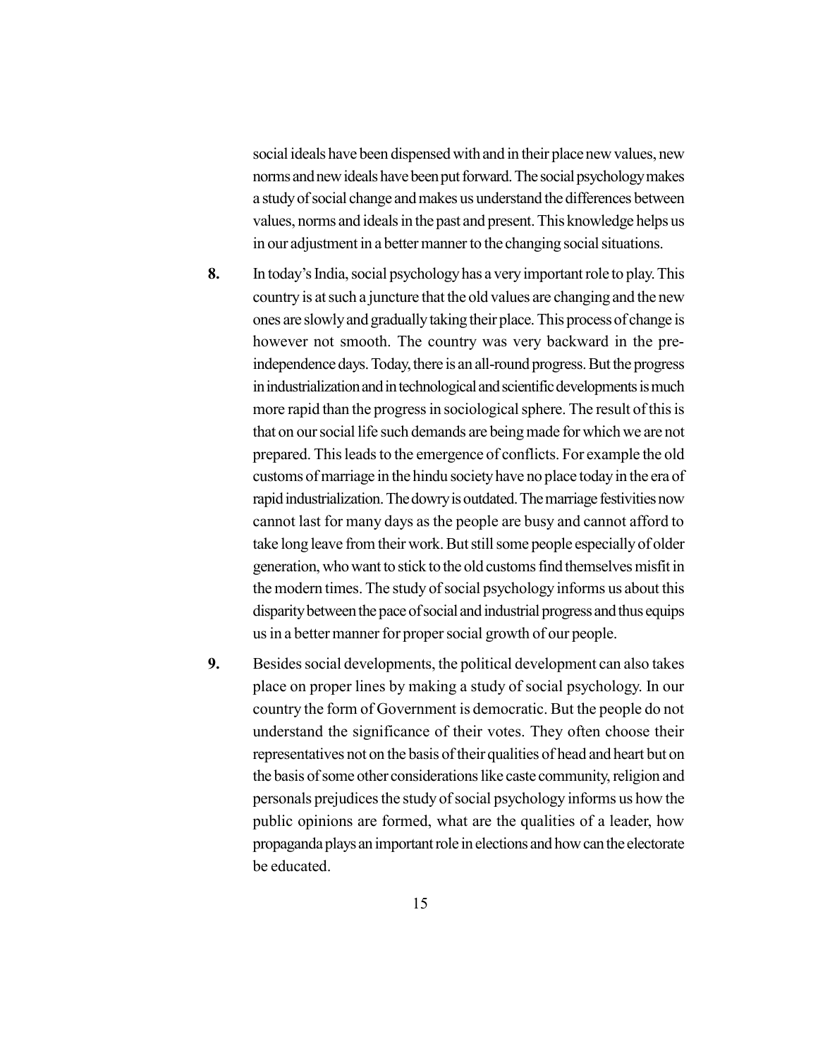social ideals have been dispensed with and in their place new values, new norms and new ideals have been put forward. The social psychology makes a study of social change and makes us understand the differences between values, norms and ideals in the past and present. This knowledge helps us in our adjustment in a better manner to the changing social situations.

**8.** In today's India, social psychology has a very important role to play. This country is at such a juncture that the old values are changing and the new ones are slowly and gradually taking their place. This process of change is however not smooth. The country was very backward in the pre-independence days. Today, there is an all-round progress. But the progress in industrialization and in technological and scientific developments is much more rapid than the progress in sociological sphere. The result of this is that on our social life such demands are being made for which we are not prepared. This leads to the emergence of conflicts. For example the old customs of marriage in the hindu society have no place today in the era of rapid industrialization. The dowry is outdated. The marriage festivities now cannot last for many days as the people are busy and cannot afford to take long leave from their work. But still some people especially of older generation, who want to stick to the old customs find themselves misfit in the modern times. The study of social psychology informs us about this disparity between the pace of social and industrial progress and thus equips us in a better manner for proper social growth of our people.

**9.** Besides social developments, the political development can also takes place on proper lines by making a study of social psychology. In our country the form of Government is democratic. But the people do not understand the significance of their votes. They often choose their representatives not on the basis of their qualities of head and heart but on the basis of some other considerations like caste community, religion and personals prejudices the study of social psychology informs us how the public opinions are formed, what are the qualities of a leader, how propaganda plays an important role in elections and how can the electorate be educated.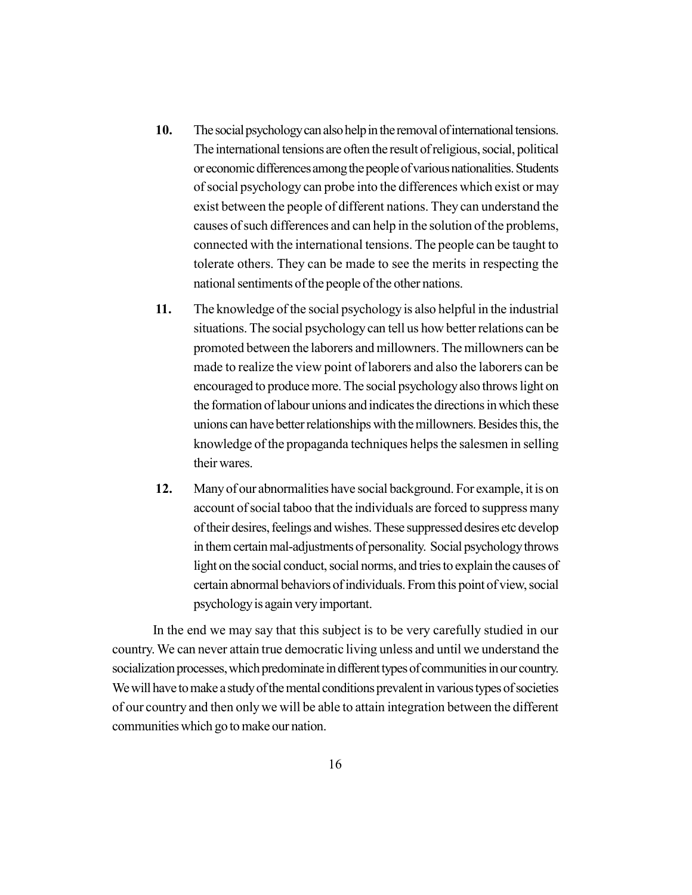10. The social psychology can also help in the removal of international tensions. The international tensions are often the result of religious, social, political or economic differences among the people of various nationalities. Students of social psychology can probe into the differences which exist or may exist between the people of different nations. They can understand the causes of such differences and can help in the solution of the problems, connected with the international tensions. The people can be taught to tolerate others. They can be made to see the merits in respecting the national sentiments of the people of the other nations.

11. The knowledge of the social psychology is also helpful in the industrial situations. The social psychology can tell us how better relations can be promoted between the laborers and millowners. The millowners can be made to realize the view point of laborers and also the laborers can be encouraged to produce more. The social psychology also throws light on the formation of labour unions and indicates the directions in which these unions can have better relationships with the millowners. Besides this, the knowledge of the propaganda techniques helps the salesmen in selling their wares.

12. Many of our abnormalities have social background. For example, it is on account of social taboo that the individuals are forced to suppress many of their desires, feelings and wishes. These suppressed desires etc develop in them certain mal-adjustments of personality. Social psychology throws light on the social conduct, social norms, and tries to explain the causes of certain abnormal behaviors of individuals. From this point of view, social psychology is again very important.

In the end we may say that this subject is to be very carefully studied in our country. We can never attain true democratic living unless and until we understand the socialization processes, which predominate in different types of communities in our country. We will have to make a study of the mental conditions prevalent in various types of societies of our country and then only we will be able to attain integration between the different communities which go to make our nation.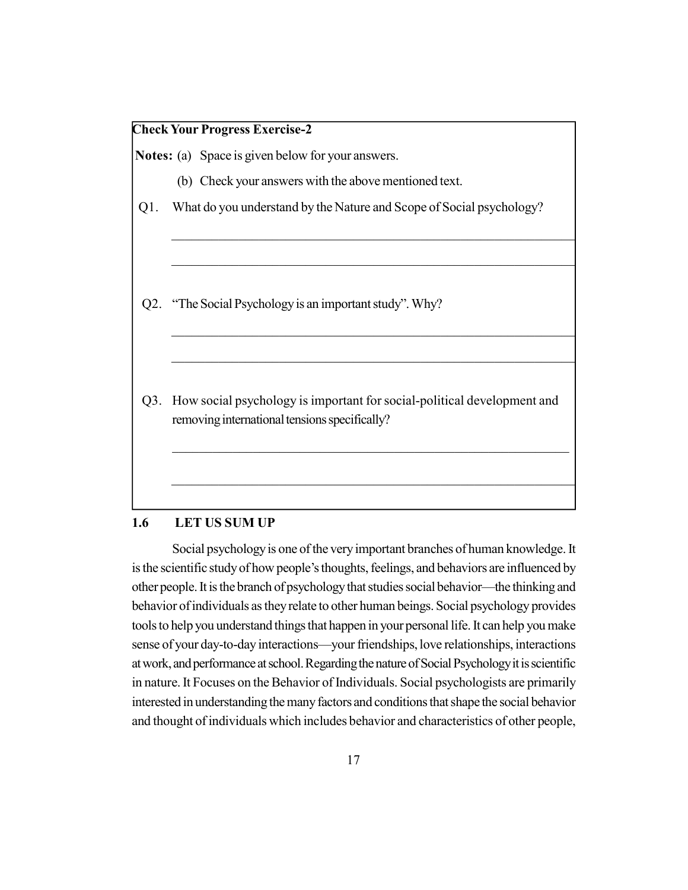**Check Your Progress Exercise-2**

**Notes:** (a) Space is given below for your answers.

(b) Check your answers with the above mentioned text.

Q1. What do you understand by the Nature and Scope of Social psychology?

_______________________________________________________________

_______________________________________________________________

Q2. "The Social Psychology is an important study". Why?

_______________________________________________________________

_______________________________________________________________

Q3. How social psychology is important for social-political development and removing international tensions specifically?

_______________________________________________________________

_______________________________________________________________

## 1.6 LET US SUM UP

Social psychology is one of the very important branches of human knowledge. It is the scientific study of how people's thoughts, feelings, and behaviors are influenced by other people. It is the branch of psychology that studies social behavior—the thinking and behavior of individuals as they relate to other human beings. Social psychology provides tools to help you understand things that happen in your personal life. It can help you make sense of your day-to-day interactions—your friendships, love relationships, interactions at work, and performance at school. Regarding the nature of Social Psychology it is scientific in nature. It Focuses on the Behavior of Individuals. Social psychologists are primarily interested in understanding the many factors and conditions that shape the social behavior and thought of individuals which includes behavior and characteristics of other people,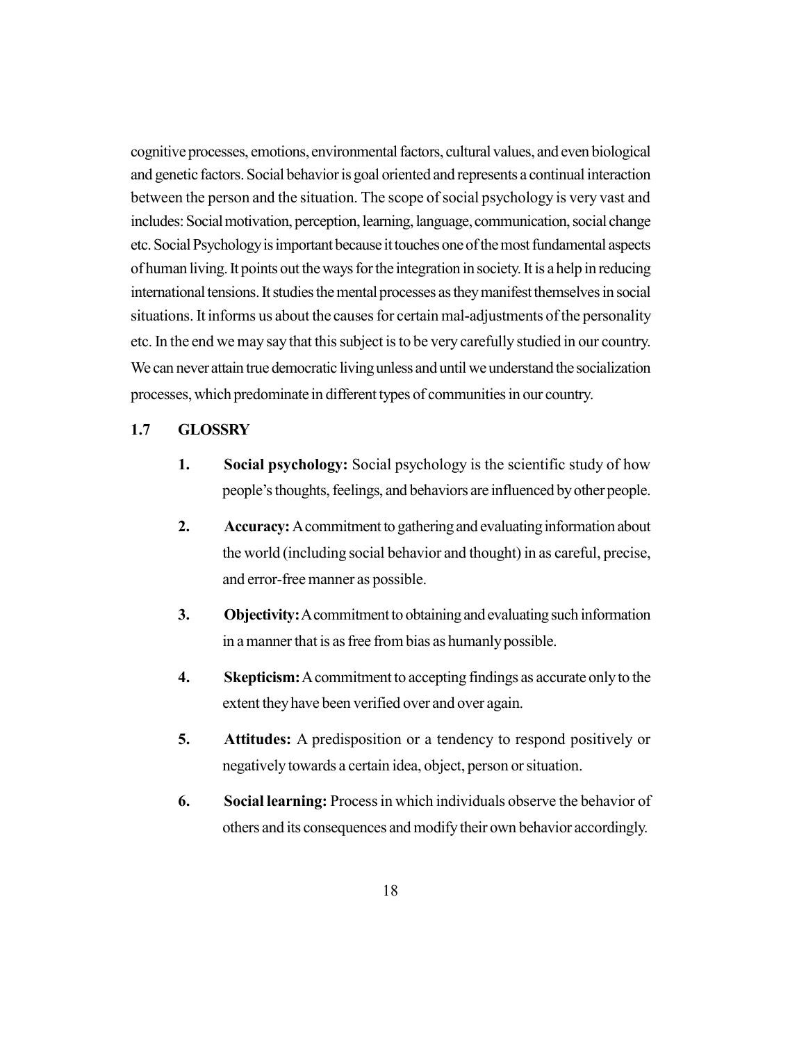cognitive processes, emotions, environmental factors, cultural values, and even biological and genetic factors. Social behavior is goal oriented and represents a continual interaction between the person and the situation. The scope of social psychology is very vast and includes: Social motivation, perception, learning, language, communication, social change etc. Social Psychology is important because it touches one of the most fundamental aspects of human living. It points out the ways for the integration in society. It is a help in reducing international tensions. It studies the mental processes as they manifest themselves in social situations. It informs us about the causes for certain mal-adjustments of the personality etc. In the end we may say that this subject is to be very carefully studied in our country. We can never attain true democratic living unless and until we understand the socialization processes, which predominate in different types of communities in our country.

## 1.7 GLOSSRY

1. **Social psychology:** Social psychology is the scientific study of how people's thoughts, feelings, and behaviors are influenced by other people.

2. **Accuracy:** A commitment to gathering and evaluating information about the world (including social behavior and thought) in as careful, precise, and error-free manner as possible.

3. **Objectivity:** A commitment to obtaining and evaluating such information in a manner that is as free from bias as humanly possible.

4. **Skepticism:** A commitment to accepting findings as accurate only to the extent they have been verified over and over again.

5. **Attitudes:** A predisposition or a tendency to respond positively or negatively towards a certain idea, object, person or situation.

6. **Social learning:** Process in which individuals observe the behavior of others and its consequences and modify their own behavior accordingly.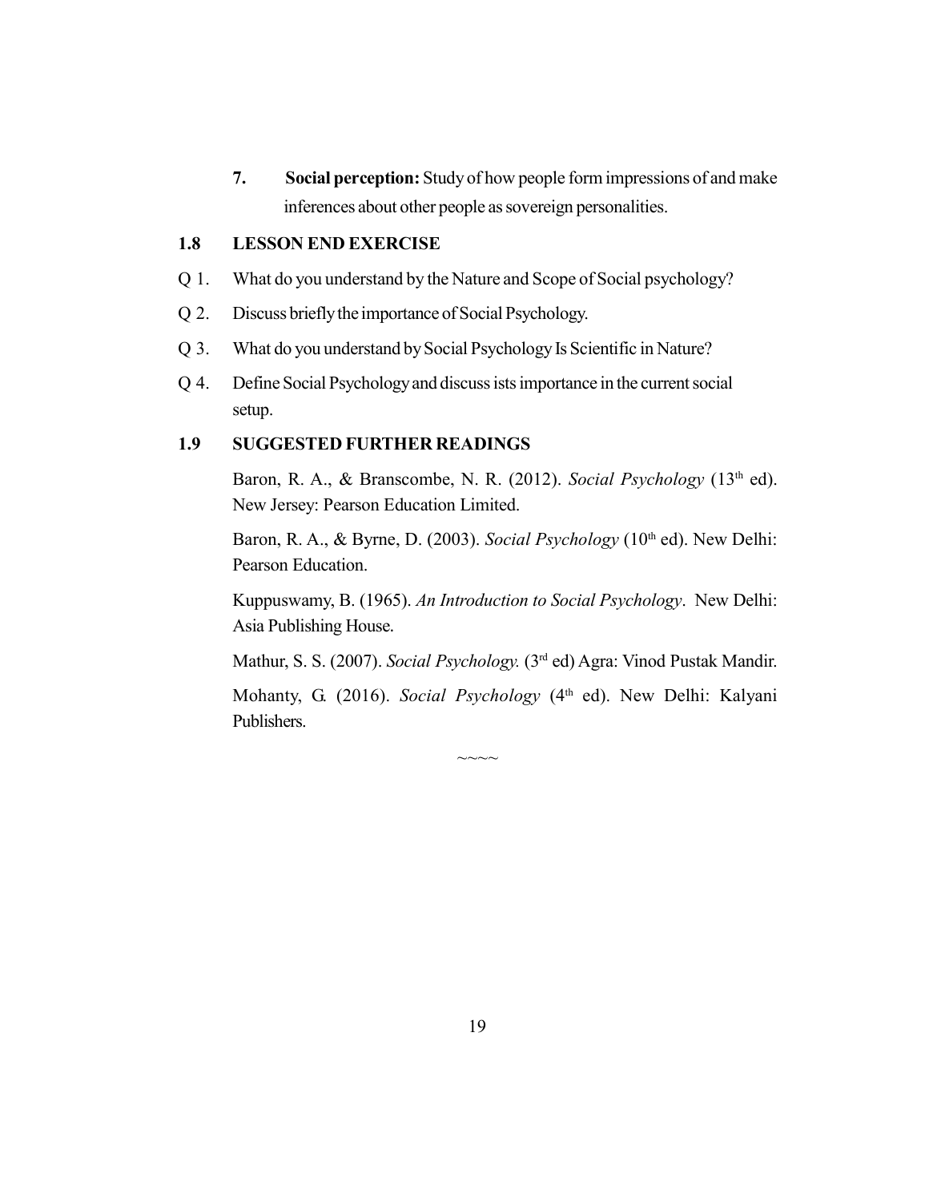7. **Social perception:** Study of how people form impressions of and make inferences about other people as sovereign personalities.

## 1.8 LESSON END EXERCISE

Q 1. What do you understand by the Nature and Scope of Social psychology?

Q 2. Discuss briefly the importance of Social Psychology.

Q 3. What do you understand by Social Psychology Is Scientific in Nature?

Q 4. Define Social Psychology and discuss ists importance in the current social setup.

## 1.9 SUGGESTED FURTHER READINGS

Baron, R. A., & Branscombe, N. R. (2012). *Social Psychology* (13th ed). New Jersey: Pearson Education Limited.

Baron, R. A., & Byrne, D. (2003). *Social Psychology* (10th ed). New Delhi: Pearson Education.

Kuppuswamy, B. (1965). *An Introduction to Social Psychology*. New Delhi: Asia Publishing House.

Mathur, S. S. (2007). *Social Psychology.* (3rd ed) Agra: Vinod Pustak Mandir.

Mohanty, G. (2016). *Social Psychology* (4th ed). New Delhi: Kalyani Publishers.

~~~~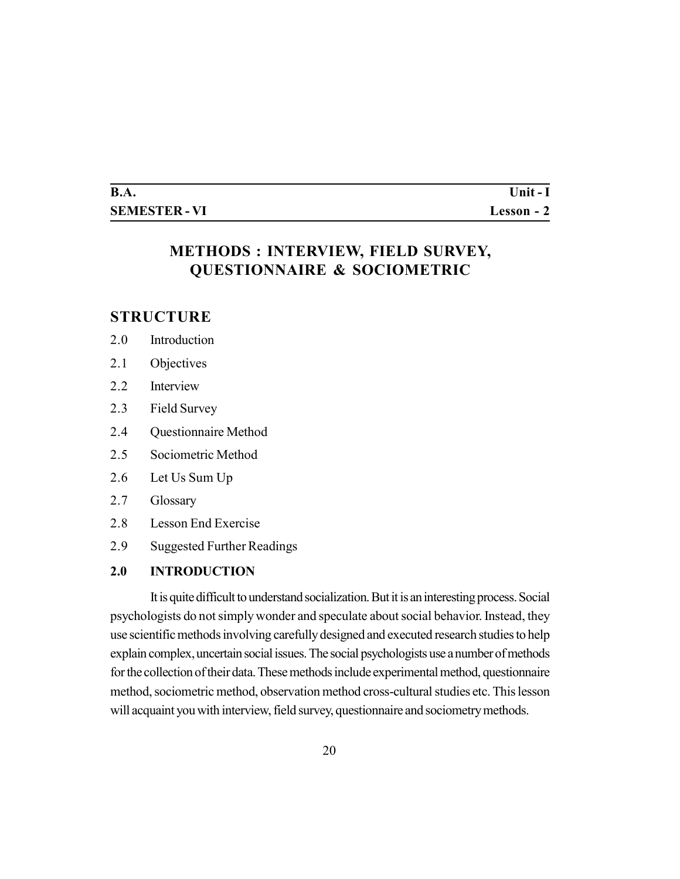| **B.A.** | **Unit - I** |
| --- | --- |
| **SEMESTER - VI** | **Lesson - 2** |

# METHODS : INTERVIEW, FIELD SURVEY, QUESTIONNAIRE & SOCIOMETRIC

## STRUCTURE

2.0 Introduction

2.1 Objectives

2.2 Interview

2.3 Field Survey

2.4 Questionnaire Method

2.5 Sociometric Method

2.6 Let Us Sum Up

2.7 Glossary

2.8 Lesson End Exercise

2.9 Suggested Further Readings

### 2.0 INTRODUCTION

It is quite difficult to understand socialization. But it is an interesting process. Social psychologists do not simply wonder and speculate about social behavior. Instead, they use scientific methods involving carefully designed and executed research studies to help explain complex, uncertain social issues. The social psychologists use a number of methods for the collection of their data. These methods include experimental method, questionnaire method, sociometric method, observation method cross-cultural studies etc. This lesson will acquaint you with interview, field survey, questionnaire and sociometry methods.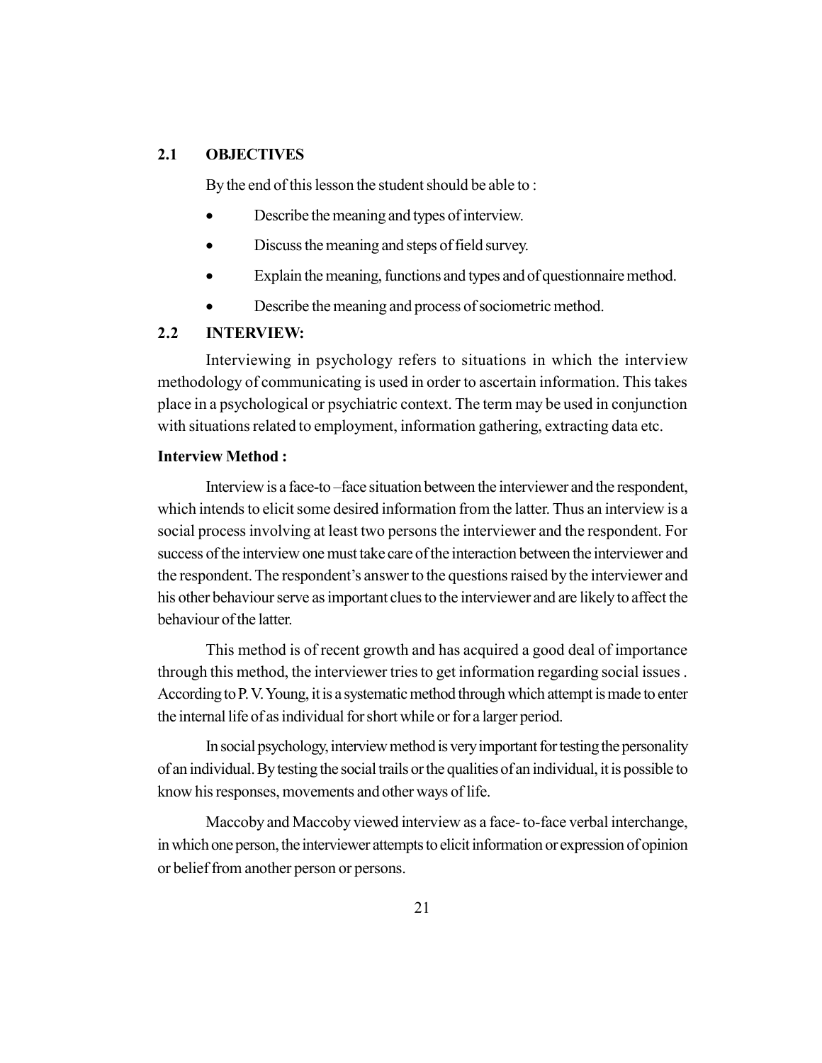## 2.1 OBJECTIVES

By the end of this lesson the student should be able to :

- Describe the meaning and types of interview.
- Discuss the meaning and steps of field survey.
- Explain the meaning, functions and types and of questionnaire method.
- Describe the meaning and process of sociometric method.

## 2.2 INTERVIEW:

Interviewing in psychology refers to situations in which the interview methodology of communicating is used in order to ascertain information. This takes place in a psychological or psychiatric context. The term may be used in conjunction with situations related to employment, information gathering, extracting data etc.

**Interview Method :**

Interview is a face-to –face situation between the interviewer and the respondent, which intends to elicit some desired information from the latter. Thus an interview is a social process involving at least two persons the interviewer and the respondent. For success of the interview one must take care of the interaction between the interviewer and the respondent. The respondent's answer to the questions raised by the interviewer and his other behaviour serve as important clues to the interviewer and are likely to affect the behaviour of the latter.

This method is of recent growth and has acquired a good deal of importance through this method, the interviewer tries to get information regarding social issues . According to P. V. Young, it is a systematic method through which attempt is made to enter the internal life of as individual for short while or for a larger period.

In social psychology, interview method is very important for testing the personality of an individual. By testing the social trails or the qualities of an individual, it is possible to know his responses, movements and other ways of life.

Maccoby and Maccoby viewed interview as a face- to-face verbal interchange, in which one person, the interviewer attempts to elicit information or expression of opinion or belief from another person or persons.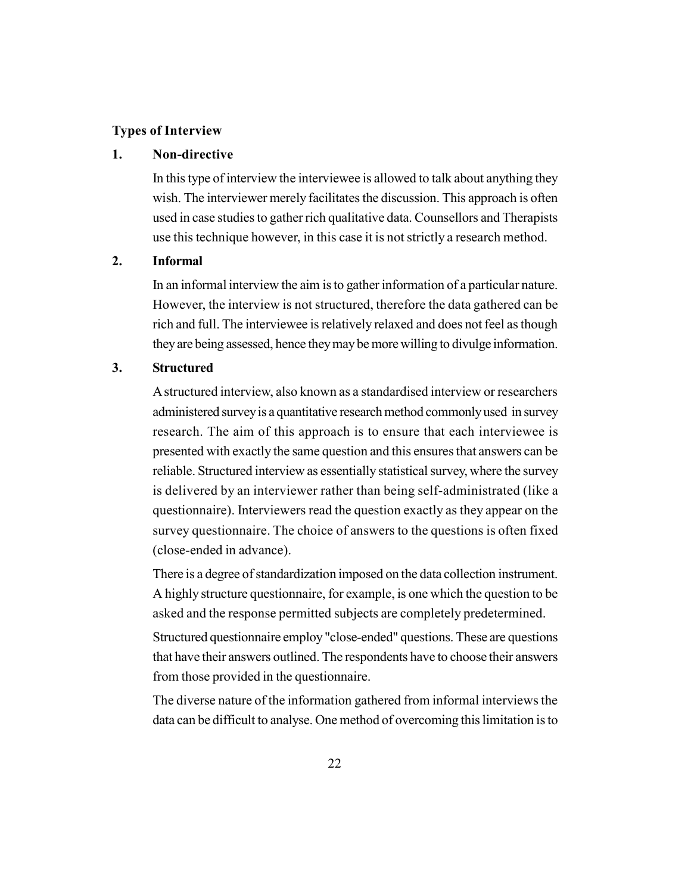**Types of Interview**

**1. Non-directive**

In this type of interview the interviewee is allowed to talk about anything they wish. The interviewer merely facilitates the discussion. This approach is often used in case studies to gather rich qualitative data. Counsellors and Therapists use this technique however, in this case it is not strictly a research method.

**2. Informal**

In an informal interview the aim is to gather information of a particular nature. However, the interview is not structured, therefore the data gathered can be rich and full. The interviewee is relatively relaxed and does not feel as though they are being assessed, hence they may be more willing to divulge information.

**3. Structured**

A structured interview, also known as a standardised interview or researchers administered survey is a quantitative research method commonly used in survey research. The aim of this approach is to ensure that each interviewee is presented with exactly the same question and this ensures that answers can be reliable. Structured interview as essentially statistical survey, where the survey is delivered by an interviewer rather than being self-administrated (like a questionnaire). Interviewers read the question exactly as they appear on the survey questionnaire. The choice of answers to the questions is often fixed (close-ended in advance).

There is a degree of standardization imposed on the data collection instrument. A highly structure questionnaire, for example, is one which the question to be asked and the response permitted subjects are completely predetermined.

Structured questionnaire employ "close-ended" questions. These are questions that have their answers outlined. The respondents have to choose their answers from those provided in the questionnaire.

The diverse nature of the information gathered from informal interviews the data can be difficult to analyse. One method of overcoming this limitation is to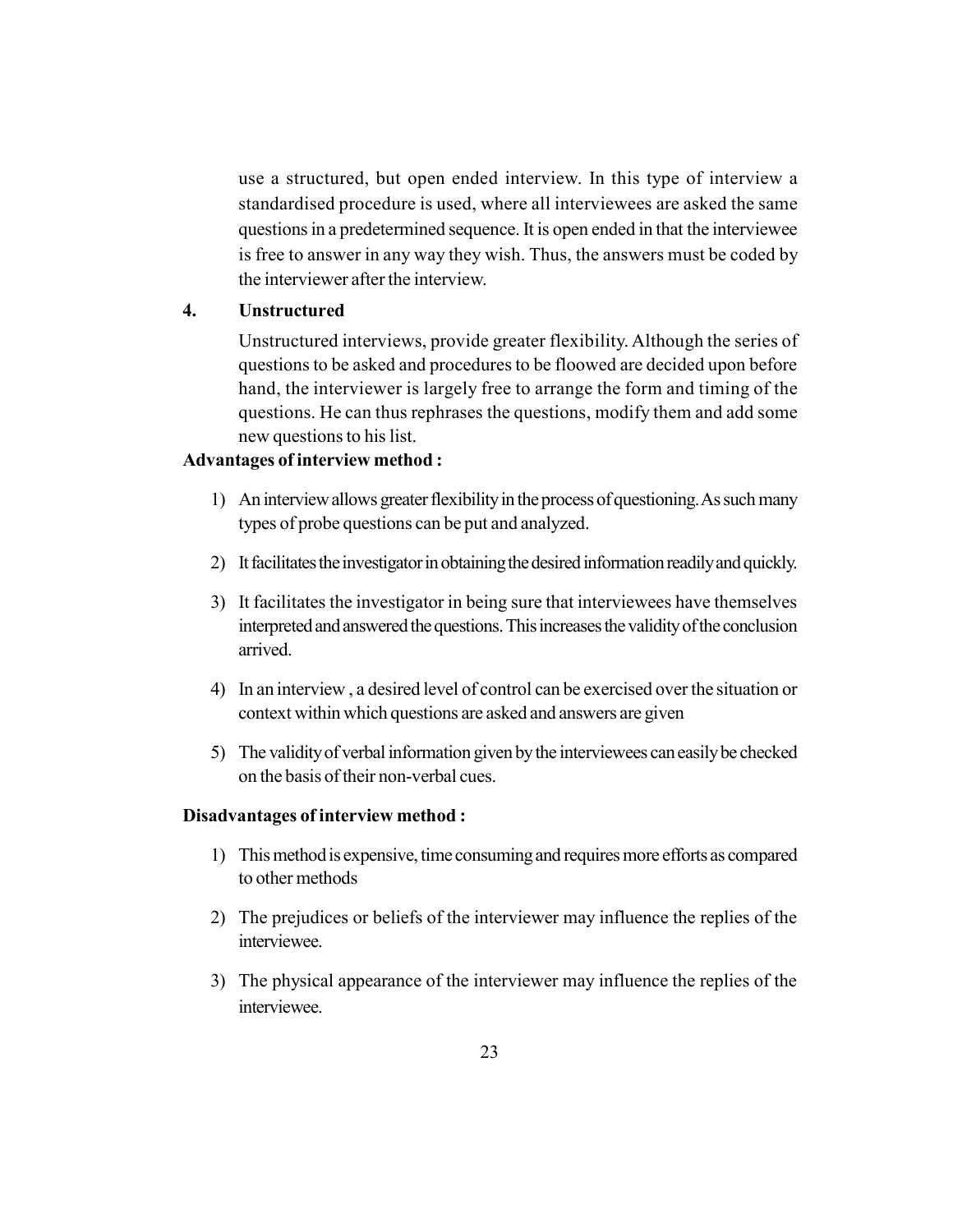use a structured, but open ended interview. In this type of interview a standardised procedure is used, where all interviewees are asked the same questions in a predetermined sequence. It is open ended in that the interviewee is free to answer in any way they wish. Thus, the answers must be coded by the interviewer after the interview.

**4. Unstructured**

Unstructured interviews, provide greater flexibility. Although the series of questions to be asked and procedures to be floowed are decided upon before hand, the interviewer is largely free to arrange the form and timing of the questions. He can thus rephrases the questions, modify them and add some new questions to his list.

**Advantages of interview method :**

1) An interview allows greater flexibility in the process of questioning. As such many types of probe questions can be put and analyzed.

2) It facilitates the investigator in obtaining the desired information readily and quickly.

3) It facilitates the investigator in being sure that interviewees have themselves interpreted and answered the questions. This increases the validity of the conclusion arrived.

4) In an interview , a desired level of control can be exercised over the situation or context within which questions are asked and answers are given

5) The validity of verbal information given by the interviewees can easily be checked on the basis of their non-verbal cues.

**Disadvantages of interview method :**

1) This method is expensive, time consuming and requires more efforts as compared to other methods

2) The prejudices or beliefs of the interviewer may influence the replies of the interviewee.

3) The physical appearance of the interviewer may influence the replies of the interviewee.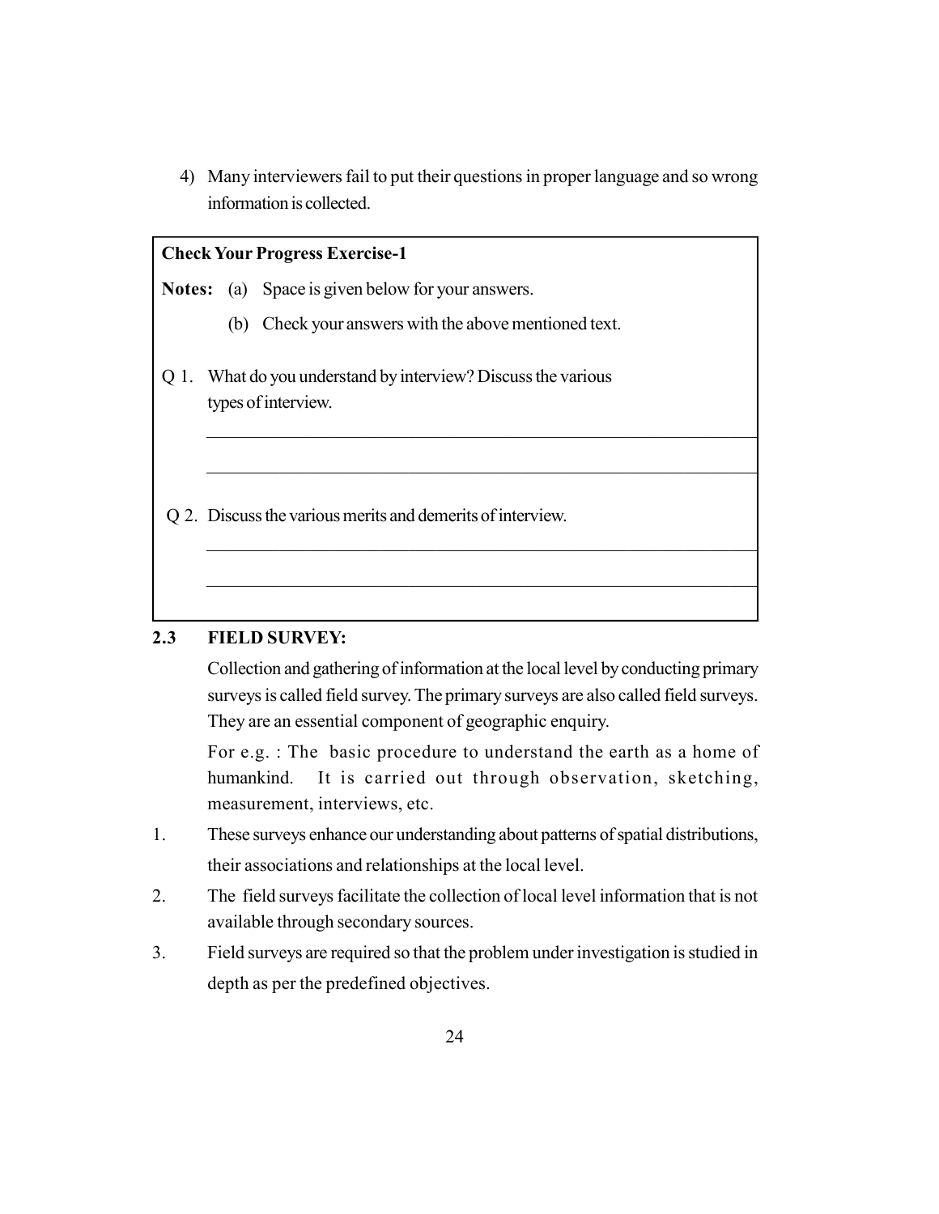4) Many interviewers fail to put their questions in proper language and so wrong information is collected.

**Check Your Progress Exercise-1**

**Notes:** (a) Space is given below for your answers.

(b) Check your answers with the above mentioned text.

Q 1. What do you understand by interview? Discuss the various types of interview.

_______________________________________________

_______________________________________________

Q 2. Discuss the various merits and demerits of interview.

_______________________________________________

_______________________________________________

## 2.3 FIELD SURVEY:

Collection and gathering of information at the local level by conducting primary surveys is called field survey. The primary surveys are also called field surveys. They are an essential component of geographic enquiry.

For e.g. : The basic procedure to understand the earth as a home of humankind. It is carried out through observation, sketching, measurement, interviews, etc.

1. These surveys enhance our understanding about patterns of spatial distributions, their associations and relationships at the local level.
2. The field surveys facilitate the collection of local level information that is not available through secondary sources.
3. Field surveys are required so that the problem under investigation is studied in depth as per the predefined objectives.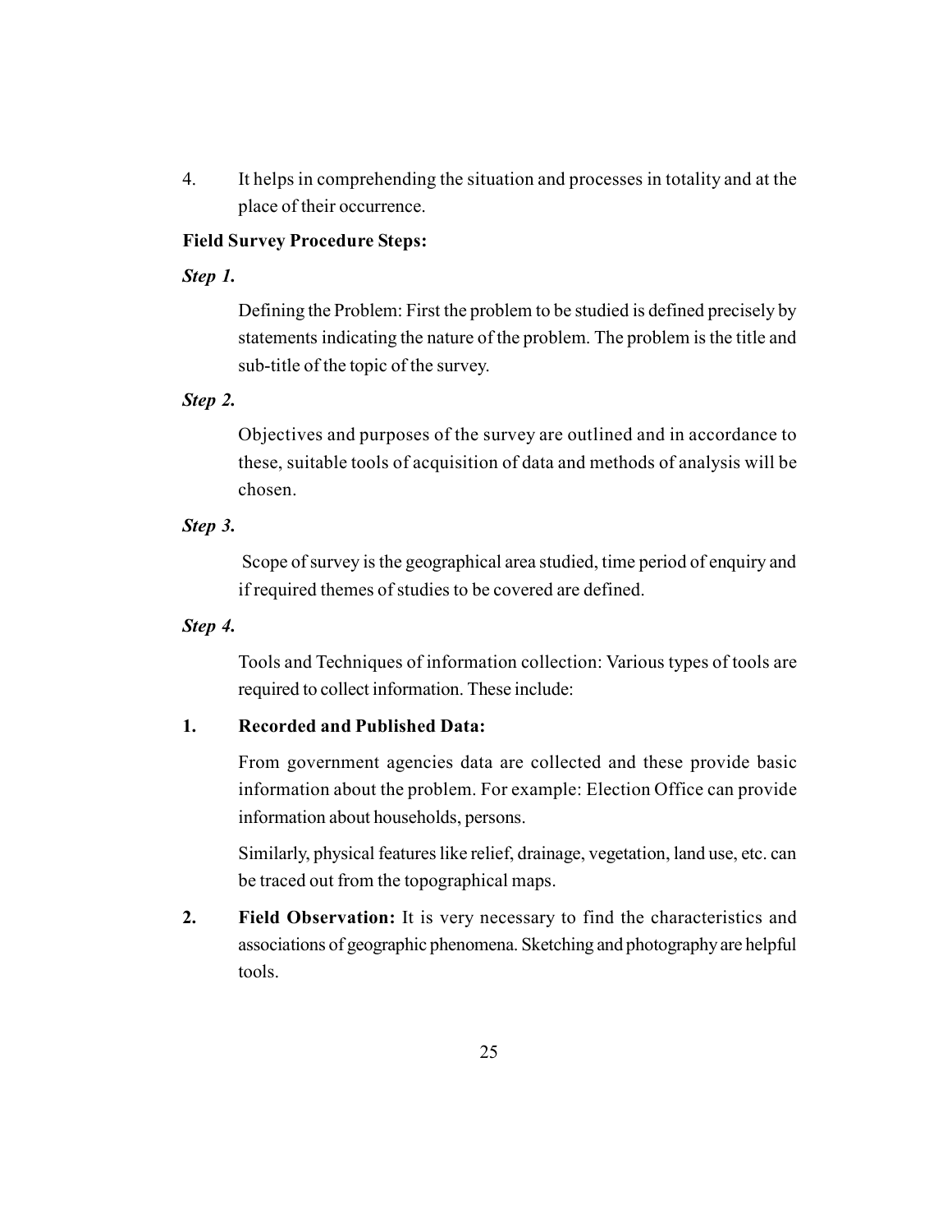4. It helps in comprehending the situation and processes in totality and at the place of their occurrence.

**Field Survey Procedure Steps:**

***Step 1.***

Defining the Problem: First the problem to be studied is defined precisely by statements indicating the nature of the problem. The problem is the title and sub-title of the topic of the survey.

***Step 2.***

Objectives and purposes of the survey are outlined and in accordance to these, suitable tools of acquisition of data and methods of analysis will be chosen.

***Step 3.***

Scope of survey is the geographical area studied, time period of enquiry and if required themes of studies to be covered are defined.

***Step 4.***

Tools and Techniques of information collection: Various types of tools are required to collect information. These include:

1. **Recorded and Published Data:**

   From government agencies data are collected and these provide basic information about the problem. For example: Election Office can provide information about households, persons.

   Similarly, physical features like relief, drainage, vegetation, land use, etc. can be traced out from the topographical maps.

2. **Field Observation:** It is very necessary to find the characteristics and associations of geographic phenomena. Sketching and photography are helpful tools.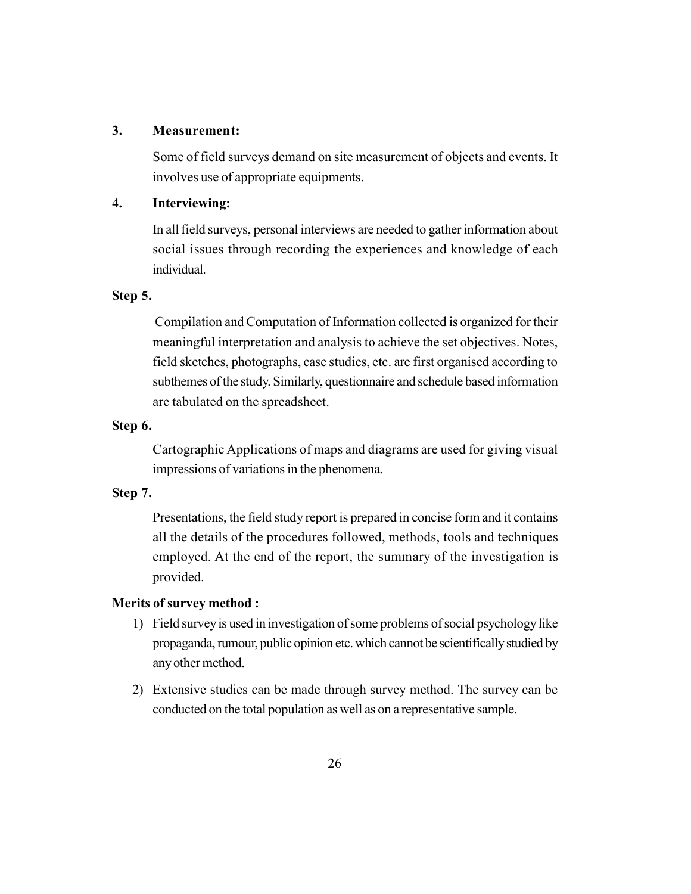**3. Measurement:**

Some of field surveys demand on site measurement of objects and events. It involves use of appropriate equipments.

**4. Interviewing:**

In all field surveys, personal interviews are needed to gather information about social issues through recording the experiences and knowledge of each individual.

**Step 5.**

Compilation and Computation of Information collected is organized for their meaningful interpretation and analysis to achieve the set objectives. Notes, field sketches, photographs, case studies, etc. are first organised according to subthemes of the study. Similarly, questionnaire and schedule based information are tabulated on the spreadsheet.

**Step 6.**

Cartographic Applications of maps and diagrams are used for giving visual impressions of variations in the phenomena.

**Step 7.**

Presentations, the field study report is prepared in concise form and it contains all the details of the procedures followed, methods, tools and techniques employed. At the end of the report, the summary of the investigation is provided.

**Merits of survey method :**

1) Field survey is used in investigation of some problems of social psychology like propaganda, rumour, public opinion etc. which cannot be scientifically studied by any other method.

2) Extensive studies can be made through survey method. The survey can be conducted on the total population as well as on a representative sample.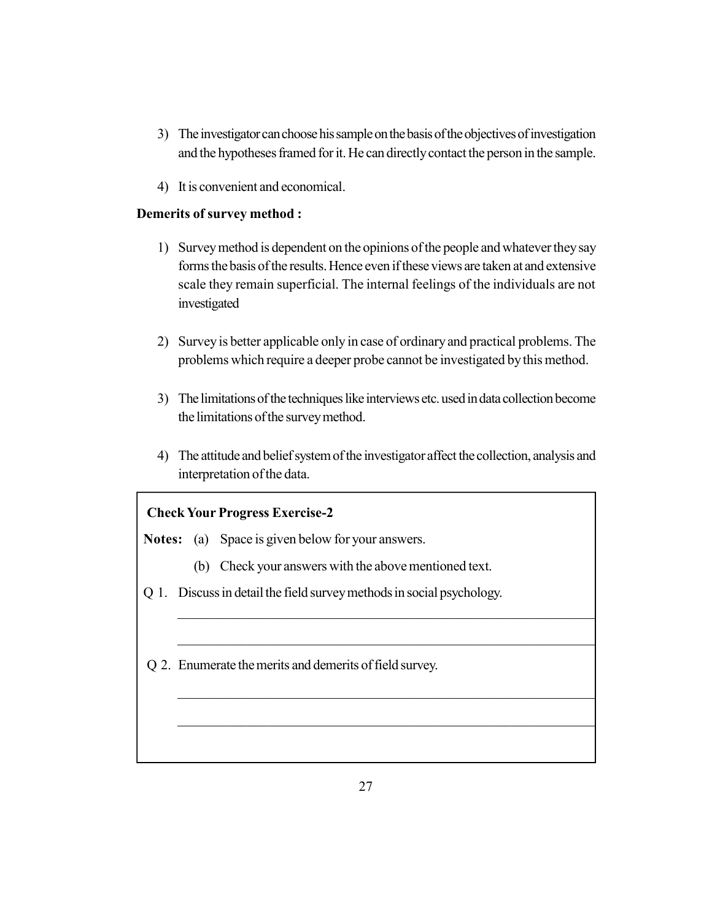3) The investigator can choose his sample on the basis of the objectives of investigation and the hypotheses framed for it. He can directly contact the person in the sample.

4) It is convenient and economical.

**Demerits of survey method :**

1) Survey method is dependent on the opinions of the people and whatever they say forms the basis of the results. Hence even if these views are taken at and extensive scale they remain superficial. The internal feelings of the individuals are not investigated

2) Survey is better applicable only in case of ordinary and practical problems. The problems which require a deeper probe cannot be investigated by this method.

3) The limitations of the techniques like interviews etc. used in data collection become the limitations of the survey method.

4) The attitude and belief system of the investigator affect the collection, analysis and interpretation of the data.

**Check Your Progress Exercise-2**

**Notes:** (a) Space is given below for your answers.

(b) Check your answers with the above mentioned text.

Q 1. Discuss in detail the field survey methods in social psychology.

______________________________________________________________

______________________________________________________________

Q 2. Enumerate the merits and demerits of field survey.

______________________________________________________________

______________________________________________________________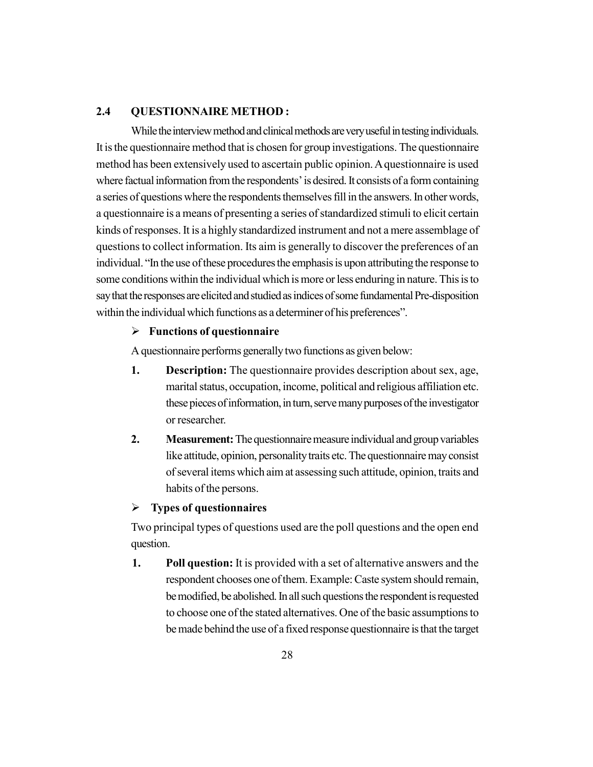## 2.4 QUESTIONNAIRE METHOD :

While the interview method and clinical methods are very useful in testing individuals. It is the questionnaire method that is chosen for group investigations. The questionnaire method has been extensively used to ascertain public opinion. A questionnaire is used where factual information from the respondents' is desired. It consists of a form containing a series of questions where the respondents themselves fill in the answers. In other words, a questionnaire is a means of presenting a series of standardized stimuli to elicit certain kinds of responses. It is a highly standardized instrument and not a mere assemblage of questions to collect information. Its aim is generally to discover the preferences of an individual. "In the use of these procedures the emphasis is upon attributing the response to some conditions within the individual which is more or less enduring in nature. This is to say that the responses are elicited and studied as indices of some fundamental Pre-disposition within the individual which functions as a determiner of his preferences".

- **Functions of questionnaire**

A questionnaire performs generally two functions as given below:

1. **Description:** The questionnaire provides description about sex, age, marital status, occupation, income, political and religious affiliation etc. these pieces of information, in turn, serve many purposes of the investigator or researcher.
2. **Measurement:** The questionnaire measure individual and group variables like attitude, opinion, personality traits etc. The questionnaire may consist of several items which aim at assessing such attitude, opinion, traits and habits of the persons.

- **Types of questionnaires**

Two principal types of questions used are the poll questions and the open end question.

1. **Poll question:** It is provided with a set of alternative answers and the respondent chooses one of them. Example: Caste system should remain, be modified, be abolished. In all such questions the respondent is requested to choose one of the stated alternatives. One of the basic assumptions to be made behind the use of a fixed response questionnaire is that the target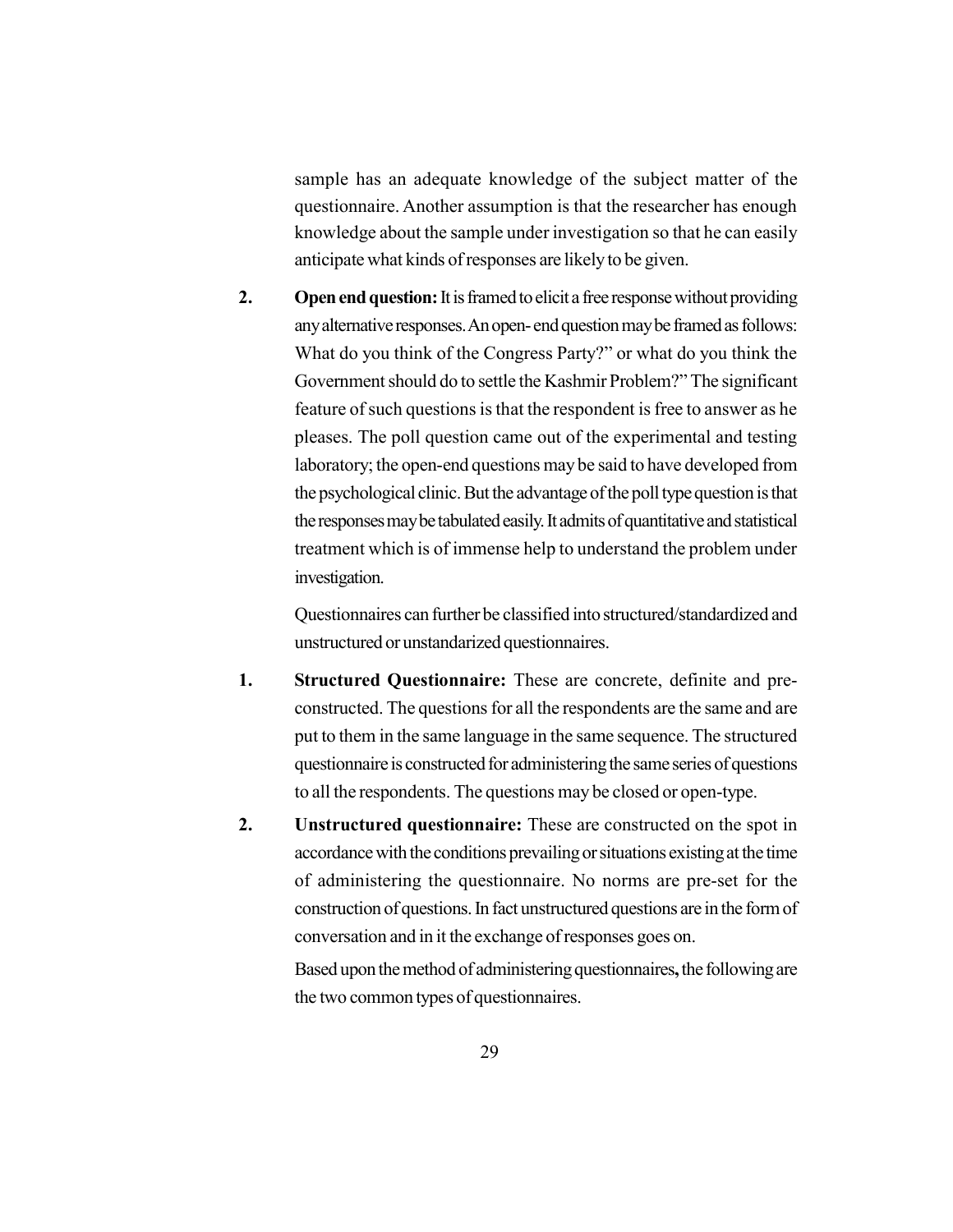sample has an adequate knowledge of the subject matter of the questionnaire. Another assumption is that the researcher has enough knowledge about the sample under investigation so that he can easily anticipate what kinds of responses are likely to be given.

2. **Open end question:** It is framed to elicit a free response without providing any alternative responses. An open- end question may be framed as follows: What do you think of the Congress Party?" or what do you think the Government should do to settle the Kashmir Problem?" The significant feature of such questions is that the respondent is free to answer as he pleases. The poll question came out of the experimental and testing laboratory; the open-end questions may be said to have developed from the psychological clinic. But the advantage of the poll type question is that the responses may be tabulated easily. It admits of quantitative and statistical treatment which is of immense help to understand the problem under investigation.

   Questionnaires can further be classified into structured/standardized and unstructured or unstandarized questionnaires.

1. **Structured Questionnaire:** These are concrete, definite and pre-constructed. The questions for all the respondents are the same and are put to them in the same language in the same sequence. The structured questionnaire is constructed for administering the same series of questions to all the respondents. The questions may be closed or open-type.

2. **Unstructured questionnaire:** These are constructed on the spot in accordance with the conditions prevailing or situations existing at the time of administering the questionnaire. No norms are pre-set for the construction of questions. In fact unstructured questions are in the form of conversation and in it the exchange of responses goes on.

   Based upon the method of administering questionnaires**,** the following are the two common types of questionnaires.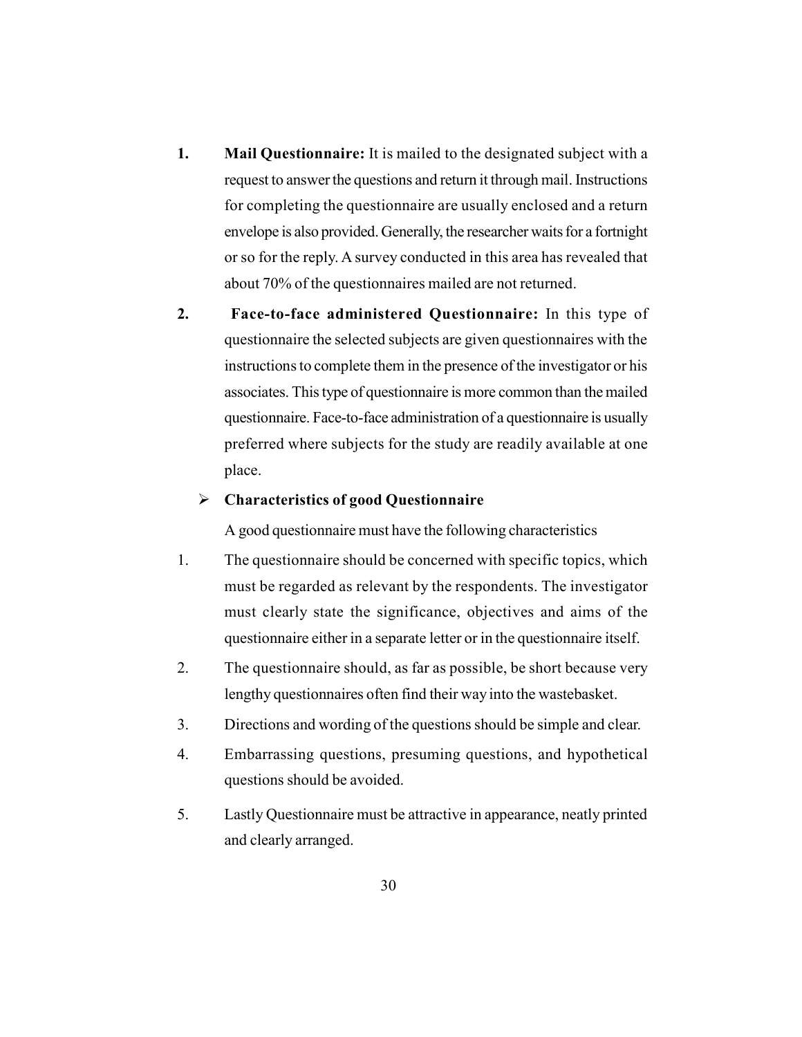1. **Mail Questionnaire:** It is mailed to the designated subject with a request to answer the questions and return it through mail. Instructions for completing the questionnaire are usually enclosed and a return envelope is also provided. Generally, the researcher waits for a fortnight or so for the reply. A survey conducted in this area has revealed that about 70% of the questionnaires mailed are not returned.

2. **Face-to-face administered Questionnaire:** In this type of questionnaire the selected subjects are given questionnaires with the instructions to complete them in the presence of the investigator or his associates. This type of questionnaire is more common than the mailed questionnaire. Face-to-face administration of a questionnaire is usually preferred where subjects for the study are readily available at one place.

- **Characteristics of good Questionnaire**

  A good questionnaire must have the following characteristics

1. The questionnaire should be concerned with specific topics, which must be regarded as relevant by the respondents. The investigator must clearly state the significance, objectives and aims of the questionnaire either in a separate letter or in the questionnaire itself.
2. The questionnaire should, as far as possible, be short because very lengthy questionnaires often find their way into the wastebasket.
3. Directions and wording of the questions should be simple and clear.
4. Embarrassing questions, presuming questions, and hypothetical questions should be avoided.
5. Lastly Questionnaire must be attractive in appearance, neatly printed and clearly arranged.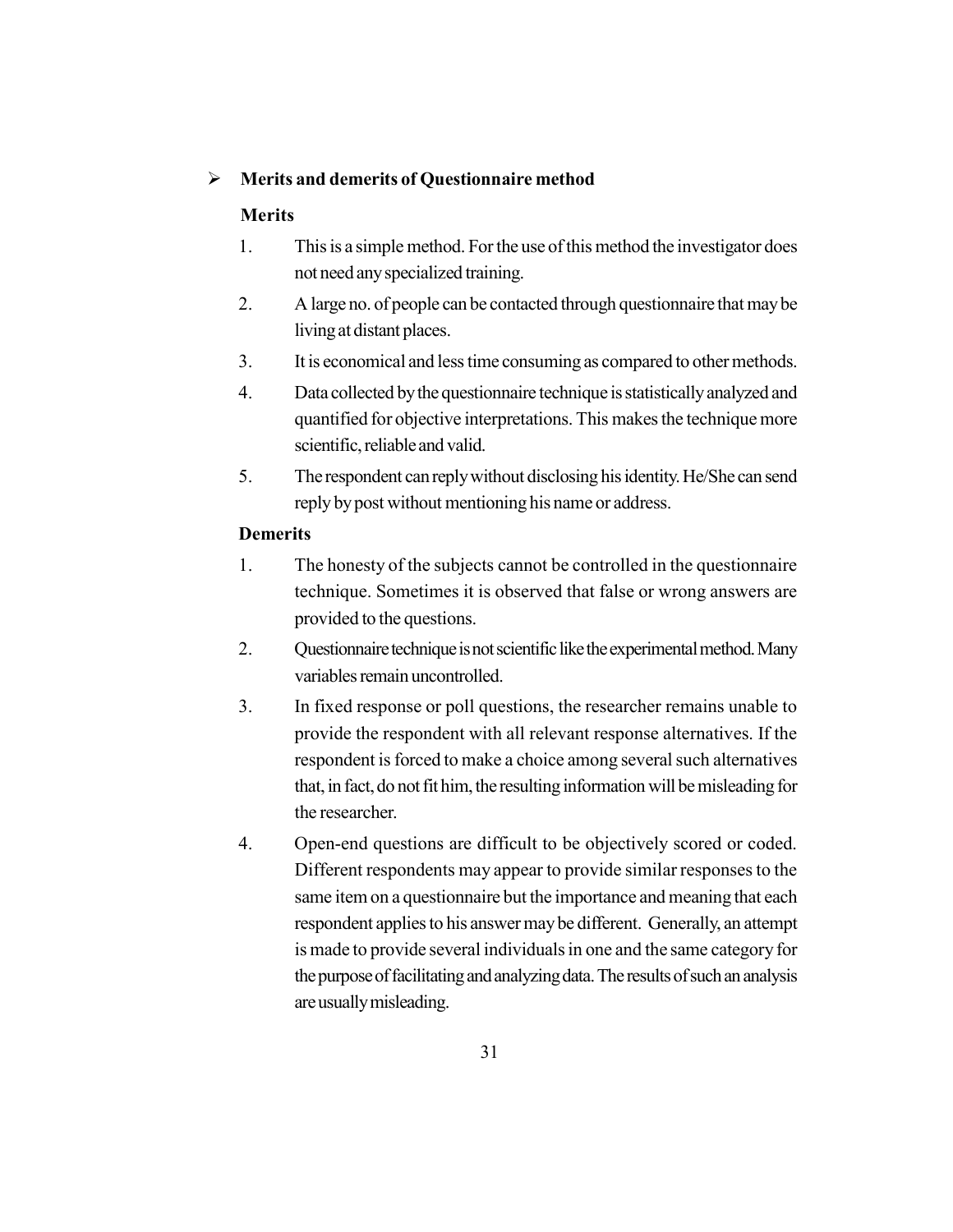## Merits and demerits of Questionnaire method

**Merits**

1. This is a simple method. For the use of this method the investigator does not need any specialized training.
2. A large no. of people can be contacted through questionnaire that may be living at distant places.
3. It is economical and less time consuming as compared to other methods.
4. Data collected by the questionnaire technique is statistically analyzed and quantified for objective interpretations. This makes the technique more scientific, reliable and valid.
5. The respondent can reply without disclosing his identity. He/She can send reply by post without mentioning his name or address.

**Demerits**

1. The honesty of the subjects cannot be controlled in the questionnaire technique. Sometimes it is observed that false or wrong answers are provided to the questions.
2. Questionnaire technique is not scientific like the experimental method. Many variables remain uncontrolled.
3. In fixed response or poll questions, the researcher remains unable to provide the respondent with all relevant response alternatives. If the respondent is forced to make a choice among several such alternatives that, in fact, do not fit him, the resulting information will be misleading for the researcher.
4. Open-end questions are difficult to be objectively scored or coded. Different respondents may appear to provide similar responses to the same item on a questionnaire but the importance and meaning that each respondent applies to his answer may be different. Generally, an attempt is made to provide several individuals in one and the same category for the purpose of facilitating and analyzing data. The results of such an analysis are usually misleading.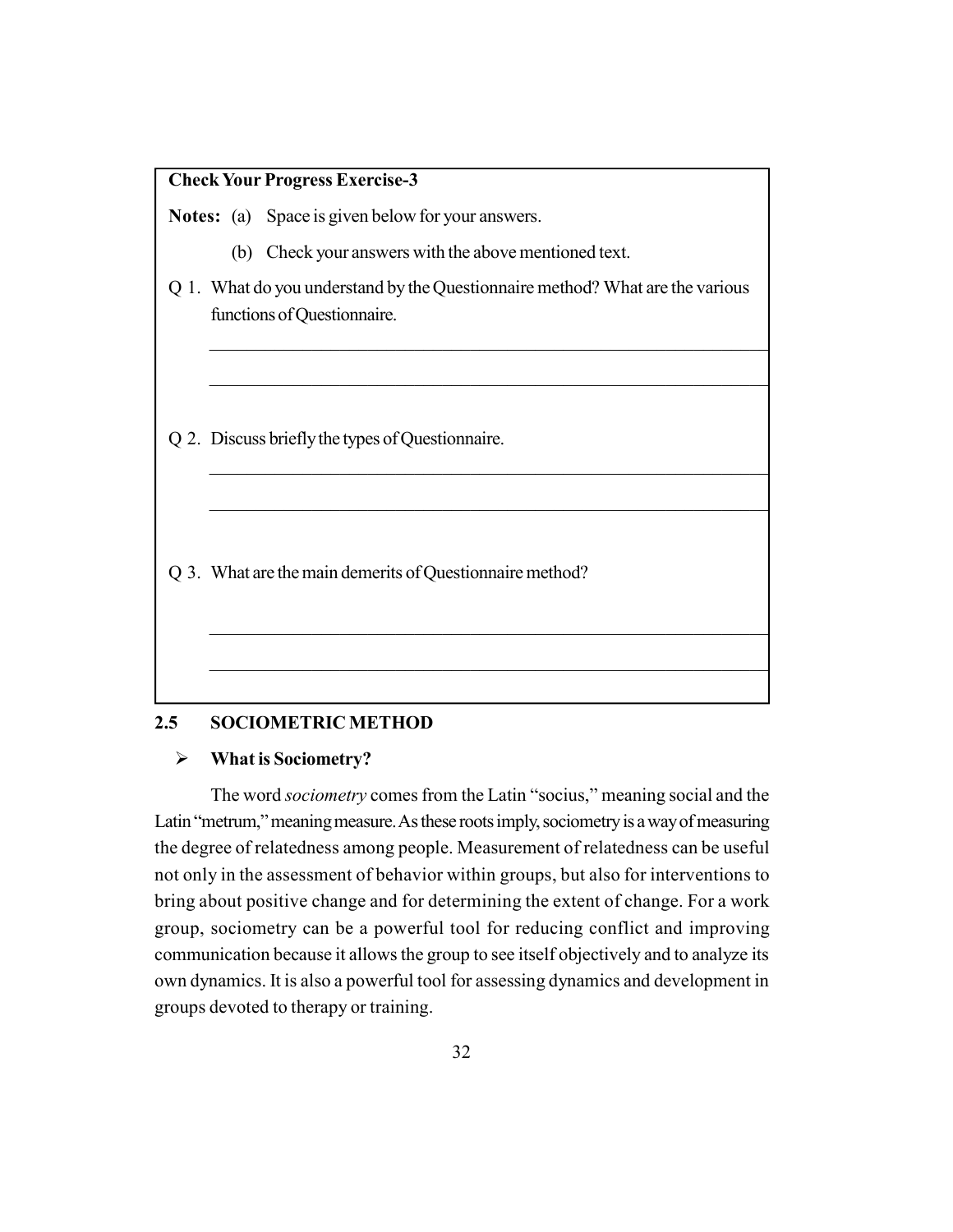**Check Your Progress Exercise-3**

**Notes:** (a) Space is given below for your answers.

(b) Check your answers with the above mentioned text.

Q 1. What do you understand by the Questionnaire method? What are the various functions of Questionnaire.

---

---

Q 2. Discuss briefly the types of Questionnaire.

---

---

Q 3. What are the main demerits of Questionnaire method?

---

---

## 2.5 SOCIOMETRIC METHOD

- **What is Sociometry?**

The word *sociometry* comes from the Latin "socius," meaning social and the Latin "metrum," meaning measure. As these roots imply, sociometry is a way of measuring the degree of relatedness among people. Measurement of relatedness can be useful not only in the assessment of behavior within groups, but also for interventions to bring about positive change and for determining the extent of change. For a work group, sociometry can be a powerful tool for reducing conflict and improving communication because it allows the group to see itself objectively and to analyze its own dynamics. It is also a powerful tool for assessing dynamics and development in groups devoted to therapy or training.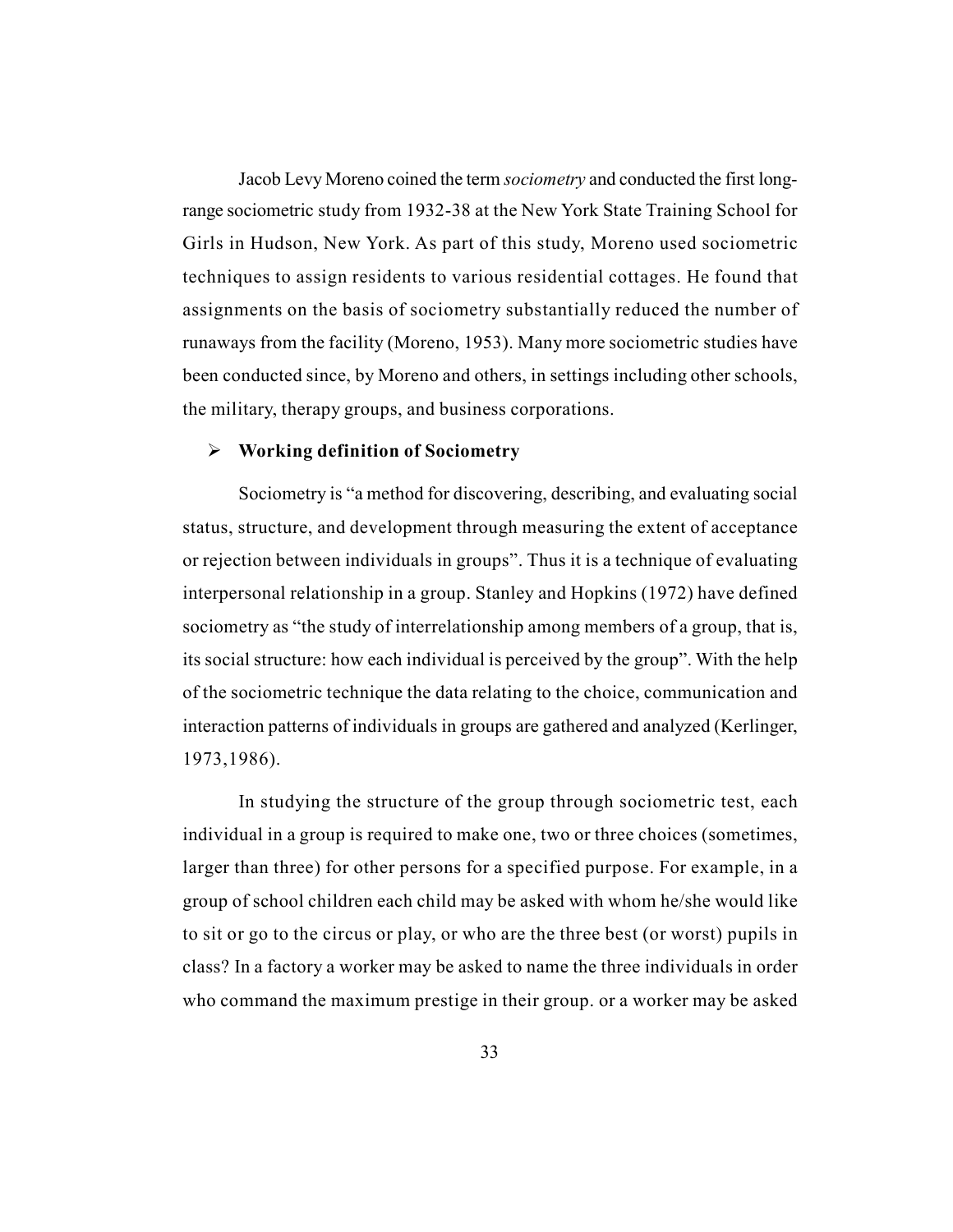Jacob Levy Moreno coined the term *sociometry* and conducted the first long-range sociometric study from 1932-38 at the New York State Training School for Girls in Hudson, New York. As part of this study, Moreno used sociometric techniques to assign residents to various residential cottages. He found that assignments on the basis of sociometry substantially reduced the number of runaways from the facility (Moreno, 1953). Many more sociometric studies have been conducted since, by Moreno and others, in settings including other schools, the military, therapy groups, and business corporations.

- **Working definition of Sociometry**

Sociometry is "a method for discovering, describing, and evaluating social status, structure, and development through measuring the extent of acceptance or rejection between individuals in groups". Thus it is a technique of evaluating interpersonal relationship in a group. Stanley and Hopkins (1972) have defined sociometry as "the study of interrelationship among members of a group, that is, its social structure: how each individual is perceived by the group". With the help of the sociometric technique the data relating to the choice, communication and interaction patterns of individuals in groups are gathered and analyzed (Kerlinger, 1973,1986).

In studying the structure of the group through sociometric test, each individual in a group is required to make one, two or three choices (sometimes, larger than three) for other persons for a specified purpose. For example, in a group of school children each child may be asked with whom he/she would like to sit or go to the circus or play, or who are the three best (or worst) pupils in class? In a factory a worker may be asked to name the three individuals in order who command the maximum prestige in their group. or a worker may be asked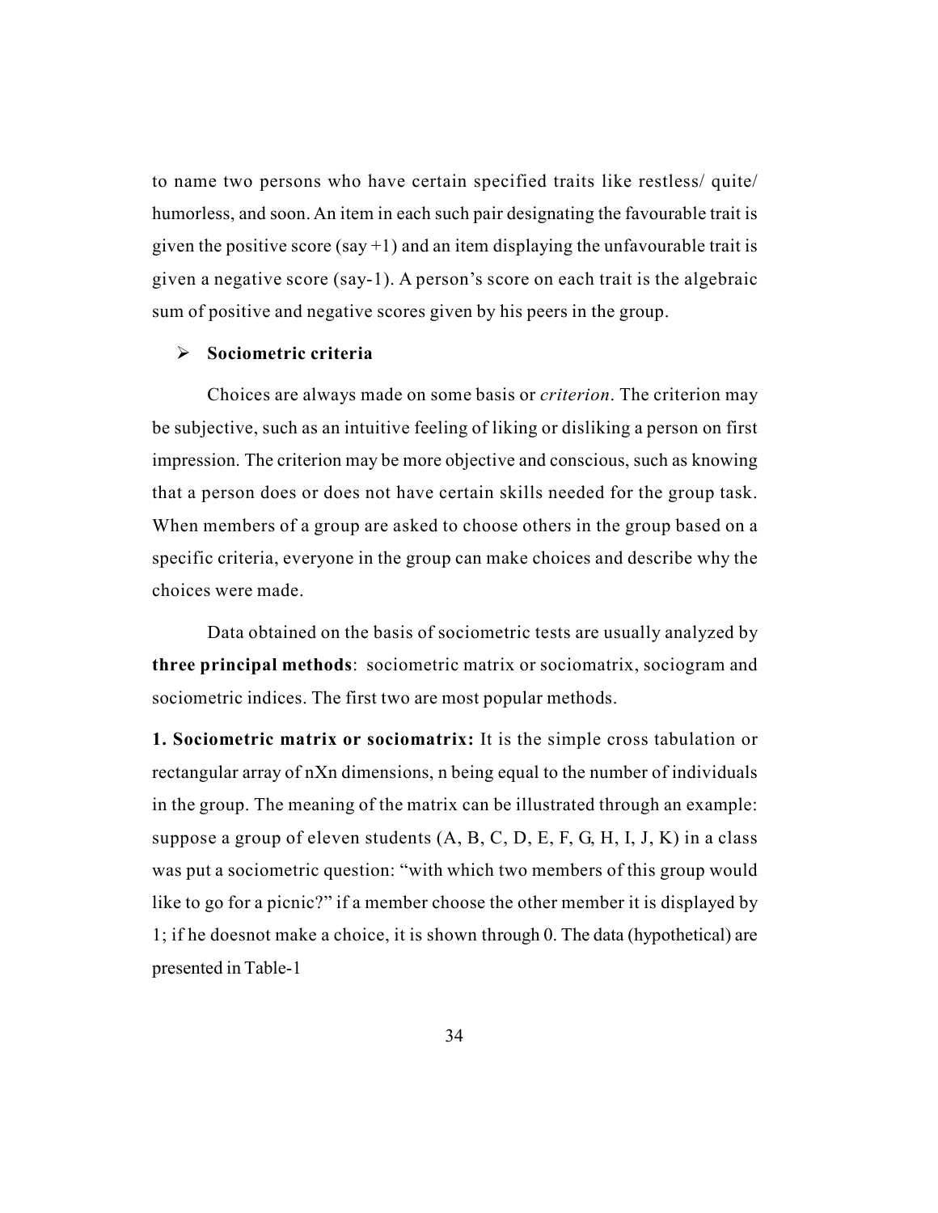to name two persons who have certain specified traits like restless/ quite/ humorless, and soon. An item in each such pair designating the favourable trait is given the positive score (say +1) and an item displaying the unfavourable trait is given a negative score (say-1). A person's score on each trait is the algebraic sum of positive and negative scores given by his peers in the group.

- **Sociometric criteria**

Choices are always made on some basis or *criterion*. The criterion may be subjective, such as an intuitive feeling of liking or disliking a person on first impression. The criterion may be more objective and conscious, such as knowing that a person does or does not have certain skills needed for the group task. When members of a group are asked to choose others in the group based on a specific criteria, everyone in the group can make choices and describe why the choices were made.

Data obtained on the basis of sociometric tests are usually analyzed by **three principal methods**: sociometric matrix or sociomatrix, sociogram and sociometric indices. The first two are most popular methods.

**1. Sociometric matrix or sociomatrix:** It is the simple cross tabulation or rectangular array of nXn dimensions, n being equal to the number of individuals in the group. The meaning of the matrix can be illustrated through an example: suppose a group of eleven students (A, B, C, D, E, F, G, H, I, J, K) in a class was put a sociometric question: "with which two members of this group would like to go for a picnic?" if a member choose the other member it is displayed by 1; if he doesnot make a choice, it is shown through 0. The data (hypothetical) are presented in Table-1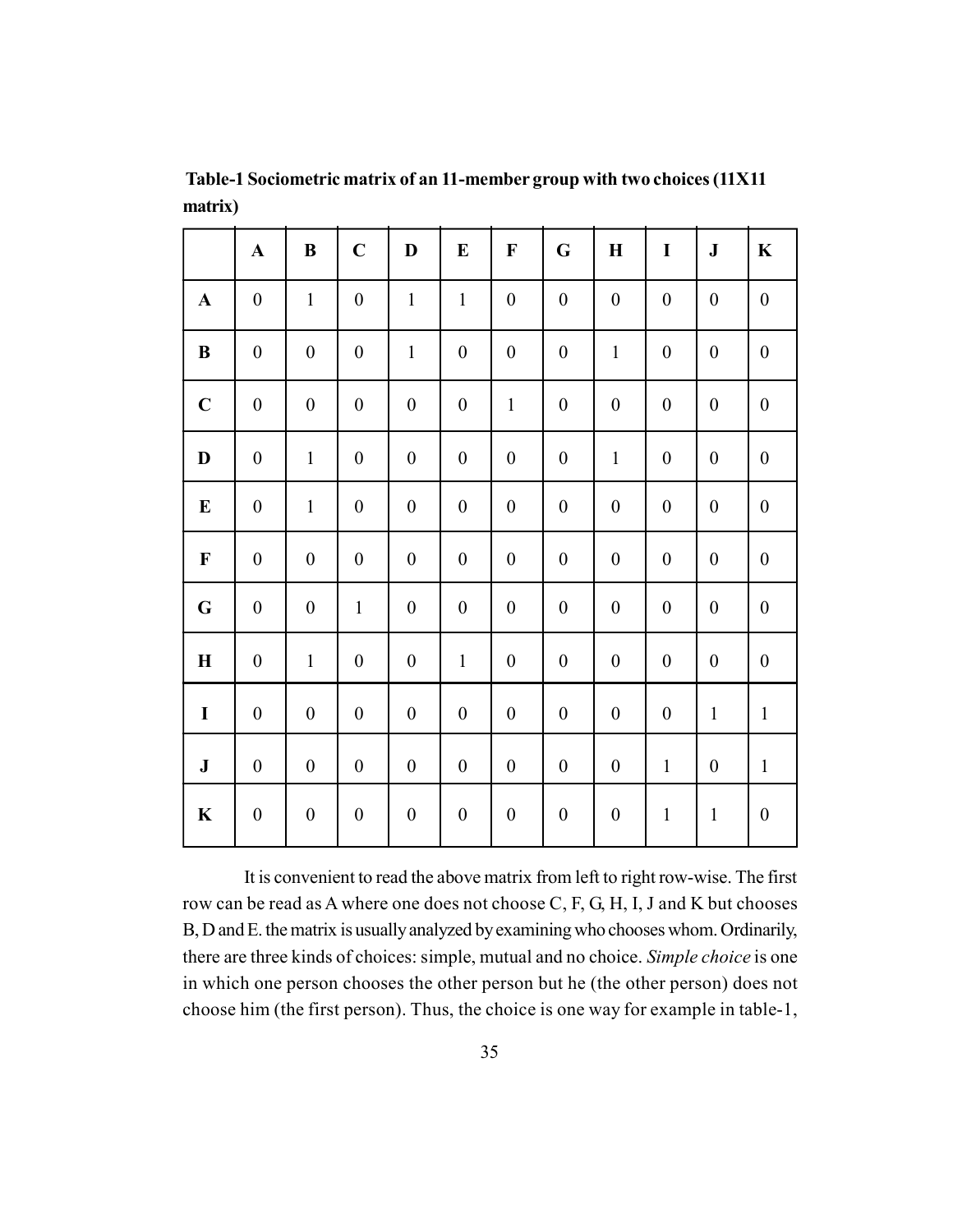**Table-1 Sociometric matrix of an 11-member group with two choices (11X11 matrix)**

| | **A** | **B** | **C** | **D** | **E** | **F** | **G** | **H** | **I** | **J** | **K** |
|---|---|---|---|---|---|---|---|---|---|---|---|
| **A** | 0 | 1 | 0 | 1 | 1 | 0 | 0 | 0 | 0 | 0 | 0 |
| **B** | 0 | 0 | 0 | 1 | 0 | 0 | 0 | 1 | 0 | 0 | 0 |
| **C** | 0 | 0 | 0 | 0 | 0 | 1 | 0 | 0 | 0 | 0 | 0 |
| **D** | 0 | 1 | 0 | 0 | 0 | 0 | 0 | 1 | 0 | 0 | 0 |
| **E** | 0 | 1 | 0 | 0 | 0 | 0 | 0 | 0 | 0 | 0 | 0 |
| **F** | 0 | 0 | 0 | 0 | 0 | 0 | 0 | 0 | 0 | 0 | 0 |
| **G** | 0 | 0 | 1 | 0 | 0 | 0 | 0 | 0 | 0 | 0 | 0 |
| **H** | 0 | 1 | 0 | 0 | 1 | 0 | 0 | 0 | 0 | 0 | 0 |
| **I** | 0 | 0 | 0 | 0 | 0 | 0 | 0 | 0 | 0 | 1 | 1 |
| **J** | 0 | 0 | 0 | 0 | 0 | 0 | 0 | 0 | 1 | 0 | 1 |
| **K** | 0 | 0 | 0 | 0 | 0 | 0 | 0 | 0 | 1 | 1 | 0 |

It is convenient to read the above matrix from left to right row-wise. The first row can be read as A where one does not choose C, F, G, H, I, J and K but chooses B, D and E. the matrix is usually analyzed by examining who chooses whom. Ordinarily, there are three kinds of choices: simple, mutual and no choice. *Simple choice* is one in which one person chooses the other person but he (the other person) does not choose him (the first person). Thus, the choice is one way for example in table-1,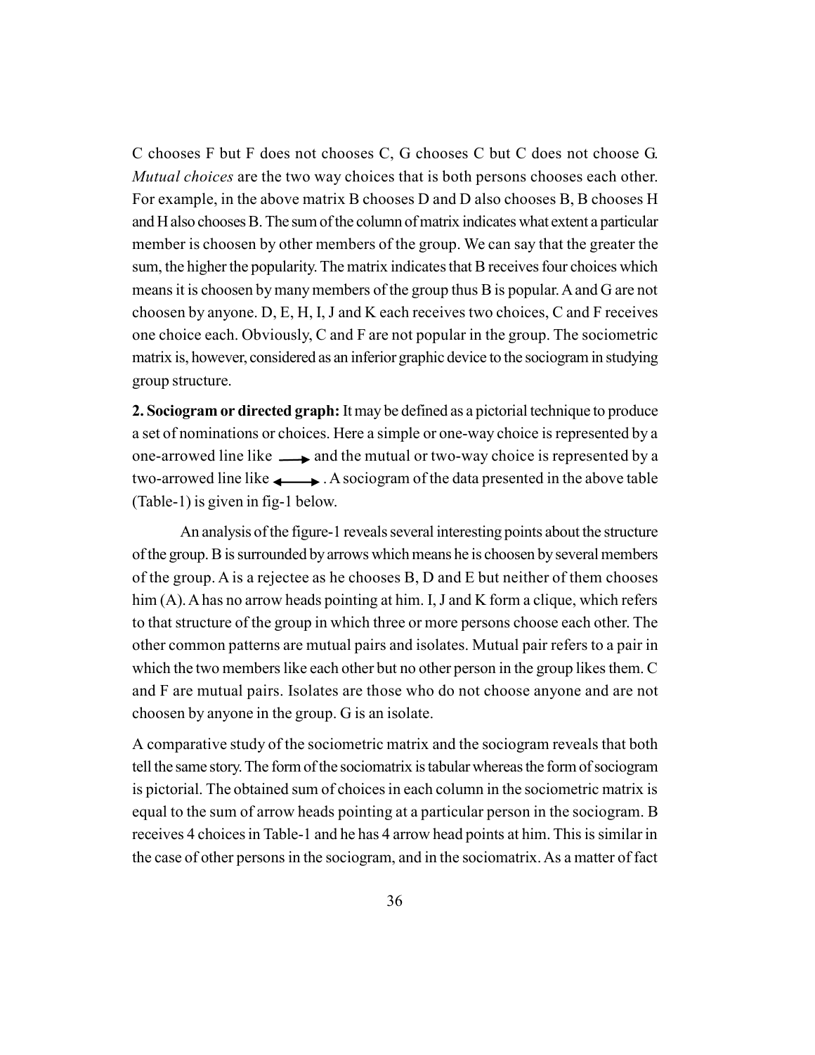C chooses F but F does not chooses C, G chooses C but C does not choose G. *Mutual choices* are the two way choices that is both persons chooses each other. For example, in the above matrix B chooses D and D also chooses B, B chooses H and H also chooses B. The sum of the column of matrix indicates what extent a particular member is choosen by other members of the group. We can say that the greater the sum, the higher the popularity. The matrix indicates that B receives four choices which means it is choosen by many members of the group thus B is popular. A and G are not choosen by anyone. D, E, H, I, J and K each receives two choices, C and F receives one choice each. Obviously, C and F are not popular in the group. The sociometric matrix is, however, considered as an inferior graphic device to the sociogram in studying group structure.

**2. Sociogram or directed graph:** It may be defined as a pictorial technique to produce a set of nominations or choices. Here a simple or one-way choice is represented by a one-arrowed line like ⟶ and the mutual or two-way choice is represented by a two-arrowed line like ⟷ . A sociogram of the data presented in the above table (Table-1) is given in fig-1 below.

An analysis of the figure-1 reveals several interesting points about the structure of the group. B is surrounded by arrows which means he is choosen by several members of the group. A is a rejectee as he chooses B, D and E but neither of them chooses him (A). A has no arrow heads pointing at him. I, J and K form a clique, which refers to that structure of the group in which three or more persons choose each other. The other common patterns are mutual pairs and isolates. Mutual pair refers to a pair in which the two members like each other but no other person in the group likes them. C and F are mutual pairs. Isolates are those who do not choose anyone and are not choosen by anyone in the group. G is an isolate.

A comparative study of the sociometric matrix and the sociogram reveals that both tell the same story. The form of the sociomatrix is tabular whereas the form of sociogram is pictorial. The obtained sum of choices in each column in the sociometric matrix is equal to the sum of arrow heads pointing at a particular person in the sociogram. B receives 4 choices in Table-1 and he has 4 arrow head points at him. This is similar in the case of other persons in the sociogram, and in the sociomatrix. As a matter of fact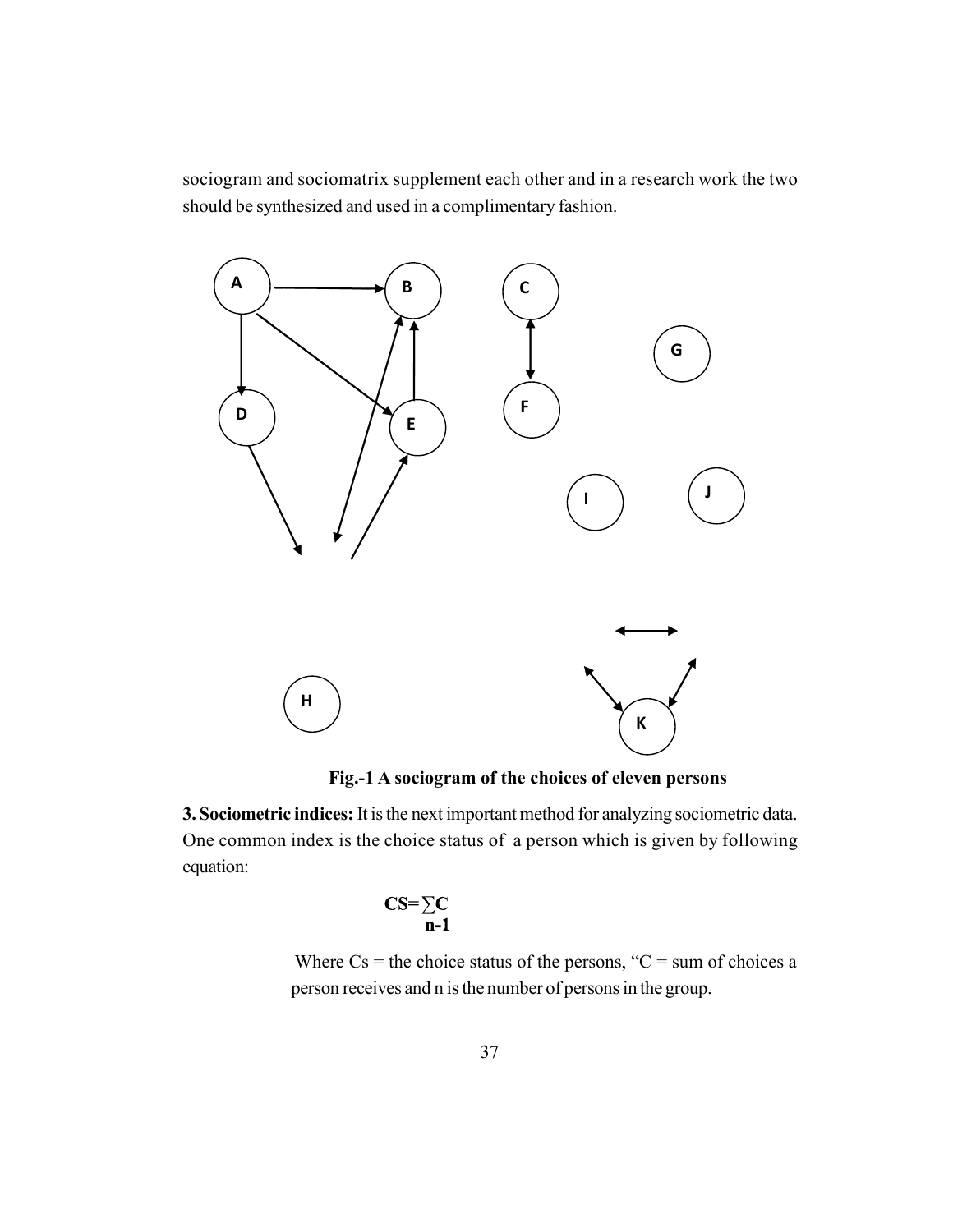sociogram and sociomatrix supplement each other and in a research work the two should be synthesized and used in a complimentary fashion.

Fig.-1 A sociogram of the choices of eleven persons

**3. Sociometric indices:** It is the next important method for analyzing sociometric data. One common index is the choice status of a person which is given by following equation:

$$CS = \frac{\sum C}{n-1}$$

Where Cs = the choice status of the persons, "C = sum of choices a person receives and n is the number of persons in the group.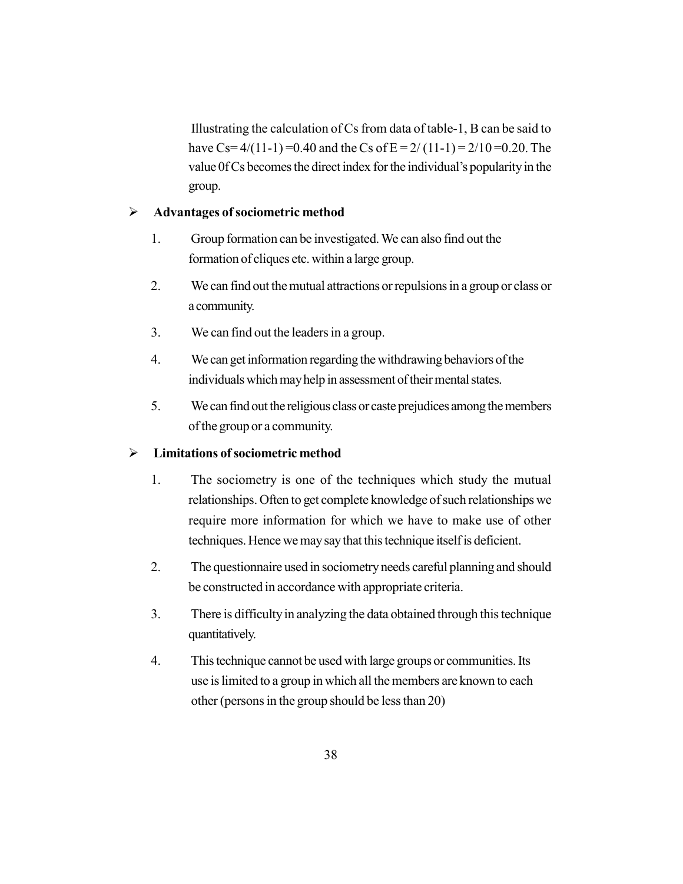Illustrating the calculation of Cs from data of table-1, B can be said to have Cs= $4/(11-1)$ =0.40 and the Cs of E = $2/(11-1) = 2/10$ =0.20. The value 0f Cs becomes the direct index for the individual's popularity in the group.

- **Advantages of sociometric method**

1. Group formation can be investigated. We can also find out the formation of cliques etc. within a large group.
2. We can find out the mutual attractions or repulsions in a group or class or a community.
3. We can find out the leaders in a group.
4. We can get information regarding the withdrawing behaviors of the individuals which may help in assessment of their mental states.
5. We can find out the religious class or caste prejudices among the members of the group or a community.

- **Limitations of sociometric method**

1. The sociometry is one of the techniques which study the mutual relationships. Often to get complete knowledge of such relationships we require more information for which we have to make use of other techniques. Hence we may say that this technique itself is deficient.
2. The questionnaire used in sociometry needs careful planning and should be constructed in accordance with appropriate criteria.
3. There is difficulty in analyzing the data obtained through this technique quantitatively.
4. This technique cannot be used with large groups or communities. Its use is limited to a group in which all the members are known to each other (persons in the group should be less than 20)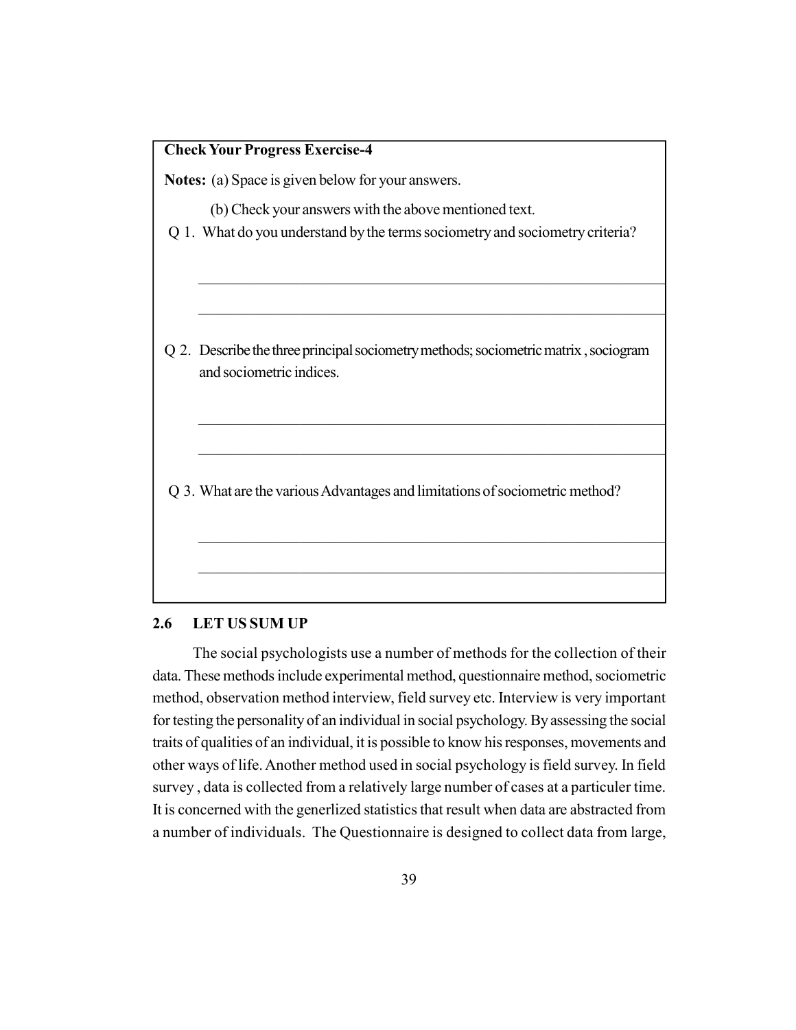**Check Your Progress Exercise-4**

**Notes:** (a) Space is given below for your answers.

(b) Check your answers with the above mentioned text.

Q 1. What do you understand by the terms sociometry and sociometry criteria?

_______________________________________________________________

_______________________________________________________________

Q 2. Describe the three principal sociometry methods; sociometric matrix , sociogram and sociometric indices.

_______________________________________________________________

_______________________________________________________________

Q 3. What are the various Advantages and limitations of sociometric method?

_______________________________________________________________

_______________________________________________________________

## 2.6 LET US SUM UP

The social psychologists use a number of methods for the collection of their data. These methods include experimental method, questionnaire method, sociometric method, observation method interview, field survey etc. Interview is very important for testing the personality of an individual in social psychology. By assessing the social traits of qualities of an individual, it is possible to know his responses, movements and other ways of life. Another method used in social psychology is field survey. In field survey , data is collected from a relatively large number of cases at a particuler time. It is concerned with the generlized statistics that result when data are abstracted from a number of individuals. The Questionnaire is designed to collect data from large,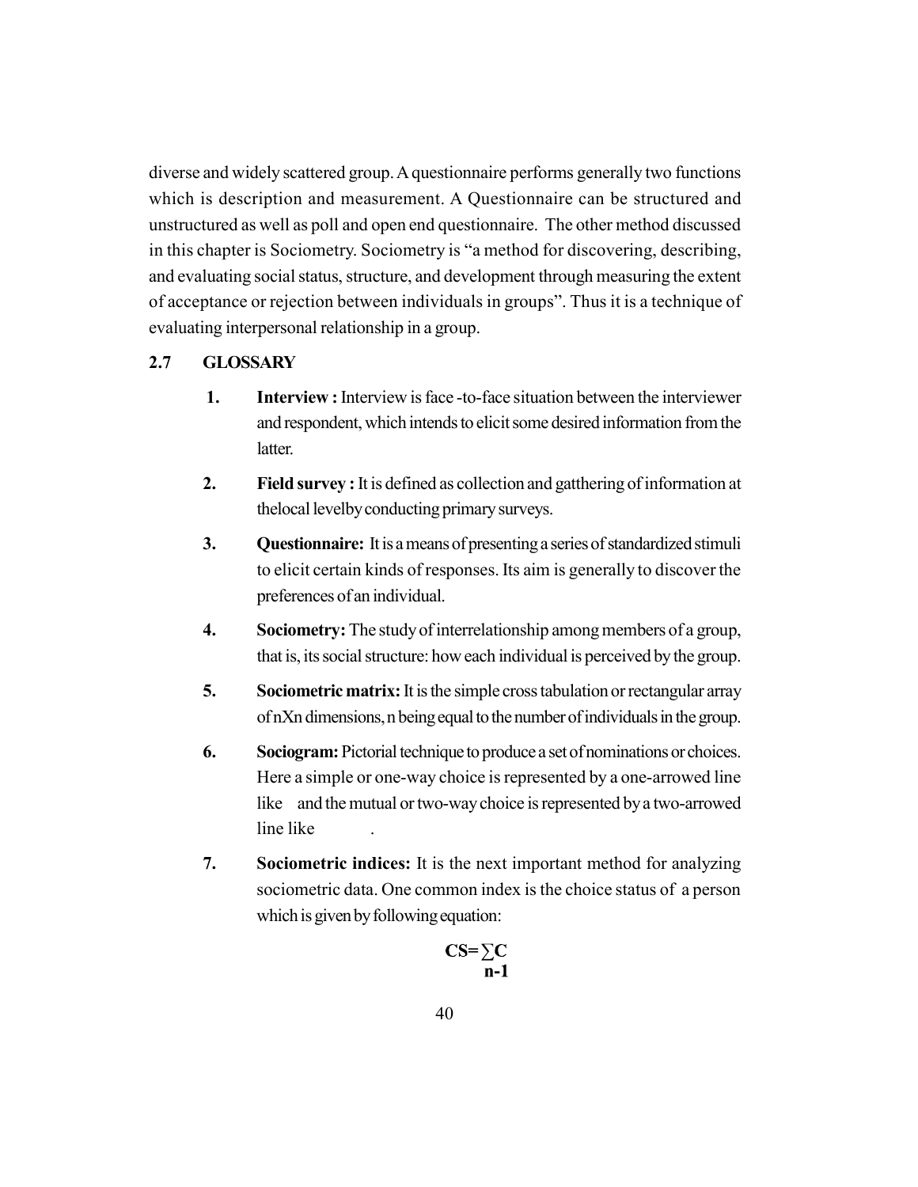diverse and widely scattered group. A questionnaire performs generally two functions which is description and measurement. A Questionnaire can be structured and unstructured as well as poll and open end questionnaire. The other method discussed in this chapter is Sociometry. Sociometry is "a method for discovering, describing, and evaluating social status, structure, and development through measuring the extent of acceptance or rejection between individuals in groups". Thus it is a technique of evaluating interpersonal relationship in a group.

## 2.7 GLOSSARY

1. **Interview :** Interview is face -to-face situation between the interviewer and respondent, which intends to elicit some desired information from the latter.

2. **Field survey :** It is defined as collection and gatthering of information at thelocal levelby conducting primary surveys.

3. **Questionnaire:** It is a means of presenting a series of standardized stimuli to elicit certain kinds of responses. Its aim is generally to discover the preferences of an individual.

4. **Sociometry:** The study of interrelationship among members of a group, that is, its social structure: how each individual is perceived by the group.

5. **Sociometric matrix:** It is the simple cross tabulation or rectangular array of nXn dimensions, n being equal to the number of individuals in the group.

6. **Sociogram:** Pictorial technique to produce a set of nominations or choices. Here a simple or one-way choice is represented by a one-arrowed line like and the mutual or two-way choice is represented by a two-arrowed line like .

7. **Sociometric indices:** It is the next important method for analyzing sociometric data. One common index is the choice status of a person which is given by following equation:

$$\mathbf{CS} = \frac{\sum \mathbf{C}}{\mathbf{n-1}}$$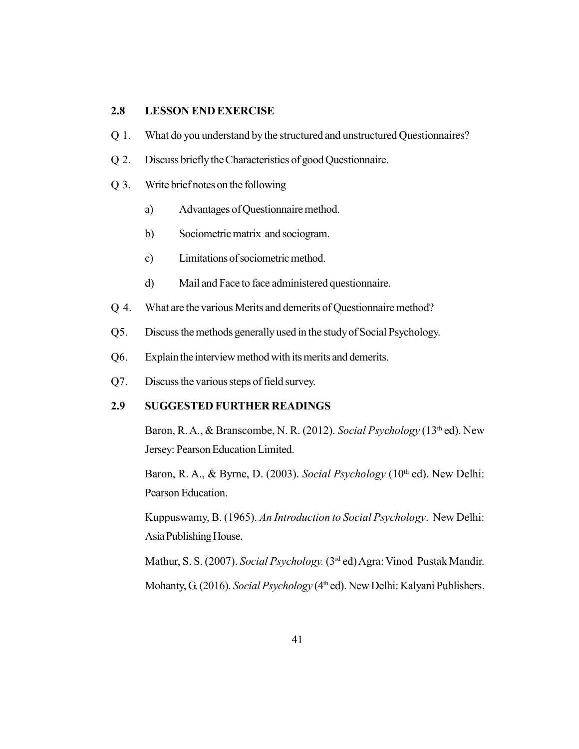## 2.8 LESSON END EXERCISE

Q 1. What do you understand by the structured and unstructured Questionnaires?

Q 2. Discuss briefly the Characteristics of good Questionnaire.

Q 3. Write brief notes on the following

- a) Advantages of Questionnaire method.
- b) Sociometric matrix and sociogram.
- c) Limitations of sociometric method.
- d) Mail and Face to face administered questionnaire.

Q 4. What are the various Merits and demerits of Questionnaire method?

Q5. Discuss the methods generally used in the study of Social Psychology.

Q6. Explain the interview method with its merits and demerits.

Q7. Discuss the various steps of field survey.

## 2.9 SUGGESTED FURTHER READINGS

Baron, R. A., & Branscombe, N. R. (2012). *Social Psychology* (13th ed). New Jersey: Pearson Education Limited.

Baron, R. A., & Byrne, D. (2003). *Social Psychology* (10th ed). New Delhi: Pearson Education.

Kuppuswamy, B. (1965). *An Introduction to Social Psychology*. New Delhi: Asia Publishing House.

Mathur, S. S. (2007). *Social Psychology.* (3rd ed) Agra: Vinod Pustak Mandir.

Mohanty, G. (2016). *Social Psychology* (4th ed). New Delhi: Kalyani Publishers.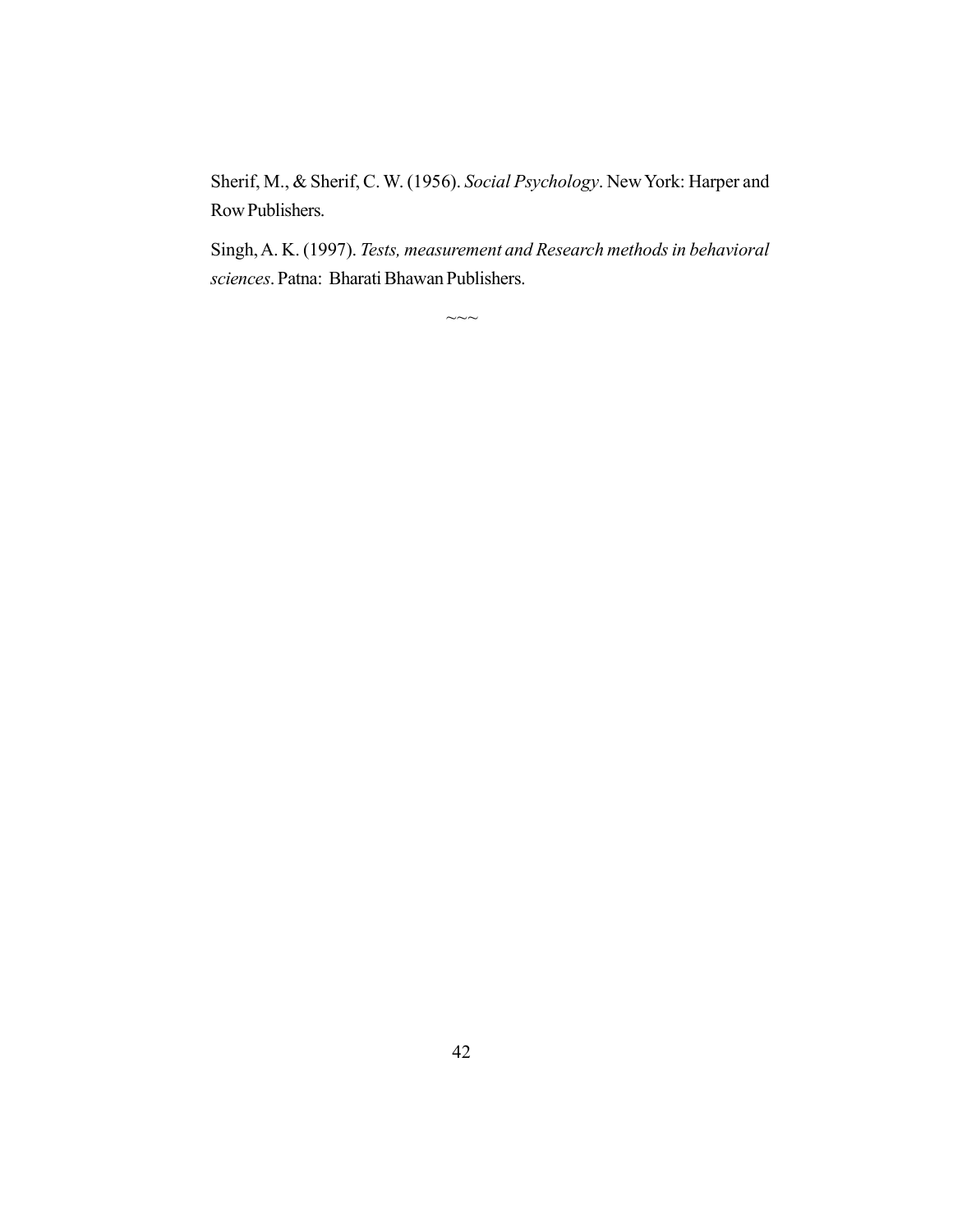Sherif, M., & Sherif, C. W. (1956). *Social Psychology*. New York: Harper and Row Publishers.

Singh, A. K. (1997). *Tests, measurement and Research methods in behavioral sciences*. Patna: Bharati Bhawan Publishers.

~~~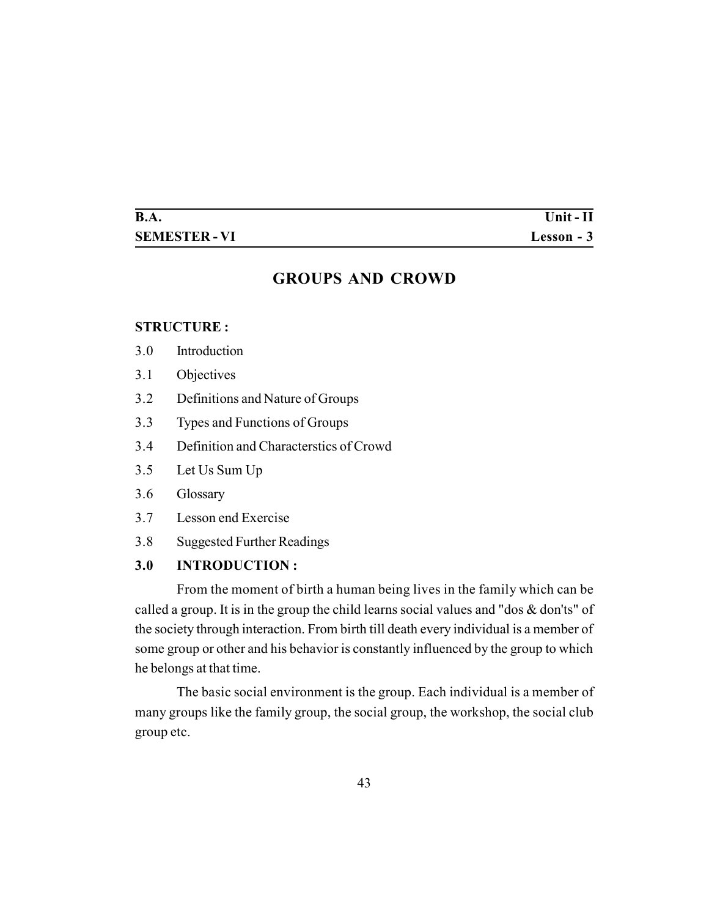| **B.A.** | **Unit - II** |
| --- | --- |
| **SEMESTER - VI** | **Lesson - 3** |

# GROUPS AND CROWD

**STRUCTURE :**

3.0 Introduction

3.1 Objectives

3.2 Definitions and Nature of Groups

3.3 Types and Functions of Groups

3.4 Definition and Characterstics of Crowd

3.5 Let Us Sum Up

3.6 Glossary

3.7 Lesson end Exercise

3.8 Suggested Further Readings

## 3.0 INTRODUCTION :

From the moment of birth a human being lives in the family which can be called a group. It is in the group the child learns social values and "dos & don'ts" of the society through interaction. From birth till death every individual is a member of some group or other and his behavior is constantly influenced by the group to which he belongs at that time.

The basic social environment is the group. Each individual is a member of many groups like the family group, the social group, the workshop, the social club group etc.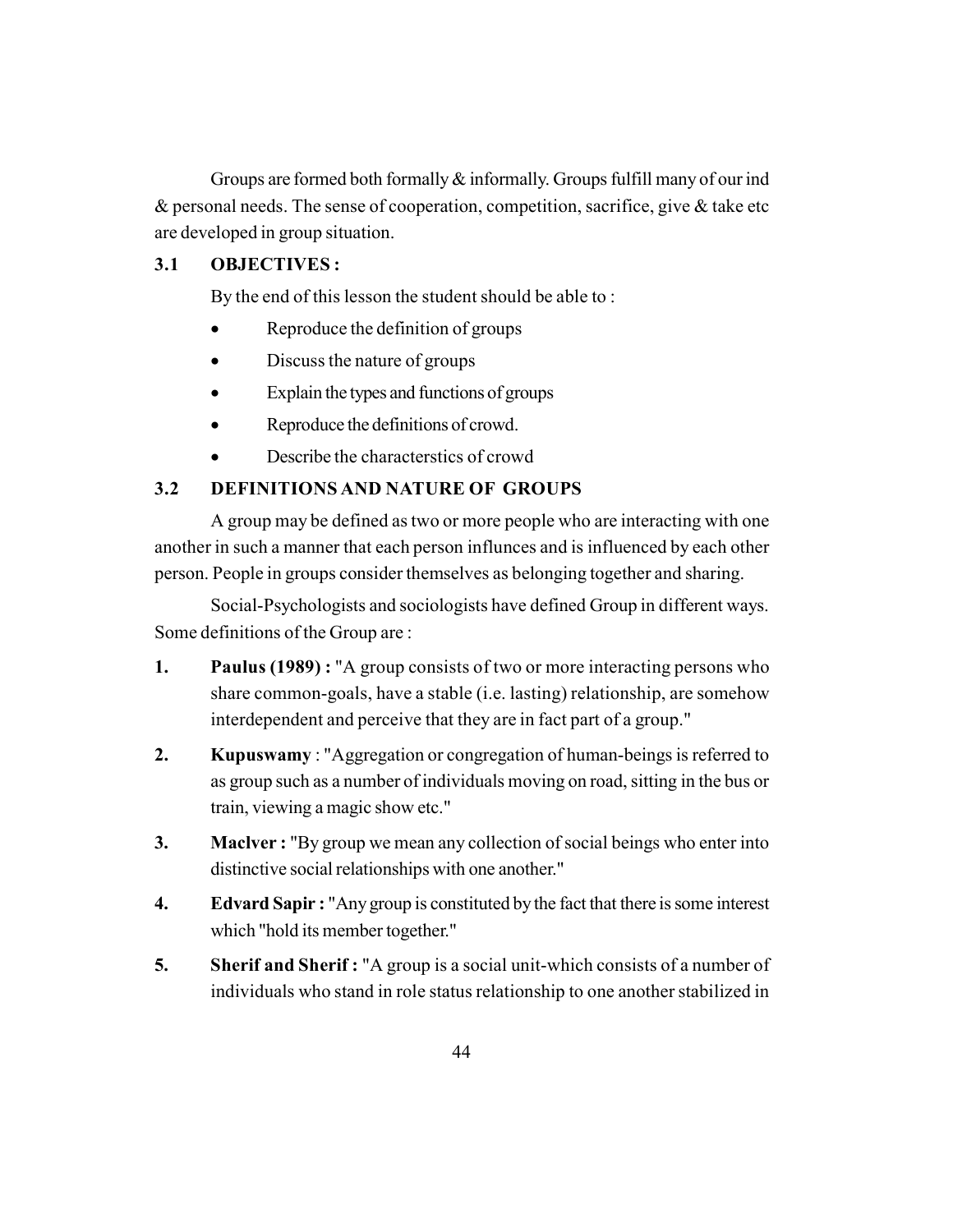Groups are formed both formally & informally. Groups fulfill many of our ind & personal needs. The sense of cooperation, competition, sacrifice, give & take etc are developed in group situation.

## 3.1 OBJECTIVES :

By the end of this lesson the student should be able to :

- Reproduce the definition of groups
- Discuss the nature of groups
- Explain the types and functions of groups
- Reproduce the definitions of crowd.
- Describe the characterstics of crowd

## 3.2 DEFINITIONS AND NATURE OF GROUPS

A group may be defined as two or more people who are interacting with one another in such a manner that each person influnces and is influenced by each other person. People in groups consider themselves as belonging together and sharing.

Social-Psychologists and sociologists have defined Group in different ways. Some definitions of the Group are :

1. **Paulus (1989) :** "A group consists of two or more interacting persons who share common-goals, have a stable (i.e. lasting) relationship, are somehow interdependent and perceive that they are in fact part of a group."
2. **Kupuswamy** : "Aggregation or congregation of human-beings is referred to as group such as a number of individuals moving on road, sitting in the bus or train, viewing a magic show etc."
3. **Maclver :** "By group we mean any collection of social beings who enter into distinctive social relationships with one another."
4. **Edvard Sapir :** "Any group is constituted by the fact that there is some interest which "hold its member together."
5. **Sherif and Sherif :** "A group is a social unit-which consists of a number of individuals who stand in role status relationship to one another stabilized in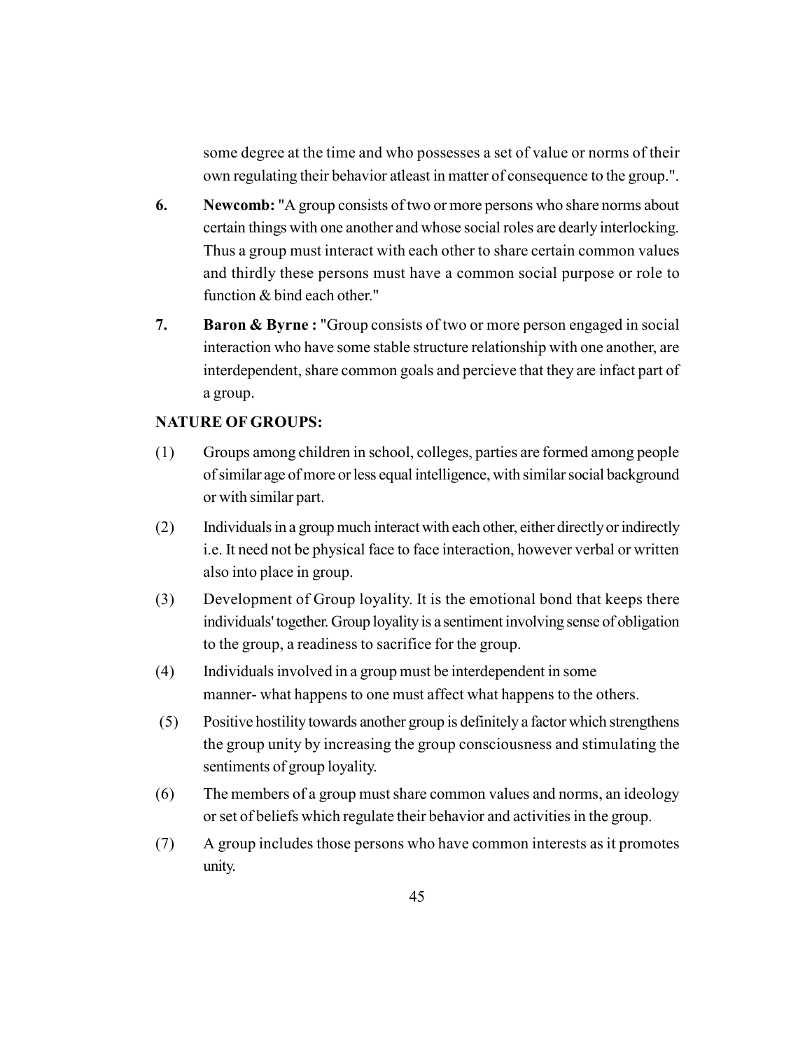some degree at the time and who possesses a set of value or norms of their own regulating their behavior atleast in matter of consequence to the group.".

6. **Newcomb:** "A group consists of two or more persons who share norms about certain things with one another and whose social roles are dearly interlocking. Thus a group must interact with each other to share certain common values and thirdly these persons must have a common social purpose or role to function & bind each other."

7. **Baron & Byrne :** "Group consists of two or more person engaged in social interaction who have some stable structure relationship with one another, are interdependent, share common goals and percieve that they are infact part of a group.

**NATURE OF GROUPS:**

(1) Groups among children in school, colleges, parties are formed among people of similar age of more or less equal intelligence, with similar social background or with similar part.

(2) Individuals in a group much interact with each other, either directly or indirectly i.e. It need not be physical face to face interaction, however verbal or written also into place in group.

(3) Development of Group loyality. It is the emotional bond that keeps there individuals' together. Group loyality is a sentiment involving sense of obligation to the group, a readiness to sacrifice for the group.

(4) Individuals involved in a group must be interdependent in some manner- what happens to one must affect what happens to the others.

(5) Positive hostility towards another group is definitely a factor which strengthens the group unity by increasing the group consciousness and stimulating the sentiments of group loyality.

(6) The members of a group must share common values and norms, an ideology or set of beliefs which regulate their behavior and activities in the group.

(7) A group includes those persons who have common interests as it promotes unity.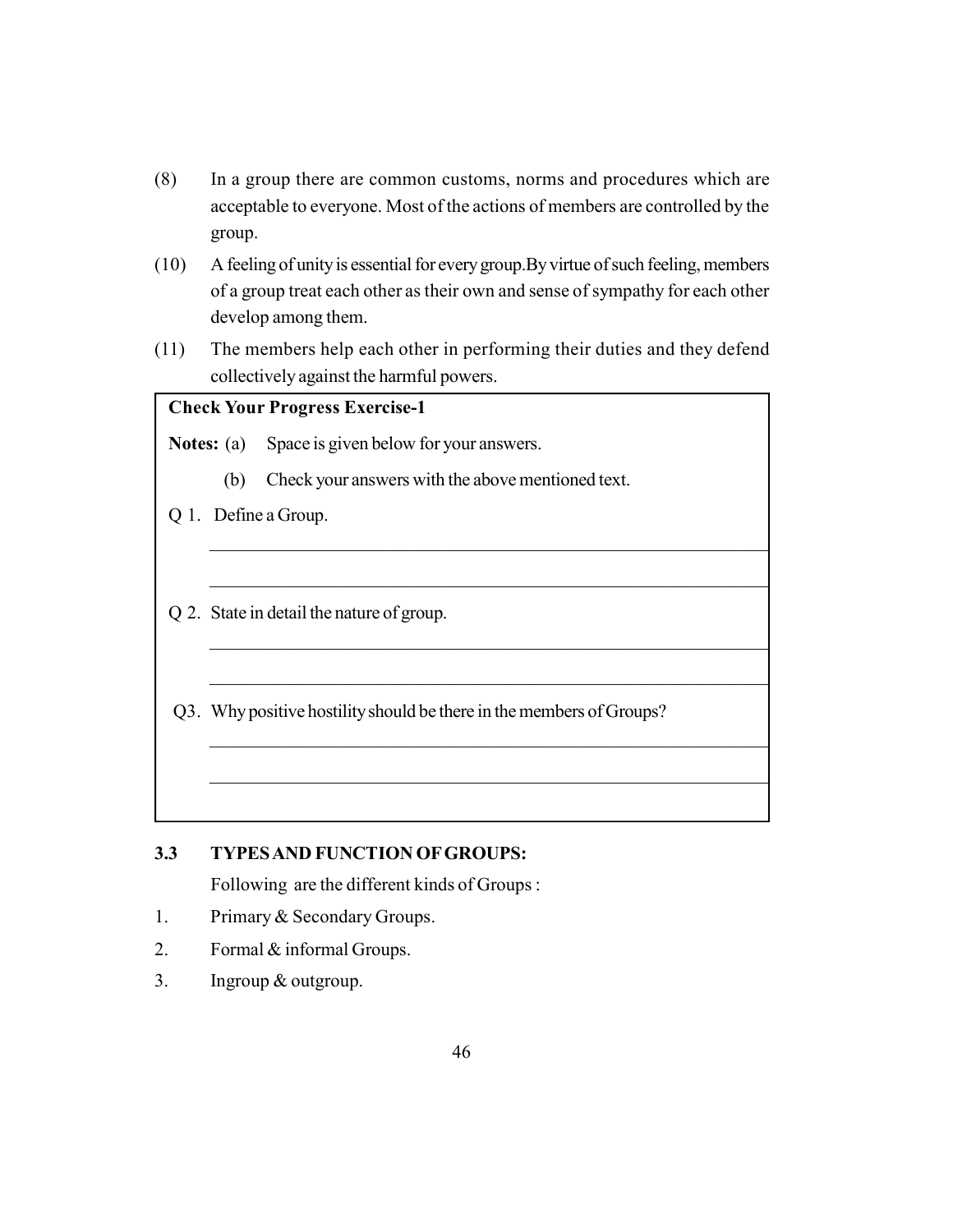(8) In a group there are common customs, norms and procedures which are acceptable to everyone. Most of the actions of members are controlled by the group.

(10) A feeling of unity is essential for every group.By virtue of such feeling, members of a group treat each other as their own and sense of sympathy for each other develop among them.

(11) The members help each other in performing their duties and they defend collectively against the harmful powers.

**Check Your Progress Exercise-1**

**Notes:** (a) Space is given below for your answers.

(b) Check your answers with the above mentioned text.

Q 1. Define a Group.

_______________________________________________

_______________________________________________

Q 2. State in detail the nature of group.

_______________________________________________

_______________________________________________

Q3. Why positive hostility should be there in the members of Groups?

_______________________________________________

_______________________________________________

## 3.3 TYPES AND FUNCTION OF GROUPS:

Following are the different kinds of Groups :

1. Primary & Secondary Groups.
2. Formal & informal Groups.
3. Ingroup & outgroup.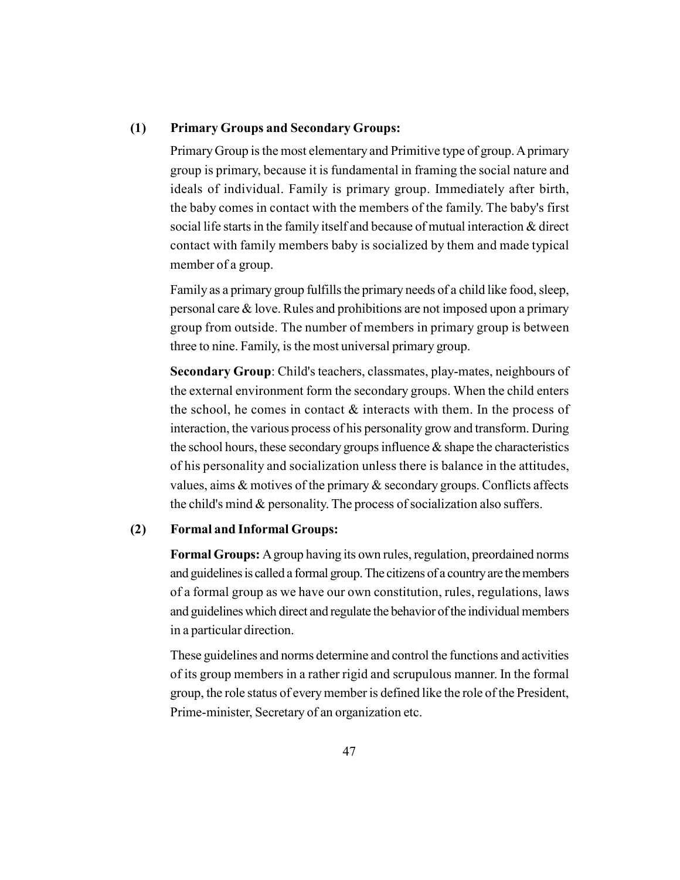### (1) Primary Groups and Secondary Groups:

Primary Group is the most elementary and Primitive type of group. A primary group is primary, because it is fundamental in framing the social nature and ideals of individual. Family is primary group. Immediately after birth, the baby comes in contact with the members of the family. The baby's first social life starts in the family itself and because of mutual interaction & direct contact with family members baby is socialized by them and made typical member of a group.

Family as a primary group fulfills the primary needs of a child like food, sleep, personal care & love. Rules and prohibitions are not imposed upon a primary group from outside. The number of members in primary group is between three to nine. Family, is the most universal primary group.

**Secondary Group**: Child's teachers, classmates, play-mates, neighbours of the external environment form the secondary groups. When the child enters the school, he comes in contact & interacts with them. In the process of interaction, the various process of his personality grow and transform. During the school hours, these secondary groups influence & shape the characteristics of his personality and socialization unless there is balance in the attitudes, values, aims & motives of the primary & secondary groups. Conflicts affects the child's mind & personality. The process of socialization also suffers.

### (2) Formal and Informal Groups:

**Formal Groups:** A group having its own rules, regulation, preordained norms and guidelines is called a formal group. The citizens of a country are the members of a formal group as we have our own constitution, rules, regulations, laws and guidelines which direct and regulate the behavior of the individual members in a particular direction.

These guidelines and norms determine and control the functions and activities of its group members in a rather rigid and scrupulous manner. In the formal group, the role status of every member is defined like the role of the President, Prime-minister, Secretary of an organization etc.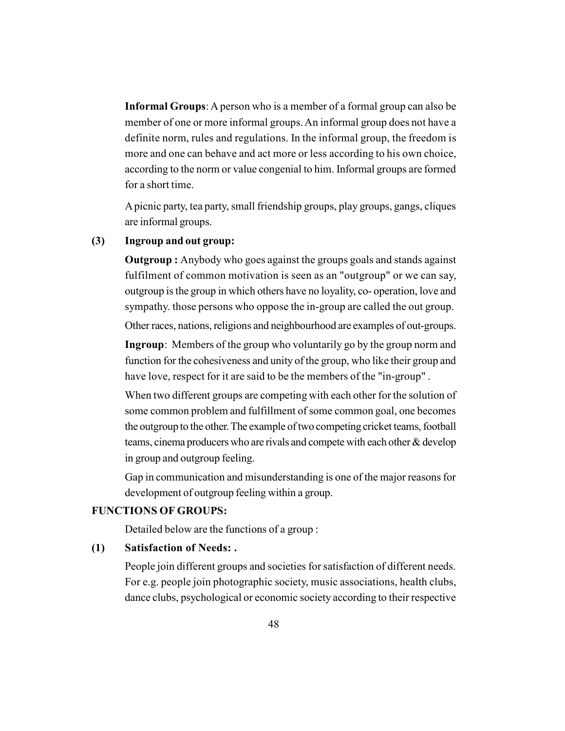**Informal Groups**: A person who is a member of a formal group can also be member of one or more informal groups. An informal group does not have a definite norm, rules and regulations. In the informal group, the freedom is more and one can behave and act more or less according to his own choice, according to the norm or value congenial to him. Informal groups are formed for a short time.

A picnic party, tea party, small friendship groups, play groups, gangs, cliques are informal groups.

**(3) Ingroup and out group:**

**Outgroup :** Anybody who goes against the groups goals and stands against fulfilment of common motivation is seen as an "outgroup" or we can say, outgroup is the group in which others have no loyality, co- operation, love and sympathy. those persons who oppose the in-group are called the out group.

Other races, nations, religions and neighbourhood are examples of out-groups.

**Ingroup**: Members of the group who voluntarily go by the group norm and function for the cohesiveness and unity of the group, who like their group and have love, respect for it are said to be the members of the "in-group" .

When two different groups are competing with each other for the solution of some common problem and fulfillment of some common goal, one becomes the outgroup to the other. The example of two competing cricket teams, football teams, cinema producers who are rivals and compete with each other & develop in group and outgroup feeling.

Gap in communication and misunderstanding is one of the major reasons for development of outgroup feeling within a group.

**FUNCTIONS OF GROUPS:**

Detailed below are the functions of a group :

**(1) Satisfaction of Needs: .**

People join different groups and societies for satisfaction of different needs. For e.g. people join photographic society, music associations, health clubs, dance clubs, psychological or economic society according to their respective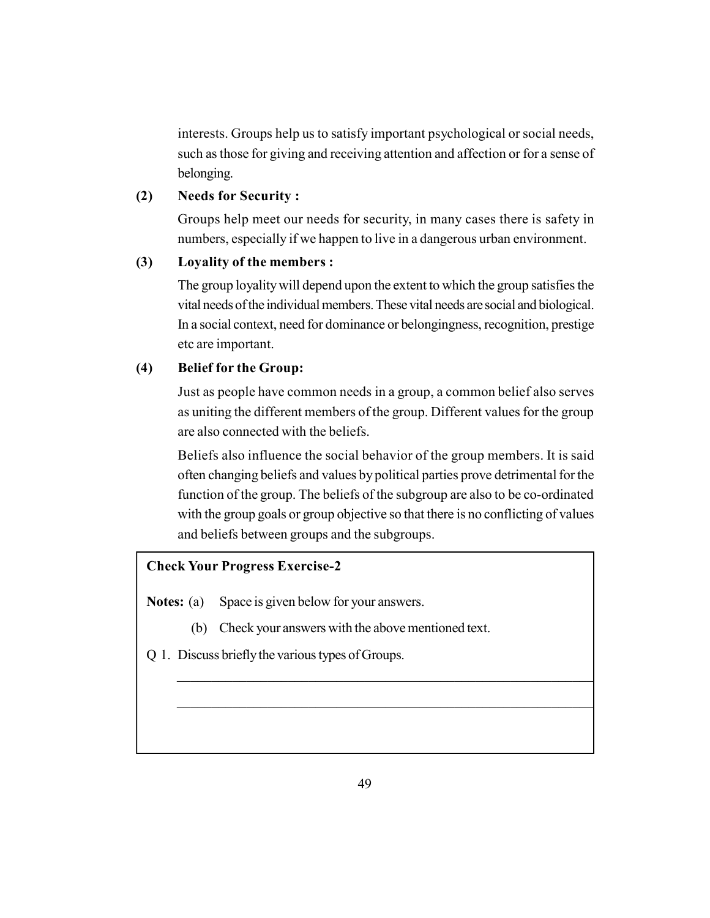interests. Groups help us to satisfy important psychological or social needs, such as those for giving and receiving attention and affection or for a sense of belonging.

**(2) Needs for Security :**

Groups help meet our needs for security, in many cases there is safety in numbers, especially if we happen to live in a dangerous urban environment.

**(3) Loyality of the members :**

The group loyality will depend upon the extent to which the group satisfies the vital needs of the individual members. These vital needs are social and biological. In a social context, need for dominance or belongingness, recognition, prestige etc are important.

**(4) Belief for the Group:**

Just as people have common needs in a group, a common belief also serves as uniting the different members of the group. Different values for the group are also connected with the beliefs.

Beliefs also influence the social behavior of the group members. It is said often changing beliefs and values by political parties prove detrimental for the function of the group. The beliefs of the subgroup are also to be co-ordinated with the group goals or group objective so that there is no conflicting of values and beliefs between groups and the subgroups.

**Check Your Progress Exercise-2**

**Notes:** (a) Space is given below for your answers.

(b) Check your answers with the above mentioned text.

Q 1. Discuss briefly the various types of Groups.

______________________________________________________________

______________________________________________________________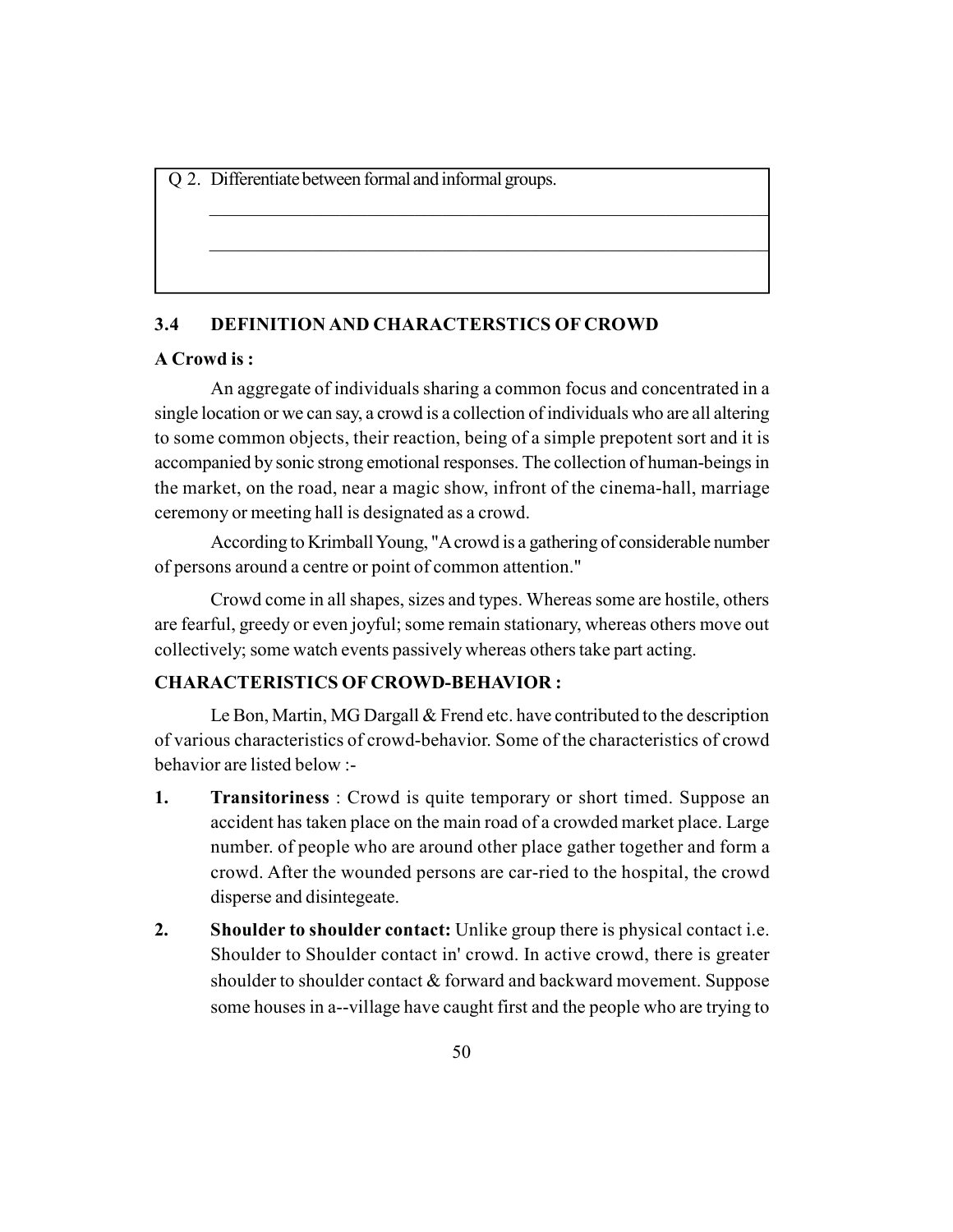Q 2. Differentiate between formal and informal groups.

______________________________________________________________

______________________________________________________________

## 3.4 DEFINITION AND CHARACTERSTICS OF CROWD

**A Crowd is :**

An aggregate of individuals sharing a common focus and concentrated in a single location or we can say, a crowd is a collection of individuals who are all altering to some common objects, their reaction, being of a simple prepotent sort and it is accompanied by sonic strong emotional responses. The collection of human-beings in the market, on the road, near a magic show, infront of the cinema-hall, marriage ceremony or meeting hall is designated as a crowd.

According to Krimball Young, "A crowd is a gathering of considerable number of persons around a centre or point of common attention."

Crowd come in all shapes, sizes and types. Whereas some are hostile, others are fearful, greedy or even joyful; some remain stationary, whereas others move out collectively; some watch events passively whereas others take part acting.

**CHARACTERISTICS OF CROWD-BEHAVIOR :**

Le Bon, Martin, MG Dargall & Frend etc. have contributed to the description of various characteristics of crowd-behavior. Some of the characteristics of crowd behavior are listed below :-

1. **Transitoriness** : Crowd is quite temporary or short timed. Suppose an accident has taken place on the main road of a crowded market place. Large number. of people who are around other place gather together and form a crowd. After the wounded persons are car-ried to the hospital, the crowd disperse and disintegeate.

2. **Shoulder to shoulder contact:** Unlike group there is physical contact i.e. Shoulder to Shoulder contact in' crowd. In active crowd, there is greater shoulder to shoulder contact & forward and backward movement. Suppose some houses in a--village have caught first and the people who are trying to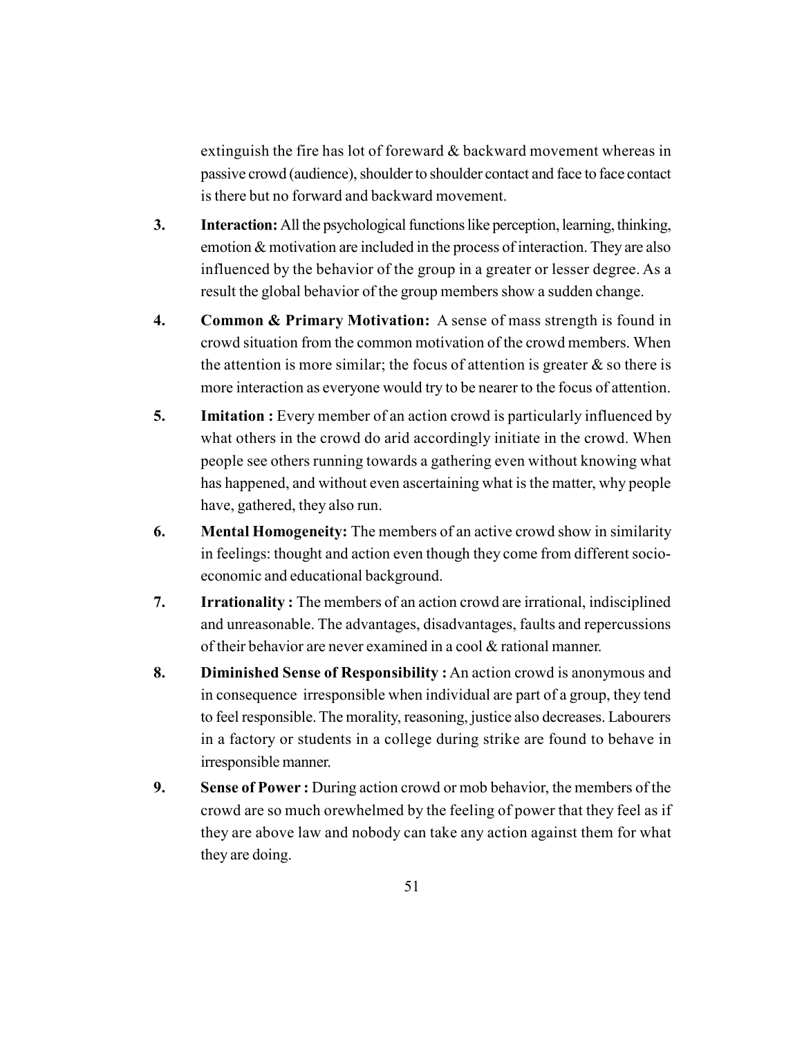extinguish the fire has lot of foreward & backward movement whereas in passive crowd (audience), shoulder to shoulder contact and face to face contact is there but no forward and backward movement.

3. **Interaction:** All the psychological functions like perception, learning, thinking, emotion & motivation are included in the process of interaction. They are also influenced by the behavior of the group in a greater or lesser degree. As a result the global behavior of the group members show a sudden change.

4. **Common & Primary Motivation:** A sense of mass strength is found in crowd situation from the common motivation of the crowd members. When the attention is more similar; the focus of attention is greater & so there is more interaction as everyone would try to be nearer to the focus of attention.

5. **Imitation :** Every member of an action crowd is particularly influenced by what others in the crowd do arid accordingly initiate in the crowd. When people see others running towards a gathering even without knowing what has happened, and without even ascertaining what is the matter, why people have, gathered, they also run.

6. **Mental Homogeneity:** The members of an active crowd show in similarity in feelings: thought and action even though they come from different socio-economic and educational background.

7. **Irrationality :** The members of an action crowd are irrational, indisciplined and unreasonable. The advantages, disadvantages, faults and repercussions of their behavior are never examined in a cool & rational manner.

8. **Diminished Sense of Responsibility :** An action crowd is anonymous and in consequence irresponsible when individual are part of a group, they tend to feel responsible. The morality, reasoning, justice also decreases. Labourers in a factory or students in a college during strike are found to behave in irresponsible manner.

9. **Sense of Power :** During action crowd or mob behavior, the members of the crowd are so much orewhelmed by the feeling of power that they feel as if they are above law and nobody can take any action against them for what they are doing.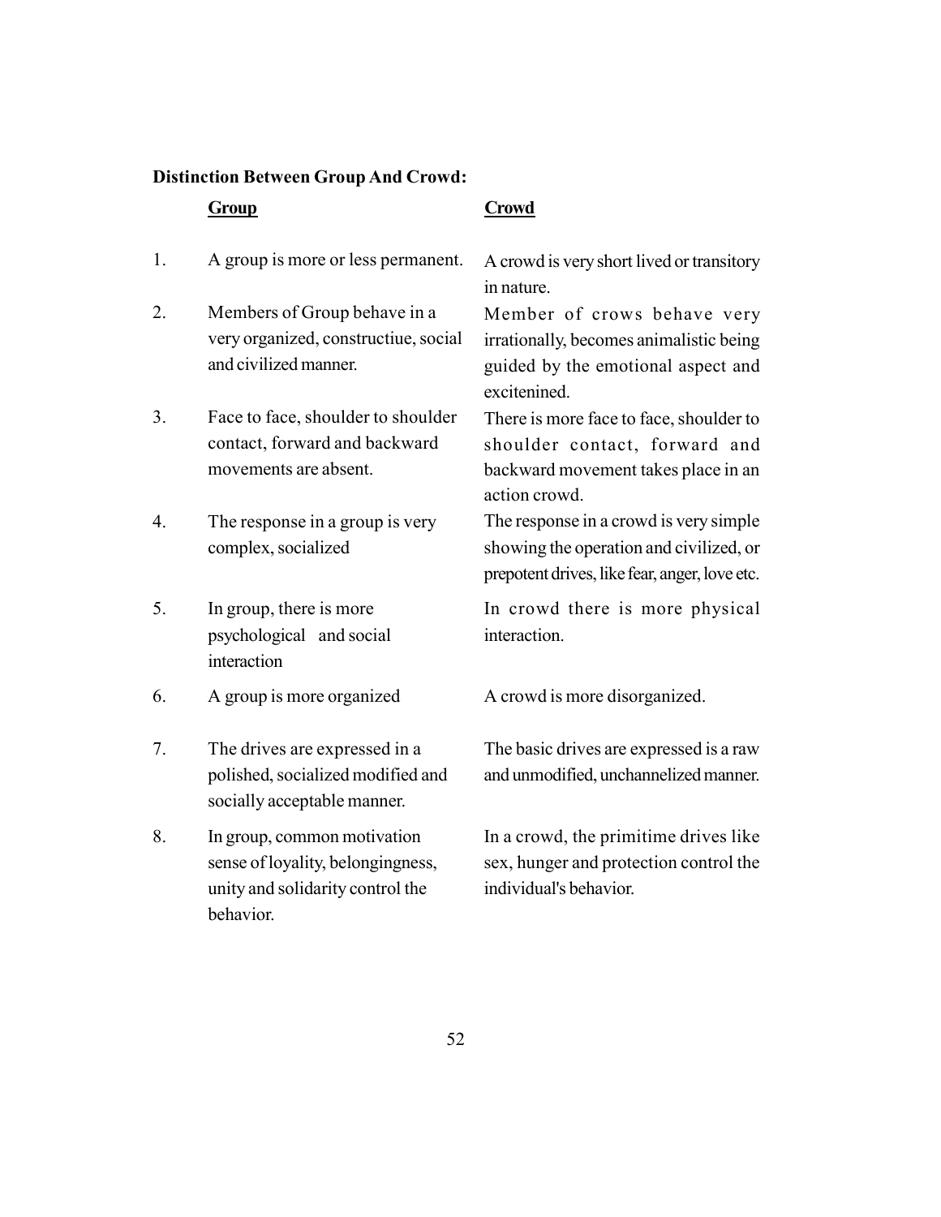**Distinction Between Group And Crowd:**

| | **Group** | **Crowd** |
|---|---|---|
| 1. | A group is more or less permanent. | A crowd is very short lived or transitory in nature. |
| 2. | Members of Group behave in a very organized, constructiue, social and civilized manner. | Member of crows behave very irrationally, becomes animalistic being guided by the emotional aspect and excitenined. |
| 3. | Face to face, shoulder to shoulder contact, forward and backward movements are absent. | There is more face to face, shoulder to shoulder contact, forward and backward movement takes place in an action crowd. |
| 4. | The response in a group is very complex, socialized | The response in a crowd is very simple showing the operation and civilized, or prepotent drives, like fear, anger, love etc. |
| 5. | In group, there is more psychological and social interaction | In crowd there is more physical interaction. |
| 6. | A group is more organized | A crowd is more disorganized. |
| 7. | The drives are expressed in a polished, socialized modified and socially acceptable manner. | The basic drives are expressed is a raw and unmodified, unchannelized manner. |
| 8. | In group, common motivation sense of loyality, belongingness, unity and solidarity control the behavior. | In a crowd, the primitime drives like sex, hunger and protection control the individual's behavior. |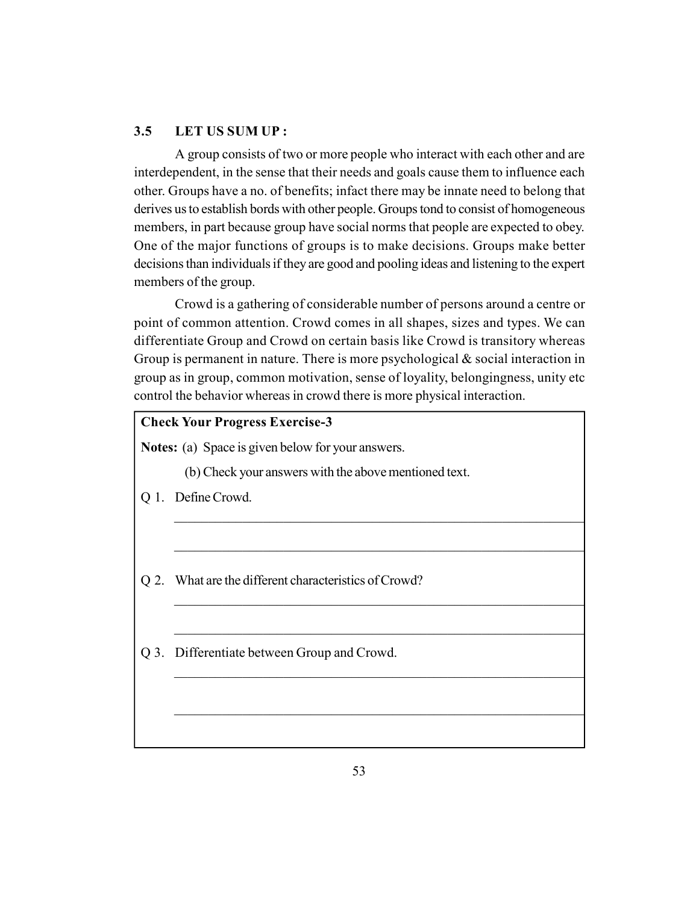## 3.5 LET US SUM UP :

A group consists of two or more people who interact with each other and are interdependent, in the sense that their needs and goals cause them to influence each other. Groups have a no. of benefits; infact there may be innate need to belong that derives us to establish bords with other people. Groups tond to consist of homogeneous members, in part because group have social norms that people are expected to obey. One of the major functions of groups is to make decisions. Groups make better decisions than individuals if they are good and pooling ideas and listening to the expert members of the group.

Crowd is a gathering of considerable number of persons around a centre or point of common attention. Crowd comes in all shapes, sizes and types. We can differentiate Group and Crowd on certain basis like Crowd is transitory whereas Group is permanent in nature. There is more psychological & social interaction in group as in group, common motivation, sense of loyality, belongingness, unity etc control the behavior whereas in crowd there is more physical interaction.

**Check Your Progress Exercise-3**

**Notes:** (a) Space is given below for your answers.

(b) Check your answers with the above mentioned text.

Q 1. Define Crowd.

_______________________________________________

_______________________________________________

Q 2. What are the different characteristics of Crowd?

_______________________________________________

_______________________________________________

Q 3. Differentiate between Group and Crowd.

_______________________________________________

_______________________________________________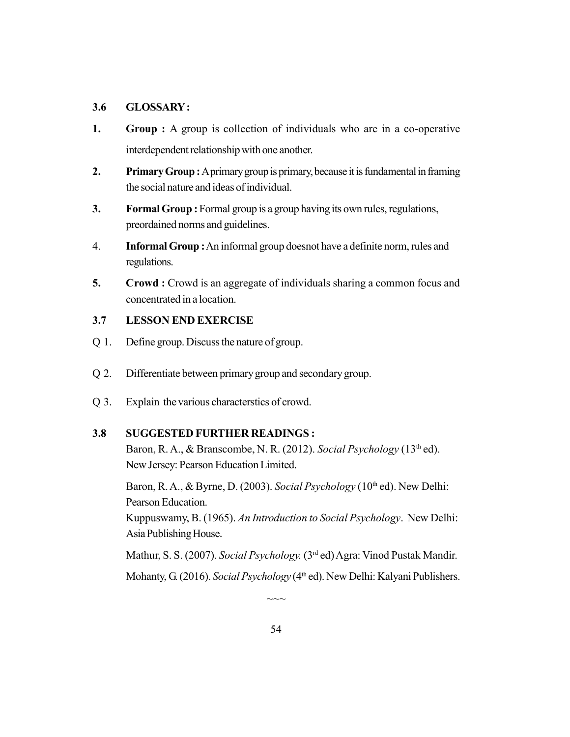## 3.6 GLOSSARY :

1. **Group :** A group is collection of individuals who are in a co-operative interdependent relationship with one another.

2. **Primary Group :** A primary group is primary, because it is fundamental in framing the social nature and ideas of individual.

3. **Formal Group :** Formal group is a group having its own rules, regulations, preordained norms and guidelines.

4. **Informal Group :** An informal group doesnot have a definite norm, rules and regulations.

5. **Crowd :** Crowd is an aggregate of individuals sharing a common focus and concentrated in a location.

## 3.7 LESSON END EXERCISE

Q 1. Define group. Discuss the nature of group.

Q 2. Differentiate between primary group and secondary group.

Q 3. Explain the various characterstics of crowd.

## 3.8 SUGGESTED FURTHER READINGS :

Baron, R. A., & Branscombe, N. R. (2012). *Social Psychology* (13th ed). New Jersey: Pearson Education Limited.

Baron, R. A., & Byrne, D. (2003). *Social Psychology* (10th ed). New Delhi: Pearson Education.

Kuppuswamy, B. (1965). *An Introduction to Social Psychology*. New Delhi: Asia Publishing House.

Mathur, S. S. (2007). *Social Psychology.* (3rd ed) Agra: Vinod Pustak Mandir.

Mohanty, G. (2016). *Social Psychology* (4th ed). New Delhi: Kalyani Publishers.

~~~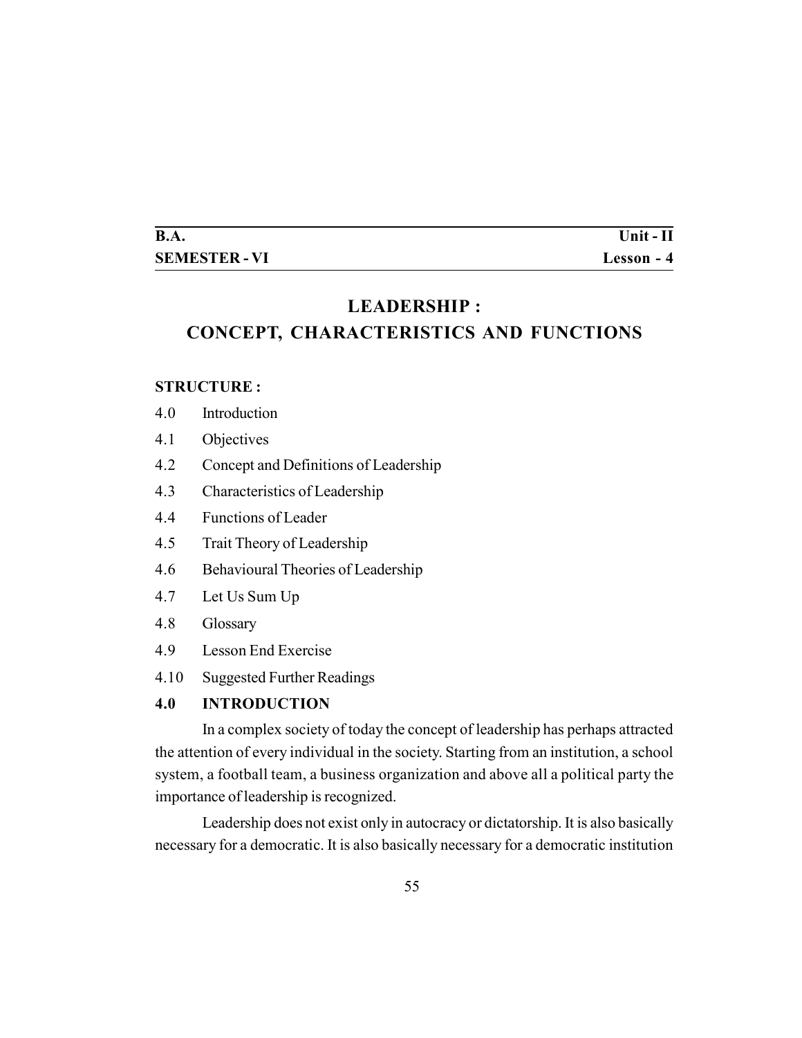| **B.A.** | **Unit - II** |
|---|---|
| **SEMESTER - VI** | **Lesson - 4** |

# LEADERSHIP : CONCEPT, CHARACTERISTICS AND FUNCTIONS

**STRUCTURE :**

4.0 Introduction

4.1 Objectives

4.2 Concept and Definitions of Leadership

4.3 Characteristics of Leadership

4.4 Functions of Leader

4.5 Trait Theory of Leadership

4.6 Behavioural Theories of Leadership

4.7 Let Us Sum Up

4.8 Glossary

4.9 Lesson End Exercise

4.10 Suggested Further Readings

## 4.0 INTRODUCTION

In a complex society of today the concept of leadership has perhaps attracted the attention of every individual in the society. Starting from an institution, a school system, a football team, a business organization and above all a political party the importance of leadership is recognized.

Leadership does not exist only in autocracy or dictatorship. It is also basically necessary for a democratic. It is also basically necessary for a democratic institution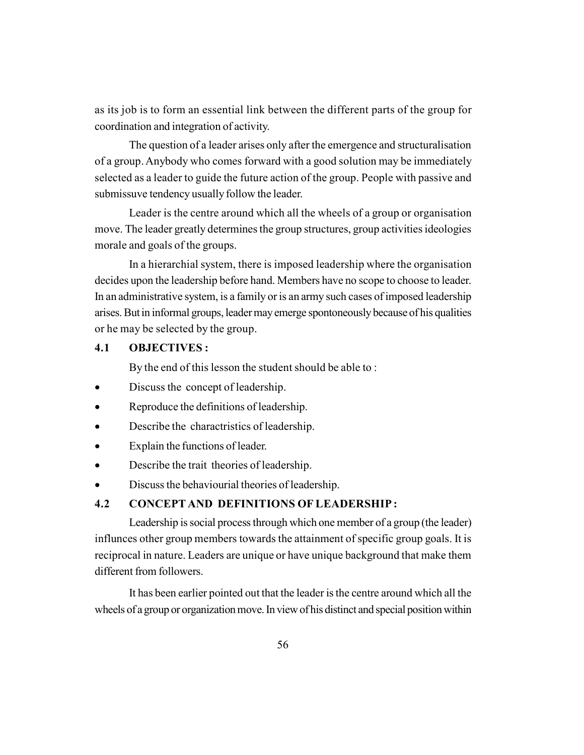as its job is to form an essential link between the different parts of the group for coordination and integration of activity.

The question of a leader arises only after the emergence and structuralisation of a group. Anybody who comes forward with a good solution may be immediately selected as a leader to guide the future action of the group. People with passive and submissuve tendency usually follow the leader.

Leader is the centre around which all the wheels of a group or organisation move. The leader greatly determines the group structures, group activities ideologies morale and goals of the groups.

In a hierarchial system, there is imposed leadership where the organisation decides upon the leadership before hand. Members have no scope to choose to leader. In an administrative system, is a family or is an army such cases of imposed leadership arises. But in informal groups, leader may emerge spontoneously because of his qualities or he may be selected by the group.

## 4.1 OBJECTIVES :

By the end of this lesson the student should be able to :

- Discuss the concept of leadership.
- Reproduce the definitions of leadership.
- Describe the charactristics of leadership.
- Explain the functions of leader.
- Describe the trait theories of leadership.
- Discuss the behaviourial theories of leadership.

## 4.2 CONCEPT AND DEFINITIONS OF LEADERSHIP :

Leadership is social process through which one member of a group (the leader) influnces other group members towards the attainment of specific group goals. It is reciprocal in nature. Leaders are unique or have unique background that make them different from followers.

It has been earlier pointed out that the leader is the centre around which all the wheels of a group or organization move. In view of his distinct and special position within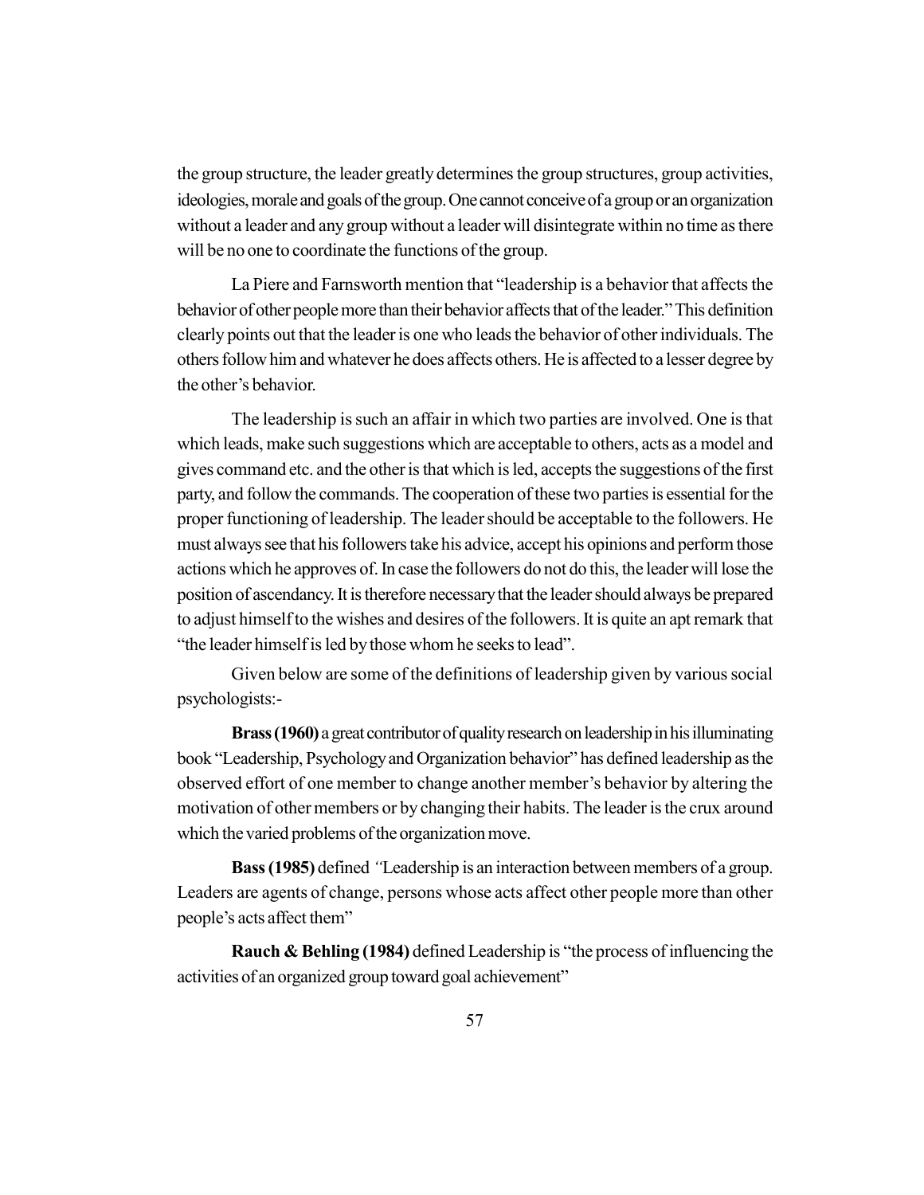the group structure, the leader greatly determines the group structures, group activities, ideologies, morale and goals of the group. One cannot conceive of a group or an organization without a leader and any group without a leader will disintegrate within no time as there will be no one to coordinate the functions of the group.

La Piere and Farnsworth mention that "leadership is a behavior that affects the behavior of other people more than their behavior affects that of the leader." This definition clearly points out that the leader is one who leads the behavior of other individuals. The others follow him and whatever he does affects others. He is affected to a lesser degree by the other's behavior.

The leadership is such an affair in which two parties are involved. One is that which leads, make such suggestions which are acceptable to others, acts as a model and gives command etc. and the other is that which is led, accepts the suggestions of the first party, and follow the commands. The cooperation of these two parties is essential for the proper functioning of leadership. The leader should be acceptable to the followers. He must always see that his followers take his advice, accept his opinions and perform those actions which he approves of. In case the followers do not do this, the leader will lose the position of ascendancy. It is therefore necessary that the leader should always be prepared to adjust himself to the wishes and desires of the followers. It is quite an apt remark that "the leader himself is led by those whom he seeks to lead".

Given below are some of the definitions of leadership given by various social psychologists:-

**Brass (1960)** a great contributor of quality research on leadership in his illuminating book "Leadership, Psychology and Organization behavior" has defined leadership as the observed effort of one member to change another member's behavior by altering the motivation of other members or by changing their habits. The leader is the crux around which the varied problems of the organization move.

**Bass (1985)** defined *"*Leadership is an interaction between members of a group. Leaders are agents of change, persons whose acts affect other people more than other people's acts affect them"

**Rauch & Behling (1984)** defined Leadership is "the process of influencing the activities of an organized group toward goal achievement"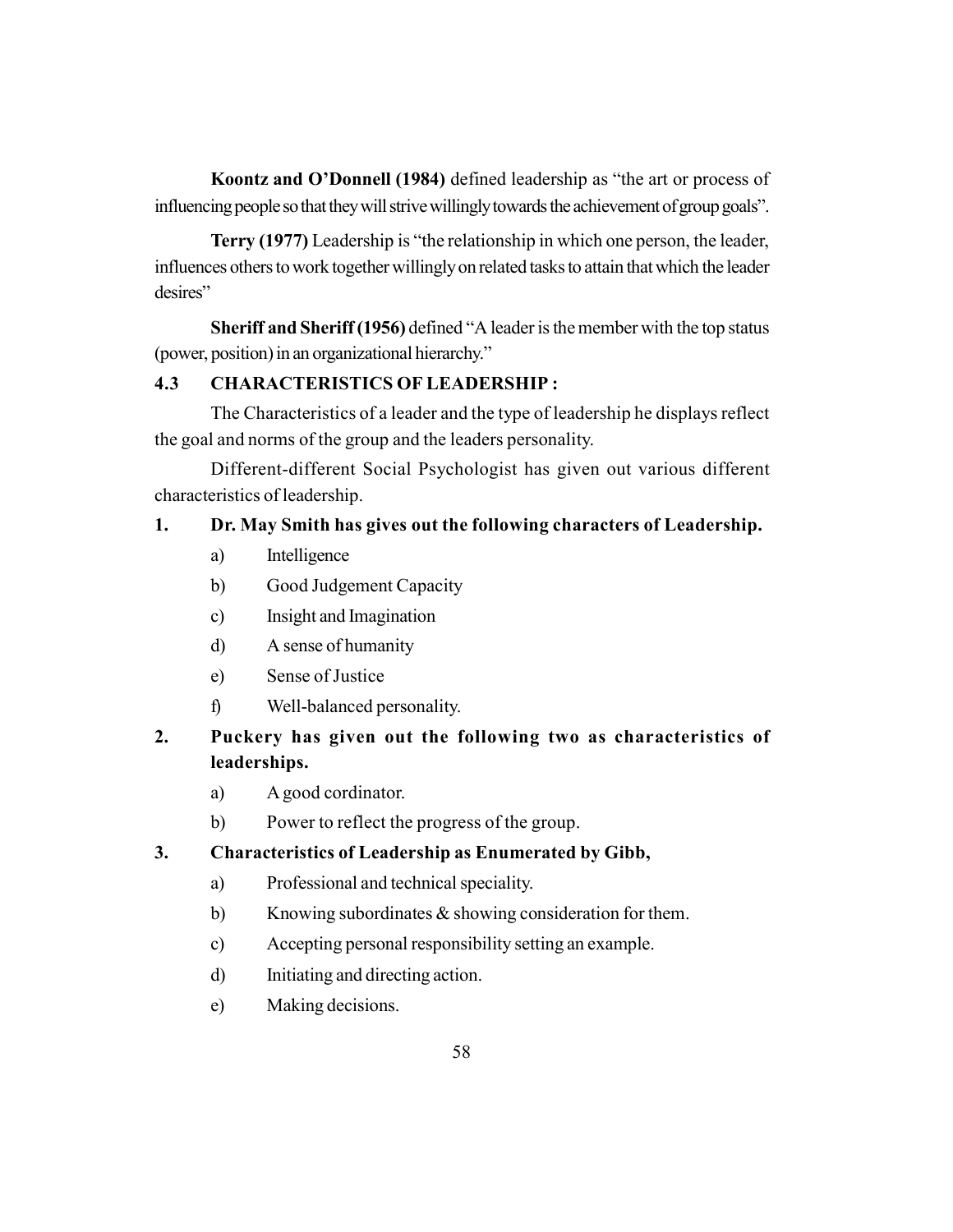**Koontz and O'Donnell (1984)** defined leadership as "the art or process of influencing people so that they will strive willingly towards the achievement of group goals".

**Terry (1977)** Leadership is "the relationship in which one person, the leader, influences others to work together willingly on related tasks to attain that which the leader desires"

**Sheriff and Sheriff (1956)** defined "A leader is the member with the top status (power, position) in an organizational hierarchy."

## 4.3 CHARACTERISTICS OF LEADERSHIP :

The Characteristics of a leader and the type of leadership he displays reflect the goal and norms of the group and the leaders personality.

Different-different Social Psychologist has given out various different characteristics of leadership.

**1. Dr. May Smith has gives out the following characters of Leadership.**

a) Intelligence

b) Good Judgement Capacity

c) Insight and Imagination

d) A sense of humanity

e) Sense of Justice

f) Well-balanced personality.

**2. Puckery has given out the following two as characteristics of leaderships.**

a) A good cordinator.

b) Power to reflect the progress of the group.

**3. Characteristics of Leadership as Enumerated by Gibb,**

a) Professional and technical speciality.

b) Knowing subordinates & showing consideration for them.

c) Accepting personal responsibility setting an example.

d) Initiating and directing action.

e) Making decisions.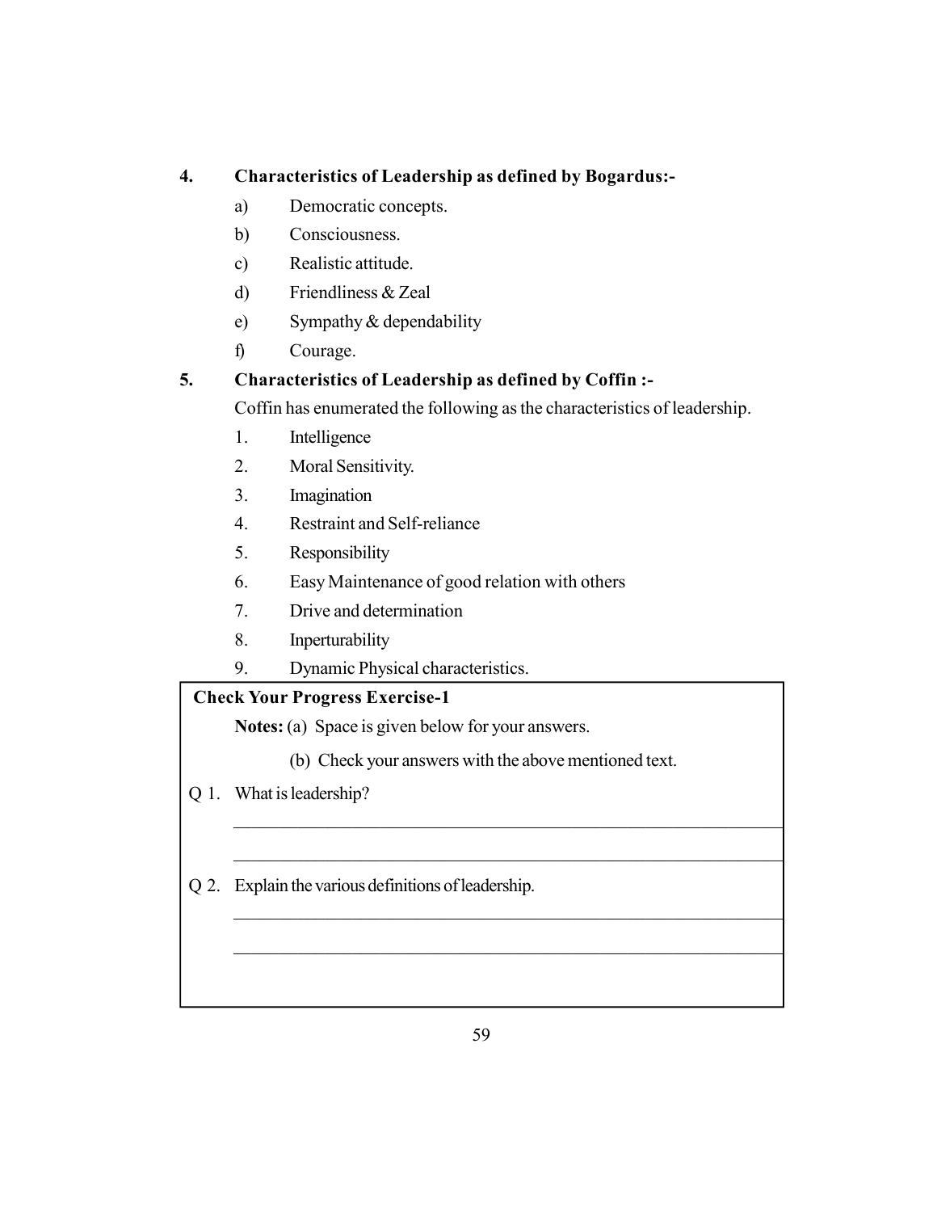## 4. Characteristics of Leadership as defined by Bogardus:-

a) Democratic concepts.

b) Consciousness.

c) Realistic attitude.

d) Friendliness & Zeal

e) Sympathy & dependability

f) Courage.

## 5. Characteristics of Leadership as defined by Coffin :-

Coffin has enumerated the following as the characteristics of leadership.

1. Intelligence
2. Moral Sensitivity.
3. Imagination
4. Restraint and Self-reliance
5. Responsibility
6. Easy Maintenance of good relation with others
7. Drive and determination
8. Inperturability
9. Dynamic Physical characteristics.

**Check Your Progress Exercise-1**

**Notes:** (a) Space is given below for your answers.

(b) Check your answers with the above mentioned text.

Q 1. What is leadership?

_______________________________________________

_______________________________________________

Q 2. Explain the various definitions of leadership.

_______________________________________________

_______________________________________________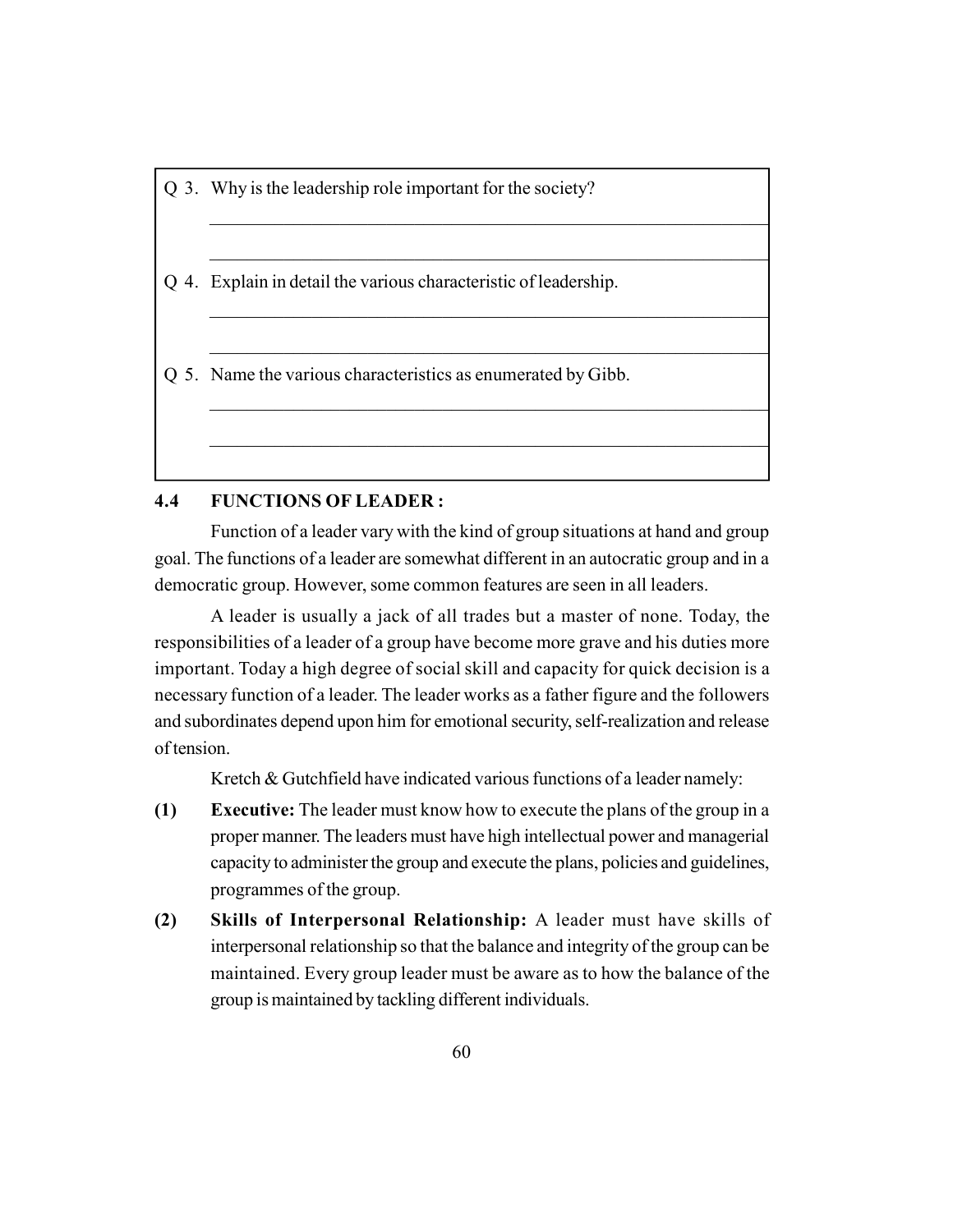Q 3. Why is the leadership role important for the society?

______________________________________________________________

______________________________________________________________

Q 4. Explain in detail the various characteristic of leadership.

______________________________________________________________

______________________________________________________________

Q 5. Name the various characteristics as enumerated by Gibb.

______________________________________________________________

______________________________________________________________

## 4.4 FUNCTIONS OF LEADER :

Function of a leader vary with the kind of group situations at hand and group goal. The functions of a leader are somewhat different in an autocratic group and in a democratic group. However, some common features are seen in all leaders.

A leader is usually a jack of all trades but a master of none. Today, the responsibilities of a leader of a group have become more grave and his duties more important. Today a high degree of social skill and capacity for quick decision is a necessary function of a leader. The leader works as a father figure and the followers and subordinates depend upon him for emotional security, self-realization and release of tension.

Kretch & Gutchfield have indicated various functions of a leader namely:

**(1) Executive:** The leader must know how to execute the plans of the group in a proper manner. The leaders must have high intellectual power and managerial capacity to administer the group and execute the plans, policies and guidelines, programmes of the group.

**(2) Skills of Interpersonal Relationship:** A leader must have skills of interpersonal relationship so that the balance and integrity of the group can be maintained. Every group leader must be aware as to how the balance of the group is maintained by tackling different individuals.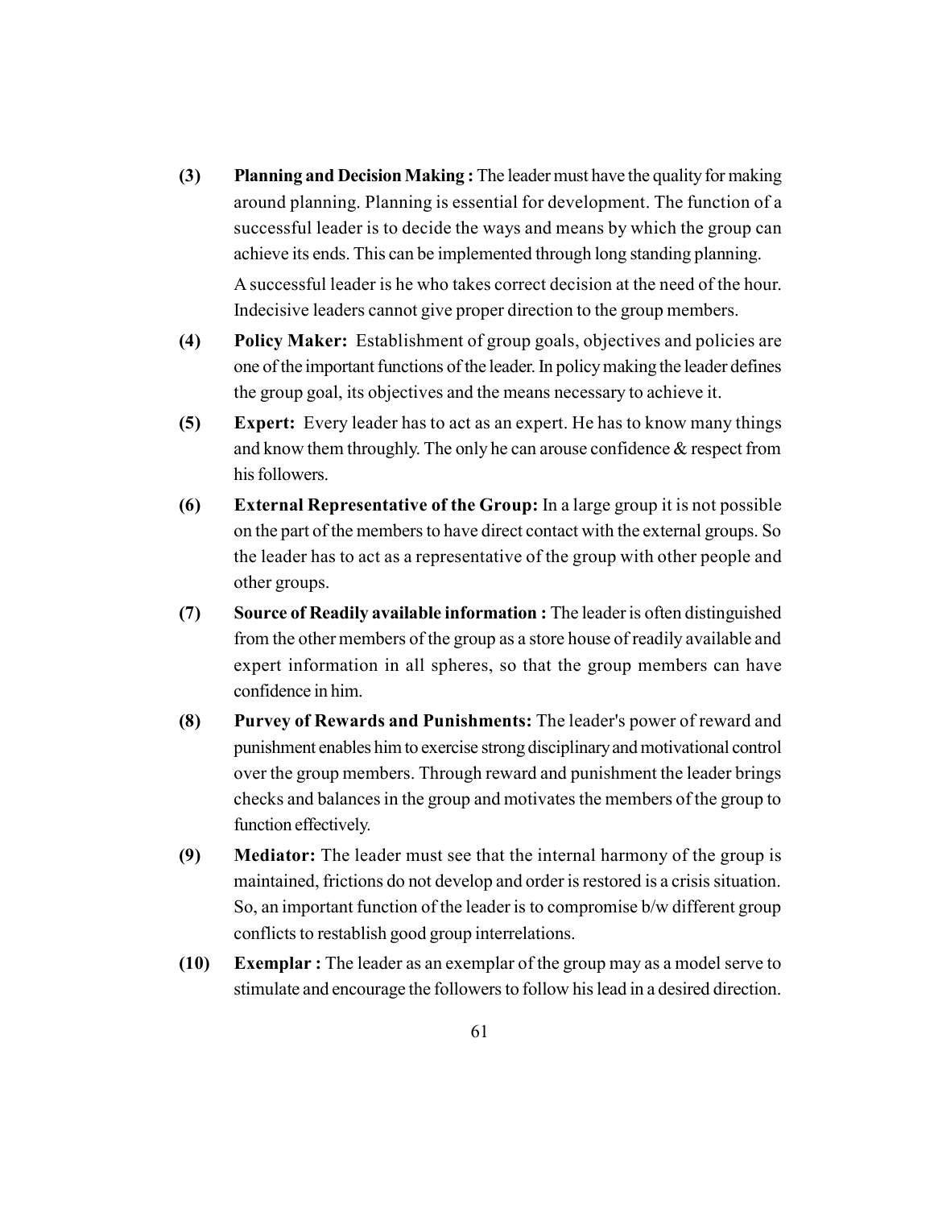**(3) Planning and Decision Making :** The leader must have the quality for making around planning. Planning is essential for development. The function of a successful leader is to decide the ways and means by which the group can achieve its ends. This can be implemented through long standing planning.

A successful leader is he who takes correct decision at the need of the hour. Indecisive leaders cannot give proper direction to the group members.

**(4) Policy Maker:** Establishment of group goals, objectives and policies are one of the important functions of the leader. In policy making the leader defines the group goal, its objectives and the means necessary to achieve it.

**(5) Expert:** Every leader has to act as an expert. He has to know many things and know them throughly. The only he can arouse confidence & respect from his followers.

**(6) External Representative of the Group:** In a large group it is not possible on the part of the members to have direct contact with the external groups. So the leader has to act as a representative of the group with other people and other groups.

**(7) Source of Readily available information :** The leader is often distinguished from the other members of the group as a store house of readily available and expert information in all spheres, so that the group members can have confidence in him.

**(8) Purvey of Rewards and Punishments:** The leader's power of reward and punishment enables him to exercise strong disciplinary and motivational control over the group members. Through reward and punishment the leader brings checks and balances in the group and motivates the members of the group to function effectively.

**(9) Mediator:** The leader must see that the internal harmony of the group is maintained, frictions do not develop and order is restored is a crisis situation. So, an important function of the leader is to compromise b/w different group conflicts to restablish good group interrelations.

**(10) Exemplar :** The leader as an exemplar of the group may as a model serve to stimulate and encourage the followers to follow his lead in a desired direction.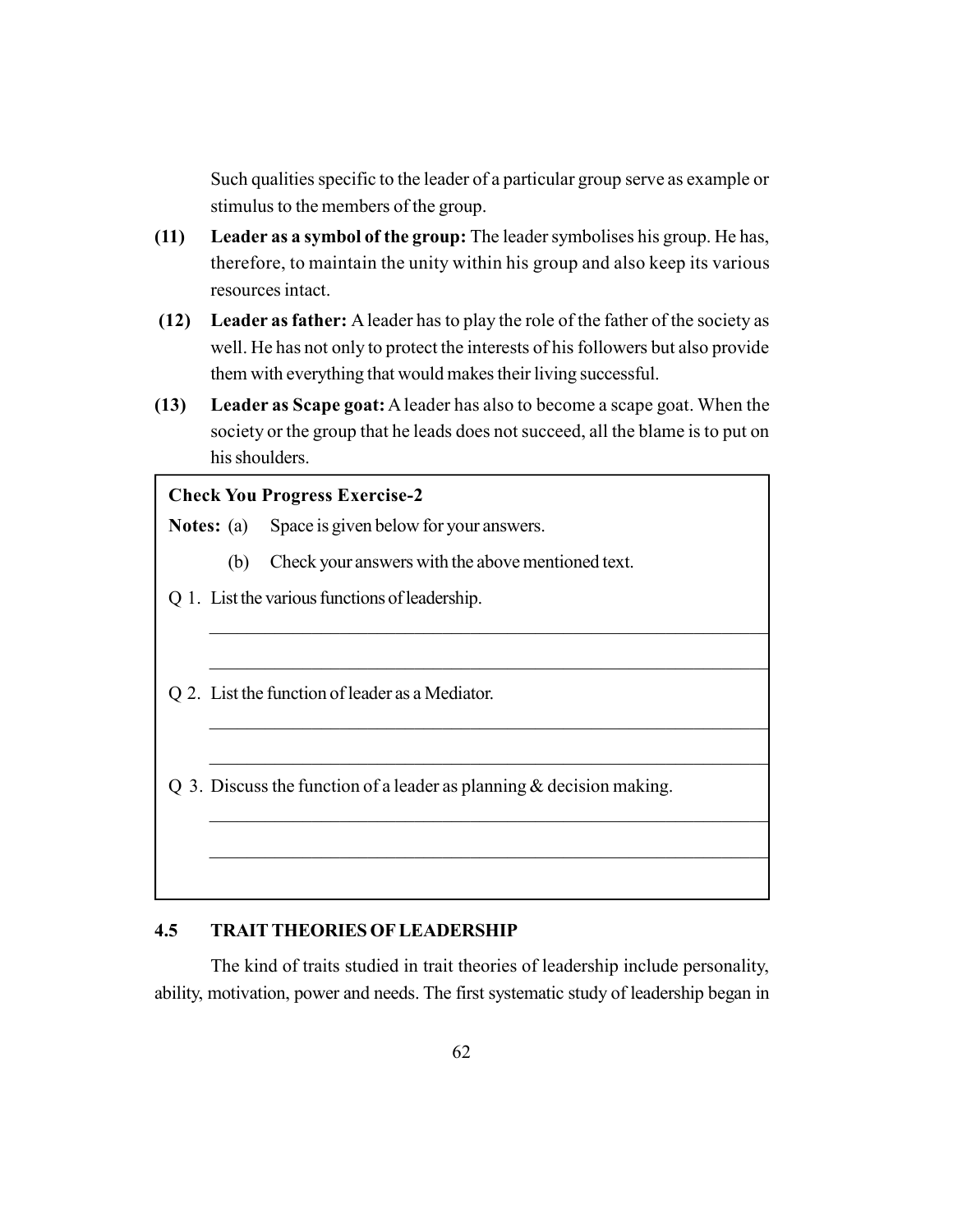Such qualities specific to the leader of a particular group serve as example or stimulus to the members of the group.

**(11) Leader as a symbol of the group:** The leader symbolises his group. He has, therefore, to maintain the unity within his group and also keep its various resources intact.

**(12) Leader as father:** A leader has to play the role of the father of the society as well. He has not only to protect the interests of his followers but also provide them with everything that would makes their living successful.

**(13) Leader as Scape goat:** A leader has also to become a scape goat. When the society or the group that he leads does not succeed, all the blame is to put on his shoulders.

**Check You Progress Exercise-2**

**Notes:** (a) Space is given below for your answers.

(b) Check your answers with the above mentioned text.

Q 1. List the various functions of leadership.

______________________________________________________________

______________________________________________________________

Q 2. List the function of leader as a Mediator.

______________________________________________________________

______________________________________________________________

Q 3. Discuss the function of a leader as planning & decision making.

______________________________________________________________

______________________________________________________________

## 4.5 TRAIT THEORIES OF LEADERSHIP

The kind of traits studied in trait theories of leadership include personality, ability, motivation, power and needs. The first systematic study of leadership began in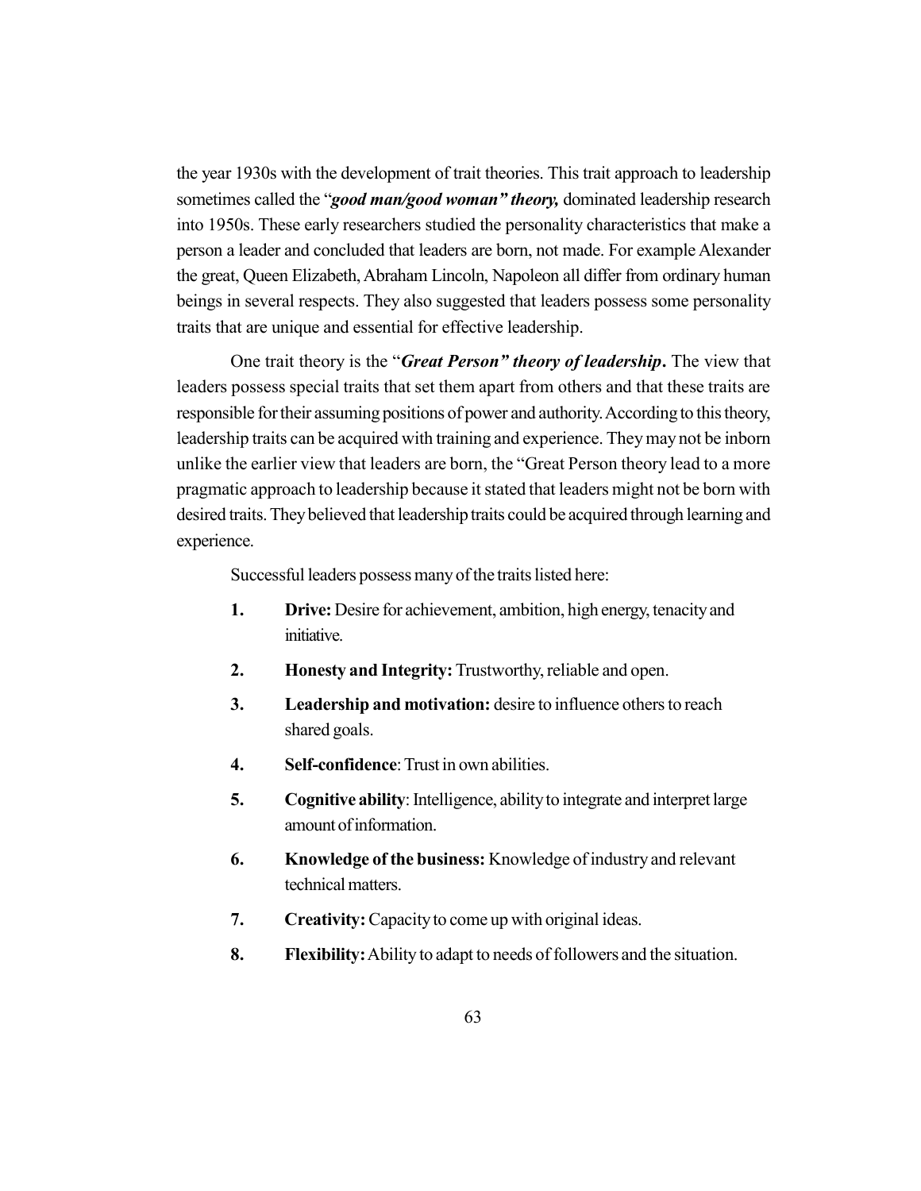the year 1930s with the development of trait theories. This trait approach to leadership sometimes called the "***good man/good woman" theory,*** dominated leadership research into 1950s. These early researchers studied the personality characteristics that make a person a leader and concluded that leaders are born, not made. For example Alexander the great, Queen Elizabeth, Abraham Lincoln, Napoleon all differ from ordinary human beings in several respects. They also suggested that leaders possess some personality traits that are unique and essential for effective leadership.

One trait theory is the "***Great Person" theory of leadership*****.** The view that leaders possess special traits that set them apart from others and that these traits are responsible for their assuming positions of power and authority. According to this theory, leadership traits can be acquired with training and experience. They may not be inborn unlike the earlier view that leaders are born, the "Great Person theory lead to a more pragmatic approach to leadership because it stated that leaders might not be born with desired traits. They believed that leadership traits could be acquired through learning and experience.

Successful leaders possess many of the traits listed here:

1. **Drive:** Desire for achievement, ambition, high energy, tenacity and initiative.
2. **Honesty and Integrity:** Trustworthy, reliable and open.
3. **Leadership and motivation:** desire to influence others to reach shared goals.
4. **Self-confidence**: Trust in own abilities.
5. **Cognitive ability**: Intelligence, ability to integrate and interpret large amount of information.
6. **Knowledge of the business:** Knowledge of industry and relevant technical matters.
7. **Creativity:** Capacity to come up with original ideas.
8. **Flexibility:** Ability to adapt to needs of followers and the situation.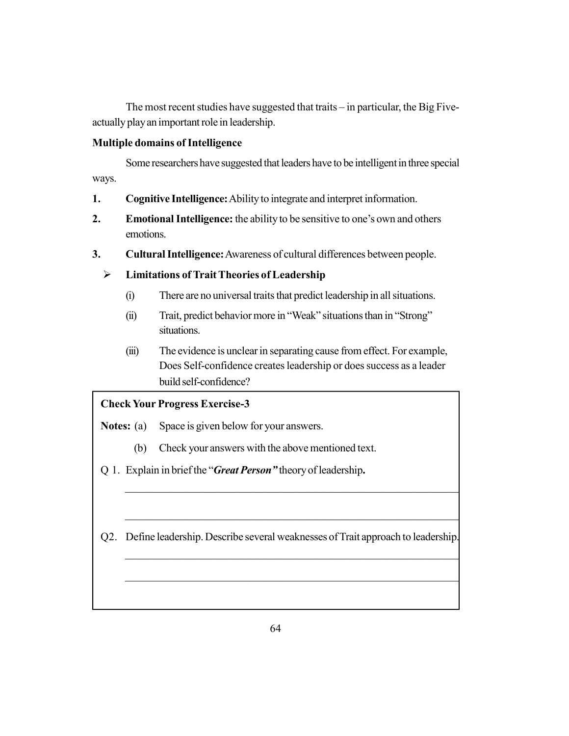The most recent studies have suggested that traits – in particular, the Big Five- actually play an important role in leadership.

**Multiple domains of Intelligence**

Some researchers have suggested that leaders have to be intelligent in three special ways.

1. **Cognitive Intelligence:** Ability to integrate and interpret information.
2. **Emotional Intelligence:** the ability to be sensitive to one's own and others emotions.
3. **Cultural Intelligence:** Awareness of cultural differences between people.

- **Limitations of Trait Theories of Leadership**
  - (i) There are no universal traits that predict leadership in all situations.
  - (ii) Trait, predict behavior more in "Weak" situations than in "Strong" situations.
  - (iii) The evidence is unclear in separating cause from effect. For example, Does Self-confidence creates leadership or does success as a leader build self-confidence?

---

**Check Your Progress Exercise-3**

**Notes:** (a) Space is given below for your answers.

(b) Check your answers with the above mentioned text.

Q 1. Explain in brief the "***Great Person"*** theory of leadership**.**

______________________________________________________________

______________________________________________________________

Q2. Define leadership. Describe several weaknesses of Trait approach to leadership.

______________________________________________________________

______________________________________________________________

---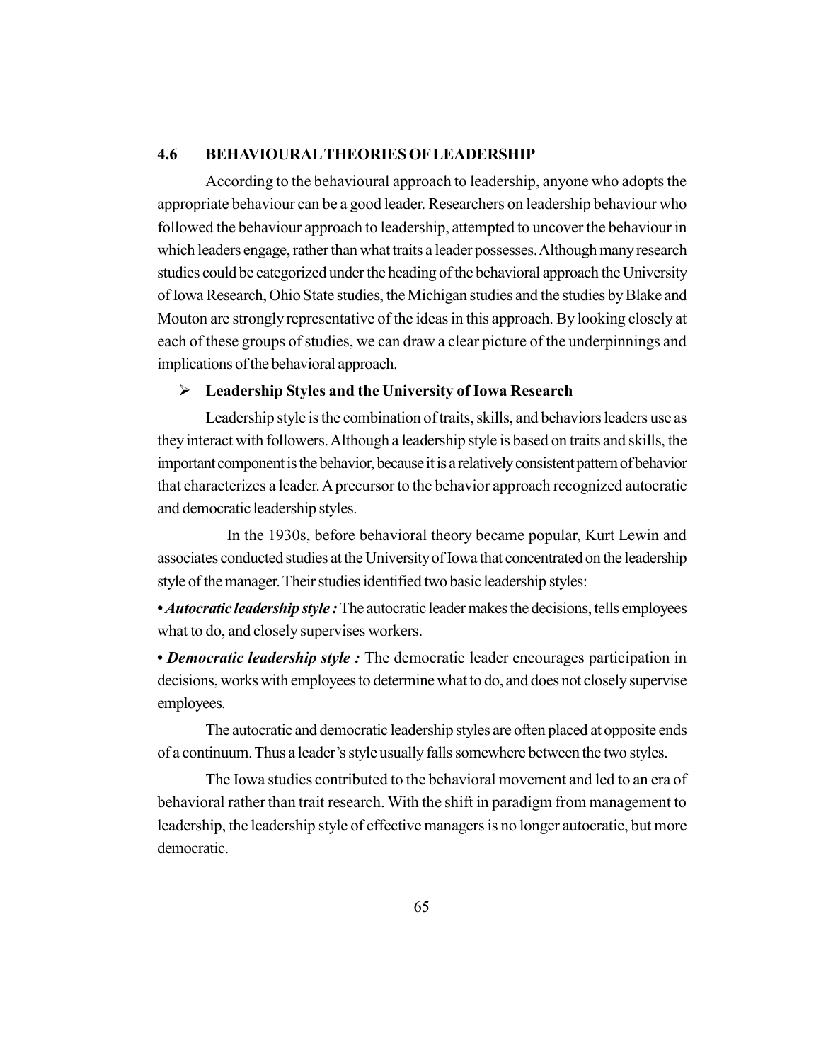## 4.6 BEHAVIOURAL THEORIES OF LEADERSHIP

According to the behavioural approach to leadership, anyone who adopts the appropriate behaviour can be a good leader. Researchers on leadership behaviour who followed the behaviour approach to leadership, attempted to uncover the behaviour in which leaders engage, rather than what traits a leader possesses. Although many research studies could be categorized under the heading of the behavioral approach the University of Iowa Research, Ohio State studies, the Michigan studies and the studies by Blake and Mouton are strongly representative of the ideas in this approach. By looking closely at each of these groups of studies, we can draw a clear picture of the underpinnings and implications of the behavioral approach.

- **Leadership Styles and the University of Iowa Research**

Leadership style is the combination of traits, skills, and behaviors leaders use as they interact with followers. Although a leadership style is based on traits and skills, the important component is the behavior, because it is a relatively consistent pattern of behavior that characterizes a leader. A precursor to the behavior approach recognized autocratic and democratic leadership styles.

In the 1930s, before behavioral theory became popular, Kurt Lewin and associates conducted studies at the University of Iowa that concentrated on the leadership style of the manager. Their studies identified two basic leadership styles:

• ***Autocratic leadership style :*** The autocratic leader makes the decisions, tells employees what to do, and closely supervises workers.

• ***Democratic leadership style :*** The democratic leader encourages participation in decisions, works with employees to determine what to do, and does not closely supervise employees.

The autocratic and democratic leadership styles are often placed at opposite ends of a continuum. Thus a leader's style usually falls somewhere between the two styles.

The Iowa studies contributed to the behavioral movement and led to an era of behavioral rather than trait research. With the shift in paradigm from management to leadership, the leadership style of effective managers is no longer autocratic, but more democratic.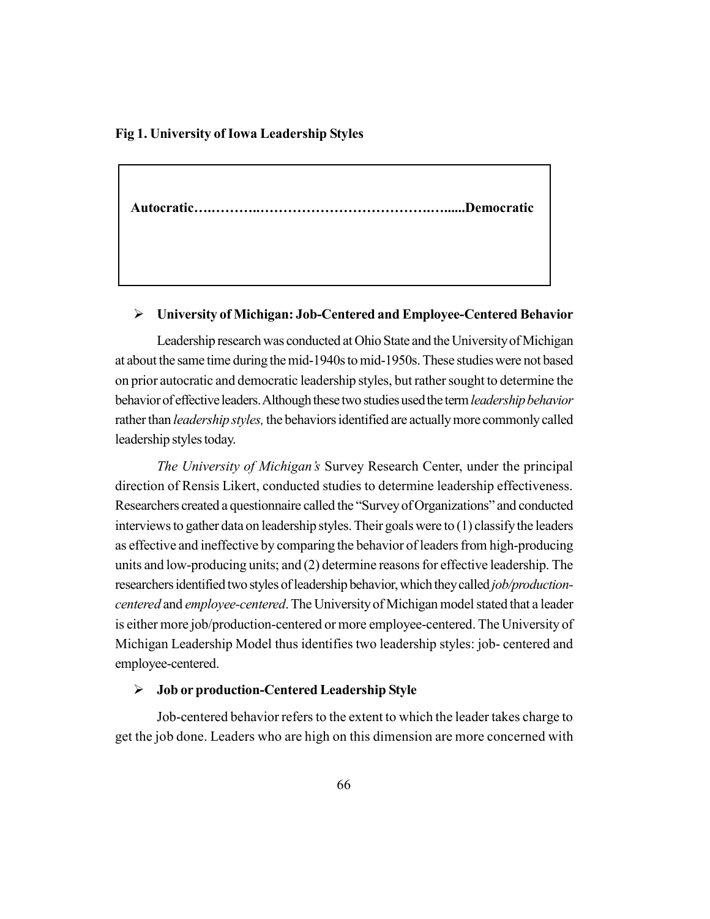**Fig 1. University of Iowa Leadership Styles**

**Autocratic….……….……………………………….…......Democratic**

- **University of Michigan: Job-Centered and Employee-Centered Behavior**

Leadership research was conducted at Ohio State and the University of Michigan at about the same time during the mid-1940s to mid-1950s. These studies were not based on prior autocratic and democratic leadership styles, but rather sought to determine the behavior of effective leaders. Although these two studies used the term *leadership behavior* rather than *leadership styles,* the behaviors identified are actually more commonly called leadership styles today.

*The University of Michigan's* Survey Research Center, under the principal direction of Rensis Likert, conducted studies to determine leadership effectiveness. Researchers created a questionnaire called the "Survey of Organizations" and conducted interviews to gather data on leadership styles. Their goals were to (1) classify the leaders as effective and ineffective by comparing the behavior of leaders from high-producing units and low-producing units; and (2) determine reasons for effective leadership. The researchers identified two styles of leadership behavior, which they called *job/production-centered* and *employee-centered*. The University of Michigan model stated that a leader is either more job/production-centered or more employee-centered. The University of Michigan Leadership Model thus identifies two leadership styles: job- centered and employee-centered.

- **Job or production-Centered Leadership Style**

Job-centered behavior refers to the extent to which the leader takes charge to get the job done. Leaders who are high on this dimension are more concerned with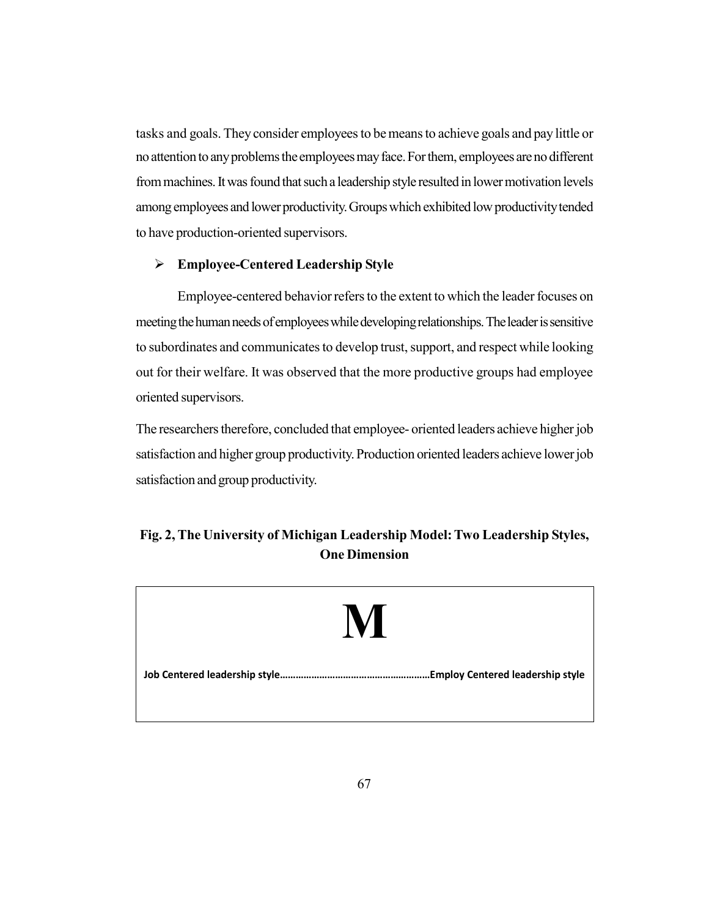tasks and goals. They consider employees to be means to achieve goals and pay little or no attention to any problems the employees may face. For them, employees are no different from machines. It was found that such a leadership style resulted in lower motivation levels among employees and lower productivity. Groups which exhibited low productivity tended to have production-oriented supervisors.

- **Employee-Centered Leadership Style**

Employee-centered behavior refers to the extent to which the leader focuses on meeting the human needs of employees while developing relationships. The leader is sensitive to subordinates and communicates to develop trust, support, and respect while looking out for their welfare. It was observed that the more productive groups had employee oriented supervisors.

The researchers therefore, concluded that employee- oriented leaders achieve higher job satisfaction and higher group productivity. Production oriented leaders achieve lower job satisfaction and group productivity.

**Fig. 2, The University of Michigan Leadership Model: Two Leadership Styles, One Dimension**

**M**

**Job Centered leadership style………………………………………………Employ Centered leadership style**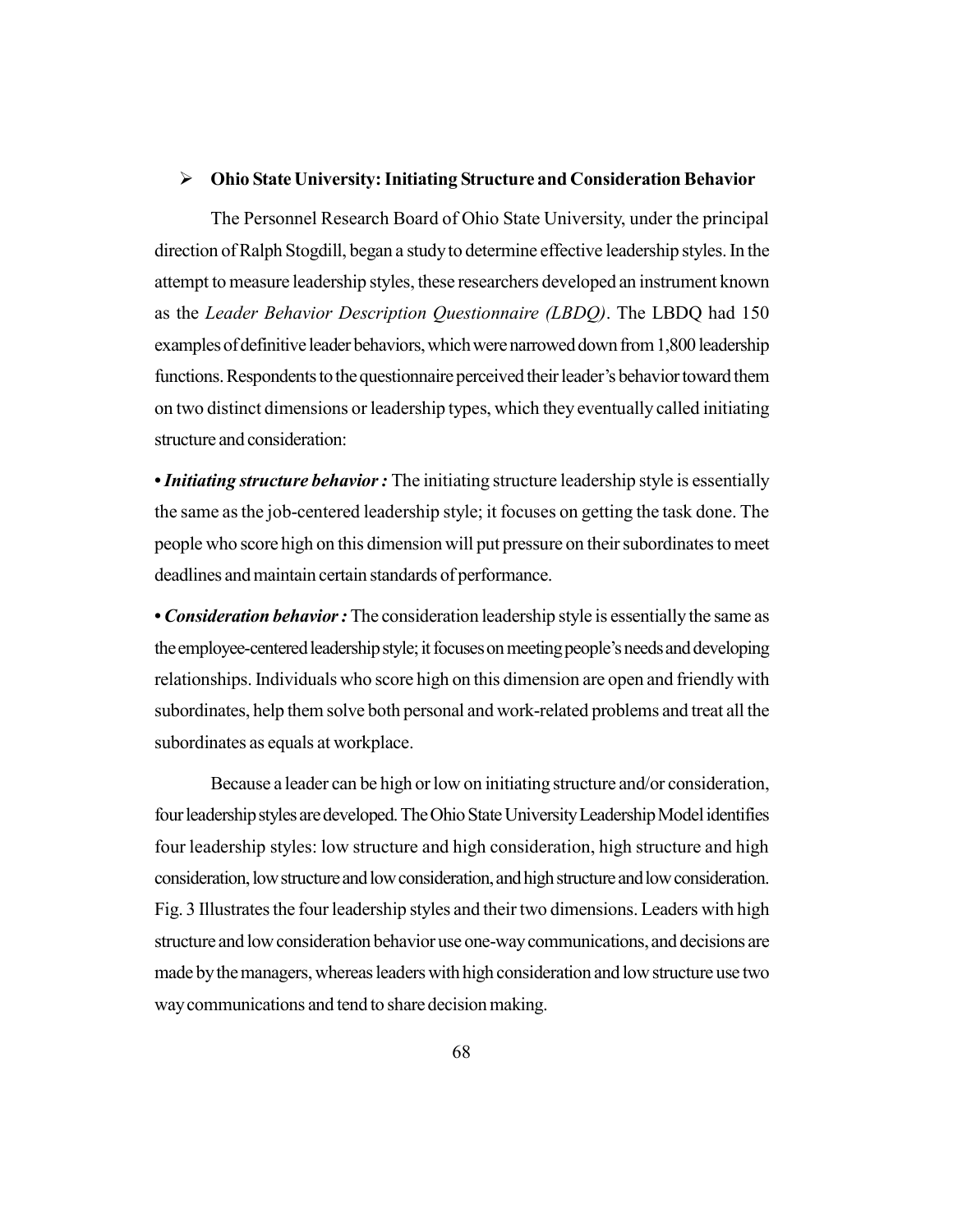- **Ohio State University: Initiating Structure and Consideration Behavior**

The Personnel Research Board of Ohio State University, under the principal direction of Ralph Stogdill, began a study to determine effective leadership styles. In the attempt to measure leadership styles, these researchers developed an instrument known as the *Leader Behavior Description Questionnaire (LBDQ)*. The LBDQ had 150 examples of definitive leader behaviors, which were narrowed down from 1,800 leadership functions. Respondents to the questionnaire perceived their leader's behavior toward them on two distinct dimensions or leadership types, which they eventually called initiating structure and consideration:

• ***Initiating structure behavior :*** The initiating structure leadership style is essentially the same as the job-centered leadership style; it focuses on getting the task done. The people who score high on this dimension will put pressure on their subordinates to meet deadlines and maintain certain standards of performance.

• ***Consideration behavior :*** The consideration leadership style is essentially the same as the employee-centered leadership style; it focuses on meeting people's needs and developing relationships. Individuals who score high on this dimension are open and friendly with subordinates, help them solve both personal and work-related problems and treat all the subordinates as equals at workplace.

Because a leader can be high or low on initiating structure and/or consideration, four leadership styles are developed. The Ohio State University Leadership Model identifies four leadership styles: low structure and high consideration, high structure and high consideration, low structure and low consideration, and high structure and low consideration. Fig. 3 Illustrates the four leadership styles and their two dimensions. Leaders with high structure and low consideration behavior use one-way communications, and decisions are made by the managers, whereas leaders with high consideration and low structure use two way communications and tend to share decision making.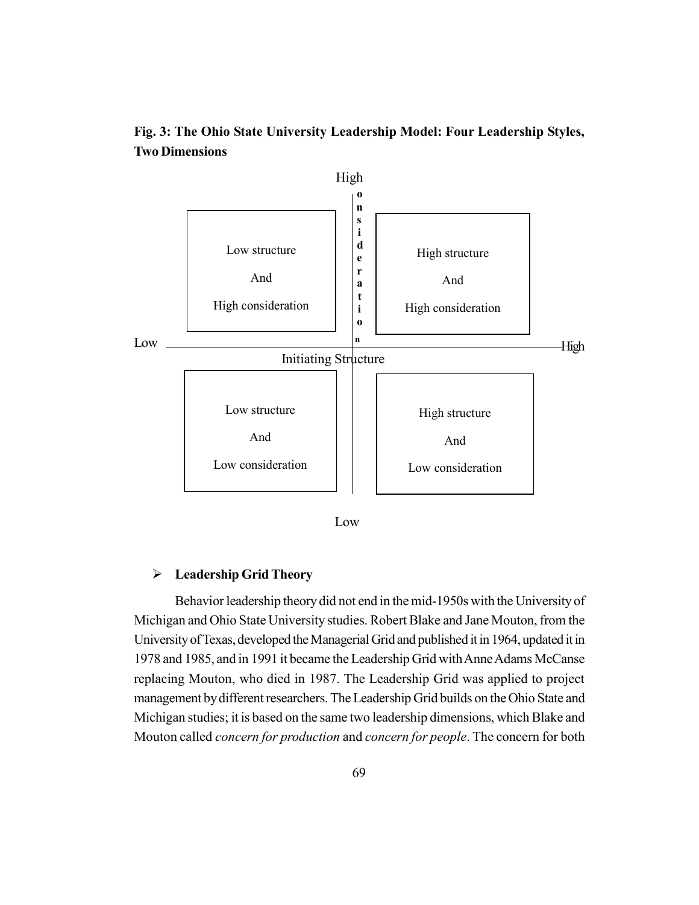**Fig. 3: The Ohio State University Leadership Model: Four Leadership Styles, Two Dimensions**

High

Consideration

| Low structure And High consideration | High structure And High consideration |
|---|---|
| Low structure And Low consideration | High structure And Low consideration |

Low — Initiating Structure — High

Low

- **Leadership Grid Theory**

Behavior leadership theory did not end in the mid-1950s with the University of Michigan and Ohio State University studies. Robert Blake and Jane Mouton, from the University of Texas, developed the Managerial Grid and published it in 1964, updated it in 1978 and 1985, and in 1991 it became the Leadership Grid with Anne Adams McCanse replacing Mouton, who died in 1987. The Leadership Grid was applied to project management by different researchers. The Leadership Grid builds on the Ohio State and Michigan studies; it is based on the same two leadership dimensions, which Blake and Mouton called *concern for production* and *concern for people*. The concern for both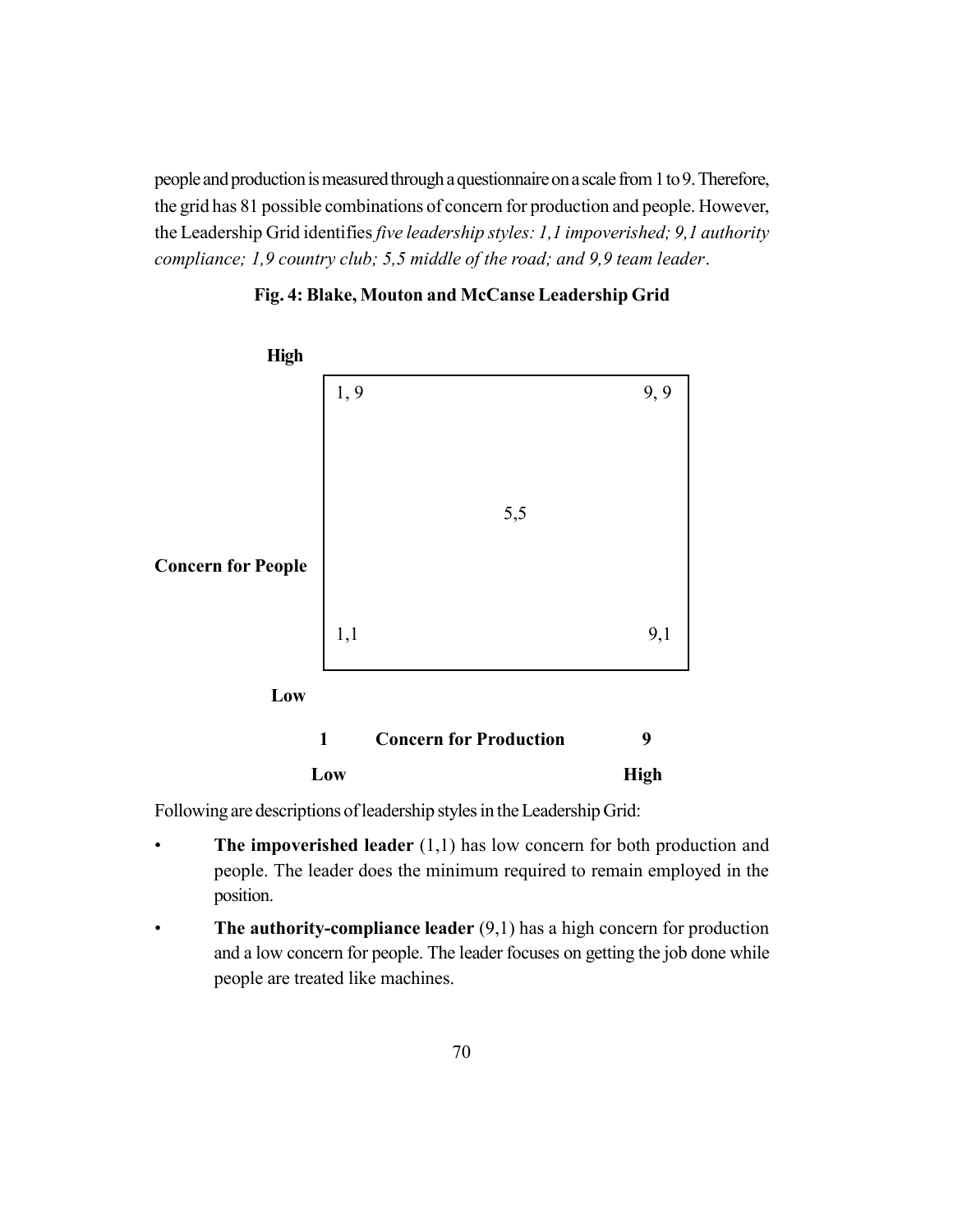people and production is measured through a questionnaire on a scale from 1 to 9. Therefore, the grid has 81 possible combinations of concern for production and people. However, the Leadership Grid identifies *five leadership styles: 1,1 impoverished; 9,1 authority compliance; 1,9 country club; 5,5 middle of the road; and 9,9 team leader*.

**Fig. 4: Blake, Mouton and McCanse Leadership Grid**

**High**

| **Concern for People** | | | |
|---|---|---|---|
| | 1, 9 | | 9, 9 |
| | | 5,5 | |
| | 1,1 | | 9,1 |

**Low**

**1** **Concern for Production** **9**

**Low** **High**

Following are descriptions of leadership styles in the Leadership Grid:

- **The impoverished leader** (1,1) has low concern for both production and people. The leader does the minimum required to remain employed in the position.
- **The authority-compliance leader** (9,1) has a high concern for production and a low concern for people. The leader focuses on getting the job done while people are treated like machines.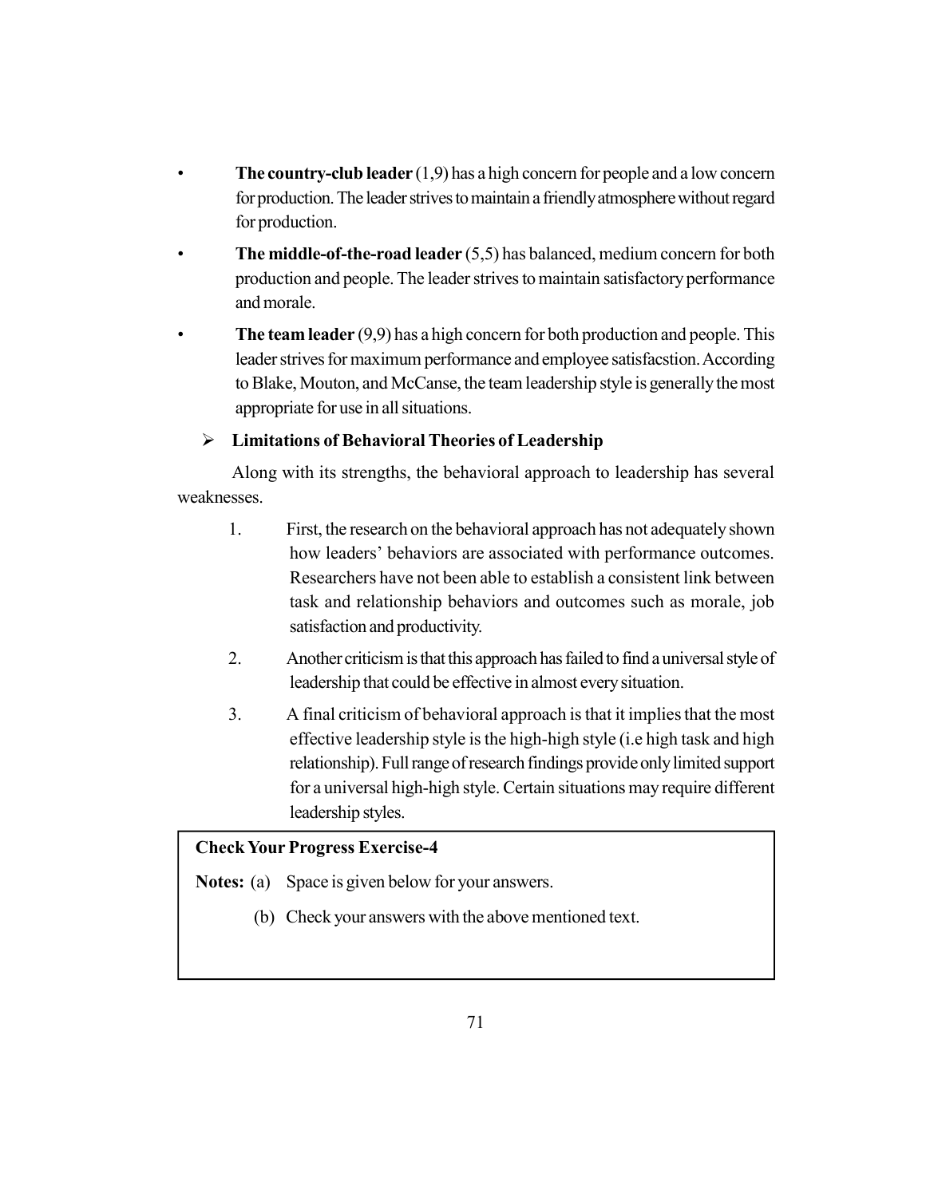- **The country-club leader** (1,9) has a high concern for people and a low concern for production. The leader strives to maintain a friendly atmosphere without regard for production.
- **The middle-of-the-road leader** (5,5) has balanced, medium concern for both production and people. The leader strives to maintain satisfactory performance and morale.
- **The team leader** (9,9) has a high concern for both production and people. This leader strives for maximum performance and employee satisfacstion. According to Blake, Mouton, and McCanse, the team leadership style is generally the most appropriate for use in all situations.

### ➢ Limitations of Behavioral Theories of Leadership

Along with its strengths, the behavioral approach to leadership has several weaknesses.

1. First, the research on the behavioral approach has not adequately shown how leaders' behaviors are associated with performance outcomes. Researchers have not been able to establish a consistent link between task and relationship behaviors and outcomes such as morale, job satisfaction and productivity.
2. Another criticism is that this approach has failed to find a universal style of leadership that could be effective in almost every situation.
3. A final criticism of behavioral approach is that it implies that the most effective leadership style is the high-high style (i.e high task and high relationship). Full range of research findings provide only limited support for a universal high-high style. Certain situations may require different leadership styles.

**Check Your Progress Exercise-4**

**Notes:** (a) Space is given below for your answers.

(b) Check your answers with the above mentioned text.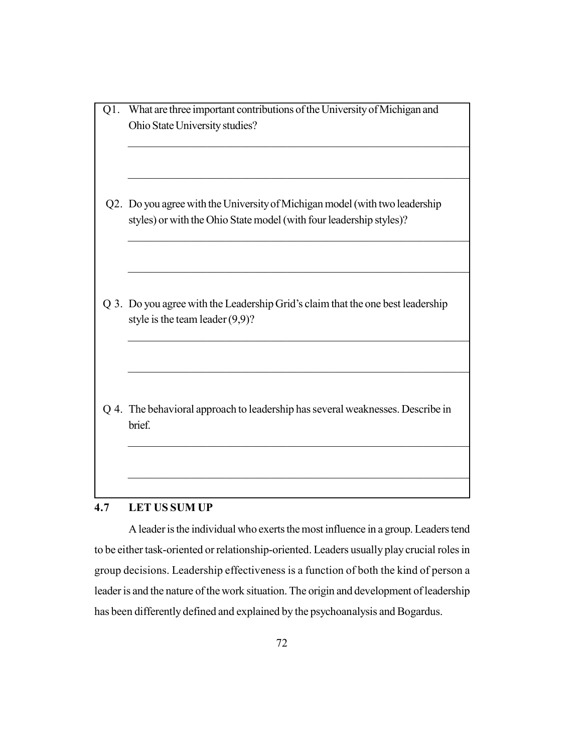Q1. What are three important contributions of the University of Michigan and Ohio State University studies?

Q2. Do you agree with the University of Michigan model (with two leadership styles) or with the Ohio State model (with four leadership styles)?

Q 3. Do you agree with the Leadership Grid's claim that the one best leadership style is the team leader (9,9)?

Q 4. The behavioral approach to leadership has several weaknesses. Describe in brief.

## 4.7 LET US SUM UP

A leader is the individual who exerts the most influence in a group. Leaders tend to be either task-oriented or relationship-oriented. Leaders usually play crucial roles in group decisions. Leadership effectiveness is a function of both the kind of person a leader is and the nature of the work situation. The origin and development of leadership has been differently defined and explained by the psychoanalysis and Bogardus.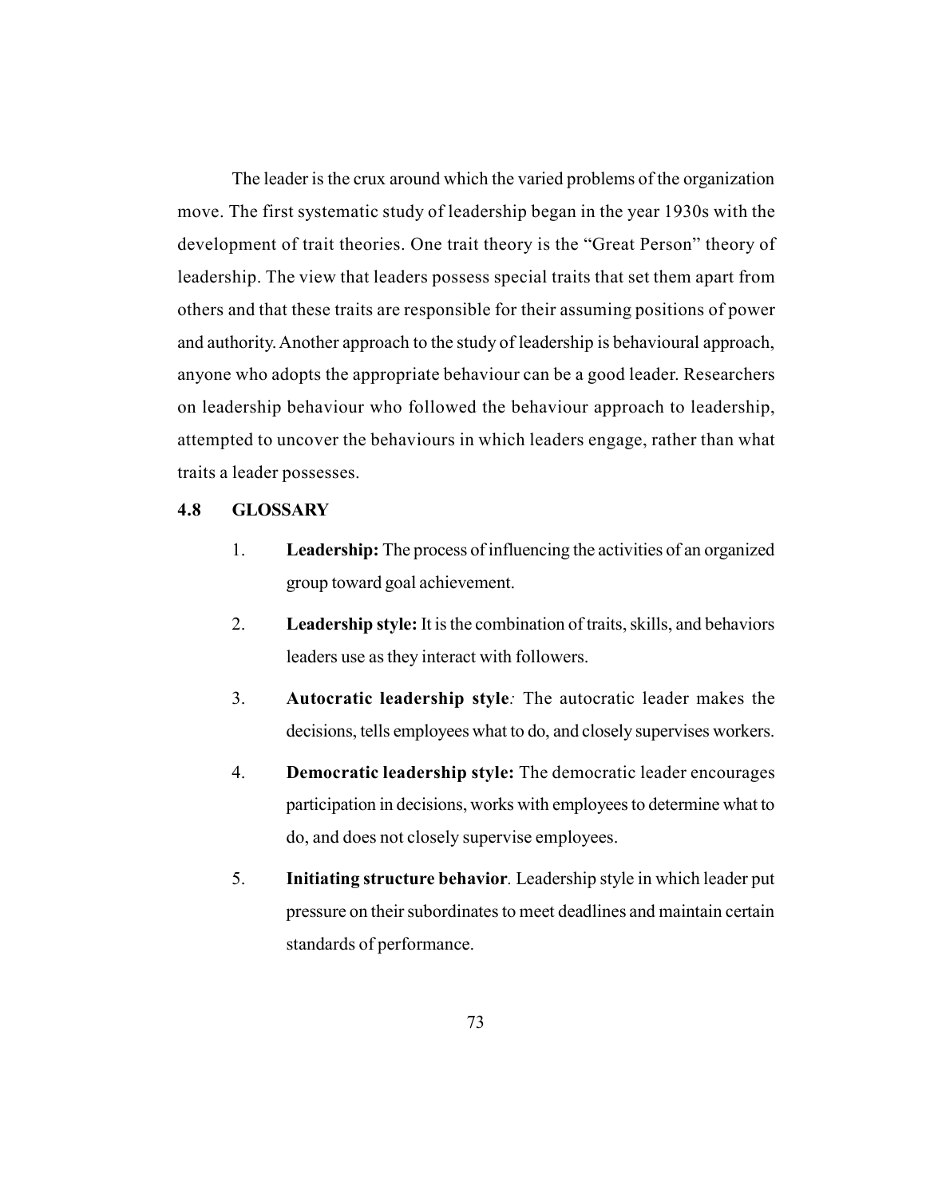The leader is the crux around which the varied problems of the organization move. The first systematic study of leadership began in the year 1930s with the development of trait theories. One trait theory is the "Great Person" theory of leadership. The view that leaders possess special traits that set them apart from others and that these traits are responsible for their assuming positions of power and authority. Another approach to the study of leadership is behavioural approach, anyone who adopts the appropriate behaviour can be a good leader. Researchers on leadership behaviour who followed the behaviour approach to leadership, attempted to uncover the behaviours in which leaders engage, rather than what traits a leader possesses.

## 4.8 GLOSSARY

1. **Leadership:** The process of influencing the activities of an organized group toward goal achievement.

2. **Leadership style:** It is the combination of traits, skills, and behaviors leaders use as they interact with followers.

3. **Autocratic leadership style***:* The autocratic leader makes the decisions, tells employees what to do, and closely supervises workers.

4. **Democratic leadership style:** The democratic leader encourages participation in decisions, works with employees to determine what to do, and does not closely supervise employees.

5. **Initiating structure behavior**. Leadership style in which leader put pressure on their subordinates to meet deadlines and maintain certain standards of performance.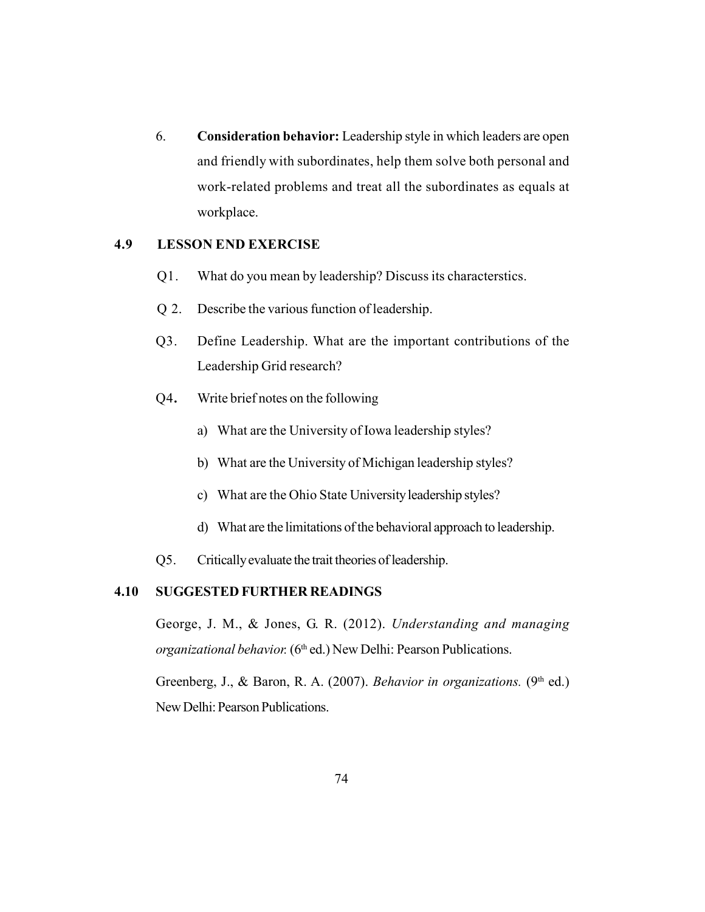6. **Consideration behavior:** Leadership style in which leaders are open and friendly with subordinates, help them solve both personal and work-related problems and treat all the subordinates as equals at workplace.

## 4.9 LESSON END EXERCISE

Q1. What do you mean by leadership? Discuss its characterstics.

Q 2. Describe the various function of leadership.

Q3. Define Leadership. What are the important contributions of the Leadership Grid research?

Q4**.** Write brief notes on the following

a) What are the University of Iowa leadership styles?

b) What are the University of Michigan leadership styles?

c) What are the Ohio State University leadership styles?

d) What are the limitations of the behavioral approach to leadership.

Q5. Critically evaluate the trait theories of leadership.

## 4.10 SUGGESTED FURTHER READINGS

George, J. M., & Jones, G. R. (2012). *Understanding and managing organizational behavior.* (6th ed.) New Delhi: Pearson Publications.

Greenberg, J., & Baron, R. A. (2007). *Behavior in organizations.* (9th ed.) New Delhi: Pearson Publications.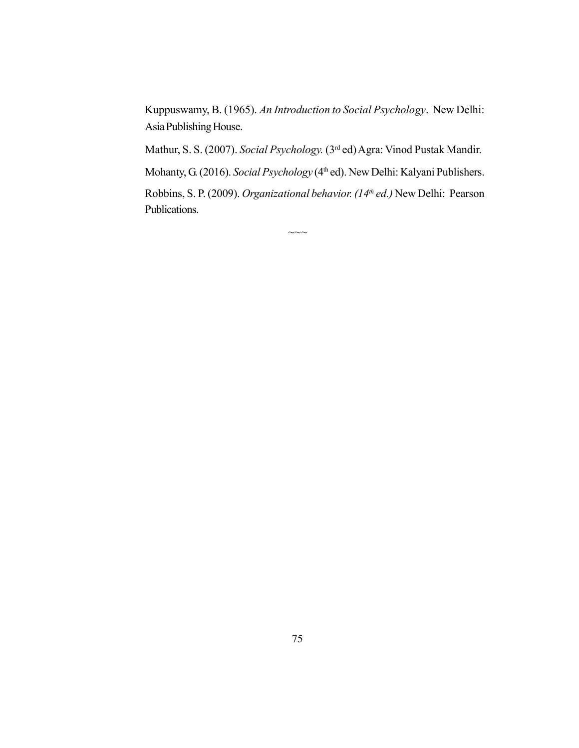Kuppuswamy, B. (1965). *An Introduction to Social Psychology*. New Delhi: Asia Publishing House.

Mathur, S. S. (2007). *Social Psychology.* (3rd ed) Agra: Vinod Pustak Mandir.

Mohanty, G. (2016). *Social Psychology* (4th ed). New Delhi: Kalyani Publishers.

Robbins, S. P. (2009). *Organizational behavior. (14th ed.)* New Delhi: Pearson Publications.

~~~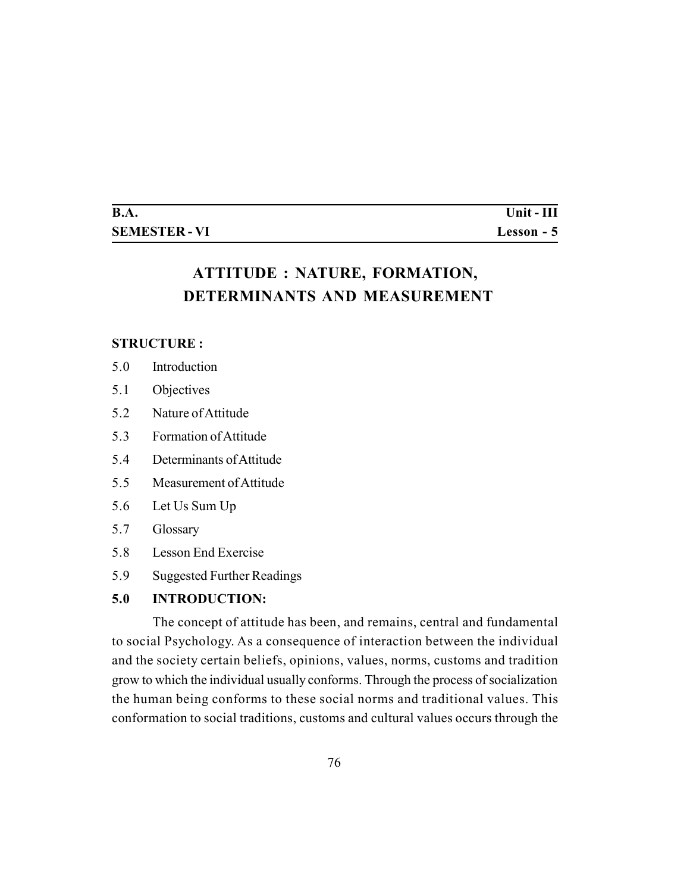| **B.A.** | **Unit - III** |
|---|---|
| **SEMESTER - VI** | **Lesson - 5** |

# ATTITUDE : NATURE, FORMATION, DETERMINANTS AND MEASUREMENT

**STRUCTURE :**

5.0 Introduction

5.1 Objectives

5.2 Nature of Attitude

5.3 Formation of Attitude

5.4 Determinants of Attitude

5.5 Measurement of Attitude

5.6 Let Us Sum Up

5.7 Glossary

5.8 Lesson End Exercise

5.9 Suggested Further Readings

## 5.0 INTRODUCTION:

The concept of attitude has been, and remains, central and fundamental to social Psychology. As a consequence of interaction between the individual and the society certain beliefs, opinions, values, norms, customs and tradition grow to which the individual usually conforms. Through the process of socialization the human being conforms to these social norms and traditional values. This conformation to social traditions, customs and cultural values occurs through the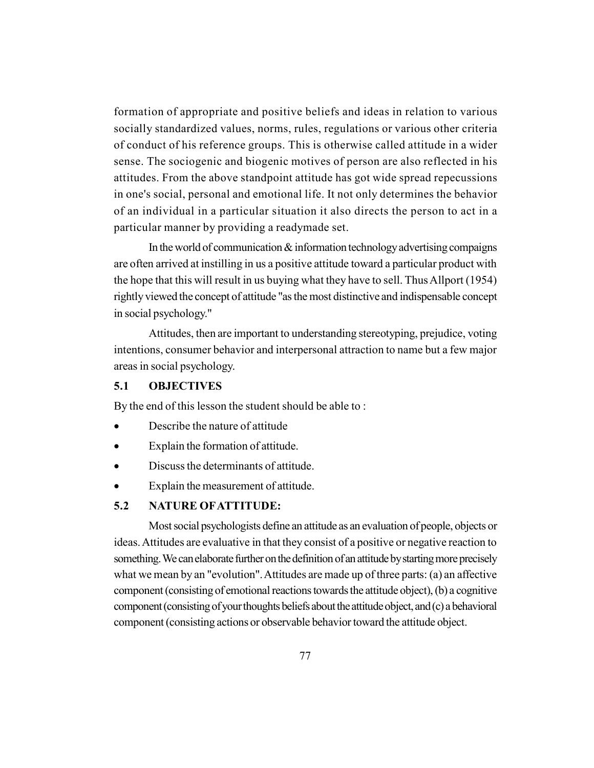formation of appropriate and positive beliefs and ideas in relation to various socially standardized values, norms, rules, regulations or various other criteria of conduct of his reference groups. This is otherwise called attitude in a wider sense. The sociogenic and biogenic motives of person are also reflected in his attitudes. From the above standpoint attitude has got wide spread repecussions in one's social, personal and emotional life. It not only determines the behavior of an individual in a particular situation it also directs the person to act in a particular manner by providing a readymade set.

In the world of communication & information technology advertising compaigns are often arrived at instilling in us a positive attitude toward a particular product with the hope that this will result in us buying what they have to sell. Thus Allport (1954) rightly viewed the concept of attitude "as the most distinctive and indispensable concept in social psychology."

Attitudes, then are important to understanding stereotyping, prejudice, voting intentions, consumer behavior and interpersonal attraction to name but a few major areas in social psychology.

## 5.1 OBJECTIVES

By the end of this lesson the student should be able to :

- Describe the nature of attitude
- Explain the formation of attitude.
- Discuss the determinants of attitude.
- Explain the measurement of attitude.

## 5.2 NATURE OF ATTITUDE:

Most social psychologists define an attitude as an evaluation of people, objects or ideas. Attitudes are evaluative in that they consist of a positive or negative reaction to something. We can elaborate further on the definition of an attitude by starting more precisely what we mean by an "evolution". Attitudes are made up of three parts: (a) an affective component (consisting of emotional reactions towards the attitude object), (b) a cognitive component (consisting of your thoughts beliefs about the attitude object, and (c) a behavioral component (consisting actions or observable behavior toward the attitude object.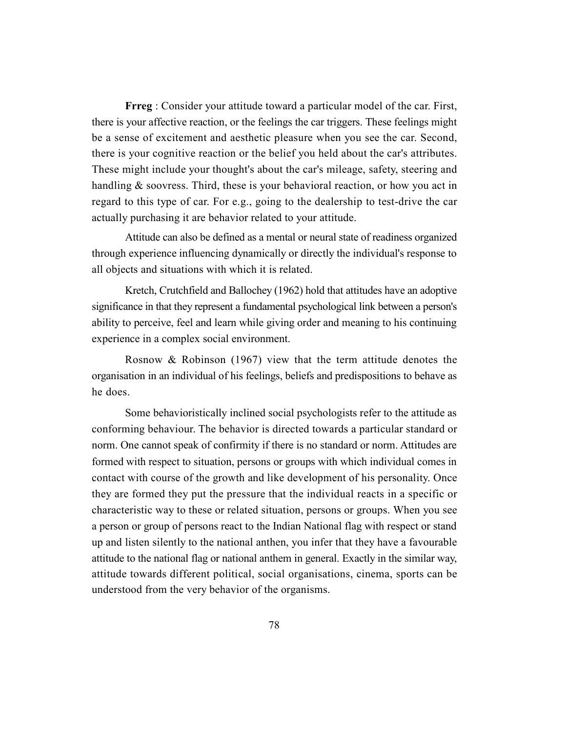**Frreg** : Consider your attitude toward a particular model of the car. First, there is your affective reaction, or the feelings the car triggers. These feelings might be a sense of excitement and aesthetic pleasure when you see the car. Second, there is your cognitive reaction or the belief you held about the car's attributes. These might include your thought's about the car's mileage, safety, steering and handling & soovress. Third, these is your behavioral reaction, or how you act in regard to this type of car. For e.g., going to the dealership to test-drive the car actually purchasing it are behavior related to your attitude.

Attitude can also be defined as a mental or neural state of readiness organized through experience influencing dynamically or directly the individual's response to all objects and situations with which it is related.

Kretch, Crutchfield and Ballochey (1962) hold that attitudes have an adoptive significance in that they represent a fundamental psychological link between a person's ability to perceive, feel and learn while giving order and meaning to his continuing experience in a complex social environment.

Rosnow & Robinson (1967) view that the term attitude denotes the organisation in an individual of his feelings, beliefs and predispositions to behave as he does.

Some behavioristically inclined social psychologists refer to the attitude as conforming behaviour. The behavior is directed towards a particular standard or norm. One cannot speak of confirmity if there is no standard or norm. Attitudes are formed with respect to situation, persons or groups with which individual comes in contact with course of the growth and like development of his personality. Once they are formed they put the pressure that the individual reacts in a specific or characteristic way to these or related situation, persons or groups. When you see a person or group of persons react to the Indian National flag with respect or stand up and listen silently to the national anthen, you infer that they have a favourable attitude to the national flag or national anthem in general. Exactly in the similar way, attitude towards different political, social organisations, cinema, sports can be understood from the very behavior of the organisms.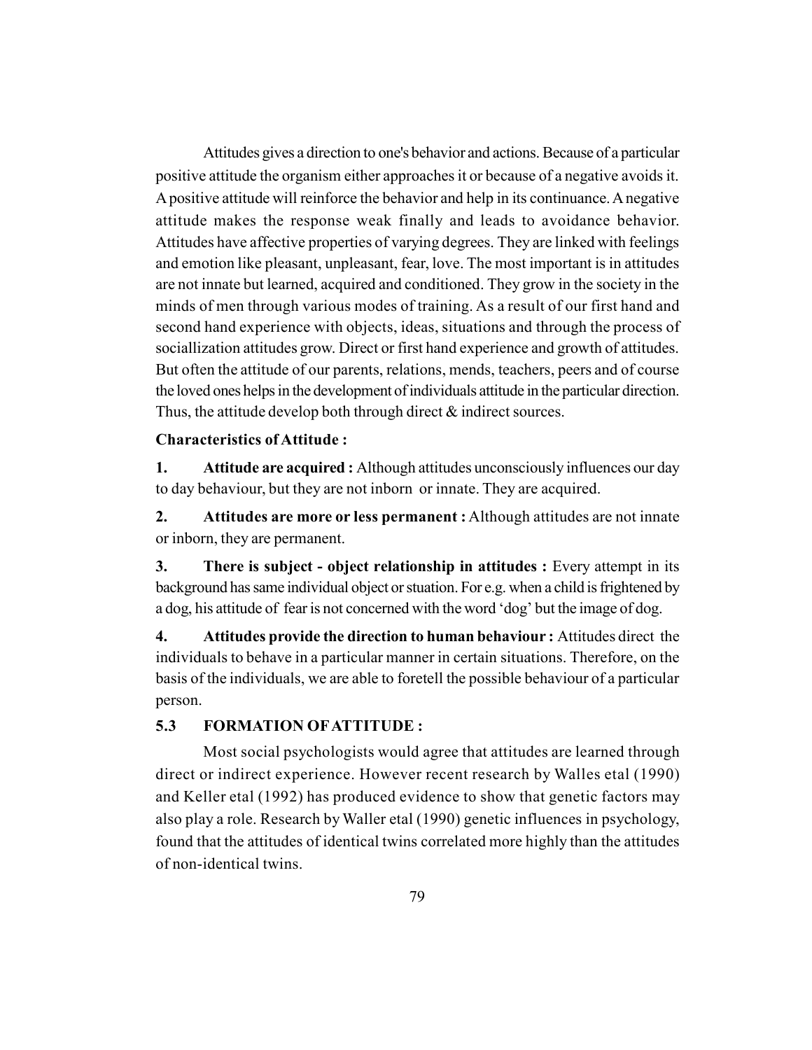Attitudes gives a direction to one's behavior and actions. Because of a particular positive attitude the organism either approaches it or because of a negative avoids it. A positive attitude will reinforce the behavior and help in its continuance. A negative attitude makes the response weak finally and leads to avoidance behavior. Attitudes have affective properties of varying degrees. They are linked with feelings and emotion like pleasant, unpleasant, fear, love. The most important is in attitudes are not innate but learned, acquired and conditioned. They grow in the society in the minds of men through various modes of training. As a result of our first hand and second hand experience with objects, ideas, situations and through the process of sociallization attitudes grow. Direct or first hand experience and growth of attitudes. But often the attitude of our parents, relations, mends, teachers, peers and of course the loved ones helps in the development of individuals attitude in the particular direction. Thus, the attitude develop both through direct & indirect sources.

**Characteristics of Attitude :**

**1. Attitude are acquired :** Although attitudes unconsciously influences our day to day behaviour, but they are not inborn or innate. They are acquired.

**2. Attitudes are more or less permanent :** Although attitudes are not innate or inborn, they are permanent.

**3. There is subject - object relationship in attitudes :** Every attempt in its background has same individual object or stuation. For e.g. when a child is frightened by a dog, his attitude of fear is not concerned with the word 'dog' but the image of dog.

**4. Attitudes provide the direction to human behaviour :** Attitudes direct the individuals to behave in a particular manner in certain situations. Therefore, on the basis of the individuals, we are able to foretell the possible behaviour of a particular person.

## 5.3 FORMATION OF ATTITUDE :

Most social psychologists would agree that attitudes are learned through direct or indirect experience. However recent research by Walles etal (1990) and Keller etal (1992) has produced evidence to show that genetic factors may also play a role. Research by Waller etal (1990) genetic influences in psychology, found that the attitudes of identical twins correlated more highly than the attitudes of non-identical twins.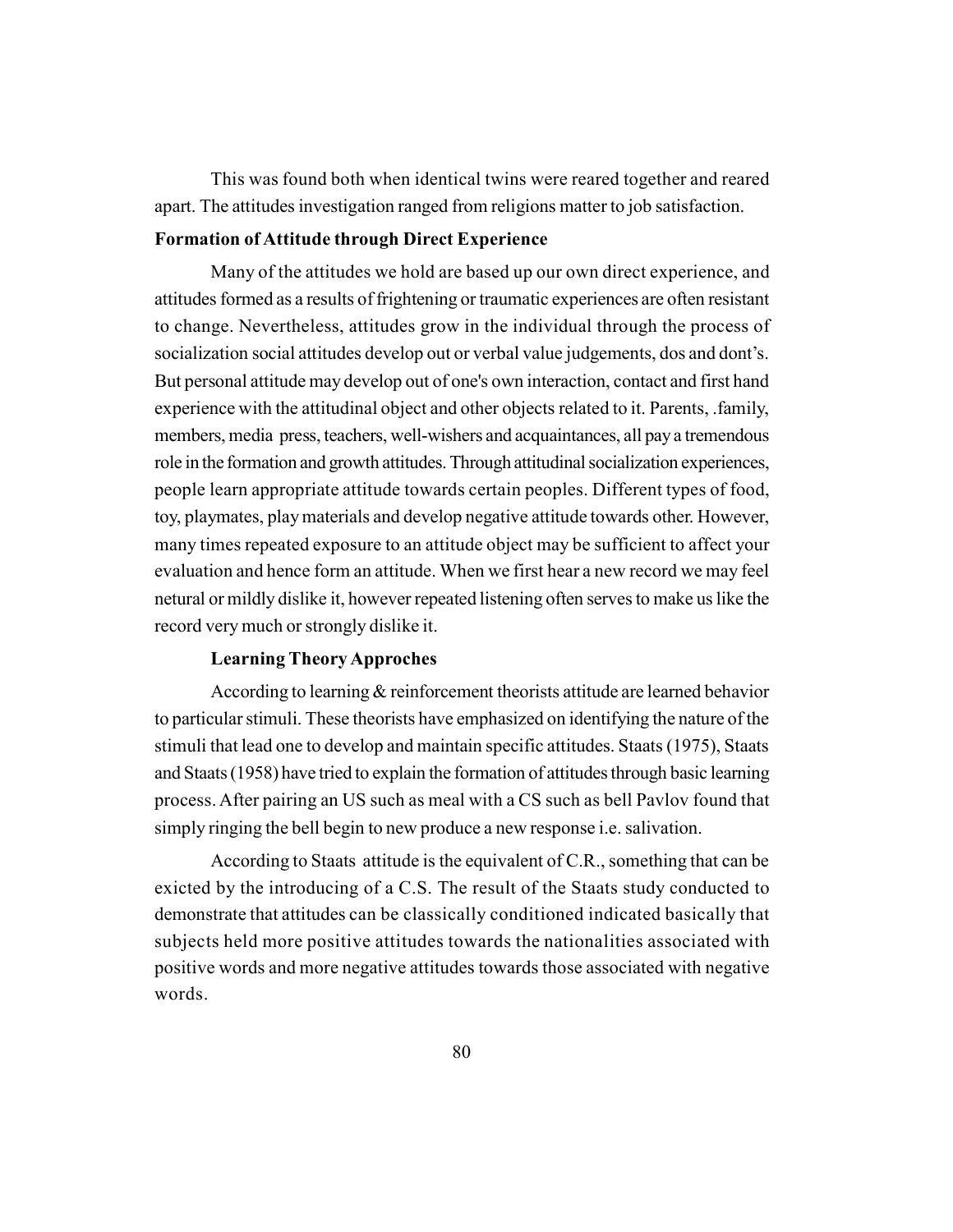This was found both when identical twins were reared together and reared apart. The attitudes investigation ranged from religions matter to job satisfaction.

**Formation of Attitude through Direct Experience**

Many of the attitudes we hold are based up our own direct experience, and attitudes formed as a results of frightening or traumatic experiences are often resistant to change. Nevertheless, attitudes grow in the individual through the process of socialization social attitudes develop out or verbal value judgements, dos and dont's. But personal attitude may develop out of one's own interaction, contact and first hand experience with the attitudinal object and other objects related to it. Parents, .family, members, media press, teachers, well-wishers and acquaintances, all pay a tremendous role in the formation and growth attitudes. Through attitudinal socialization experiences, people learn appropriate attitude towards certain peoples. Different types of food, toy, playmates, play materials and develop negative attitude towards other. However, many times repeated exposure to an attitude object may be sufficient to affect your evaluation and hence form an attitude. When we first hear a new record we may feel netural or mildly dislike it, however repeated listening often serves to make us like the record very much or strongly dislike it.

**Learning Theory Approches**

According to learning & reinforcement theorists attitude are learned behavior to particular stimuli. These theorists have emphasized on identifying the nature of the stimuli that lead one to develop and maintain specific attitudes. Staats (1975), Staats and Staats (1958) have tried to explain the formation of attitudes through basic learning process. After pairing an US such as meal with a CS such as bell Pavlov found that simply ringing the bell begin to new produce a new response i.e. salivation.

According to Staats attitude is the equivalent of C.R., something that can be exicted by the introducing of a C.S. The result of the Staats study conducted to demonstrate that attitudes can be classically conditioned indicated basically that subjects held more positive attitudes towards the nationalities associated with positive words and more negative attitudes towards those associated with negative words.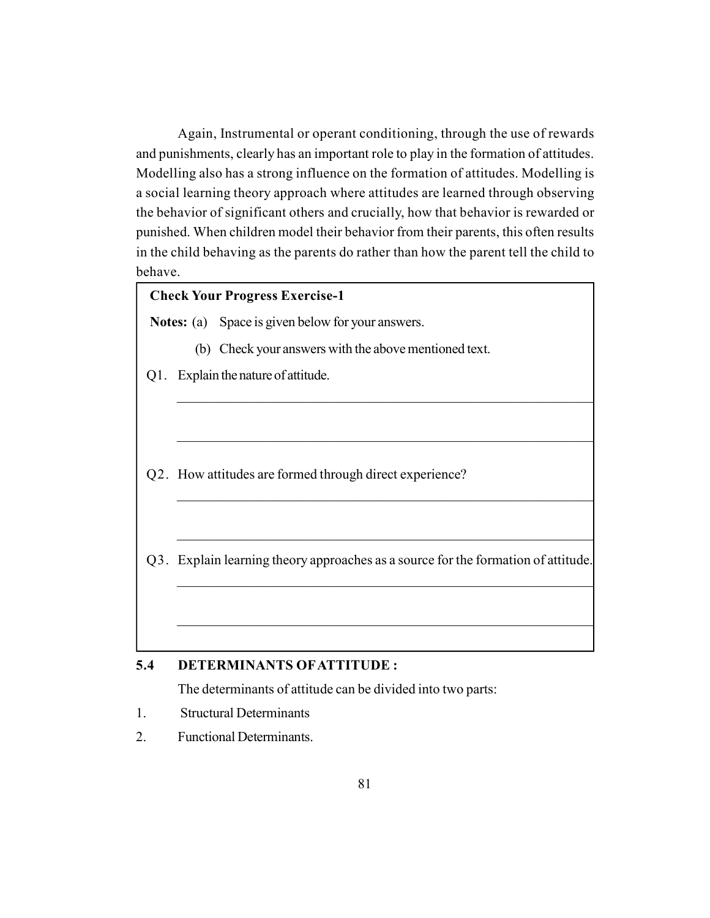Again, Instrumental or operant conditioning, through the use of rewards and punishments, clearly has an important role to play in the formation of attitudes. Modelling also has a strong influence on the formation of attitudes. Modelling is a social learning theory approach where attitudes are learned through observing the behavior of significant others and crucially, how that behavior is rewarded or punished. When children model their behavior from their parents, this often results in the child behaving as the parents do rather than how the parent tell the child to behave.

> **Check Your Progress Exercise-1**
>
> **Notes:** (a) Space is given below for your answers.
>
> (b) Check your answers with the above mentioned text.
>
> Q1. Explain the nature of attitude.
>
> ______________________________________________________________
>
> ______________________________________________________________
>
> Q2. How attitudes are formed through direct experience?
>
> ______________________________________________________________
>
> ______________________________________________________________
>
> Q3. Explain learning theory approaches as a source for the formation of attitude.
>
> ______________________________________________________________
>
> ______________________________________________________________

## 5.4 DETERMINANTS OF ATTITUDE :

The determinants of attitude can be divided into two parts:

1. Structural Determinants
2. Functional Determinants.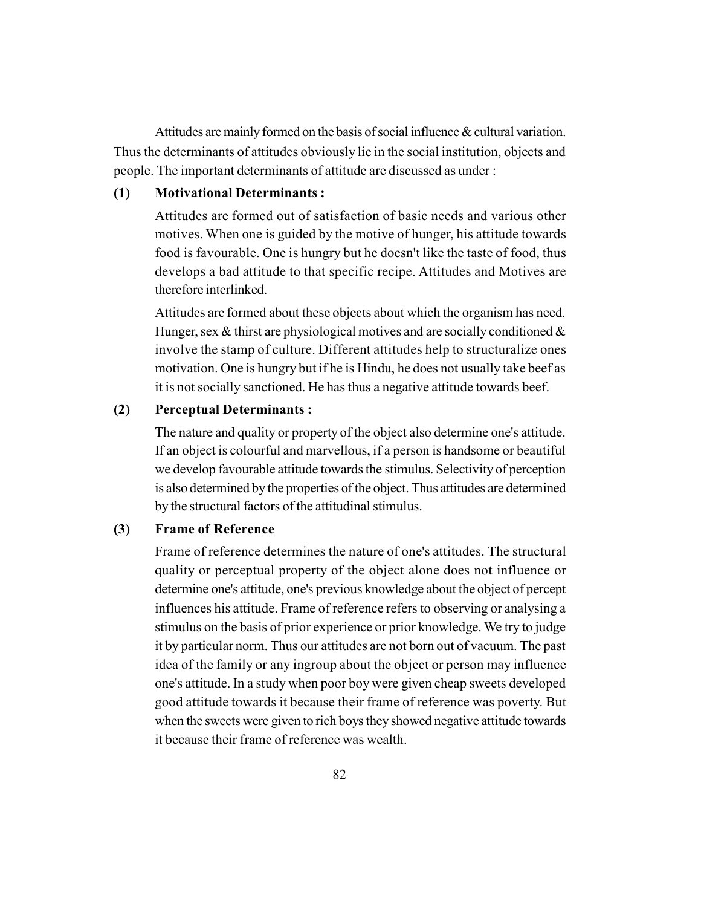Attitudes are mainly formed on the basis of social influence & cultural variation. Thus the determinants of attitudes obviously lie in the social institution, objects and people. The important determinants of attitude are discussed as under :

**(1) Motivational Determinants :**

Attitudes are formed out of satisfaction of basic needs and various other motives. When one is guided by the motive of hunger, his attitude towards food is favourable. One is hungry but he doesn't like the taste of food, thus develops a bad attitude to that specific recipe. Attitudes and Motives are therefore interlinked.

Attitudes are formed about these objects about which the organism has need. Hunger, sex & thirst are physiological motives and are socially conditioned & involve the stamp of culture. Different attitudes help to structuralize ones motivation. One is hungry but if he is Hindu, he does not usually take beef as it is not socially sanctioned. He has thus a negative attitude towards beef.

**(2) Perceptual Determinants :**

The nature and quality or property of the object also determine one's attitude. If an object is colourful and marvellous, if a person is handsome or beautiful we develop favourable attitude towards the stimulus. Selectivity of perception is also determined by the properties of the object. Thus attitudes are determined by the structural factors of the attitudinal stimulus.

**(3) Frame of Reference**

Frame of reference determines the nature of one's attitudes. The structural quality or perceptual property of the object alone does not influence or determine one's attitude, one's previous knowledge about the object of percept influences his attitude. Frame of reference refers to observing or analysing a stimulus on the basis of prior experience or prior knowledge. We try to judge it by particular norm. Thus our attitudes are not born out of vacuum. The past idea of the family or any ingroup about the object or person may influence one's attitude. In a study when poor boy were given cheap sweets developed good attitude towards it because their frame of reference was poverty. But when the sweets were given to rich boys they showed negative attitude towards it because their frame of reference was wealth.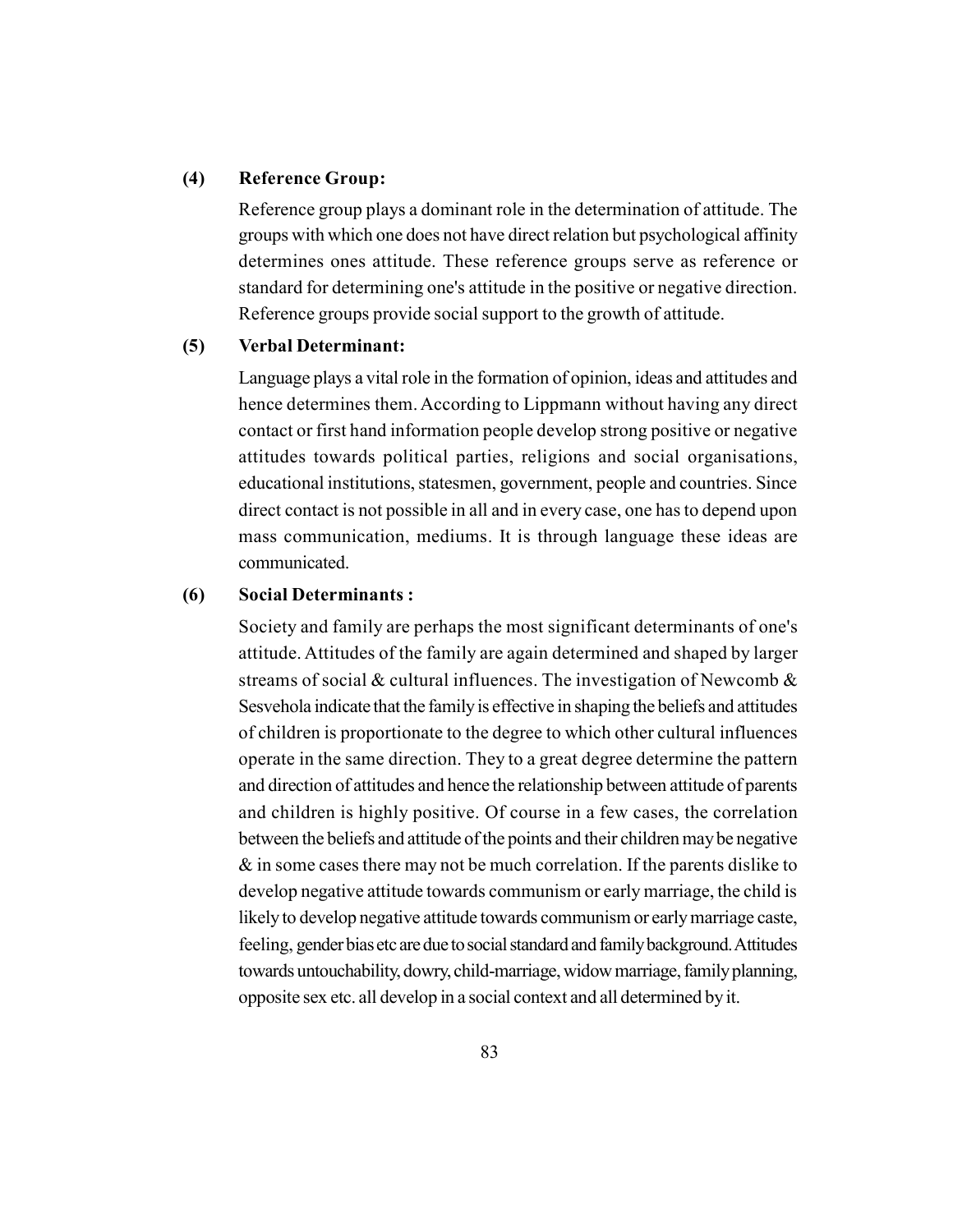**(4) Reference Group:**

Reference group plays a dominant role in the determination of attitude. The groups with which one does not have direct relation but psychological affinity determines ones attitude. These reference groups serve as reference or standard for determining one's attitude in the positive or negative direction. Reference groups provide social support to the growth of attitude.

**(5) Verbal Determinant:**

Language plays a vital role in the formation of opinion, ideas and attitudes and hence determines them. According to Lippmann without having any direct contact or first hand information people develop strong positive or negative attitudes towards political parties, religions and social organisations, educational institutions, statesmen, government, people and countries. Since direct contact is not possible in all and in every case, one has to depend upon mass communication, mediums. It is through language these ideas are communicated.

**(6) Social Determinants :**

Society and family are perhaps the most significant determinants of one's attitude. Attitudes of the family are again determined and shaped by larger streams of social & cultural influences. The investigation of Newcomb & Sesvehola indicate that the family is effective in shaping the beliefs and attitudes of children is proportionate to the degree to which other cultural influences operate in the same direction. They to a great degree determine the pattern and direction of attitudes and hence the relationship between attitude of parents and children is highly positive. Of course in a few cases, the correlation between the beliefs and attitude of the points and their children may be negative & in some cases there may not be much correlation. If the parents dislike to develop negative attitude towards communism or early marriage, the child is likely to develop negative attitude towards communism or early marriage caste, feeling, gender bias etc are due to social standard and family background. Attitudes towards untouchability, dowry, child-marriage, widow marriage, family planning, opposite sex etc. all develop in a social context and all determined by it.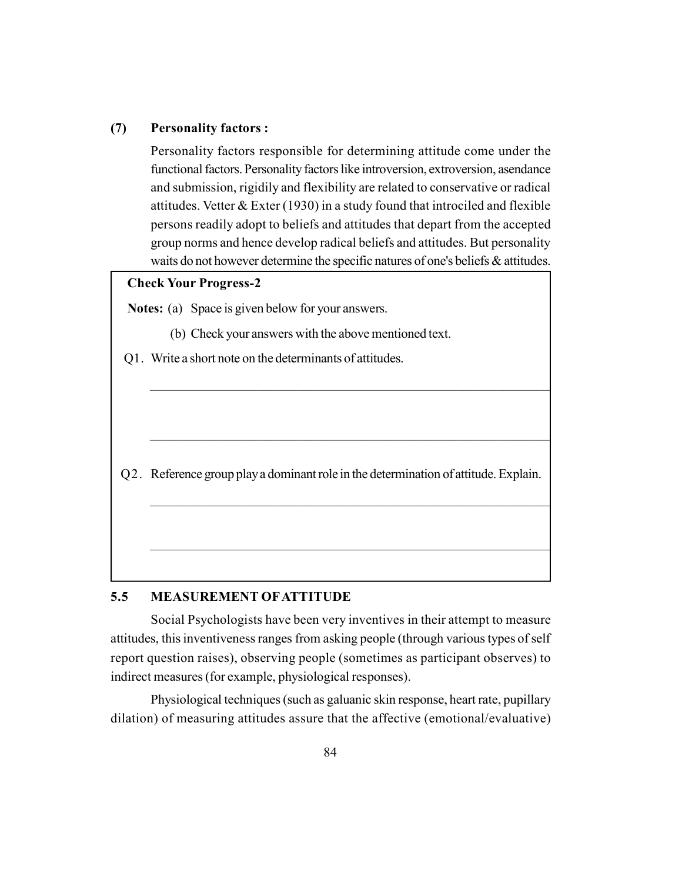**(7) Personality factors :**

Personality factors responsible for determining attitude come under the functional factors. Personality factors like introversion, extroversion, asendance and submission, rigidily and flexibility are related to conservative or radical attitudes. Vetter & Exter (1930) in a study found that introciled and flexible persons readily adopt to beliefs and attitudes that depart from the accepted group norms and hence develop radical beliefs and attitudes. But personality waits do not however determine the specific natures of one's beliefs & attitudes.

---

**Check Your Progress-2**

**Notes:** (a) Space is given below for your answers.

(b) Check your answers with the above mentioned text.

Q1. Write a short note on the determinants of attitudes.

---

---

Q2. Reference group play a dominant role in the determination of attitude. Explain.

---

---

## 5.5 MEASUREMENT OF ATTITUDE

Social Psychologists have been very inventives in their attempt to measure attitudes, this inventiveness ranges from asking people (through various types of self report question raises), observing people (sometimes as participant observes) to indirect measures (for example, physiological responses).

Physiological techniques (such as galuanic skin response, heart rate, pupillary dilation) of measuring attitudes assure that the affective (emotional/evaluative)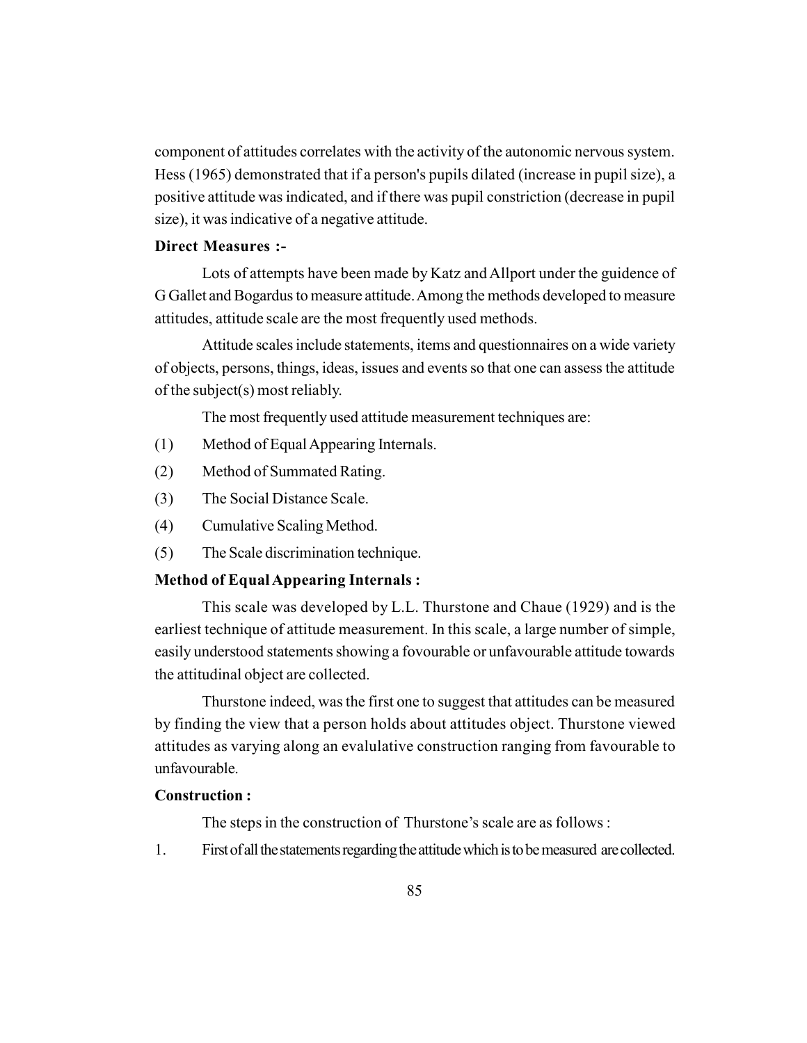component of attitudes correlates with the activity of the autonomic nervous system. Hess (1965) demonstrated that if a person's pupils dilated (increase in pupil size), a positive attitude was indicated, and if there was pupil constriction (decrease in pupil size), it was indicative of a negative attitude.

**Direct Measures :-**

Lots of attempts have been made by Katz and Allport under the guidence of G Gallet and Bogardus to measure attitude. Among the methods developed to measure attitudes, attitude scale are the most frequently used methods.

Attitude scales include statements, items and questionnaires on a wide variety of objects, persons, things, ideas, issues and events so that one can assess the attitude of the subject(s) most reliably.

The most frequently used attitude measurement techniques are:

(1) Method of Equal Appearing Internals.

(2) Method of Summated Rating.

(3) The Social Distance Scale.

(4) Cumulative Scaling Method.

(5) The Scale discrimination technique.

**Method of Equal Appearing Internals :**

This scale was developed by L.L. Thurstone and Chaue (1929) and is the earliest technique of attitude measurement. In this scale, a large number of simple, easily understood statements showing a fovourable or unfavourable attitude towards the attitudinal object are collected.

Thurstone indeed, was the first one to suggest that attitudes can be measured by finding the view that a person holds about attitudes object. Thurstone viewed attitudes as varying along an evalulative construction ranging from favourable to unfavourable.

**Construction :**

The steps in the construction of Thurstone's scale are as follows :

1. First of all the statements regarding the attitude which is to be measured are collected.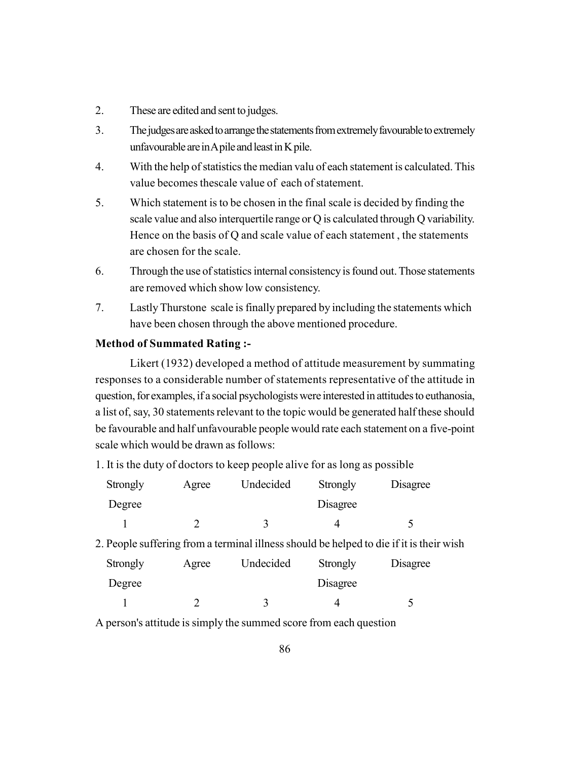2. These are edited and sent to judges.
3. The judges are asked to arrange the statements from extremely favourable to extremely unfavourable are in A pile and least in K pile.
4. With the help of statistics the median valu of each statement is calculated. This value becomes thescale value of each of statement.
5. Which statement is to be chosen in the final scale is decided by finding the scale value and also interquertile range or Q is calculated through Q variability. Hence on the basis of Q and scale value of each statement , the statements are chosen for the scale.
6. Through the use of statistics internal consistency is found out. Those statements are removed which show low consistency.
7. Lastly Thurstone scale is finally prepared by including the statements which have been chosen through the above mentioned procedure.

**Method of Summated Rating :-**

Likert (1932) developed a method of attitude measurement by summating responses to a considerable number of statements representative of the attitude in question, for examples, if a social psychologists were interested in attitudes to euthanosia, a list of, say, 30 statements relevant to the topic would be generated half these should be favourable and half unfavourable people would rate each statement on a five-point scale which would be drawn as follows:

1. It is the duty of doctors to keep people alive for as long as possible

| Strongly Degree | Agree | Undecided | Strongly Disagree | Disagree |
|---|---|---|---|---|
| 1 | 2 | 3 | 4 | 5 |

2. People suffering from a terminal illness should be helped to die if it is their wish

| Strongly Degree | Agree | Undecided | Strongly Disagree | Disagree |
|---|---|---|---|---|
| 1 | 2 | 3 | 4 | 5 |

A person's attitude is simply the summed score from each question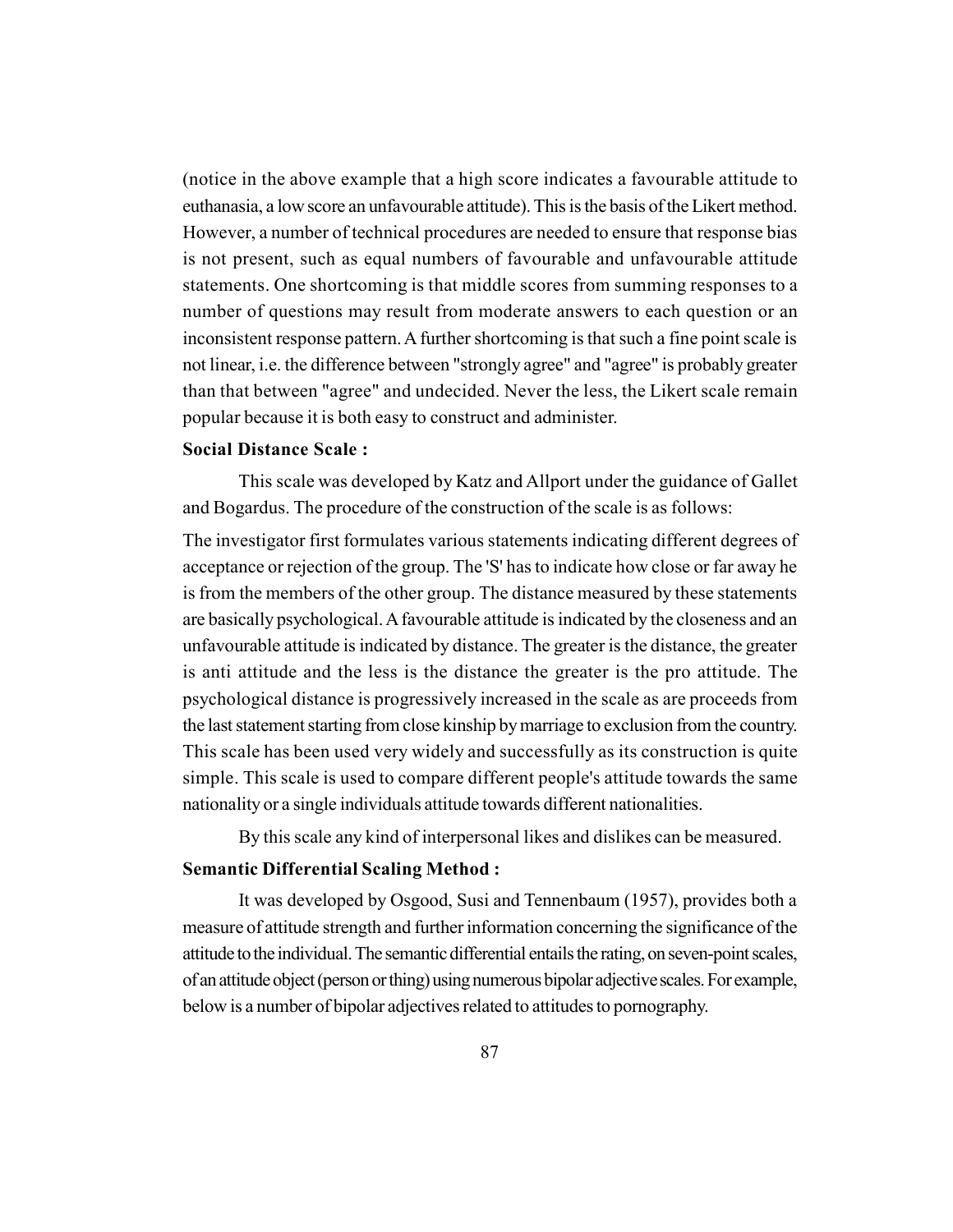(notice in the above example that a high score indicates a favourable attitude to euthanasia, a low score an unfavourable attitude). This is the basis of the Likert method. However, a number of technical procedures are needed to ensure that response bias is not present, such as equal numbers of favourable and unfavourable attitude statements. One shortcoming is that middle scores from summing responses to a number of questions may result from moderate answers to each question or an inconsistent response pattern. A further shortcoming is that such a fine point scale is not linear, i.e. the difference between "strongly agree" and "agree" is probably greater than that between "agree" and undecided. Never the less, the Likert scale remain popular because it is both easy to construct and administer.

**Social Distance Scale :**

This scale was developed by Katz and Allport under the guidance of Gallet and Bogardus. The procedure of the construction of the scale is as follows:

The investigator first formulates various statements indicating different degrees of acceptance or rejection of the group. The 'S' has to indicate how close or far away he is from the members of the other group. The distance measured by these statements are basically psychological. A favourable attitude is indicated by the closeness and an unfavourable attitude is indicated by distance. The greater is the distance, the greater is anti attitude and the less is the distance the greater is the pro attitude. The psychological distance is progressively increased in the scale as are proceeds from the last statement starting from close kinship by marriage to exclusion from the country. This scale has been used very widely and successfully as its construction is quite simple. This scale is used to compare different people's attitude towards the same nationality or a single individuals attitude towards different nationalities.

By this scale any kind of interpersonal likes and dislikes can be measured.

**Semantic Differential Scaling Method :**

It was developed by Osgood, Susi and Tennenbaum (1957), provides both a measure of attitude strength and further information concerning the significance of the attitude to the individual. The semantic differential entails the rating, on seven-point scales, of an attitude object (person or thing) using numerous bipolar adjective scales. For example, below is a number of bipolar adjectives related to attitudes to pornography.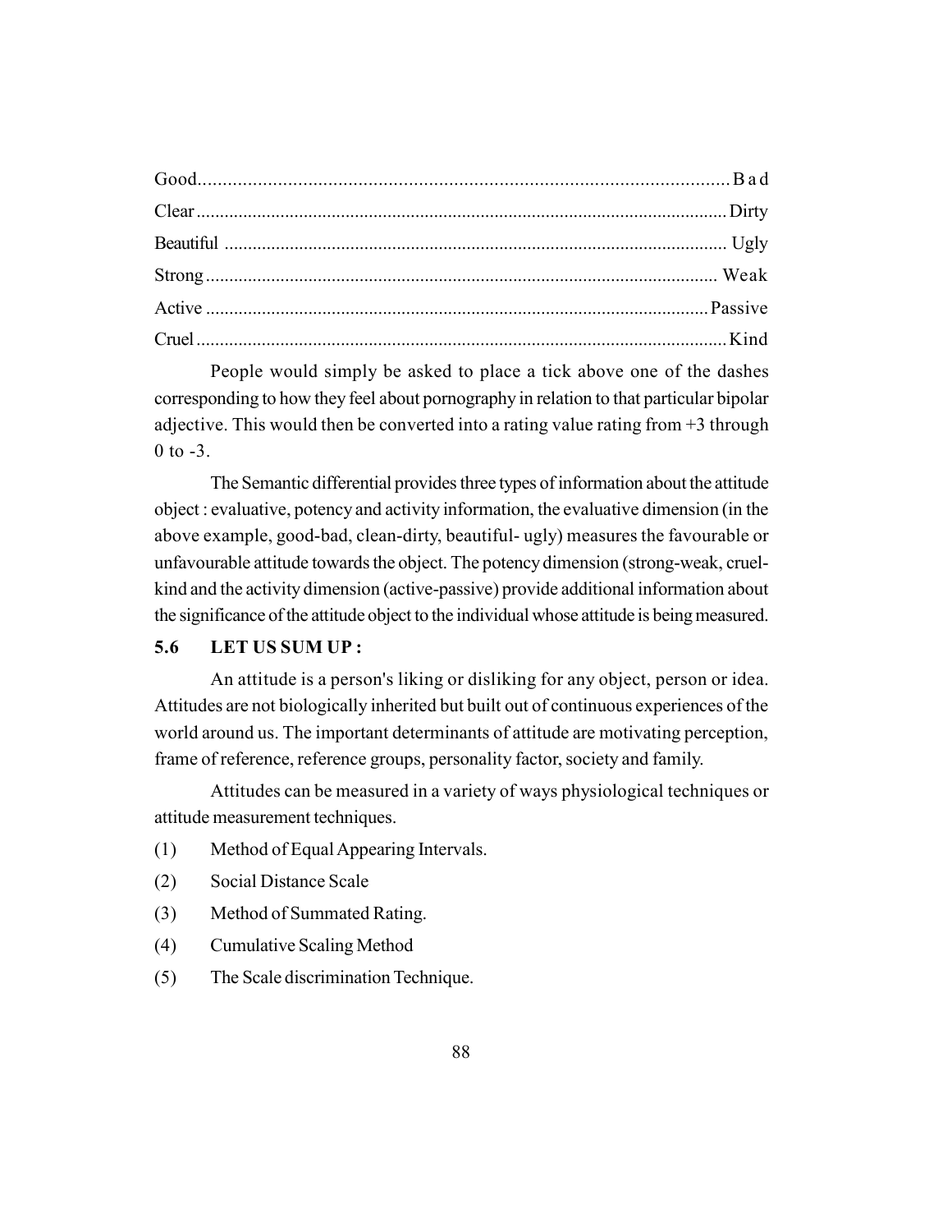Good............................................................................................................B a d

Clear.................................................................................................................Dirty

Beautiful ........................................................................................................... Ugly

Strong............................................................................................................. Weak

Active ...........................................................................................................Passive

Cruel.................................................................................................................Kind

People would simply be asked to place a tick above one of the dashes corresponding to how they feel about pornography in relation to that particular bipolar adjective. This would then be converted into a rating value rating from +3 through 0 to -3.

The Semantic differential provides three types of information about the attitude object : evaluative, potency and activity information, the evaluative dimension (in the above example, good-bad, clean-dirty, beautiful- ugly) measures the favourable or unfavourable attitude towards the object. The potency dimension (strong-weak, cruel-kind and the activity dimension (active-passive) provide additional information about the significance of the attitude object to the individual whose attitude is being measured.

## 5.6 LET US SUM UP :

An attitude is a person's liking or disliking for any object, person or idea. Attitudes are not biologically inherited but built out of continuous experiences of the world around us. The important determinants of attitude are motivating perception, frame of reference, reference groups, personality factor, society and family.

Attitudes can be measured in a variety of ways physiological techniques or attitude measurement techniques.

(1) Method of Equal Appearing Intervals.

(2) Social Distance Scale

(3) Method of Summated Rating.

(4) Cumulative Scaling Method

(5) The Scale discrimination Technique.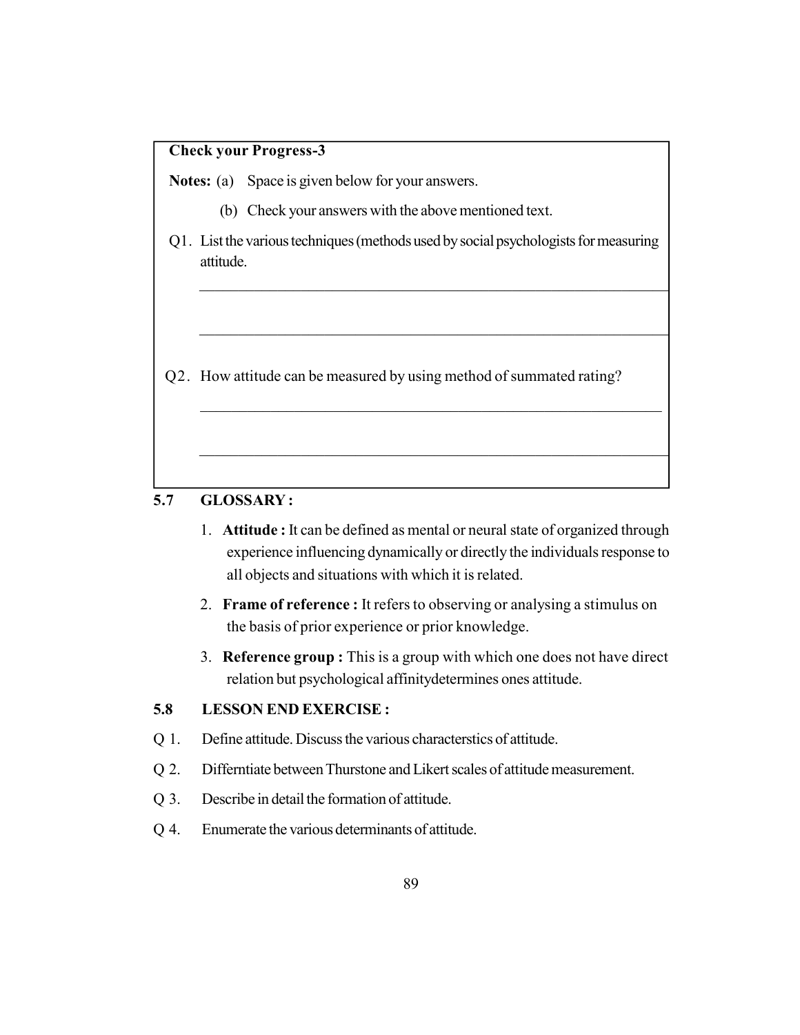**Check your Progress-3**

**Notes:** (a) Space is given below for your answers.

(b) Check your answers with the above mentioned text.

Q1. List the various techniques (methods used by social psychologists for measuring attitude.

_______________________________________________________________

_______________________________________________________________

Q2. How attitude can be measured by using method of summated rating?

_______________________________________________________________

_______________________________________________________________

## 5.7 GLOSSARY :

1. **Attitude :** It can be defined as mental or neural state of organized through experience influencing dynamically or directly the individuals response to all objects and situations with which it is related.
2. **Frame of reference :** It refers to observing or analysing a stimulus on the basis of prior experience or prior knowledge.
3. **Reference group :** This is a group with which one does not have direct relation but psychological affinitydetermines ones attitude.

## 5.8 LESSON END EXERCISE :

Q 1. Define attitude. Discuss the various characterstics of attitude.

Q 2. Differntiate between Thurstone and Likert scales of attitude measurement.

Q 3. Describe in detail the formation of attitude.

Q 4. Enumerate the various determinants of attitude.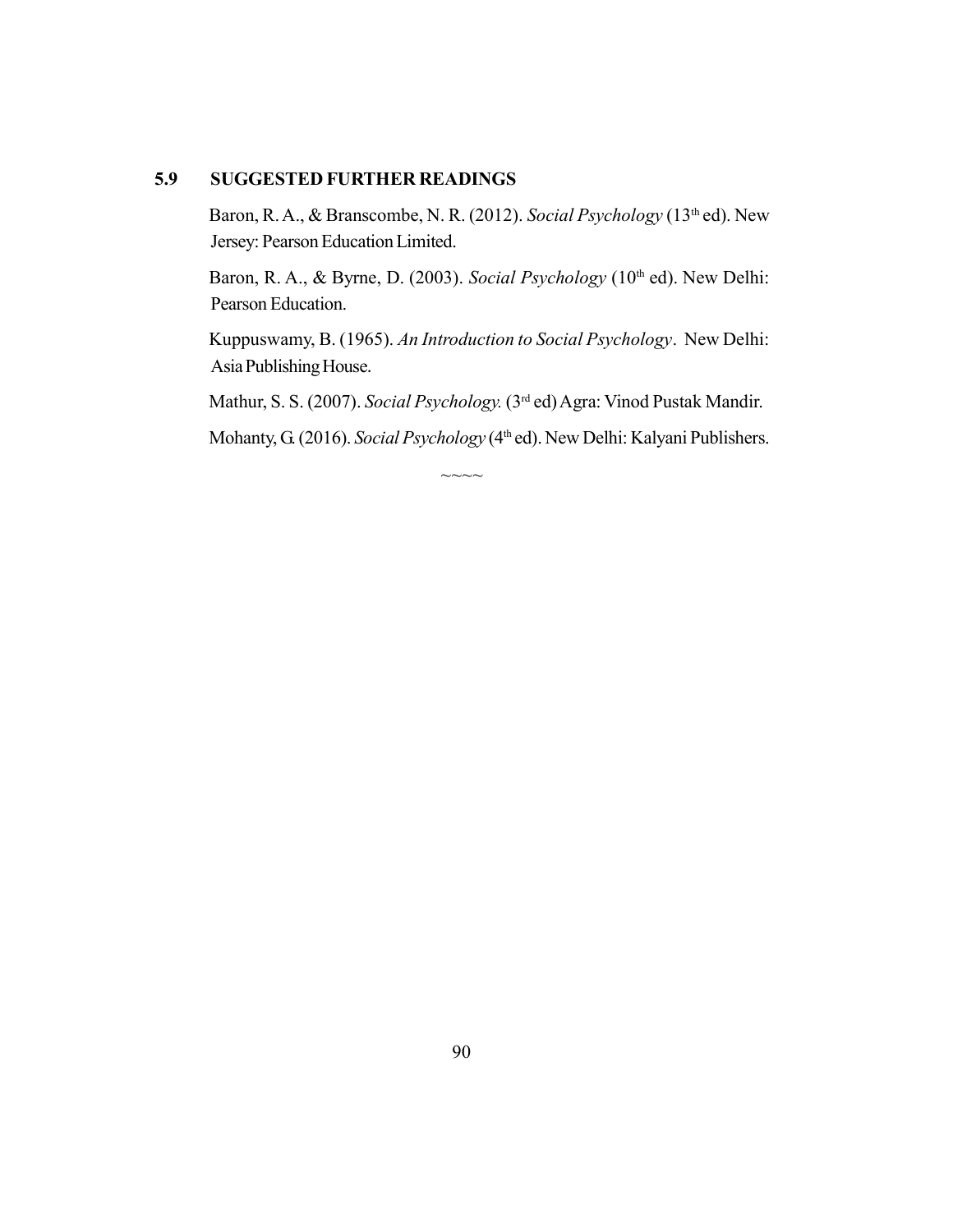## 5.9 SUGGESTED FURTHER READINGS

Baron, R. A., & Branscombe, N. R. (2012). *Social Psychology* (13th ed). New Jersey: Pearson Education Limited.

Baron, R. A., & Byrne, D. (2003). *Social Psychology* (10th ed). New Delhi: Pearson Education.

Kuppuswamy, B. (1965). *An Introduction to Social Psychology*. New Delhi: Asia Publishing House.

Mathur, S. S. (2007). *Social Psychology.* (3rd ed) Agra: Vinod Pustak Mandir.

Mohanty, G. (2016). *Social Psychology* (4th ed). New Delhi: Kalyani Publishers.

~~~~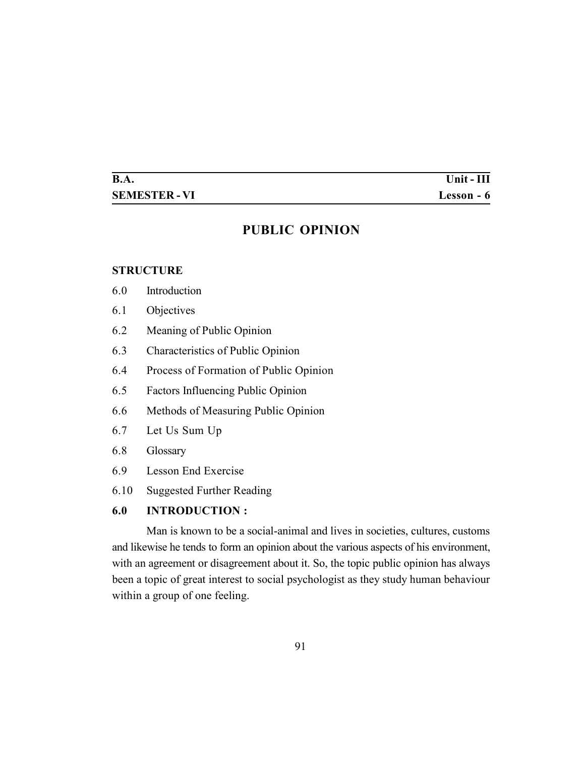| B.A. | Unit - III |
|---|---|
| SEMESTER - VI | Lesson - 6 |

# PUBLIC OPINION

**STRUCTURE**

6.0 Introduction

6.1 Objectives

6.2 Meaning of Public Opinion

6.3 Characteristics of Public Opinion

6.4 Process of Formation of Public Opinion

6.5 Factors Influencing Public Opinion

6.6 Methods of Measuring Public Opinion

6.7 Let Us Sum Up

6.8 Glossary

6.9 Lesson End Exercise

6.10 Suggested Further Reading

## 6.0 INTRODUCTION :

Man is known to be a social-animal and lives in societies, cultures, customs and likewise he tends to form an opinion about the various aspects of his environment, with an agreement or disagreement about it. So, the topic public opinion has always been a topic of great interest to social psychologist as they study human behaviour within a group of one feeling.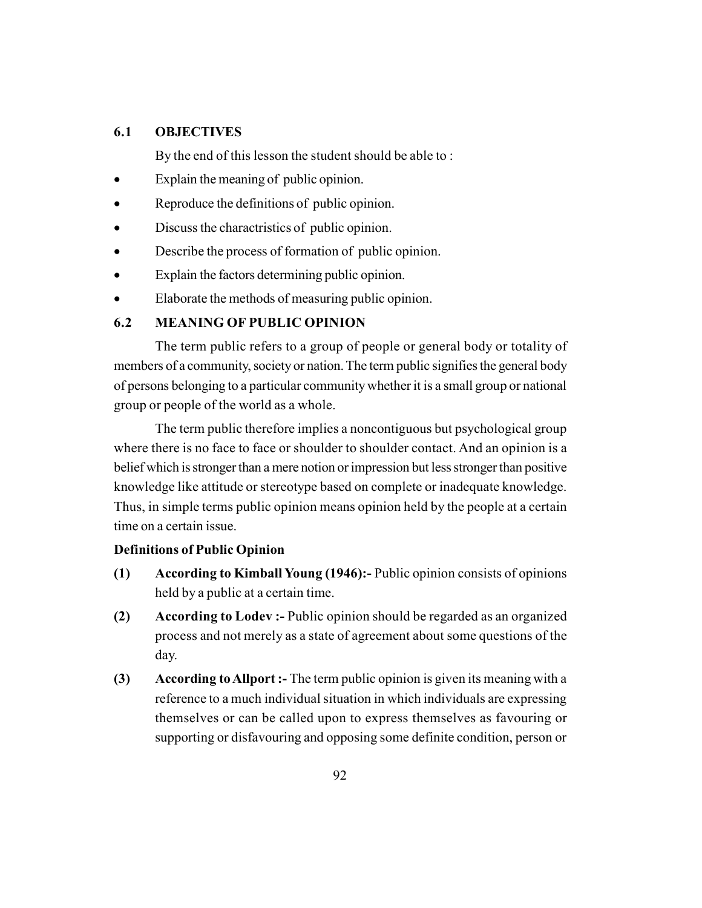## 6.1 OBJECTIVES

By the end of this lesson the student should be able to :

- Explain the meaning of public opinion.
- Reproduce the definitions of public opinion.
- Discuss the charactristics of public opinion.
- Describe the process of formation of public opinion.
- Explain the factors determining public opinion.
- Elaborate the methods of measuring public opinion.

## 6.2 MEANING OF PUBLIC OPINION

The term public refers to a group of people or general body or totality of members of a community, society or nation. The term public signifies the general body of persons belonging to a particular community whether it is a small group or national group or people of the world as a whole.

The term public therefore implies a noncontiguous but psychological group where there is no face to face or shoulder to shoulder contact. And an opinion is a belief which is stronger than a mere notion or impression but less stronger than positive knowledge like attitude or stereotype based on complete or inadequate knowledge. Thus, in simple terms public opinion means opinion held by the people at a certain time on a certain issue.

**Definitions of Public Opinion**

**(1) According to Kimball Young (1946):-** Public opinion consists of opinions held by a public at a certain time.

**(2) According to Lodev :-** Public opinion should be regarded as an organized process and not merely as a state of agreement about some questions of the day.

**(3) According to Allport :-** The term public opinion is given its meaning with a reference to a much individual situation in which individuals are expressing themselves or can be called upon to express themselves as favouring or supporting or disfavouring and opposing some definite condition, person or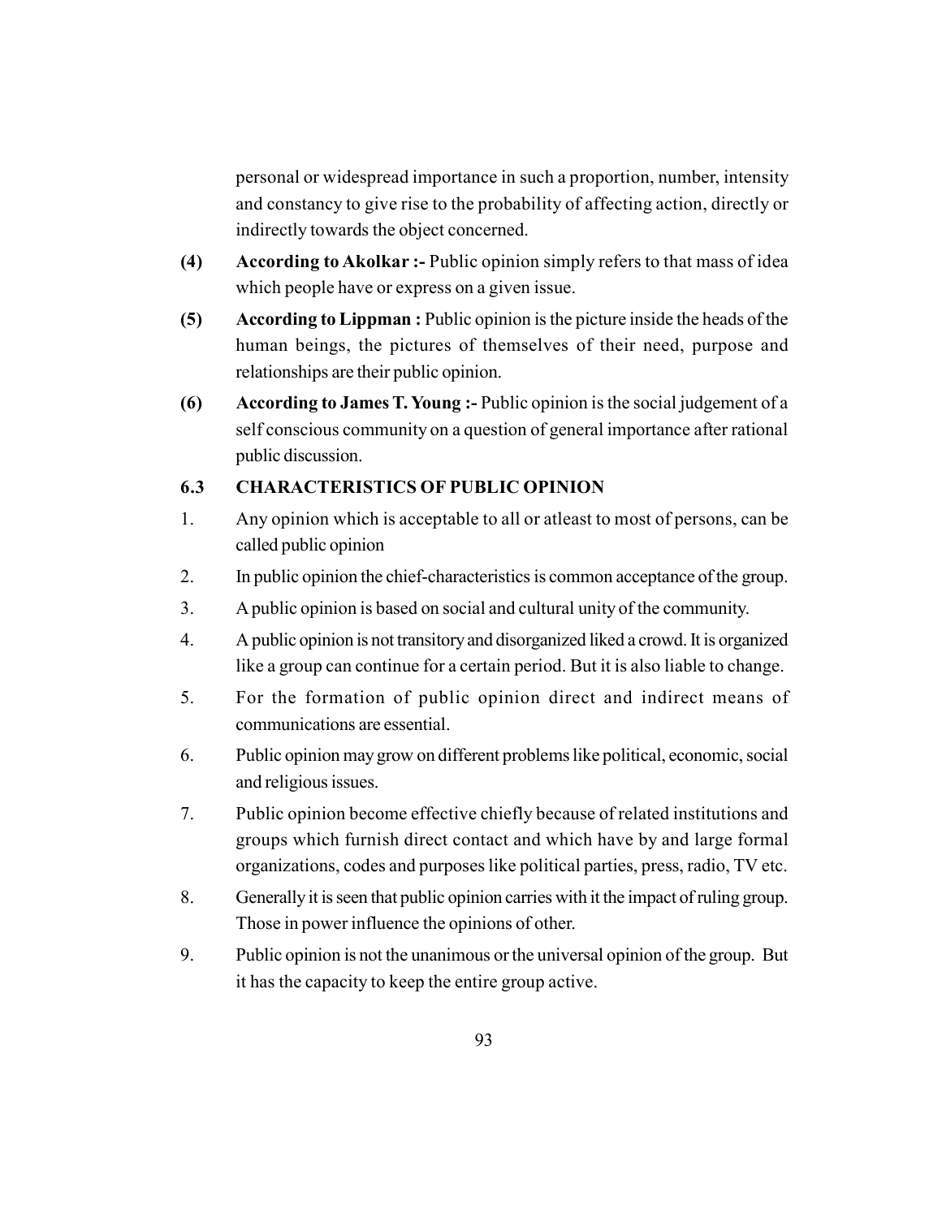personal or widespread importance in such a proportion, number, intensity and constancy to give rise to the probability of affecting action, directly or indirectly towards the object concerned.

**(4) According to Akolkar :-** Public opinion simply refers to that mass of idea which people have or express on a given issue.

**(5) According to Lippman :** Public opinion is the picture inside the heads of the human beings, the pictures of themselves of their need, purpose and relationships are their public opinion.

**(6) According to James T. Young :-** Public opinion is the social judgement of a self conscious community on a question of general importance after rational public discussion.

## 6.3 CHARACTERISTICS OF PUBLIC OPINION

1. Any opinion which is acceptable to all or atleast to most of persons, can be called public opinion
2. In public opinion the chief-characteristics is common acceptance of the group.
3. A public opinion is based on social and cultural unity of the community.
4. A public opinion is not transitory and disorganized liked a crowd. It is organized like a group can continue for a certain period. But it is also liable to change.
5. For the formation of public opinion direct and indirect means of communications are essential.
6. Public opinion may grow on different problems like political, economic, social and religious issues.
7. Public opinion become effective chiefly because of related institutions and groups which furnish direct contact and which have by and large formal organizations, codes and purposes like political parties, press, radio, TV etc.
8. Generally it is seen that public opinion carries with it the impact of ruling group. Those in power influence the opinions of other.
9. Public opinion is not the unanimous or the universal opinion of the group. But it has the capacity to keep the entire group active.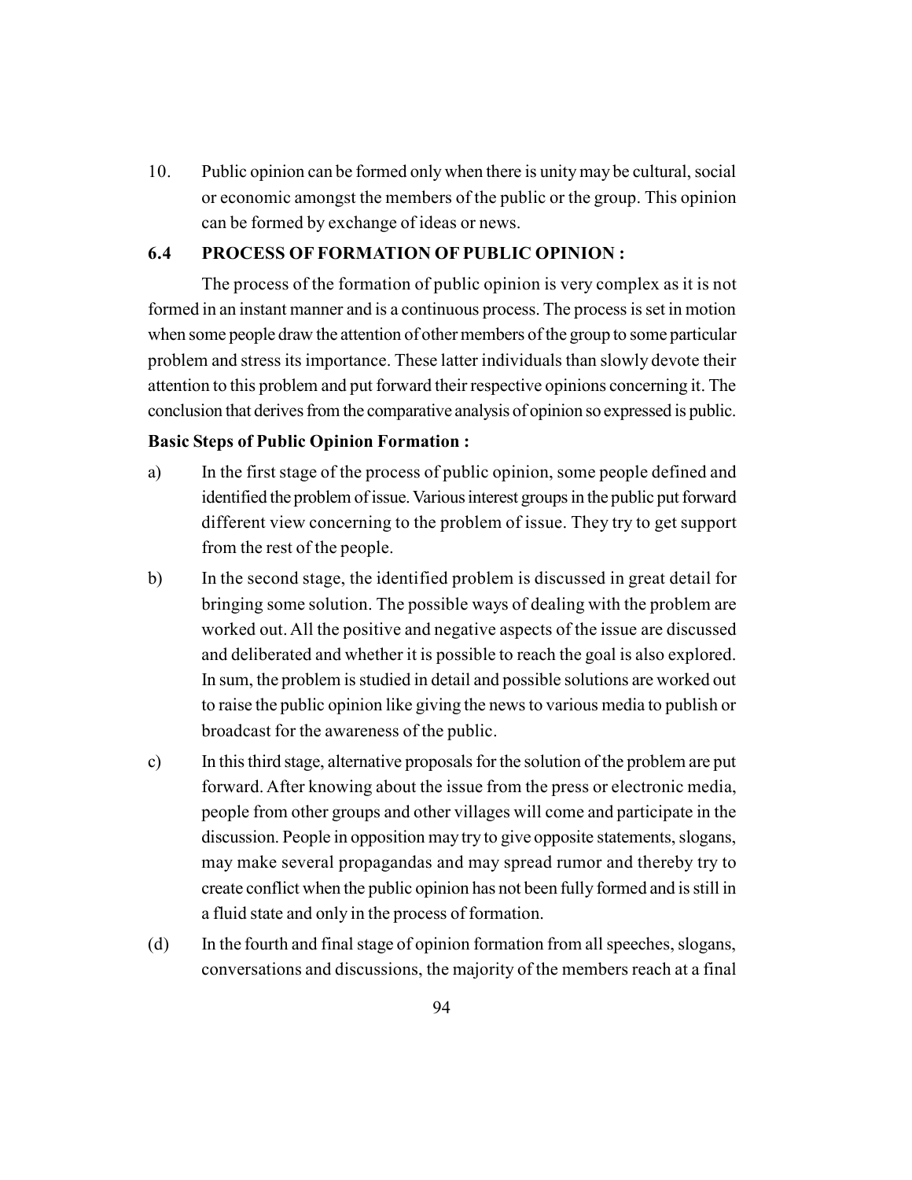10. Public opinion can be formed only when there is unity may be cultural, social or economic amongst the members of the public or the group. This opinion can be formed by exchange of ideas or news.

## 6.4 PROCESS OF FORMATION OF PUBLIC OPINION :

The process of the formation of public opinion is very complex as it is not formed in an instant manner and is a continuous process. The process is set in motion when some people draw the attention of other members of the group to some particular problem and stress its importance. These latter individuals than slowly devote their attention to this problem and put forward their respective opinions concerning it. The conclusion that derives from the comparative analysis of opinion so expressed is public.

**Basic Steps of Public Opinion Formation :**

a) In the first stage of the process of public opinion, some people defined and identified the problem of issue. Various interest groups in the public put forward different view concerning to the problem of issue. They try to get support from the rest of the people.

b) In the second stage, the identified problem is discussed in great detail for bringing some solution. The possible ways of dealing with the problem are worked out. All the positive and negative aspects of the issue are discussed and deliberated and whether it is possible to reach the goal is also explored. In sum, the problem is studied in detail and possible solutions are worked out to raise the public opinion like giving the news to various media to publish or broadcast for the awareness of the public.

c) In this third stage, alternative proposals for the solution of the problem are put forward. After knowing about the issue from the press or electronic media, people from other groups and other villages will come and participate in the discussion. People in opposition may try to give opposite statements, slogans, may make several propagandas and may spread rumor and thereby try to create conflict when the public opinion has not been fully formed and is still in a fluid state and only in the process of formation.

(d) In the fourth and final stage of opinion formation from all speeches, slogans, conversations and discussions, the majority of the members reach at a final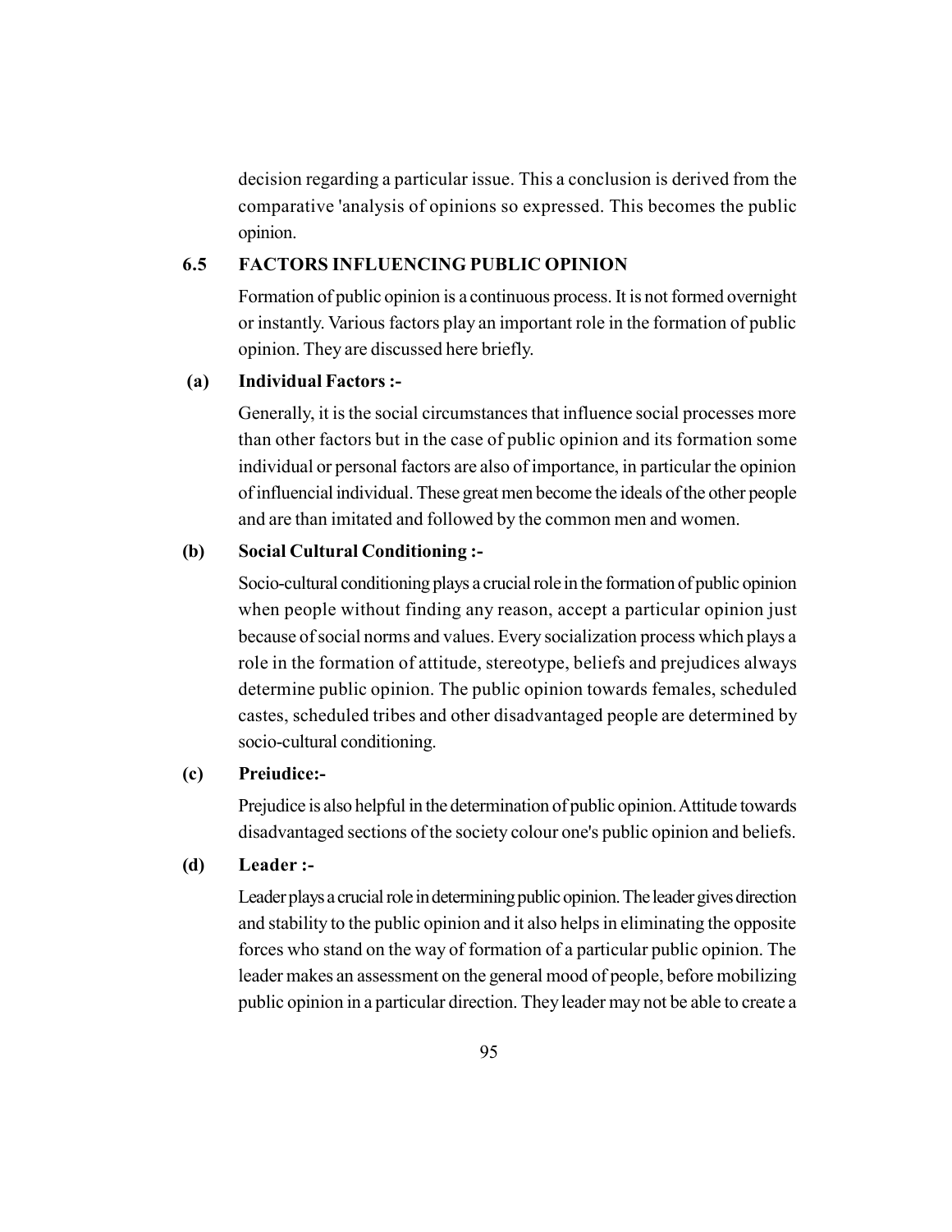decision regarding a particular issue. This a conclusion is derived from the comparative 'analysis of opinions so expressed. This becomes the public opinion.

## 6.5 FACTORS INFLUENCING PUBLIC OPINION

Formation of public opinion is a continuous process. It is not formed overnight or instantly. Various factors play an important role in the formation of public opinion. They are discussed here briefly.

**(a) Individual Factors :-**

Generally, it is the social circumstances that influence social processes more than other factors but in the case of public opinion and its formation some individual or personal factors are also of importance, in particular the opinion of influencial individual. These great men become the ideals of the other people and are than imitated and followed by the common men and women.

**(b) Social Cultural Conditioning :-**

Socio-cultural conditioning plays a crucial role in the formation of public opinion when people without finding any reason, accept a particular opinion just because of social norms and values. Every socialization process which plays a role in the formation of attitude, stereotype, beliefs and prejudices always determine public opinion. The public opinion towards females, scheduled castes, scheduled tribes and other disadvantaged people are determined by socio-cultural conditioning.

**(c) Preiudice:-**

Prejudice is also helpful in the determination of public opinion. Attitude towards disadvantaged sections of the society colour one's public opinion and beliefs.

**(d) Leader :-**

Leader plays a crucial role in determining public opinion. The leader gives direction and stability to the public opinion and it also helps in eliminating the opposite forces who stand on the way of formation of a particular public opinion. The leader makes an assessment on the general mood of people, before mobilizing public opinion in a particular direction. They leader may not be able to create a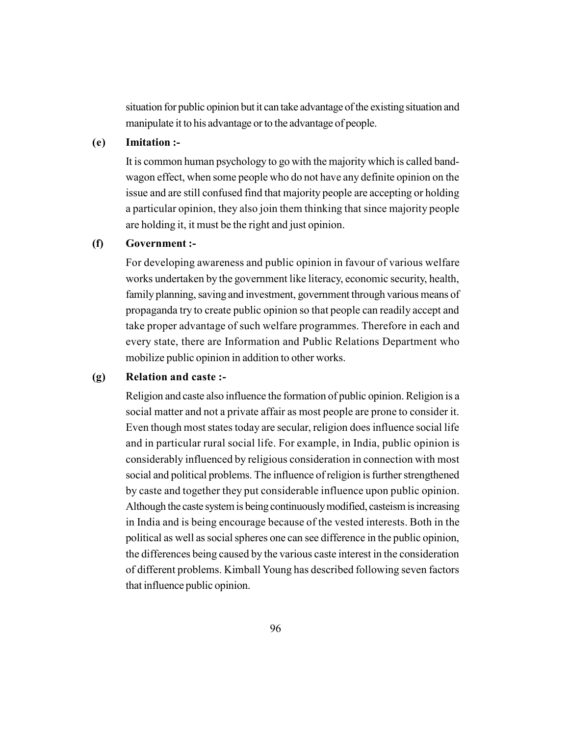situation for public opinion but it can take advantage of the existing situation and manipulate it to his advantage or to the advantage of people.

**(e) Imitation :-**

It is common human psychology to go with the majority which is called band-wagon effect, when some people who do not have any definite opinion on the issue and are still confused find that majority people are accepting or holding a particular opinion, they also join them thinking that since majority people are holding it, it must be the right and just opinion.

**(f) Government :-**

For developing awareness and public opinion in favour of various welfare works undertaken by the government like literacy, economic security, health, family planning, saving and investment, government through various means of propaganda try to create public opinion so that people can readily accept and take proper advantage of such welfare programmes. Therefore in each and every state, there are Information and Public Relations Department who mobilize public opinion in addition to other works.

**(g) Relation and caste :-**

Religion and caste also influence the formation of public opinion. Religion is a social matter and not a private affair as most people are prone to consider it. Even though most states today are secular, religion does influence social life and in particular rural social life. For example, in India, public opinion is considerably influenced by religious consideration in connection with most social and political problems. The influence of religion is further strengthened by caste and together they put considerable influence upon public opinion. Although the caste system is being continuously modified, casteism is increasing in India and is being encourage because of the vested interests. Both in the political as well as social spheres one can see difference in the public opinion, the differences being caused by the various caste interest in the consideration of different problems. Kimball Young has described following seven factors that influence public opinion.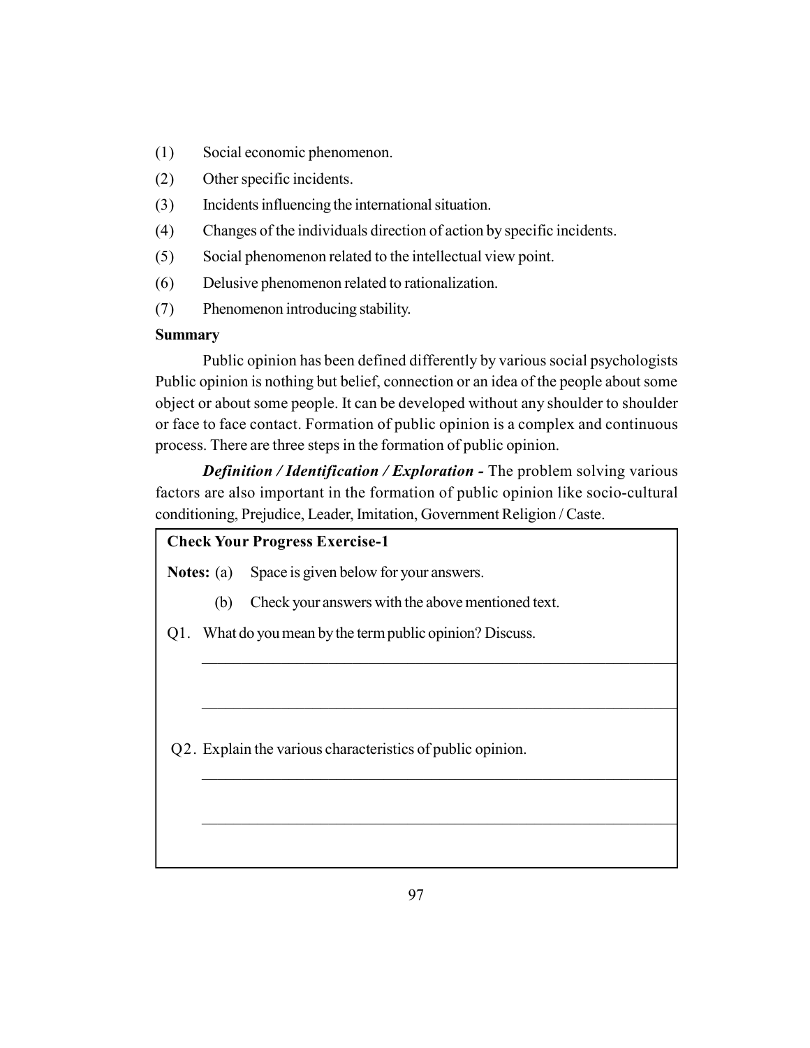(1) Social economic phenomenon.

(2) Other specific incidents.

(3) Incidents influencing the international situation.

(4) Changes of the individuals direction of action by specific incidents.

(5) Social phenomenon related to the intellectual view point.

(6) Delusive phenomenon related to rationalization.

(7) Phenomenon introducing stability.

**Summary**

Public opinion has been defined differently by various social psychologists Public opinion is nothing but belief, connection or an idea of the people about some object or about some people. It can be developed without any shoulder to shoulder or face to face contact. Formation of public opinion is a complex and continuous process. There are three steps in the formation of public opinion.

***Definition / Identification / Exploration -*** The problem solving various factors are also important in the formation of public opinion like socio-cultural conditioning, Prejudice, Leader, Imitation, Government Religion / Caste.

**Check Your Progress Exercise-1**

**Notes:** (a) Space is given below for your answers.

(b) Check your answers with the above mentioned text.

Q1. What do you mean by the term public opinion? Discuss.

\_\_\_\_\_\_\_\_\_\_\_\_\_\_\_\_\_\_\_\_\_\_\_\_\_\_\_\_\_\_\_\_\_\_\_\_\_\_\_\_\_\_\_\_\_\_\_\_\_\_\_\_\_\_\_\_\_\_\_\_

\_\_\_\_\_\_\_\_\_\_\_\_\_\_\_\_\_\_\_\_\_\_\_\_\_\_\_\_\_\_\_\_\_\_\_\_\_\_\_\_\_\_\_\_\_\_\_\_\_\_\_\_\_\_\_\_\_\_\_\_

Q2. Explain the various characteristics of public opinion.

\_\_\_\_\_\_\_\_\_\_\_\_\_\_\_\_\_\_\_\_\_\_\_\_\_\_\_\_\_\_\_\_\_\_\_\_\_\_\_\_\_\_\_\_\_\_\_\_\_\_\_\_\_\_\_\_\_\_\_\_

\_\_\_\_\_\_\_\_\_\_\_\_\_\_\_\_\_\_\_\_\_\_\_\_\_\_\_\_\_\_\_\_\_\_\_\_\_\_\_\_\_\_\_\_\_\_\_\_\_\_\_\_\_\_\_\_\_\_\_\_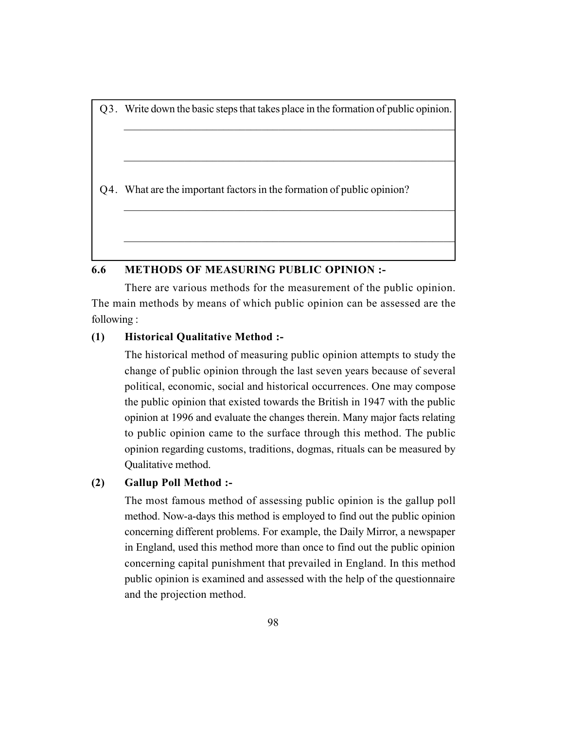Q3. Write down the basic steps that takes place in the formation of public opinion.

_______________________________________________________________

_______________________________________________________________

Q4. What are the important factors in the formation of public opinion?

_______________________________________________________________

_______________________________________________________________

## 6.6 METHODS OF MEASURING PUBLIC OPINION :-

There are various methods for the measurement of the public opinion. The main methods by means of which public opinion can be assessed are the following :

### (1) Historical Qualitative Method :-

The historical method of measuring public opinion attempts to study the change of public opinion through the last seven years because of several political, economic, social and historical occurrences. One may compose the public opinion that existed towards the British in 1947 with the public opinion at 1996 and evaluate the changes therein. Many major facts relating to public opinion came to the surface through this method. The public opinion regarding customs, traditions, dogmas, rituals can be measured by Qualitative method.

### (2) Gallup Poll Method :-

The most famous method of assessing public opinion is the gallup poll method. Now-a-days this method is employed to find out the public opinion concerning different problems. For example, the Daily Mirror, a newspaper in England, used this method more than once to find out the public opinion concerning capital punishment that prevailed in England. In this method public opinion is examined and assessed with the help of the questionnaire and the projection method.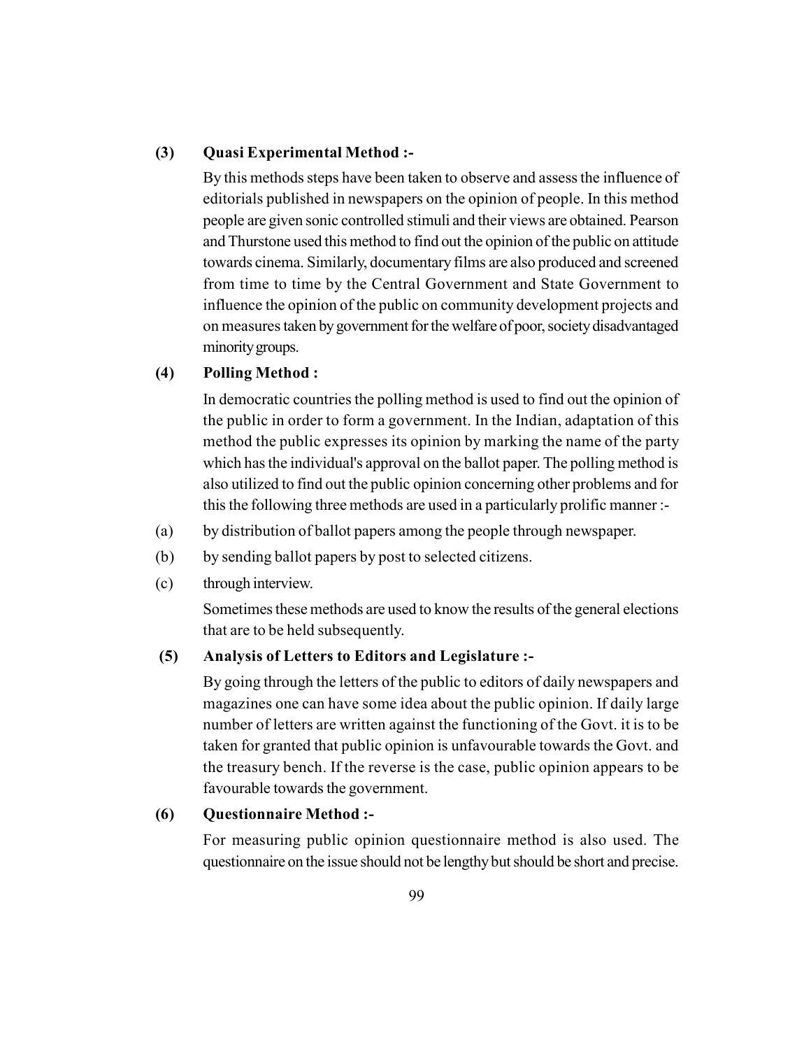### (3) Quasi Experimental Method :-

By this methods steps have been taken to observe and assess the influence of editorials published in newspapers on the opinion of people. In this method people are given sonic controlled stimuli and their views are obtained. Pearson and Thurstone used this method to find out the opinion of the public on attitude towards cinema. Similarly, documentary films are also produced and screened from time to time by the Central Government and State Government to influence the opinion of the public on community development projects and on measures taken by government for the welfare of poor, society disadvantaged minority groups.

### (4) Polling Method :

In democratic countries the polling method is used to find out the opinion of the public in order to form a government. In the Indian, adaptation of this method the public expresses its opinion by marking the name of the party which has the individual's approval on the ballot paper. The polling method is also utilized to find out the public opinion concerning other problems and for this the following three methods are used in a particularly prolific manner :-

(a) by distribution of ballot papers among the people through newspaper.

(b) by sending ballot papers by post to selected citizens.

(c) through interview.

Sometimes these methods are used to know the results of the general elections that are to be held subsequently.

### (5) Analysis of Letters to Editors and Legislature :-

By going through the letters of the public to editors of daily newspapers and magazines one can have some idea about the public opinion. If daily large number of letters are written against the functioning of the Govt. it is to be taken for granted that public opinion is unfavourable towards the Govt. and the treasury bench. If the reverse is the case, public opinion appears to be favourable towards the government.

### (6) Questionnaire Method :-

For measuring public opinion questionnaire method is also used. The questionnaire on the issue should not be lengthy but should be short and precise.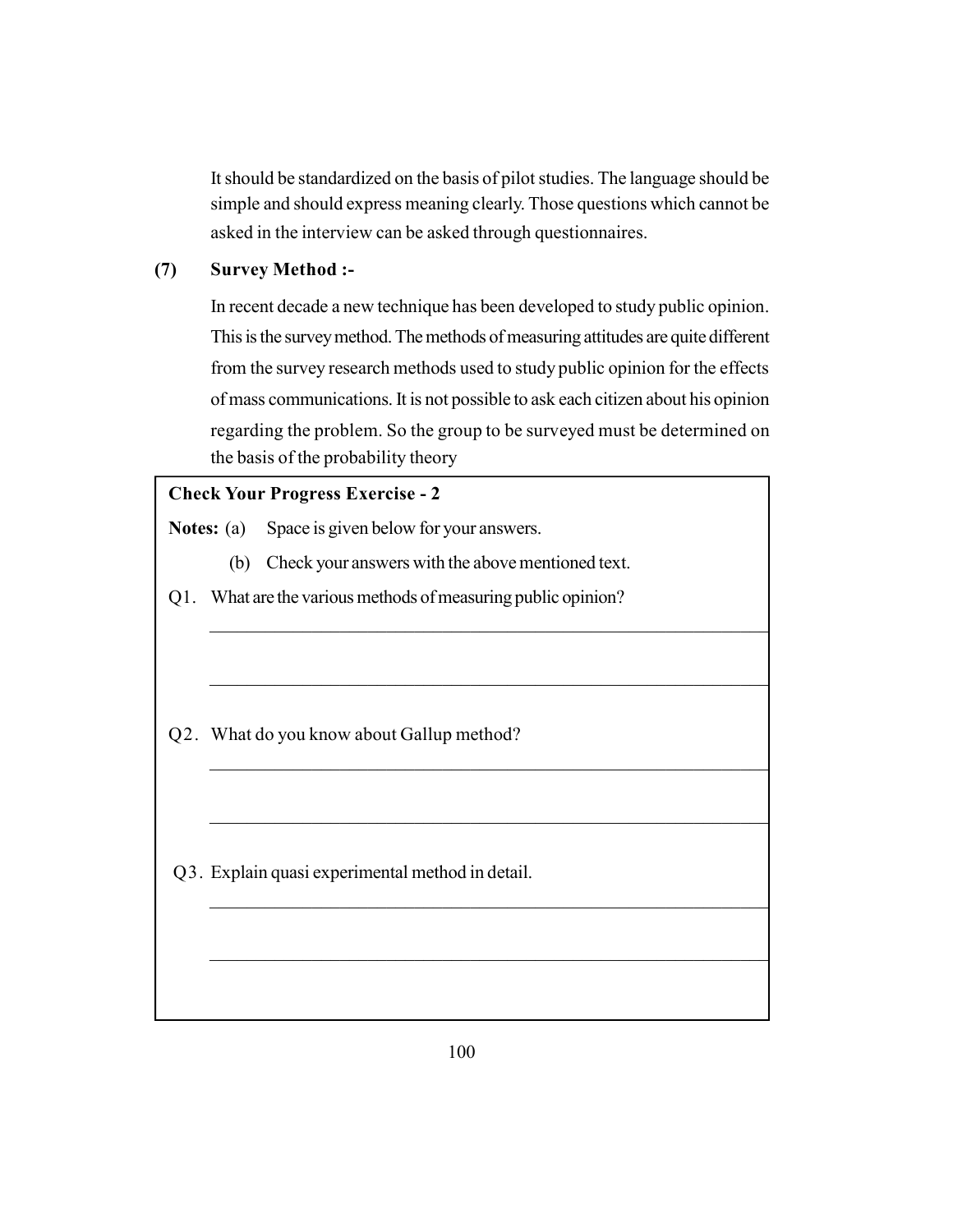It should be standardized on the basis of pilot studies. The language should be simple and should express meaning clearly. Those questions which cannot be asked in the interview can be asked through questionnaires.

**(7) Survey Method :-**

In recent decade a new technique has been developed to study public opinion. This is the survey method. The methods of measuring attitudes are quite different from the survey research methods used to study public opinion for the effects of mass communications. It is not possible to ask each citizen about his opinion regarding the problem. So the group to be surveyed must be determined on the basis of the probability theory

**Check Your Progress Exercise - 2**

**Notes:** (a) Space is given below for your answers.

(b) Check your answers with the above mentioned text.

Q1. What are the various methods of measuring public opinion?

\_\_\_\_\_\_\_\_\_\_\_\_\_\_\_\_\_\_\_\_\_\_\_\_\_\_\_\_\_\_\_\_\_\_\_\_\_\_\_\_\_\_\_\_\_\_\_\_\_\_\_\_\_\_\_\_\_\_\_\_

\_\_\_\_\_\_\_\_\_\_\_\_\_\_\_\_\_\_\_\_\_\_\_\_\_\_\_\_\_\_\_\_\_\_\_\_\_\_\_\_\_\_\_\_\_\_\_\_\_\_\_\_\_\_\_\_\_\_\_\_

Q2. What do you know about Gallup method?

\_\_\_\_\_\_\_\_\_\_\_\_\_\_\_\_\_\_\_\_\_\_\_\_\_\_\_\_\_\_\_\_\_\_\_\_\_\_\_\_\_\_\_\_\_\_\_\_\_\_\_\_\_\_\_\_\_\_\_\_

\_\_\_\_\_\_\_\_\_\_\_\_\_\_\_\_\_\_\_\_\_\_\_\_\_\_\_\_\_\_\_\_\_\_\_\_\_\_\_\_\_\_\_\_\_\_\_\_\_\_\_\_\_\_\_\_\_\_\_\_

Q3. Explain quasi experimental method in detail.

\_\_\_\_\_\_\_\_\_\_\_\_\_\_\_\_\_\_\_\_\_\_\_\_\_\_\_\_\_\_\_\_\_\_\_\_\_\_\_\_\_\_\_\_\_\_\_\_\_\_\_\_\_\_\_\_\_\_\_\_

\_\_\_\_\_\_\_\_\_\_\_\_\_\_\_\_\_\_\_\_\_\_\_\_\_\_\_\_\_\_\_\_\_\_\_\_\_\_\_\_\_\_\_\_\_\_\_\_\_\_\_\_\_\_\_\_\_\_\_\_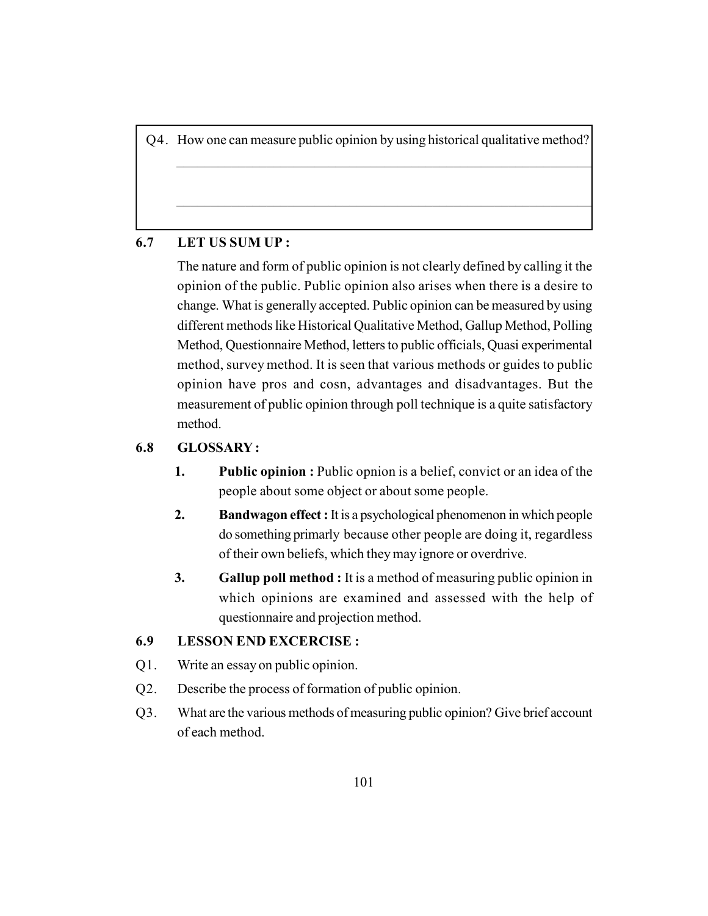Q4. How one can measure public opinion by using historical qualitative method?

_______________________________________________________________

_______________________________________________________________

## 6.7 LET US SUM UP :

The nature and form of public opinion is not clearly defined by calling it the opinion of the public. Public opinion also arises when there is a desire to change. What is generally accepted. Public opinion can be measured by using different methods like Historical Qualitative Method, Gallup Method, Polling Method, Questionnaire Method, letters to public officials, Quasi experimental method, survey method. It is seen that various methods or guides to public opinion have pros and cosn, advantages and disadvantages. But the measurement of public opinion through poll technique is a quite satisfactory method.

## 6.8 GLOSSARY :

1. **Public opinion :** Public opnion is a belief, convict or an idea of the people about some object or about some people.
2. **Bandwagon effect :** It is a psychological phenomenon in which people do something primarly because other people are doing it, regardless of their own beliefs, which they may ignore or overdrive.
3. **Gallup poll method :** It is a method of measuring public opinion in which opinions are examined and assessed with the help of questionnaire and projection method.

## 6.9 LESSON END EXCERCISE :

Q1. Write an essay on public opinion.

Q2. Describe the process of formation of public opinion.

Q3. What are the various methods of measuring public opinion? Give brief account of each method.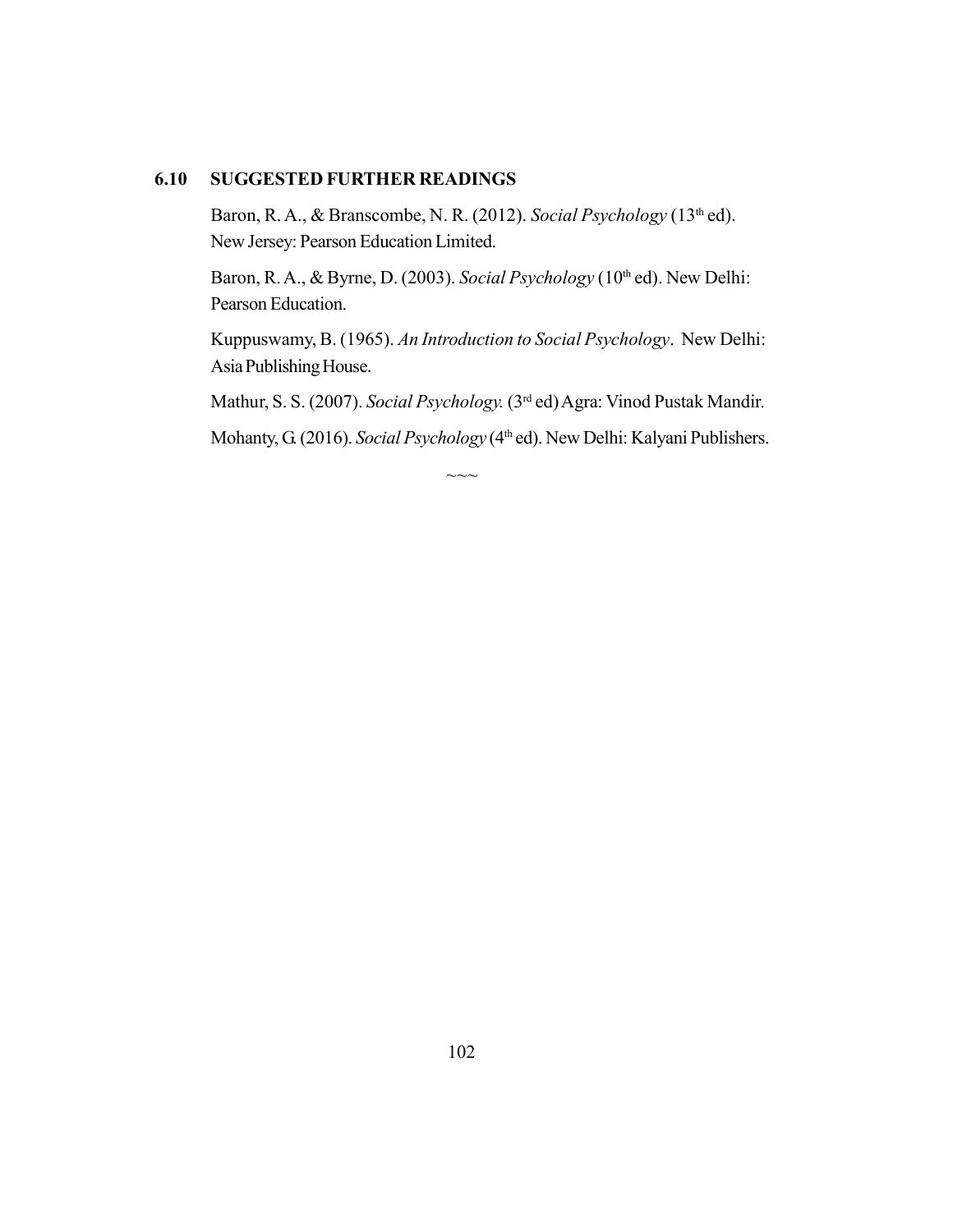## 6.10 SUGGESTED FURTHER READINGS

Baron, R. A., & Branscombe, N. R. (2012). *Social Psychology* (13th ed). New Jersey: Pearson Education Limited.

Baron, R. A., & Byrne, D. (2003). *Social Psychology* (10th ed). New Delhi: Pearson Education.

Kuppuswamy, B. (1965). *An Introduction to Social Psychology*. New Delhi: Asia Publishing House.

Mathur, S. S. (2007). *Social Psychology.* (3rd ed) Agra: Vinod Pustak Mandir.

Mohanty, G. (2016). *Social Psychology* (4th ed). New Delhi: Kalyani Publishers.

~~~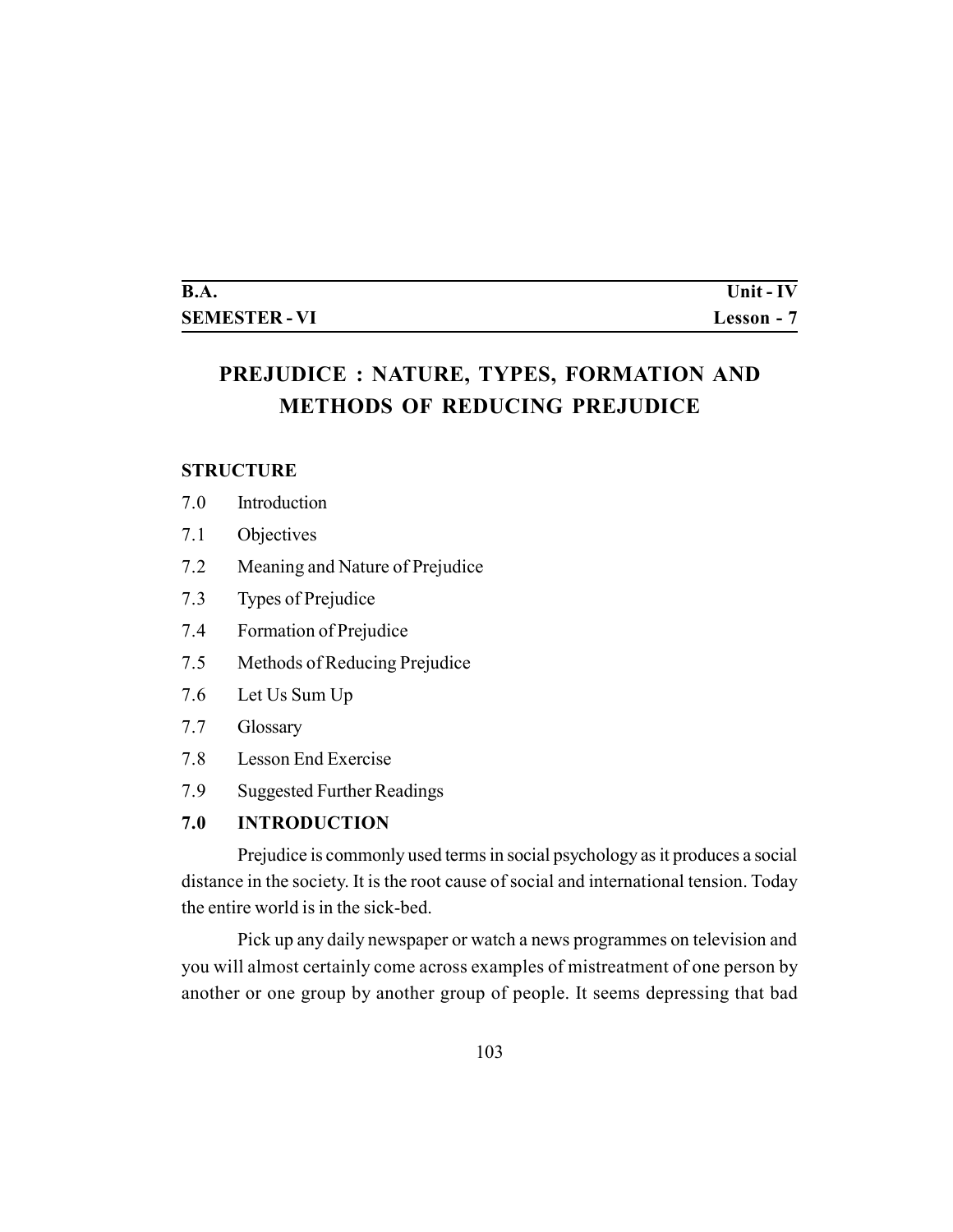| B.A. | Unit - IV |
|---|---|
| SEMESTER - VI | Lesson - 7 |

# PREJUDICE : NATURE, TYPES, FORMATION AND METHODS OF REDUCING PREJUDICE

**STRUCTURE**

7.0 Introduction

7.1 Objectives

7.2 Meaning and Nature of Prejudice

7.3 Types of Prejudice

7.4 Formation of Prejudice

7.5 Methods of Reducing Prejudice

7.6 Let Us Sum Up

7.7 Glossary

7.8 Lesson End Exercise

7.9 Suggested Further Readings

## 7.0 INTRODUCTION

Prejudice is commonly used terms in social psychology as it produces a social distance in the society. It is the root cause of social and international tension. Today the entire world is in the sick-bed.

Pick up any daily newspaper or watch a news programmes on television and you will almost certainly come across examples of mistreatment of one person by another or one group by another group of people. It seems depressing that bad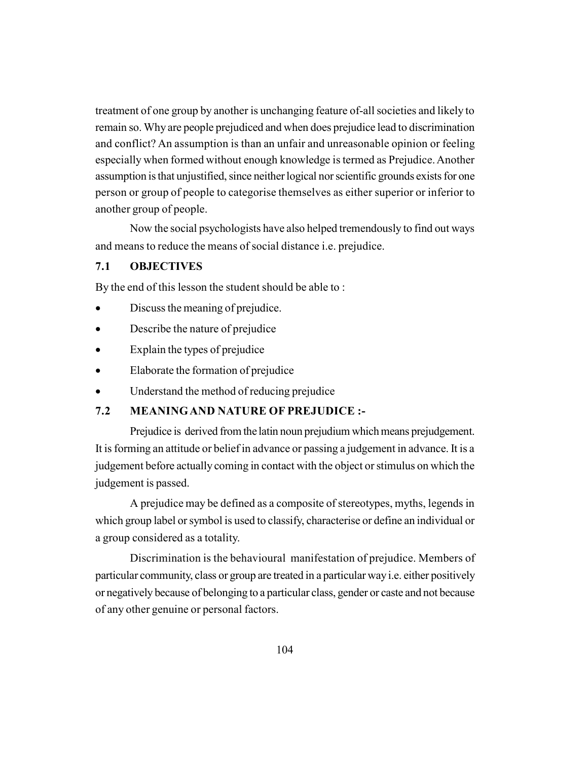treatment of one group by another is unchanging feature of-all societies and likely to remain so. Why are people prejudiced and when does prejudice lead to discrimination and conflict? An assumption is than an unfair and unreasonable opinion or feeling especially when formed without enough knowledge is termed as Prejudice. Another assumption is that unjustified, since neither logical nor scientific grounds exists for one person or group of people to categorise themselves as either superior or inferior to another group of people.

Now the social psychologists have also helped tremendously to find out ways and means to reduce the means of social distance i.e. prejudice.

## 7.1 OBJECTIVES

By the end of this lesson the student should be able to :

- Discuss the meaning of prejudice.
- Describe the nature of prejudice
- Explain the types of prejudice
- Elaborate the formation of prejudice
- Understand the method of reducing prejudice

## 7.2 MEANING AND NATURE OF PREJUDICE :-

Prejudice is derived from the latin noun prejudium which means prejudgement. It is forming an attitude or belief in advance or passing a judgement in advance. It is a judgement before actually coming in contact with the object or stimulus on which the judgement is passed.

A prejudice may be defined as a composite of stereotypes, myths, legends in which group label or symbol is used to classify, characterise or define an individual or a group considered as a totality.

Discrimination is the behavioural manifestation of prejudice. Members of particular community, class or group are treated in a particular way i.e. either positively or negatively because of belonging to a particular class, gender or caste and not because of any other genuine or personal factors.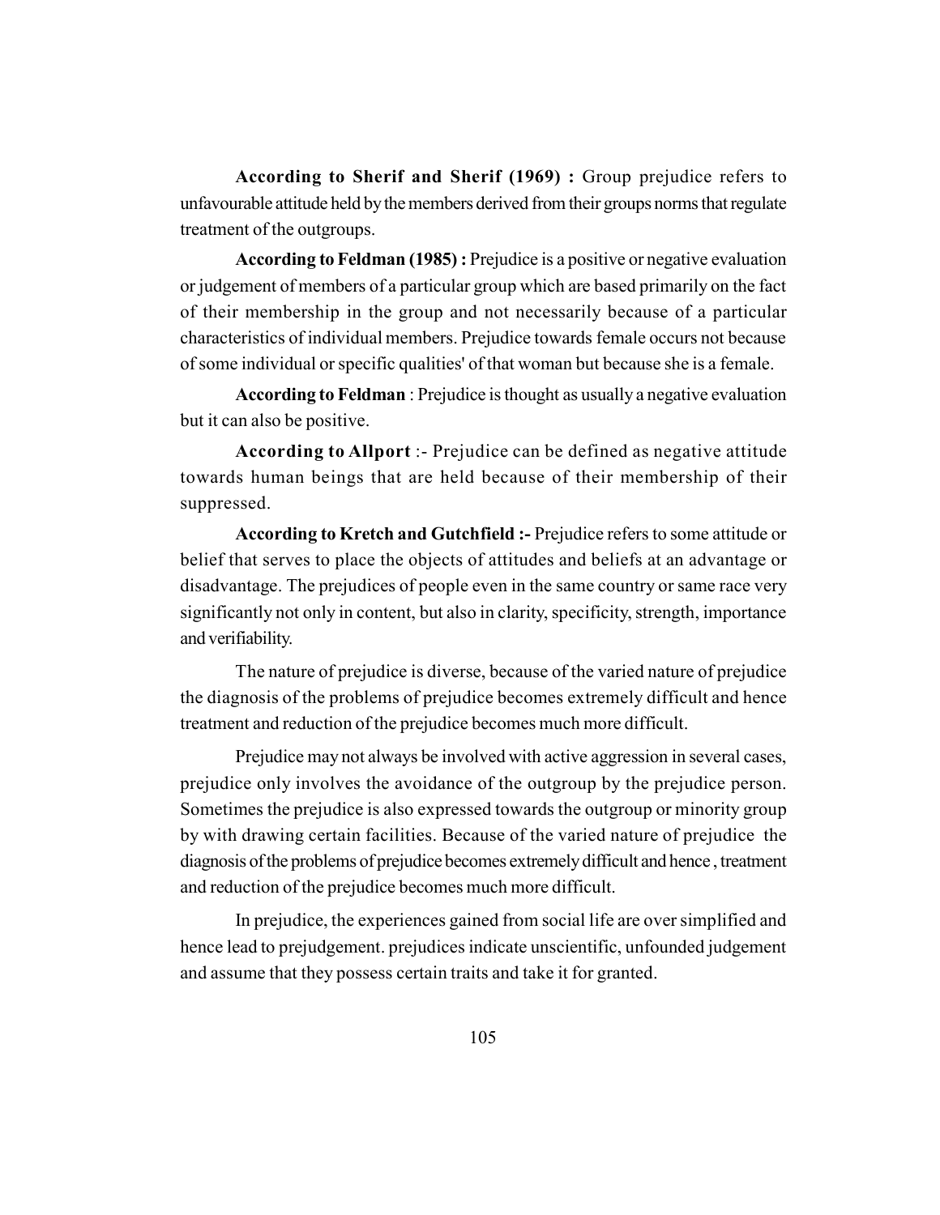**According to Sherif and Sherif (1969) :** Group prejudice refers to unfavourable attitude held by the members derived from their groups norms that regulate treatment of the outgroups.

**According to Feldman (1985) :** Prejudice is a positive or negative evaluation or judgement of members of a particular group which are based primarily on the fact of their membership in the group and not necessarily because of a particular characteristics of individual members. Prejudice towards female occurs not because of some individual or specific qualities' of that woman but because she is a female.

**According to Feldman** : Prejudice is thought as usually a negative evaluation but it can also be positive.

**According to Allport** :- Prejudice can be defined as negative attitude towards human beings that are held because of their membership of their suppressed.

**According to Kretch and Gutchfield :-** Prejudice refers to some attitude or belief that serves to place the objects of attitudes and beliefs at an advantage or disadvantage. The prejudices of people even in the same country or same race very significantly not only in content, but also in clarity, specificity, strength, importance and verifiability.

The nature of prejudice is diverse, because of the varied nature of prejudice the diagnosis of the problems of prejudice becomes extremely difficult and hence treatment and reduction of the prejudice becomes much more difficult.

Prejudice may not always be involved with active aggression in several cases, prejudice only involves the avoidance of the outgroup by the prejudice person. Sometimes the prejudice is also expressed towards the outgroup or minority group by with drawing certain facilities. Because of the varied nature of prejudice the diagnosis of the problems of prejudice becomes extremely difficult and hence , treatment and reduction of the prejudice becomes much more difficult.

In prejudice, the experiences gained from social life are over simplified and hence lead to prejudgement. prejudices indicate unscientific, unfounded judgement and assume that they possess certain traits and take it for granted.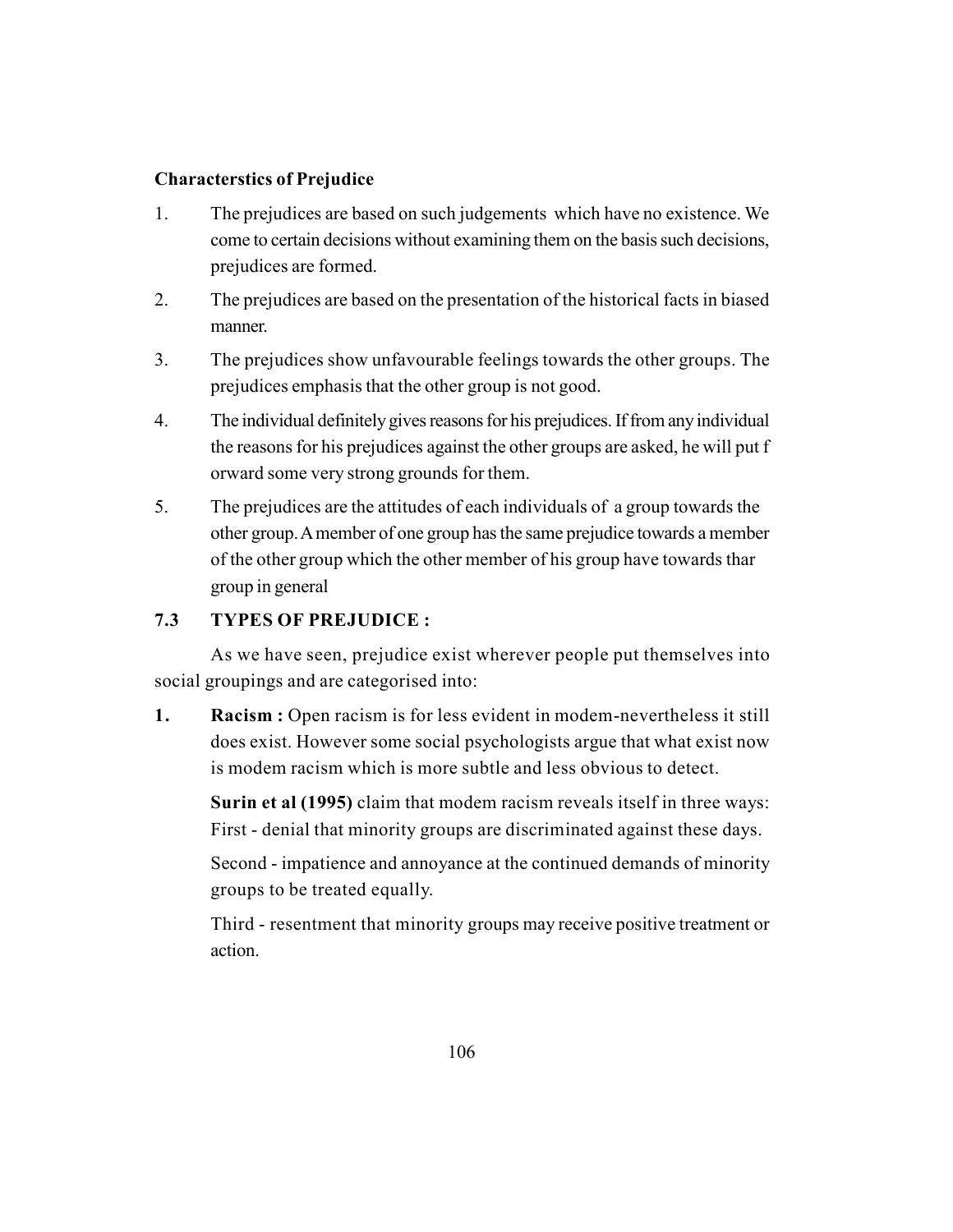**Characterstics of Prejudice**

1. The prejudices are based on such judgements which have no existence. We come to certain decisions without examining them on the basis such decisions, prejudices are formed.
2. The prejudices are based on the presentation of the historical facts in biased manner.
3. The prejudices show unfavourable feelings towards the other groups. The prejudices emphasis that the other group is not good.
4. The individual definitely gives reasons for his prejudices. If from any individual the reasons for his prejudices against the other groups are asked, he will put f orward some very strong grounds for them.
5. The prejudices are the attitudes of each individuals of a group towards the other group. A member of one group has the same prejudice towards a member of the other group which the other member of his group have towards thar group in general

## 7.3 TYPES OF PREJUDICE :

As we have seen, prejudice exist wherever people put themselves into social groupings and are categorised into:

1. **Racism :** Open racism is for less evident in modem-nevertheless it still does exist. However some social psychologists argue that what exist now is modem racism which is more subtle and less obvious to detect.

   **Surin et al (1995)** claim that modem racism reveals itself in three ways: First - denial that minority groups are discriminated against these days.

   Second - impatience and annoyance at the continued demands of minority groups to be treated equally.

   Third - resentment that minority groups may receive positive treatment or action.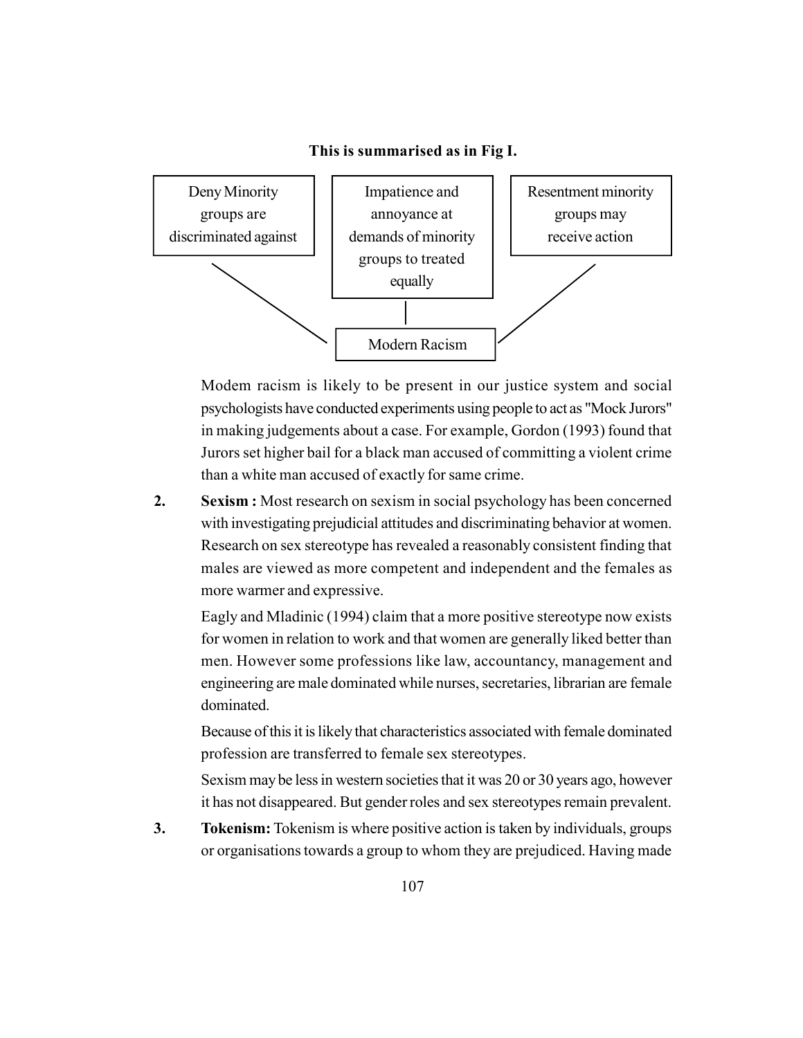**This is summarised as in Fig I.**

| Deny Minority groups are discriminated against | Impatience and annoyance at demands of minority groups to treated equally | Resentment minority groups may receive action |
|---|---|---|

→ Modern Racism

Modem racism is likely to be present in our justice system and social psychologists have conducted experiments using people to act as "Mock Jurors" in making judgements about a case. For example, Gordon (1993) found that Jurors set higher bail for a black man accused of committing a violent crime than a white man accused of exactly for same crime.

2. **Sexism :** Most research on sexism in social psychology has been concerned with investigating prejudicial attitudes and discriminating behavior at women. Research on sex stereotype has revealed a reasonably consistent finding that males are viewed as more competent and independent and the females as more warmer and expressive.

   Eagly and Mladinic (1994) claim that a more positive stereotype now exists for women in relation to work and that women are generally liked better than men. However some professions like law, accountancy, management and engineering are male dominated while nurses, secretaries, librarian are female dominated.

   Because of this it is likely that characteristics associated with female dominated profession are transferred to female sex stereotypes.

   Sexism may be less in western societies that it was 20 or 30 years ago, however it has not disappeared. But gender roles and sex stereotypes remain prevalent.

3. **Tokenism:** Tokenism is where positive action is taken by individuals, groups or organisations towards a group to whom they are prejudiced. Having made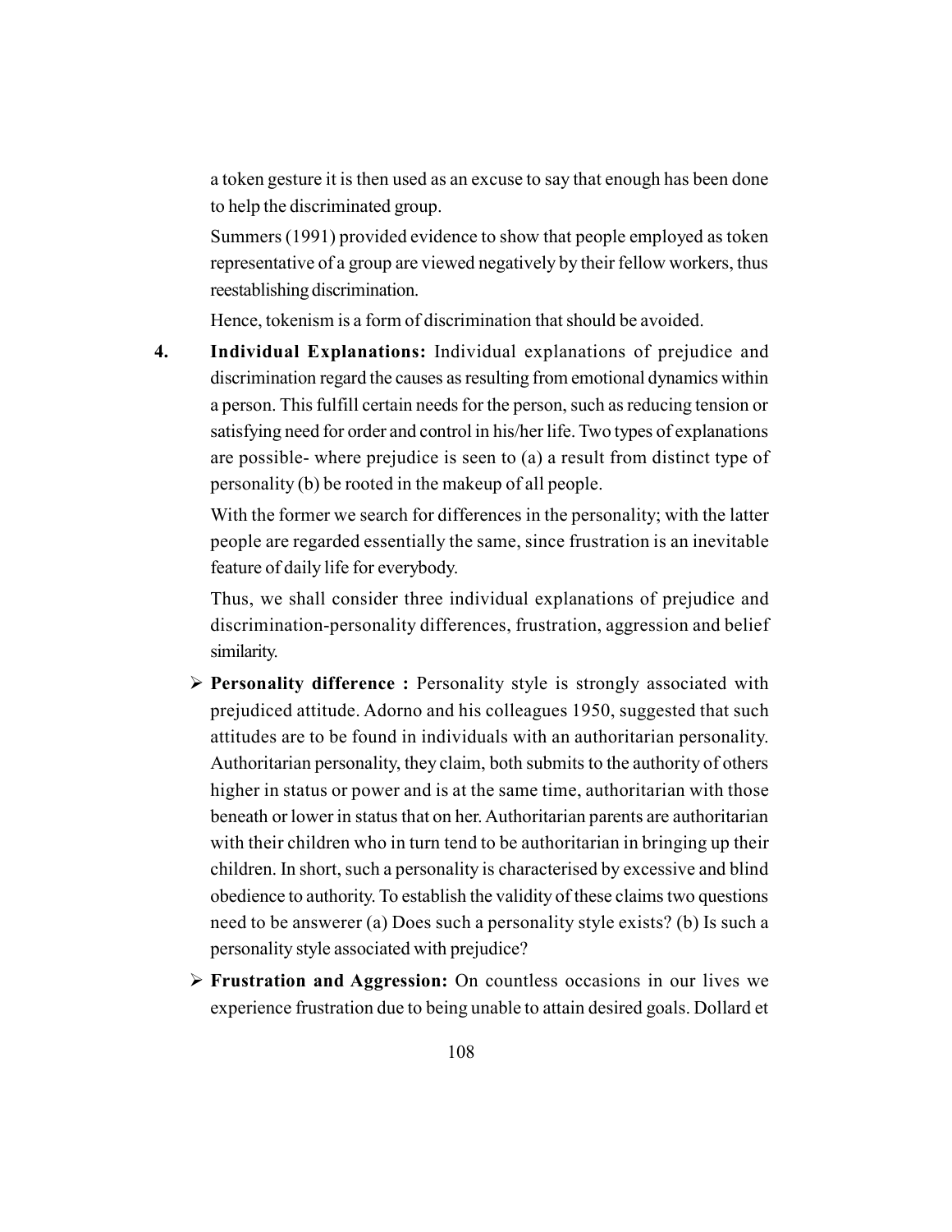a token gesture it is then used as an excuse to say that enough has been done to help the discriminated group.

Summers (1991) provided evidence to show that people employed as token representative of a group are viewed negatively by their fellow workers, thus reestablishing discrimination.

Hence, tokenism is a form of discrimination that should be avoided.

4. **Individual Explanations:** Individual explanations of prejudice and discrimination regard the causes as resulting from emotional dynamics within a person. This fulfill certain needs for the person, such as reducing tension or satisfying need for order and control in his/her life. Two types of explanations are possible- where prejudice is seen to (a) a result from distinct type of personality (b) be rooted in the makeup of all people.

   With the former we search for differences in the personality; with the latter people are regarded essentially the same, since frustration is an inevitable feature of daily life for everybody.

   Thus, we shall consider three individual explanations of prejudice and discrimination-personality differences, frustration, aggression and belief similarity.

   - **Personality difference :** Personality style is strongly associated with prejudiced attitude. Adorno and his colleagues 1950, suggested that such attitudes are to be found in individuals with an authoritarian personality. Authoritarian personality, they claim, both submits to the authority of others higher in status or power and is at the same time, authoritarian with those beneath or lower in status that on her. Authoritarian parents are authoritarian with their children who in turn tend to be authoritarian in bringing up their children. In short, such a personality is characterised by excessive and blind obedience to authority. To establish the validity of these claims two questions need to be answerer (a) Does such a personality style exists? (b) Is such a personality style associated with prejudice?

   - **Frustration and Aggression:** On countless occasions in our lives we experience frustration due to being unable to attain desired goals. Dollard et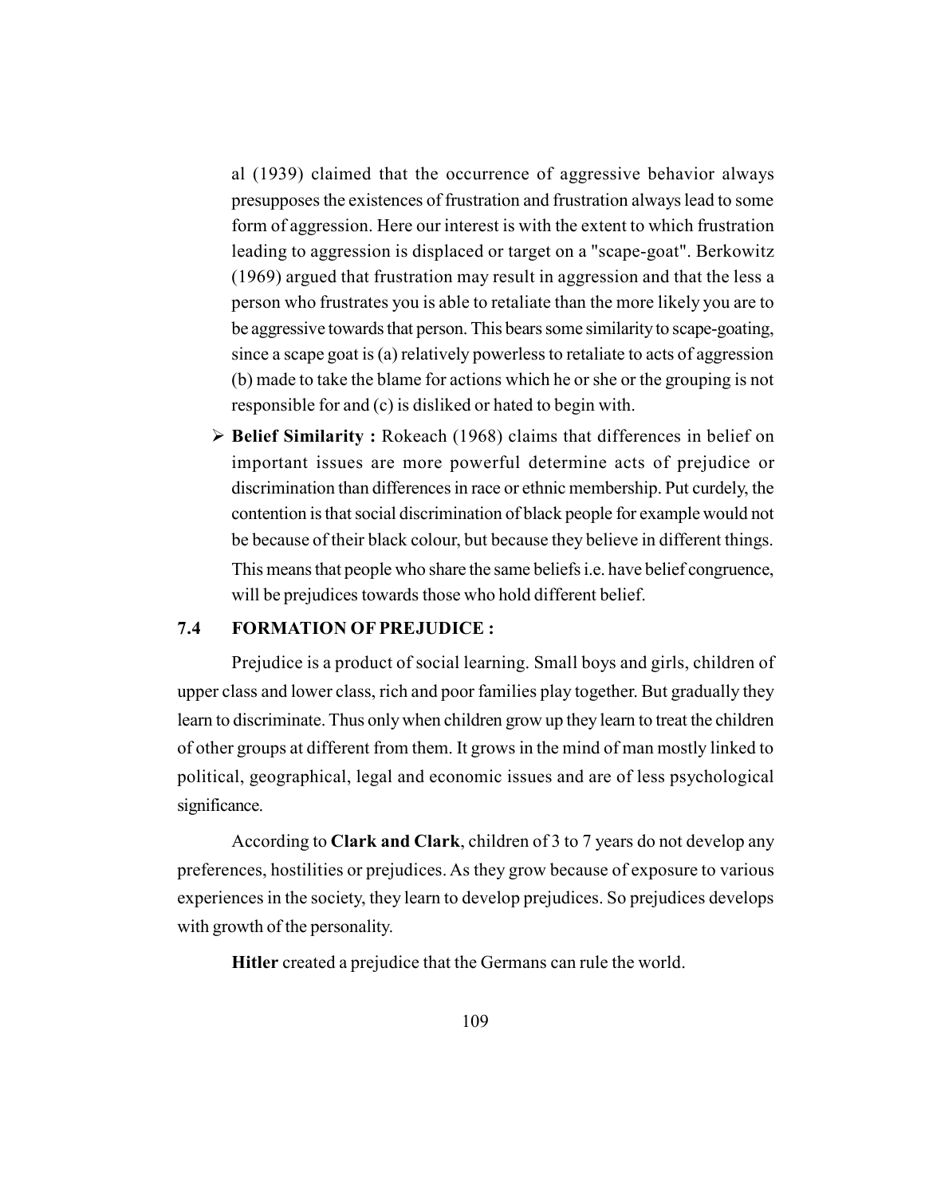al (1939) claimed that the occurrence of aggressive behavior always presupposes the existences of frustration and frustration always lead to some form of aggression. Here our interest is with the extent to which frustration leading to aggression is displaced or target on a "scape-goat". Berkowitz (1969) argued that frustration may result in aggression and that the less a person who frustrates you is able to retaliate than the more likely you are to be aggressive towards that person. This bears some similarity to scape-goating, since a scape goat is (a) relatively powerless to retaliate to acts of aggression (b) made to take the blame for actions which he or she or the grouping is not responsible for and (c) is disliked or hated to begin with.

- **Belief Similarity :** Rokeach (1968) claims that differences in belief on important issues are more powerful determine acts of prejudice or discrimination than differences in race or ethnic membership. Put curdely, the contention is that social discrimination of black people for example would not be because of their black colour, but because they believe in different things. This means that people who share the same beliefs i.e. have belief congruence, will be prejudices towards those who hold different belief.

## 7.4 FORMATION OF PREJUDICE :

Prejudice is a product of social learning. Small boys and girls, children of upper class and lower class, rich and poor families play together. But gradually they learn to discriminate. Thus only when children grow up they learn to treat the children of other groups at different from them. It grows in the mind of man mostly linked to political, geographical, legal and economic issues and are of less psychological significance.

According to **Clark and Clark**, children of 3 to 7 years do not develop any preferences, hostilities or prejudices. As they grow because of exposure to various experiences in the society, they learn to develop prejudices. So prejudices develops with growth of the personality.

**Hitler** created a prejudice that the Germans can rule the world.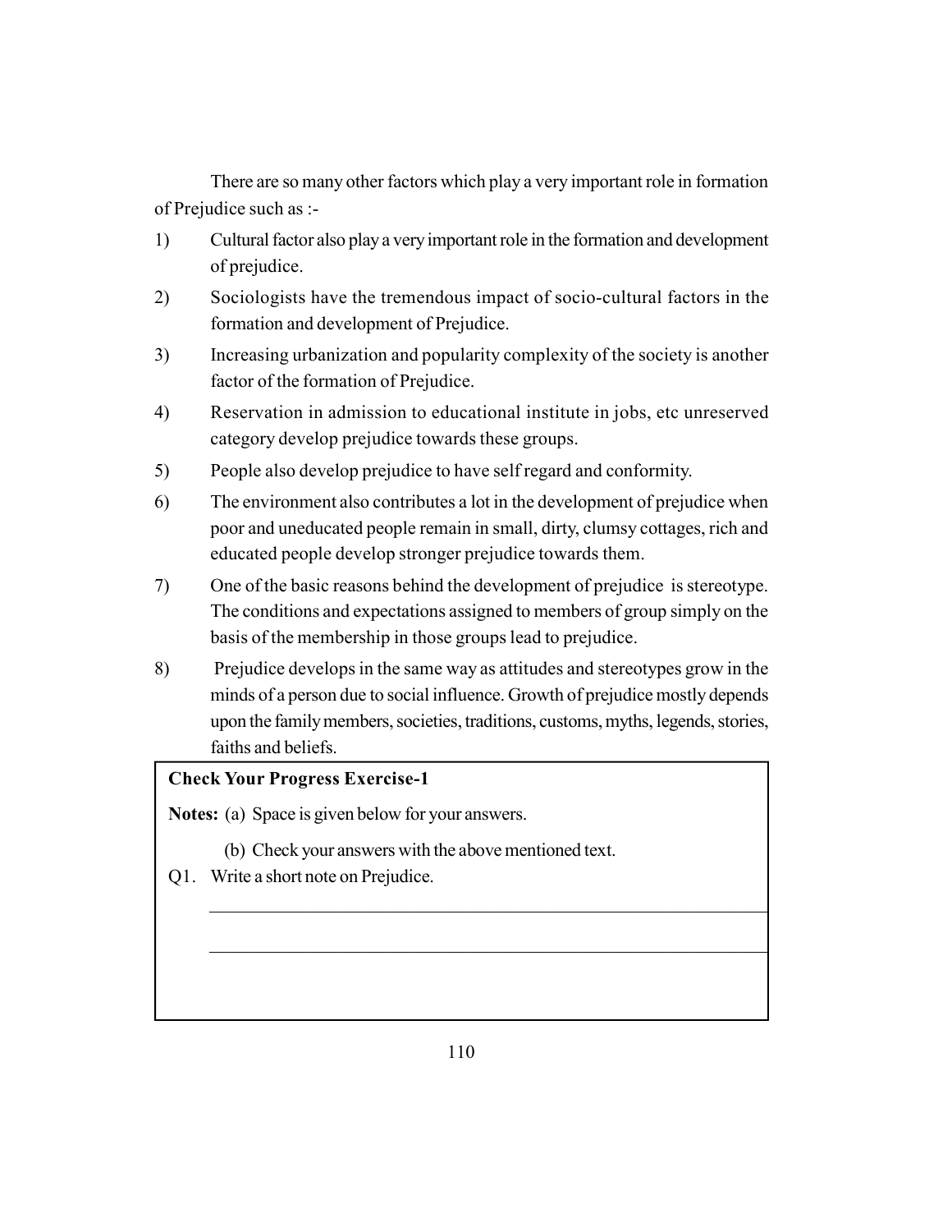There are so many other factors which play a very important role in formation of Prejudice such as :-

1) Cultural factor also play a very important role in the formation and development of prejudice.
2) Sociologists have the tremendous impact of socio-cultural factors in the formation and development of Prejudice.
3) Increasing urbanization and popularity complexity of the society is another factor of the formation of Prejudice.
4) Reservation in admission to educational institute in jobs, etc unreserved category develop prejudice towards these groups.
5) People also develop prejudice to have self regard and conformity.
6) The environment also contributes a lot in the development of prejudice when poor and uneducated people remain in small, dirty, clumsy cottages, rich and educated people develop stronger prejudice towards them.
7) One of the basic reasons behind the development of prejudice is stereotype. The conditions and expectations assigned to members of group simply on the basis of the membership in those groups lead to prejudice.
8) Prejudice develops in the same way as attitudes and stereotypes grow in the minds of a person due to social influence. Growth of prejudice mostly depends upon the family members, societies, traditions, customs, myths, legends, stories, faiths and beliefs.

**Check Your Progress Exercise-1**

**Notes:** (a) Space is given below for your answers.

(b) Check your answers with the above mentioned text.

Q1. Write a short note on Prejudice.

______________________________________________________________

______________________________________________________________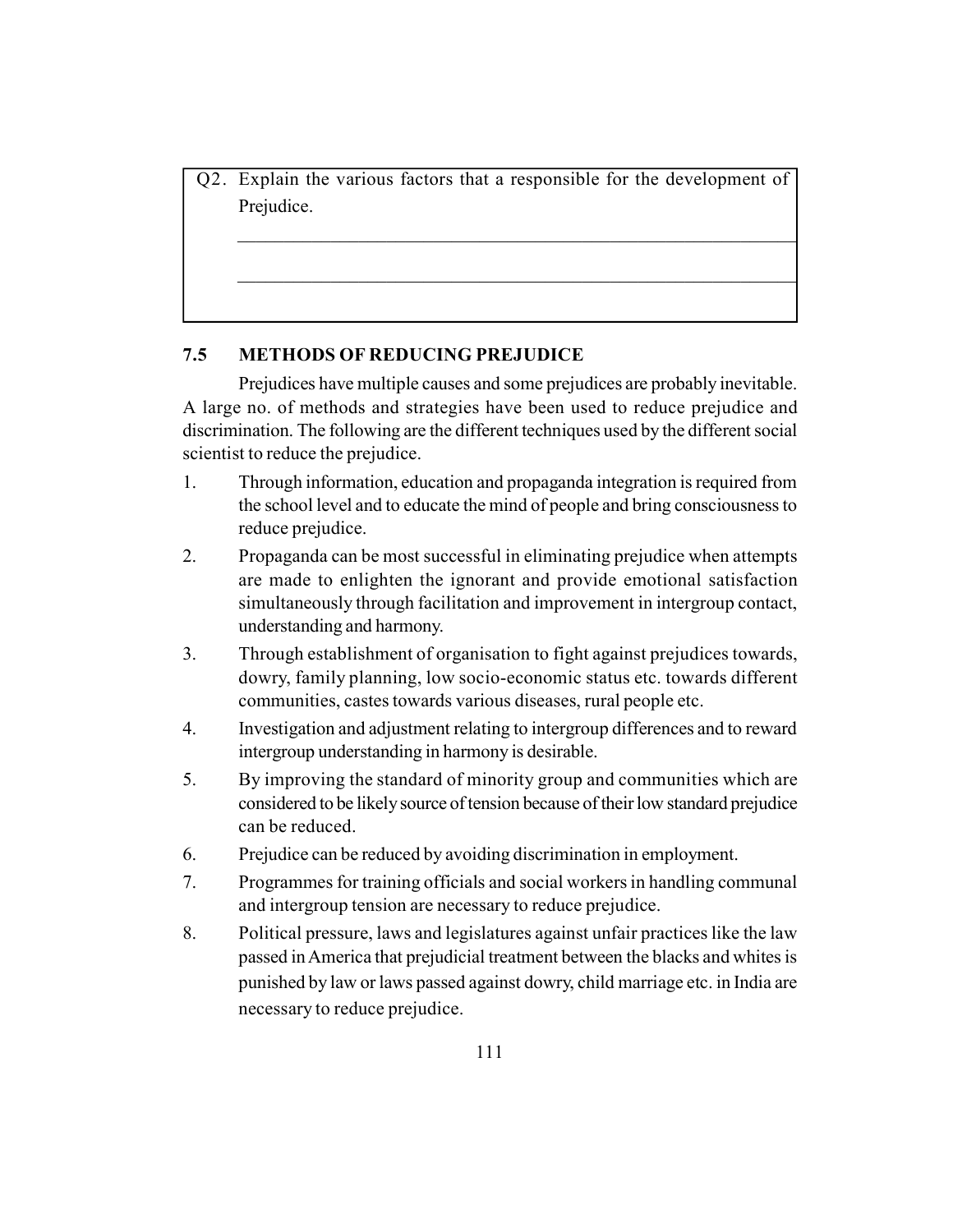Q2. Explain the various factors that a responsible for the development of Prejudice.

_______________________________________________

_______________________________________________

## 7.5 METHODS OF REDUCING PREJUDICE

Prejudices have multiple causes and some prejudices are probably inevitable. A large no. of methods and strategies have been used to reduce prejudice and discrimination. The following are the different techniques used by the different social scientist to reduce the prejudice.

1. Through information, education and propaganda integration is required from the school level and to educate the mind of people and bring consciousness to reduce prejudice.
2. Propaganda can be most successful in eliminating prejudice when attempts are made to enlighten the ignorant and provide emotional satisfaction simultaneously through facilitation and improvement in intergroup contact, understanding and harmony.
3. Through establishment of organisation to fight against prejudices towards, dowry, family planning, low socio-economic status etc. towards different communities, castes towards various diseases, rural people etc.
4. Investigation and adjustment relating to intergroup differences and to reward intergroup understanding in harmony is desirable.
5. By improving the standard of minority group and communities which are considered to be likely source of tension because of their low standard prejudice can be reduced.
6. Prejudice can be reduced by avoiding discrimination in employment.
7. Programmes for training officials and social workers in handling communal and intergroup tension are necessary to reduce prejudice.
8. Political pressure, laws and legislatures against unfair practices like the law passed in America that prejudicial treatment between the blacks and whites is punished by law or laws passed against dowry, child marriage etc. in India are necessary to reduce prejudice.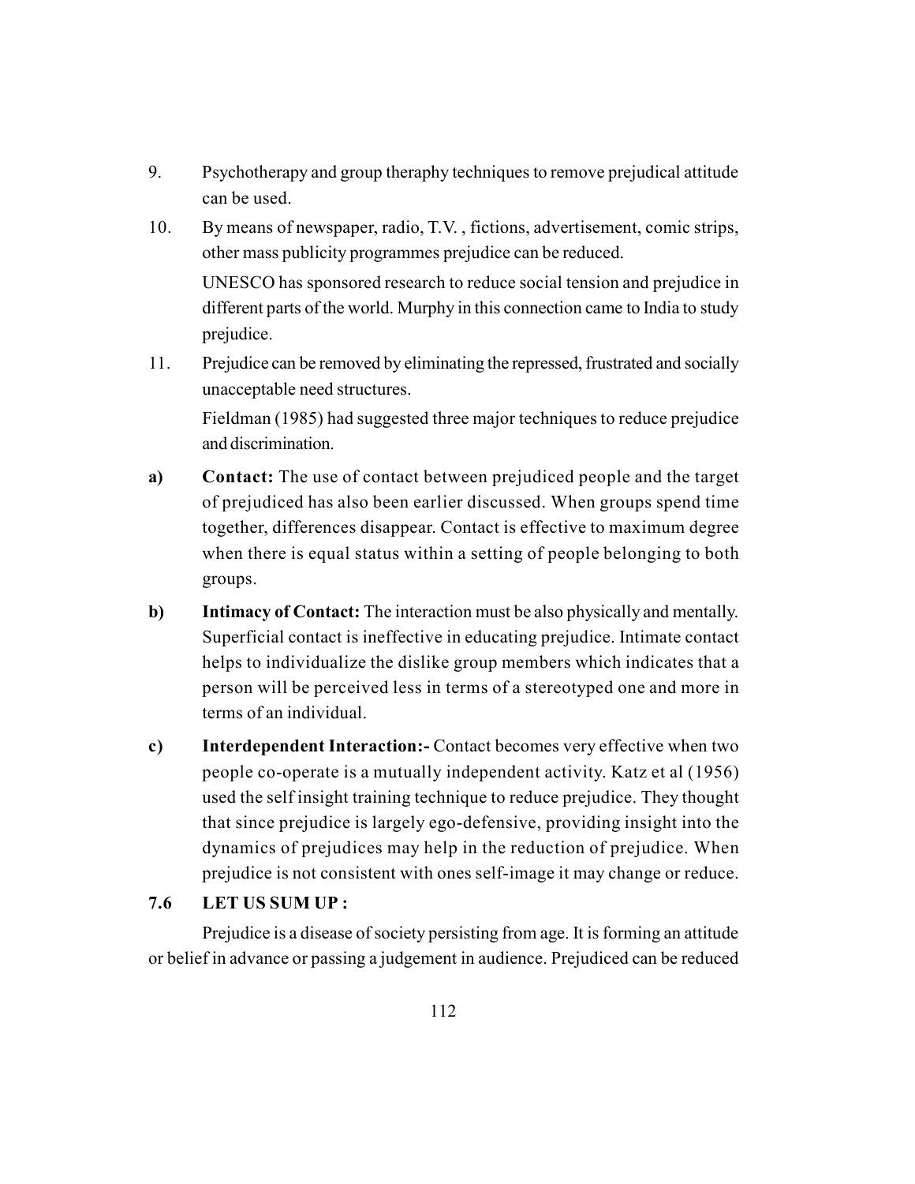9. Psychotherapy and group theraphy techniques to remove prejudical attitude can be used.

10. By means of newspaper, radio, T.V. , fictions, advertisement, comic strips, other mass publicity programmes prejudice can be reduced.

    UNESCO has sponsored research to reduce social tension and prejudice in different parts of the world. Murphy in this connection came to India to study prejudice.

11. Prejudice can be removed by eliminating the repressed, frustrated and socially unacceptable need structures.

    Fieldman (1985) had suggested three major techniques to reduce prejudice and discrimination.

**a) Contact:** The use of contact between prejudiced people and the target of prejudiced has also been earlier discussed. When groups spend time together, differences disappear. Contact is effective to maximum degree when there is equal status within a setting of people belonging to both groups.

**b) Intimacy of Contact:** The interaction must be also physically and mentally. Superficial contact is ineffective in educating prejudice. Intimate contact helps to individualize the dislike group members which indicates that a person will be perceived less in terms of a stereotyped one and more in terms of an individual.

**c) Interdependent Interaction:-** Contact becomes very effective when two people co-operate is a mutually independent activity. Katz et al (1956) used the self insight training technique to reduce prejudice. They thought that since prejudice is largely ego-defensive, providing insight into the dynamics of prejudices may help in the reduction of prejudice. When prejudice is not consistent with ones self-image it may change or reduce.

## 7.6 LET US SUM UP :

Prejudice is a disease of society persisting from age. It is forming an attitude or belief in advance or passing a judgement in audience. Prejudiced can be reduced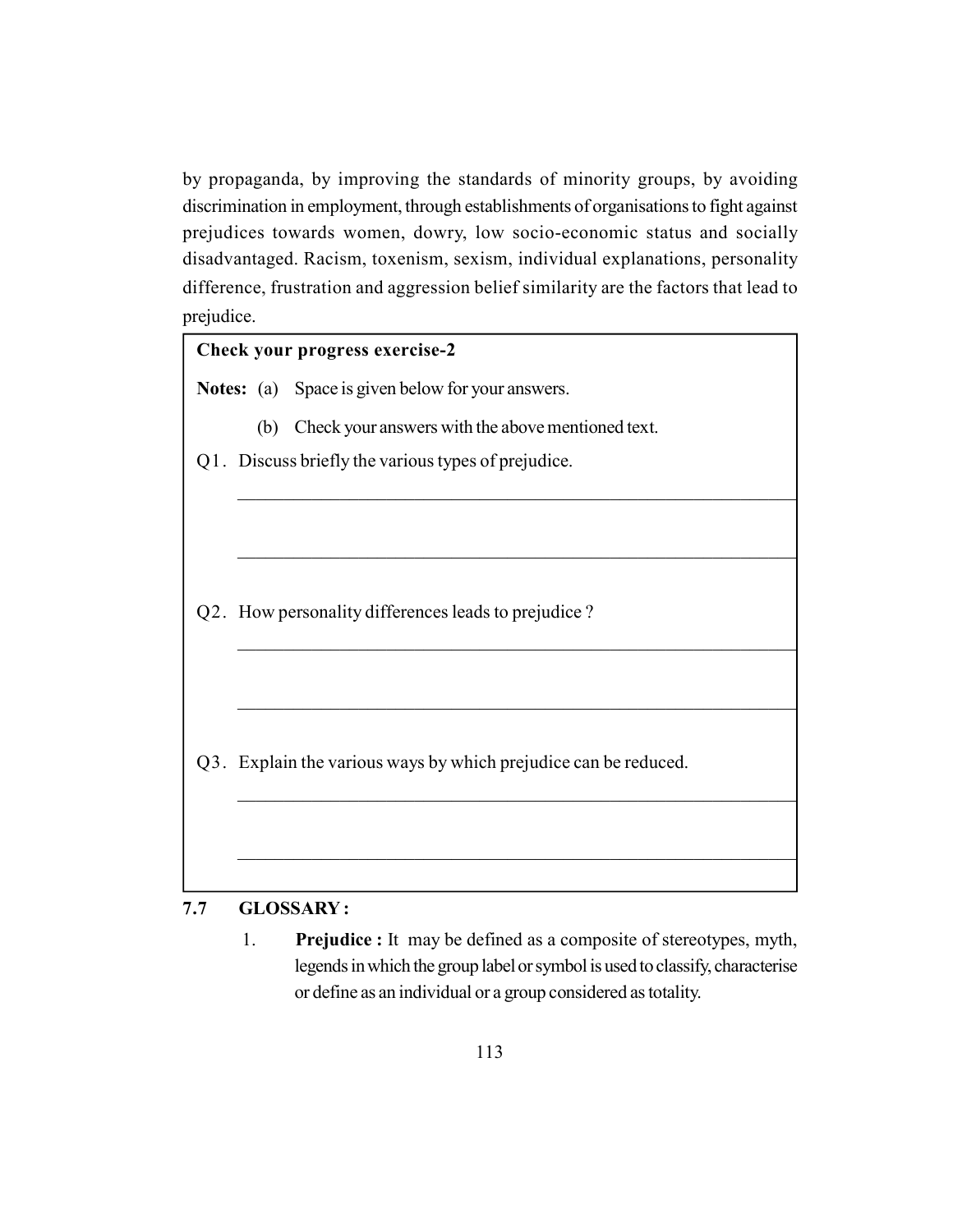by propaganda, by improving the standards of minority groups, by avoiding discrimination in employment, through establishments of organisations to fight against prejudices towards women, dowry, low socio-economic status and socially disadvantaged. Racism, toxenism, sexism, individual explanations, personality difference, frustration and aggression belief similarity are the factors that lead to prejudice.

**Check your progress exercise-2**

**Notes:** (a) Space is given below for your answers.

(b) Check your answers with the above mentioned text.

Q1. Discuss briefly the various types of prejudice.

_______________________________________________________________

_______________________________________________________________

Q2. How personality differences leads to prejudice ?

_______________________________________________________________

_______________________________________________________________

Q3. Explain the various ways by which prejudice can be reduced.

_______________________________________________________________

_______________________________________________________________

## 7.7 GLOSSARY :

1. **Prejudice :** It may be defined as a composite of stereotypes, myth, legends in which the group label or symbol is used to classify, characterise or define as an individual or a group considered as totality.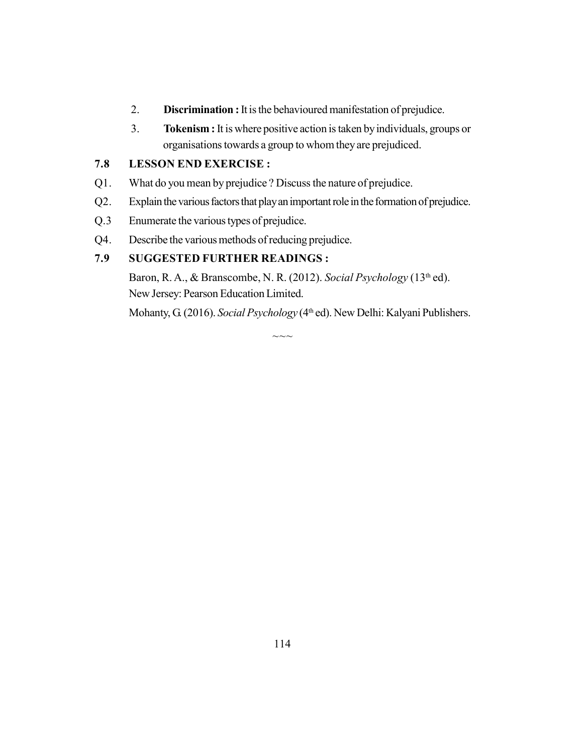2. **Discrimination :** It is the behavioured manifestation of prejudice.

3. **Tokenism :** It is where positive action is taken by individuals, groups or organisations towards a group to whom they are prejudiced.

## 7.8 LESSON END EXERCISE :

Q1. What do you mean by prejudice ? Discuss the nature of prejudice.

Q2. Explain the various factors that play an important role in the formation of prejudice.

Q.3 Enumerate the various types of prejudice.

Q4. Describe the various methods of reducing prejudice.

## 7.9 SUGGESTED FURTHER READINGS :

Baron, R. A., & Branscombe, N. R. (2012). *Social Psychology* (13th ed). New Jersey: Pearson Education Limited.

Mohanty, G. (2016). *Social Psychology* (4th ed). New Delhi: Kalyani Publishers.

~~~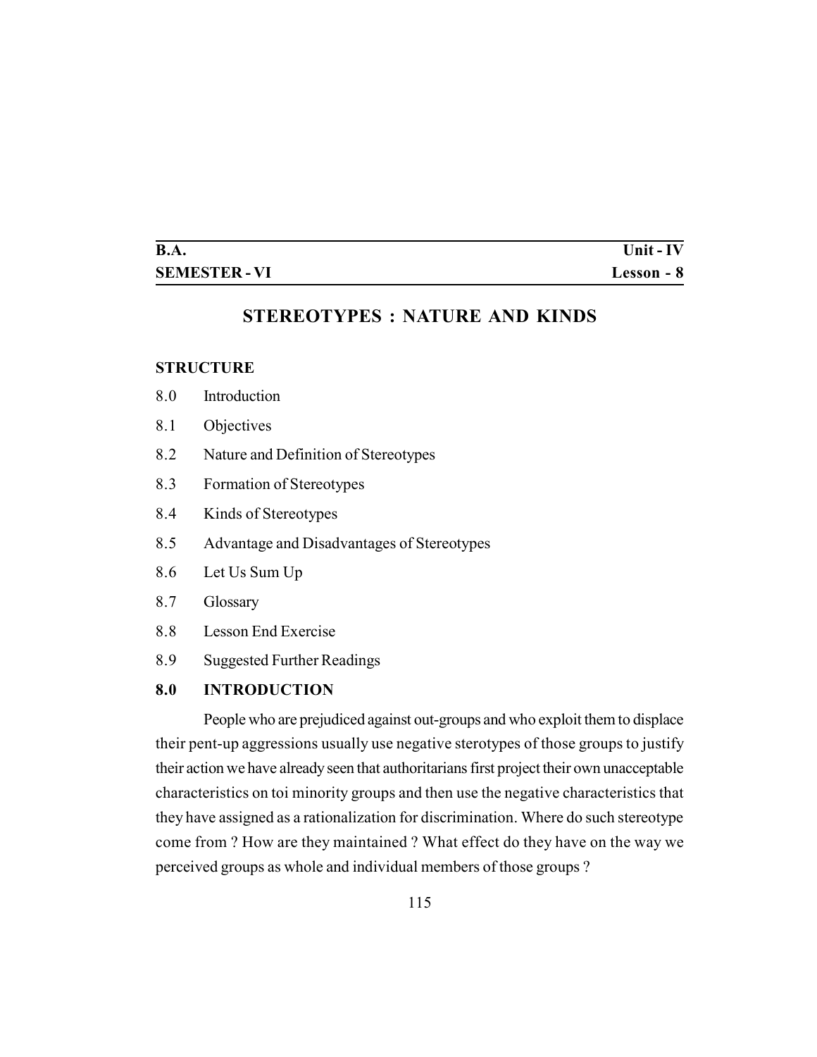| B.A. | Unit - IV |
|---|---|
| SEMESTER - VI | Lesson - 8 |

# STEREOTYPES : NATURE AND KINDS

## STRUCTURE

8.0 Introduction

8.1 Objectives

8.2 Nature and Definition of Stereotypes

8.3 Formation of Stereotypes

8.4 Kinds of Stereotypes

8.5 Advantage and Disadvantages of Stereotypes

8.6 Let Us Sum Up

8.7 Glossary

8.8 Lesson End Exercise

8.9 Suggested Further Readings

## 8.0 INTRODUCTION

People who are prejudiced against out-groups and who exploit them to displace their pent-up aggressions usually use negative sterotypes of those groups to justify their action we have already seen that authoritarians first project their own unacceptable characteristics on toi minority groups and then use the negative characteristics that they have assigned as a rationalization for discrimination. Where do such stereotype come from ? How are they maintained ? What effect do they have on the way we perceived groups as whole and individual members of those groups ?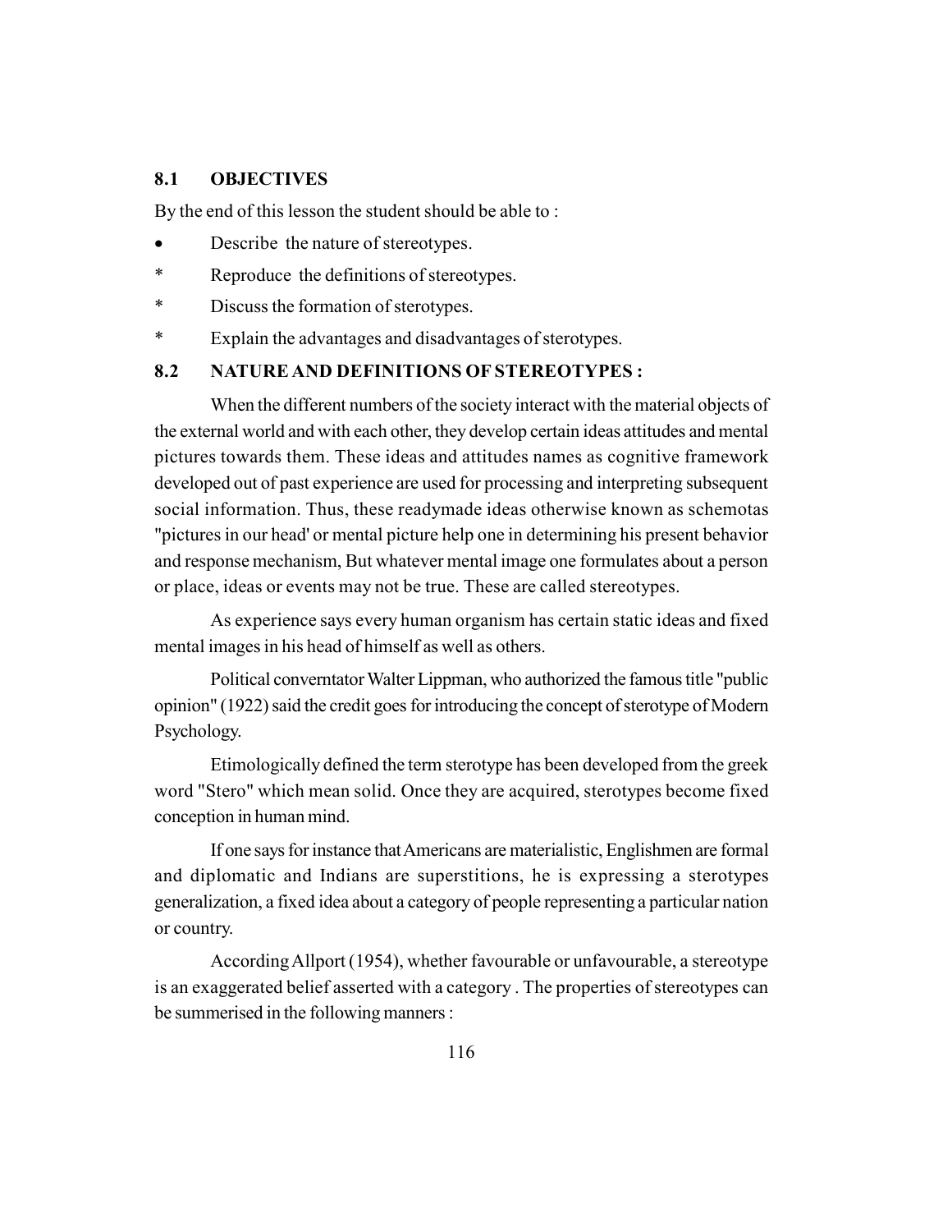## 8.1 OBJECTIVES

By the end of this lesson the student should be able to :

- Describe the nature of stereotypes.
- Reproduce the definitions of stereotypes.
- Discuss the formation of sterotypes.
- Explain the advantages and disadvantages of sterotypes.

## 8.2 NATURE AND DEFINITIONS OF STEREOTYPES :

When the different numbers of the society interact with the material objects of the external world and with each other, they develop certain ideas attitudes and mental pictures towards them. These ideas and attitudes names as cognitive framework developed out of past experience are used for processing and interpreting subsequent social information. Thus, these readymade ideas otherwise known as schemotas "pictures in our head' or mental picture help one in determining his present behavior and response mechanism, But whatever mental image one formulates about a person or place, ideas or events may not be true. These are called stereotypes.

As experience says every human organism has certain static ideas and fixed mental images in his head of himself as well as others.

Political converntator Walter Lippman, who authorized the famous title "public opinion" (1922) said the credit goes for introducing the concept of sterotype of Modern Psychology.

Etimologically defined the term sterotype has been developed from the greek word "Stero" which mean solid. Once they are acquired, sterotypes become fixed conception in human mind.

If one says for instance that Americans are materialistic, Englishmen are formal and diplomatic and Indians are superstitions, he is expressing a sterotypes generalization, a fixed idea about a category of people representing a particular nation or country.

According Allport (1954), whether favourable or unfavourable, a stereotype is an exaggerated belief asserted with a category . The properties of stereotypes can be summerised in the following manners :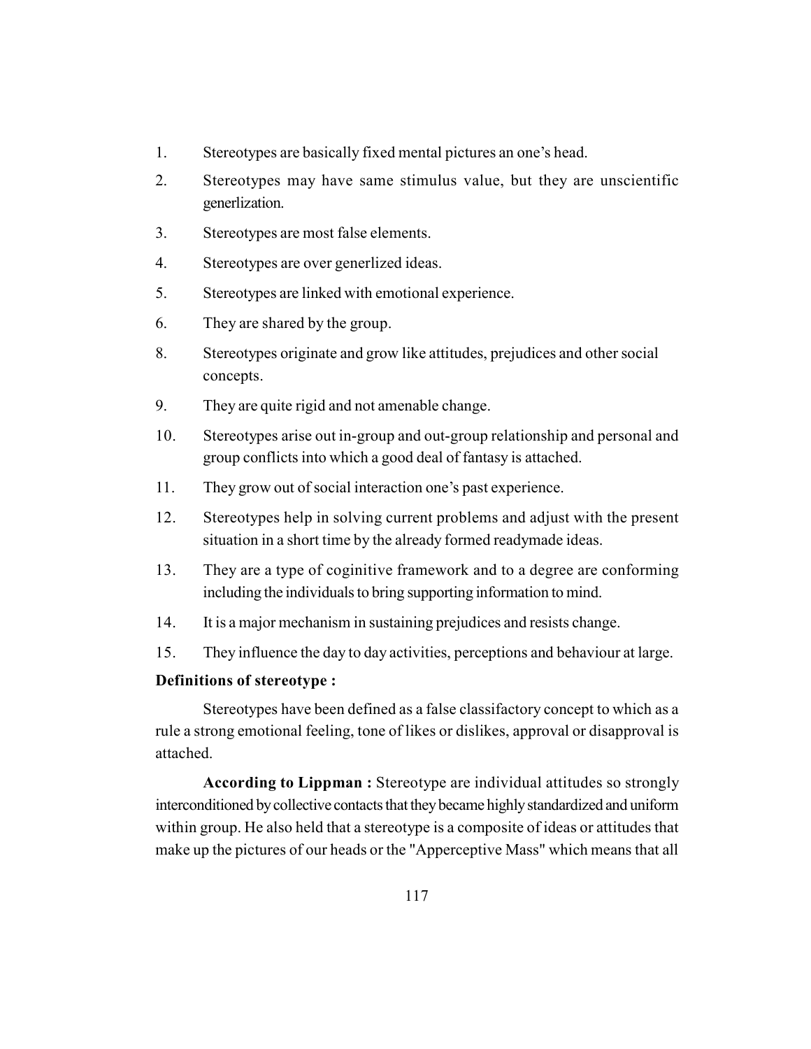1. Stereotypes are basically fixed mental pictures an one's head.
2. Stereotypes may have same stimulus value, but they are unscientific generlization.
3. Stereotypes are most false elements.
4. Stereotypes are over generlized ideas.
5. Stereotypes are linked with emotional experience.
6. They are shared by the group.
8. Stereotypes originate and grow like attitudes, prejudices and other social concepts.
9. They are quite rigid and not amenable change.
10. Stereotypes arise out in-group and out-group relationship and personal and group conflicts into which a good deal of fantasy is attached.
11. They grow out of social interaction one's past experience.
12. Stereotypes help in solving current problems and adjust with the present situation in a short time by the already formed readymade ideas.
13. They are a type of coginitive framework and to a degree are conforming including the individuals to bring supporting information to mind.
14. It is a major mechanism in sustaining prejudices and resists change.
15. They influence the day to day activities, perceptions and behaviour at large.

**Definitions of stereotype :**

Stereotypes have been defined as a false classifactory concept to which as a rule a strong emotional feeling, tone of likes or dislikes, approval or disapproval is attached.

**According to Lippman :** Stereotype are individual attitudes so strongly interconditioned by collective contacts that they became highly standardized and uniform within group. He also held that a stereotype is a composite of ideas or attitudes that make up the pictures of our heads or the "Apperceptive Mass" which means that all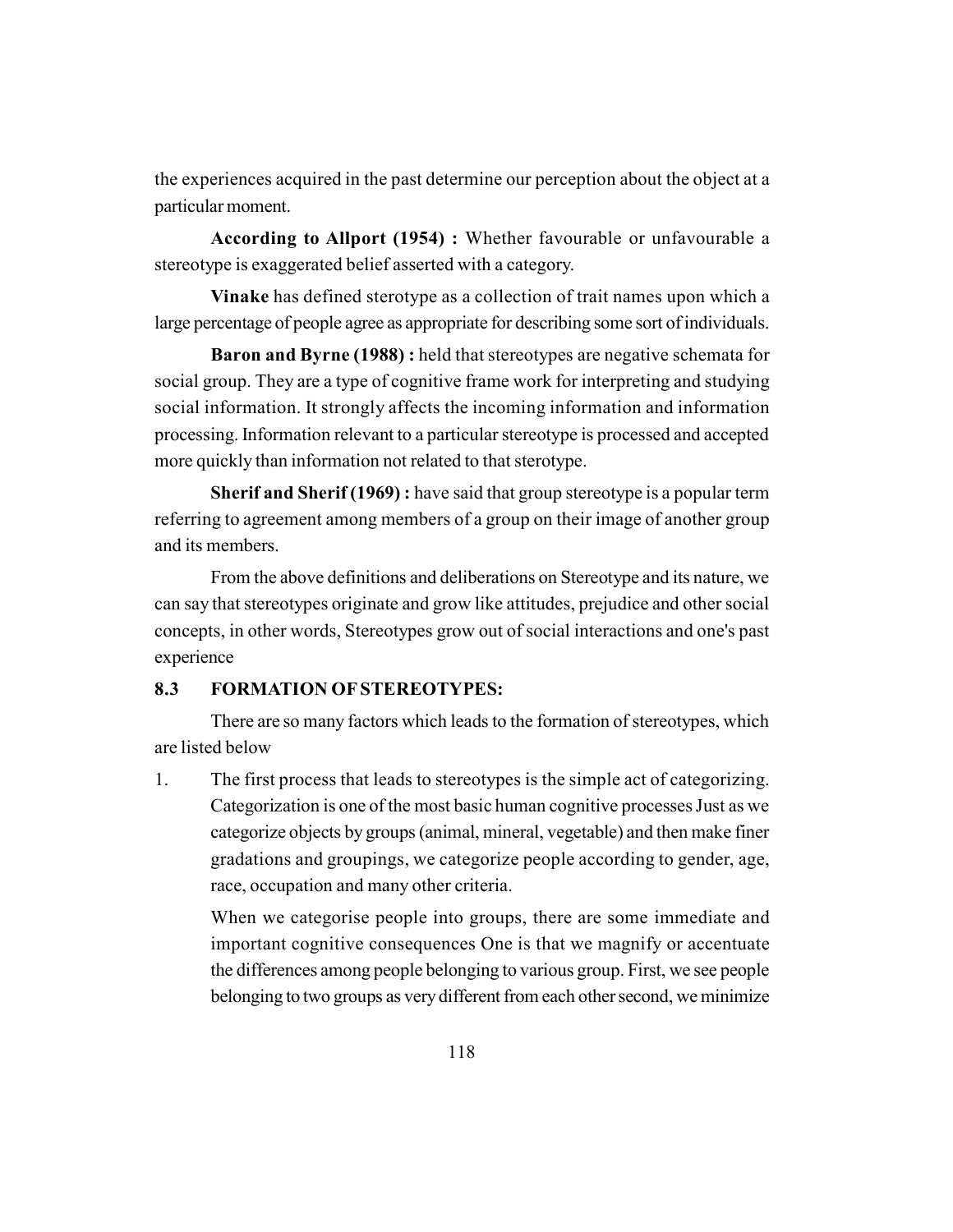the experiences acquired in the past determine our perception about the object at a particular moment.

**According to Allport (1954) :** Whether favourable or unfavourable a stereotype is exaggerated belief asserted with a category.

**Vinake** has defined sterotype as a collection of trait names upon which a large percentage of people agree as appropriate for describing some sort of individuals.

**Baron and Byrne (1988) :** held that stereotypes are negative schemata for social group. They are a type of cognitive frame work for interpreting and studying social information. It strongly affects the incoming information and information processing. Information relevant to a particular stereotype is processed and accepted more quickly than information not related to that sterotype.

**Sherif and Sherif (1969) :** have said that group stereotype is a popular term referring to agreement among members of a group on their image of another group and its members.

From the above definitions and deliberations on Stereotype and its nature, we can say that stereotypes originate and grow like attitudes, prejudice and other social concepts, in other words, Stereotypes grow out of social interactions and one's past experience

## 8.3 FORMATION OF STEREOTYPES:

There are so many factors which leads to the formation of stereotypes, which are listed below

1. The first process that leads to stereotypes is the simple act of categorizing. Categorization is one of the most basic human cognitive processes Just as we categorize objects by groups (animal, mineral, vegetable) and then make finer gradations and groupings, we categorize people according to gender, age, race, occupation and many other criteria.

   When we categorise people into groups, there are some immediate and important cognitive consequences One is that we magnify or accentuate the differences among people belonging to various group. First, we see people belonging to two groups as very different from each other second, we minimize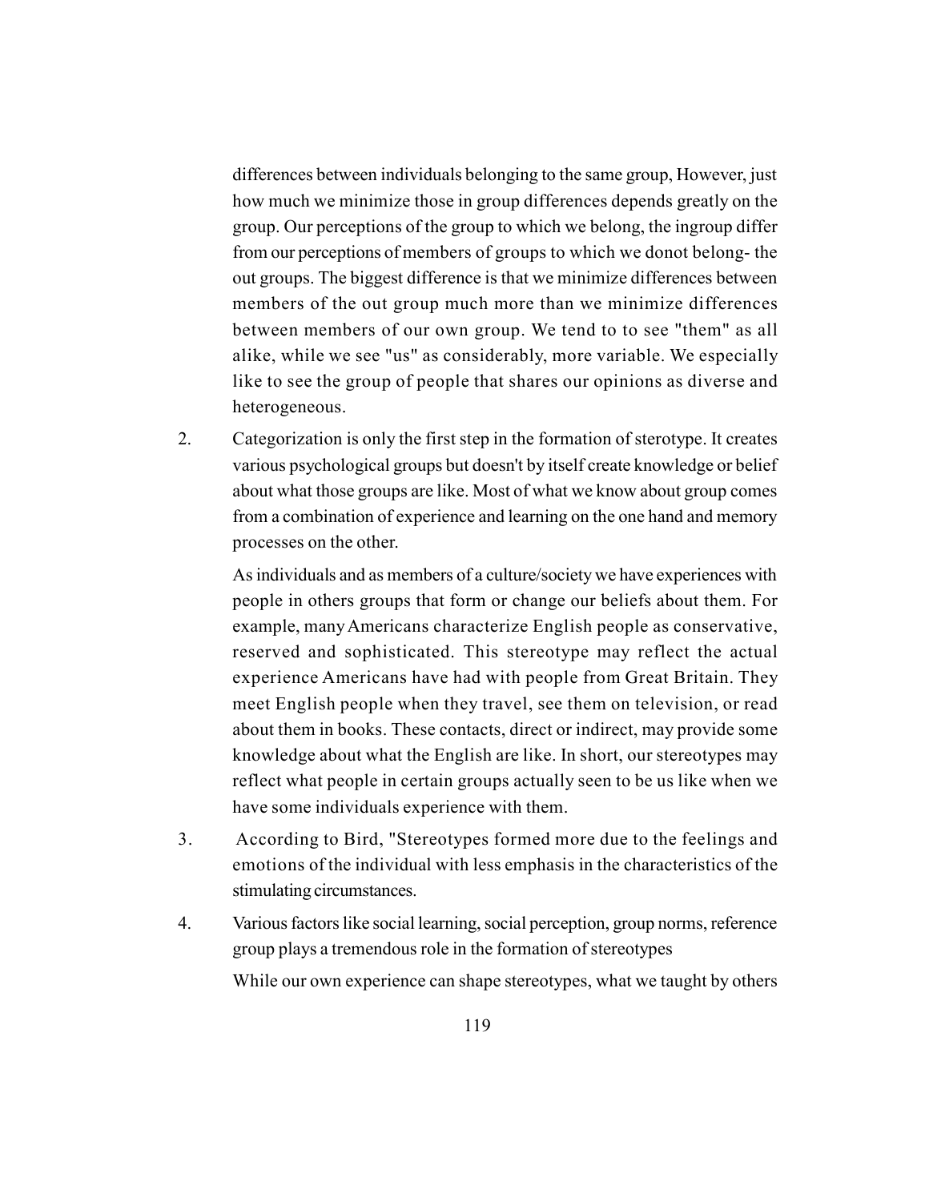differences between individuals belonging to the same group, However, just how much we minimize those in group differences depends greatly on the group. Our perceptions of the group to which we belong, the ingroup differ from our perceptions of members of groups to which we donot belong- the out groups. The biggest difference is that we minimize differences between members of the out group much more than we minimize differences between members of our own group. We tend to to see "them" as all alike, while we see "us" as considerably, more variable. We especially like to see the group of people that shares our opinions as diverse and heterogeneous.

2. Categorization is only the first step in the formation of sterotype. It creates various psychological groups but doesn't by itself create knowledge or belief about what those groups are like. Most of what we know about group comes from a combination of experience and learning on the one hand and memory processes on the other.

   As individuals and as members of a culture/society we have experiences with people in others groups that form or change our beliefs about them. For example, many Americans characterize English people as conservative, reserved and sophisticated. This stereotype may reflect the actual experience Americans have had with people from Great Britain. They meet English people when they travel, see them on television, or read about them in books. These contacts, direct or indirect, may provide some knowledge about what the English are like. In short, our stereotypes may reflect what people in certain groups actually seen to be us like when we have some individuals experience with them.

3. According to Bird, "Stereotypes formed more due to the feelings and emotions of the individual with less emphasis in the characteristics of the stimulating circumstances.

4. Various factors like social learning, social perception, group norms, reference group plays a tremendous role in the formation of stereotypes

   While our own experience can shape stereotypes, what we taught by others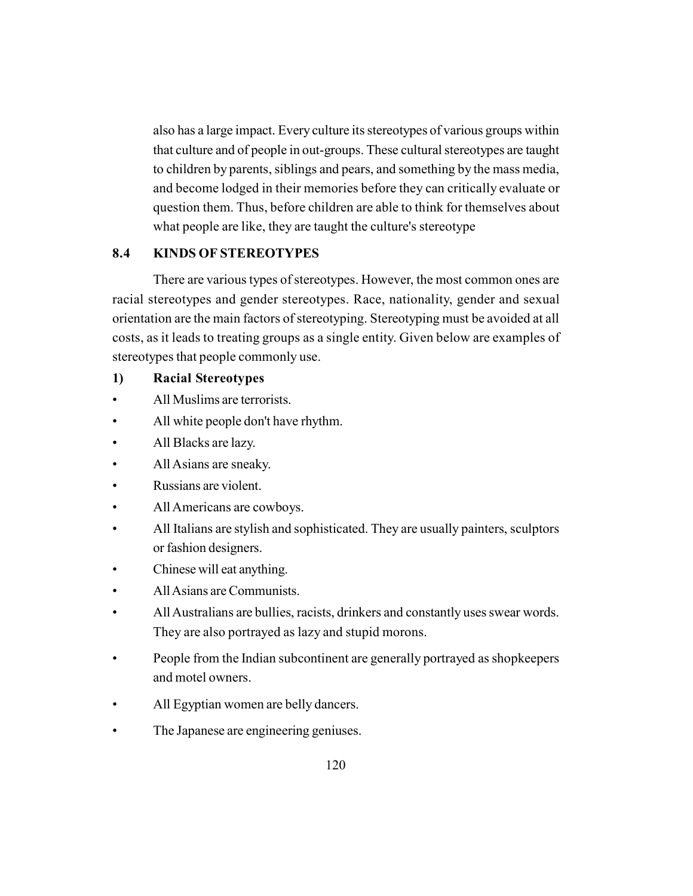also has a large impact. Every culture its stereotypes of various groups within that culture and of people in out-groups. These cultural stereotypes are taught to children by parents, siblings and pears, and something by the mass media, and become lodged in their memories before they can critically evaluate or question them. Thus, before children are able to think for themselves about what people are like, they are taught the culture's stereotype

## 8.4 KINDS OF STEREOTYPES

There are various types of stereotypes. However, the most common ones are racial stereotypes and gender stereotypes. Race, nationality, gender and sexual orientation are the main factors of stereotyping. Stereotyping must be avoided at all costs, as it leads to treating groups as a single entity. Given below are examples of stereotypes that people commonly use.

**1) Racial Stereotypes**

- All Muslims are terrorists.
- All white people don't have rhythm.
- All Blacks are lazy.
- All Asians are sneaky.
- Russians are violent.
- All Americans are cowboys.
- All Italians are stylish and sophisticated. They are usually painters, sculptors or fashion designers.
- Chinese will eat anything.
- All Asians are Communists.
- All Australians are bullies, racists, drinkers and constantly uses swear words. They are also portrayed as lazy and stupid morons.
- People from the Indian subcontinent are generally portrayed as shopkeepers and motel owners.
- All Egyptian women are belly dancers.
- The Japanese are engineering geniuses.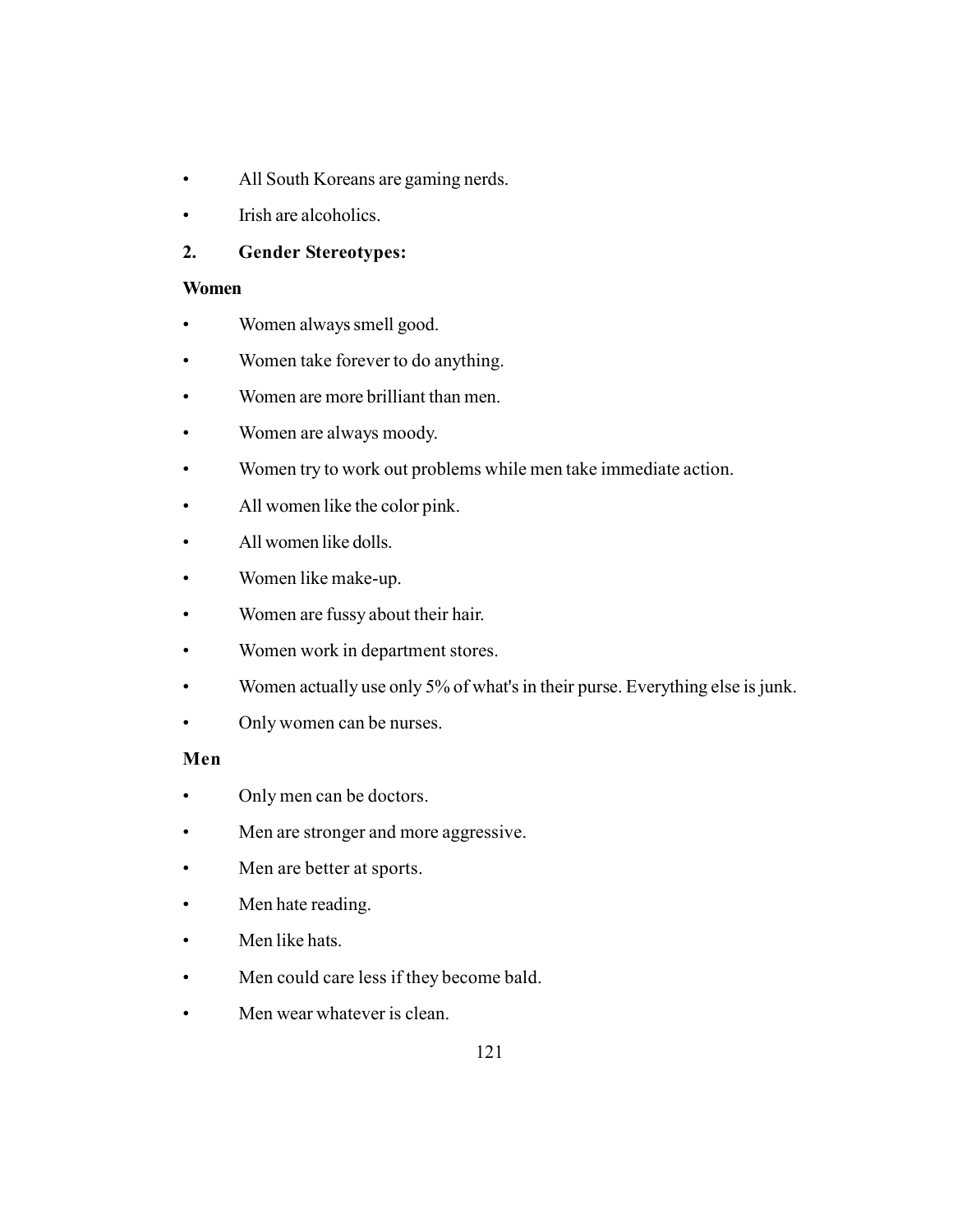- All South Koreans are gaming nerds.
- Irish are alcoholics.

**2. Gender Stereotypes:**

**Women**

- Women always smell good.
- Women take forever to do anything.
- Women are more brilliant than men.
- Women are always moody.
- Women try to work out problems while men take immediate action.
- All women like the color pink.
- All women like dolls.
- Women like make-up.
- Women are fussy about their hair.
- Women work in department stores.
- Women actually use only 5% of what's in their purse. Everything else is junk.
- Only women can be nurses.

**Men**

- Only men can be doctors.
- Men are stronger and more aggressive.
- Men are better at sports.
- Men hate reading.
- Men like hats.
- Men could care less if they become bald.
- Men wear whatever is clean.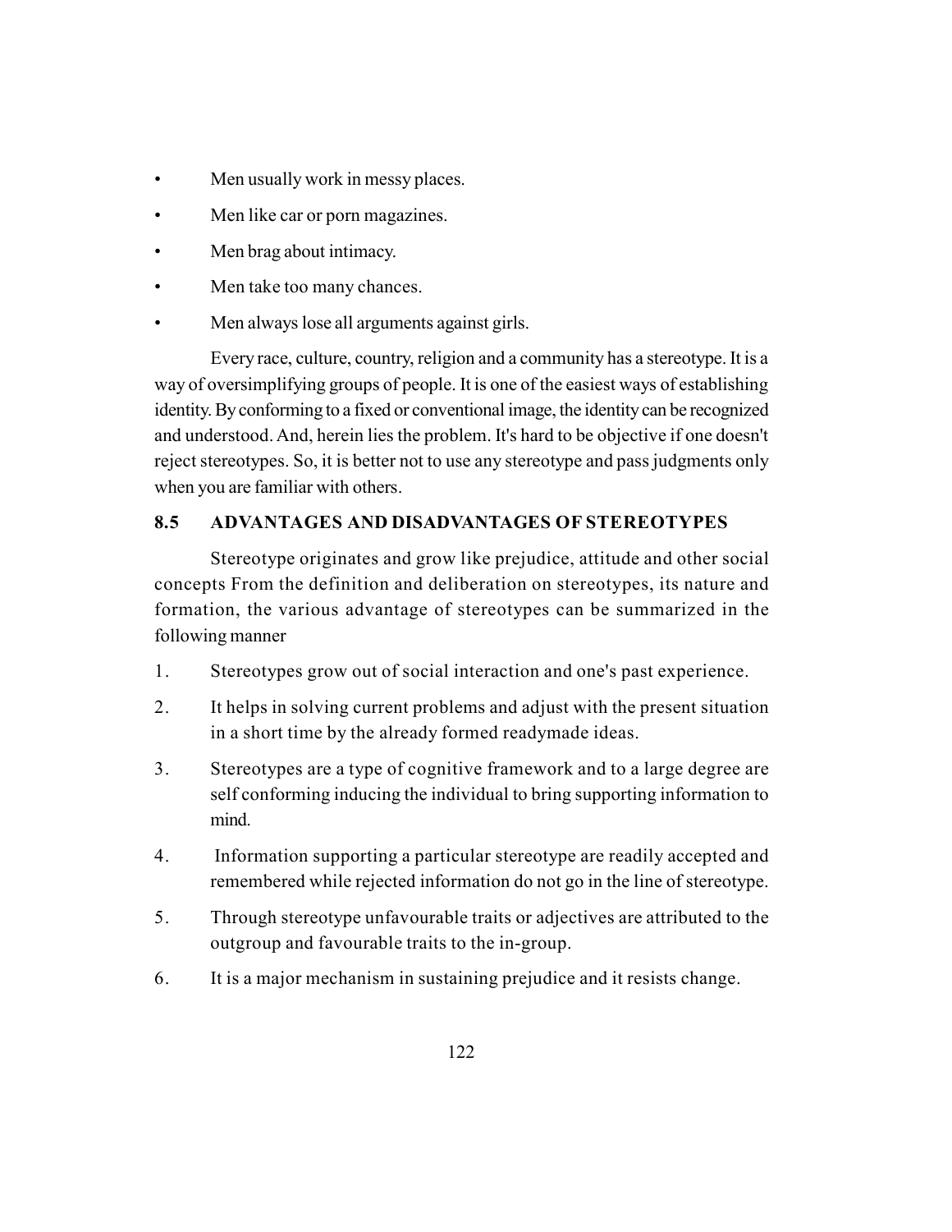- Men usually work in messy places.
- Men like car or porn magazines.
- Men brag about intimacy.
- Men take too many chances.
- Men always lose all arguments against girls.

Every race, culture, country, religion and a community has a stereotype. It is a way of oversimplifying groups of people. It is one of the easiest ways of establishing identity. By conforming to a fixed or conventional image, the identity can be recognized and understood. And, herein lies the problem. It's hard to be objective if one doesn't reject stereotypes. So, it is better not to use any stereotype and pass judgments only when you are familiar with others.

## 8.5 ADVANTAGES AND DISADVANTAGES OF STEREOTYPES

Stereotype originates and grow like prejudice, attitude and other social concepts From the definition and deliberation on stereotypes, its nature and formation, the various advantage of stereotypes can be summarized in the following manner

1. Stereotypes grow out of social interaction and one's past experience.
2. It helps in solving current problems and adjust with the present situation in a short time by the already formed readymade ideas.
3. Stereotypes are a type of cognitive framework and to a large degree are self conforming inducing the individual to bring supporting information to mind.
4. Information supporting a particular stereotype are readily accepted and remembered while rejected information do not go in the line of stereotype.
5. Through stereotype unfavourable traits or adjectives are attributed to the outgroup and favourable traits to the in-group.
6. It is a major mechanism in sustaining prejudice and it resists change.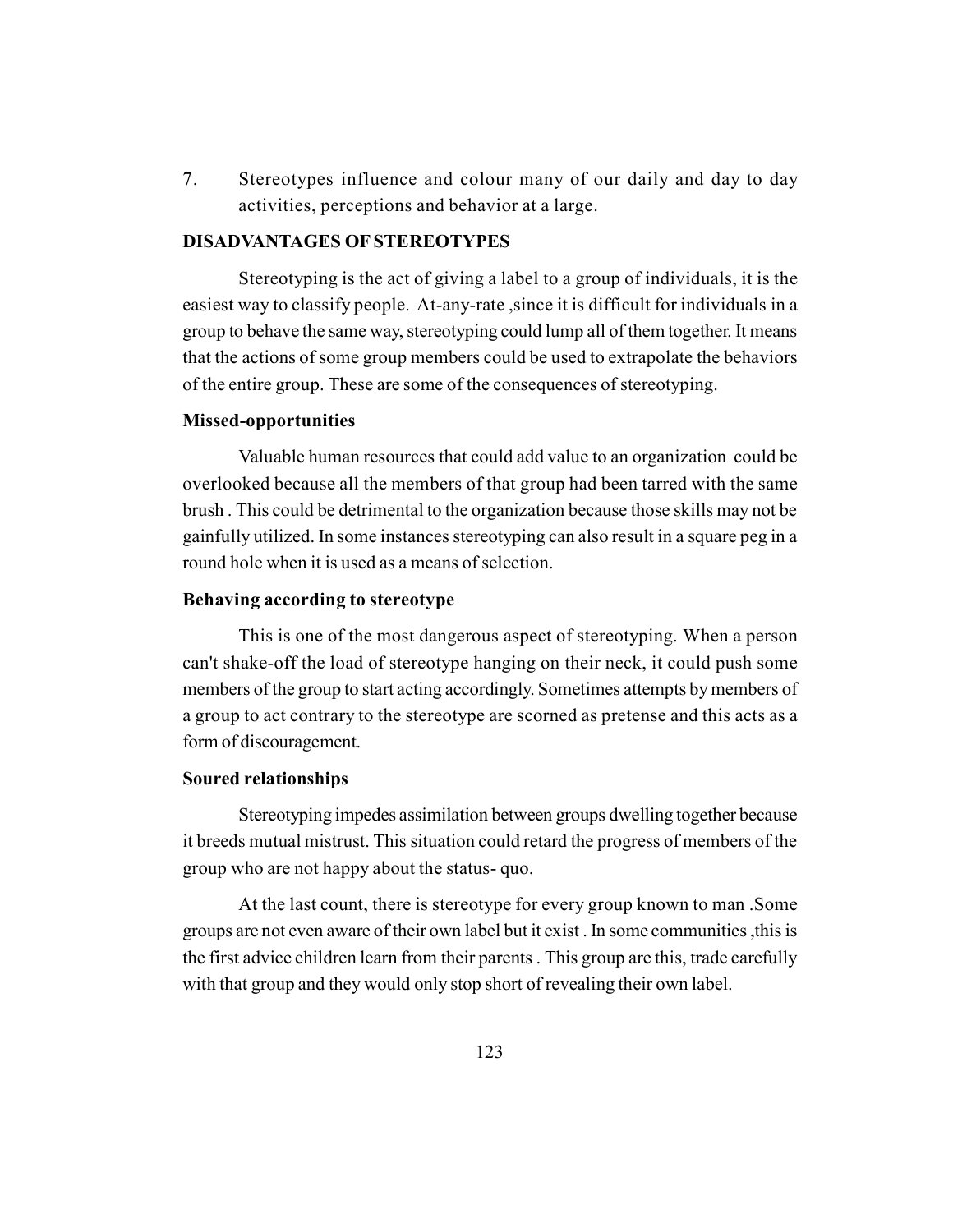7. Stereotypes influence and colour many of our daily and day to day activities, perceptions and behavior at a large.

**DISADVANTAGES OF STEREOTYPES**

Stereotyping is the act of giving a label to a group of individuals, it is the easiest way to classify people. At-any-rate ,since it is difficult for individuals in a group to behave the same way, stereotyping could lump all of them together. It means that the actions of some group members could be used to extrapolate the behaviors of the entire group. These are some of the consequences of stereotyping.

**Missed-opportunities**

Valuable human resources that could add value to an organization could be overlooked because all the members of that group had been tarred with the same brush . This could be detrimental to the organization because those skills may not be gainfully utilized. In some instances stereotyping can also result in a square peg in a round hole when it is used as a means of selection.

**Behaving according to stereotype**

This is one of the most dangerous aspect of stereotyping. When a person can't shake-off the load of stereotype hanging on their neck, it could push some members of the group to start acting accordingly. Sometimes attempts by members of a group to act contrary to the stereotype are scorned as pretense and this acts as a form of discouragement.

**Soured relationships**

Stereotyping impedes assimilation between groups dwelling together because it breeds mutual mistrust. This situation could retard the progress of members of the group who are not happy about the status- quo.

At the last count, there is stereotype for every group known to man .Some groups are not even aware of their own label but it exist . In some communities ,this is the first advice children learn from their parents . This group are this, trade carefully with that group and they would only stop short of revealing their own label.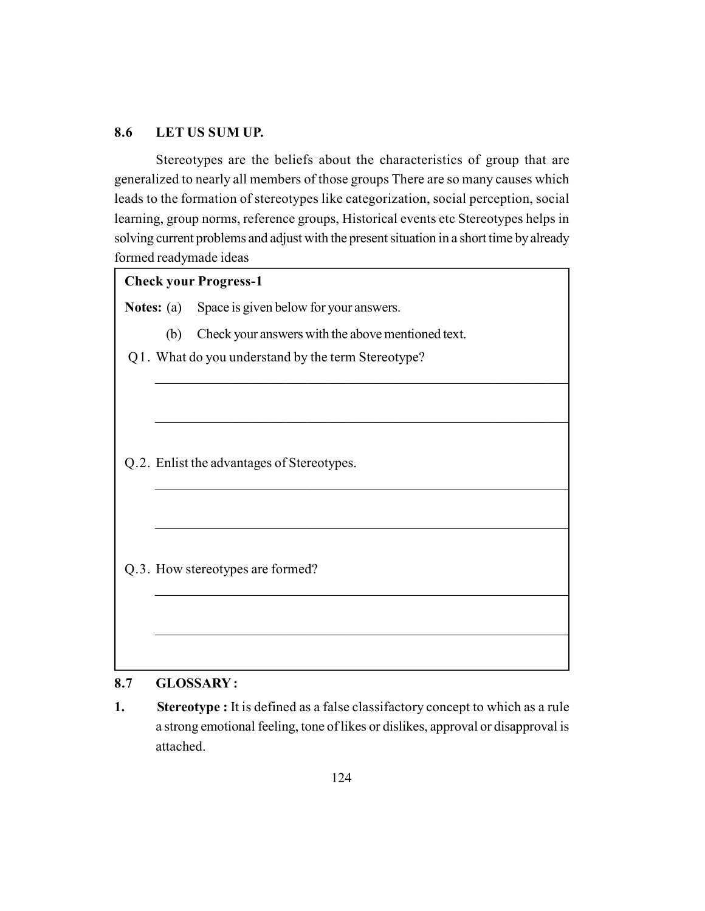## 8.6 LET US SUM UP.

Stereotypes are the beliefs about the characteristics of group that are generalized to nearly all members of those groups There are so many causes which leads to the formation of stereotypes like categorization, social perception, social learning, group norms, reference groups, Historical events etc Stereotypes helps in solving current problems and adjust with the present situation in a short time by already formed readymade ideas

**Check your Progress-1**

**Notes:** (a) Space is given below for your answers.

(b) Check your answers with the above mentioned text.

Q1. What do you understand by the term Stereotype?

_______________________________________________

_______________________________________________

Q.2. Enlist the advantages of Stereotypes.

_______________________________________________

_______________________________________________

Q.3. How stereotypes are formed?

_______________________________________________

_______________________________________________

## 8.7 GLOSSARY :

1. **Stereotype :** It is defined as a false classifactory concept to which as a rule a strong emotional feeling, tone of likes or dislikes, approval or disapproval is attached.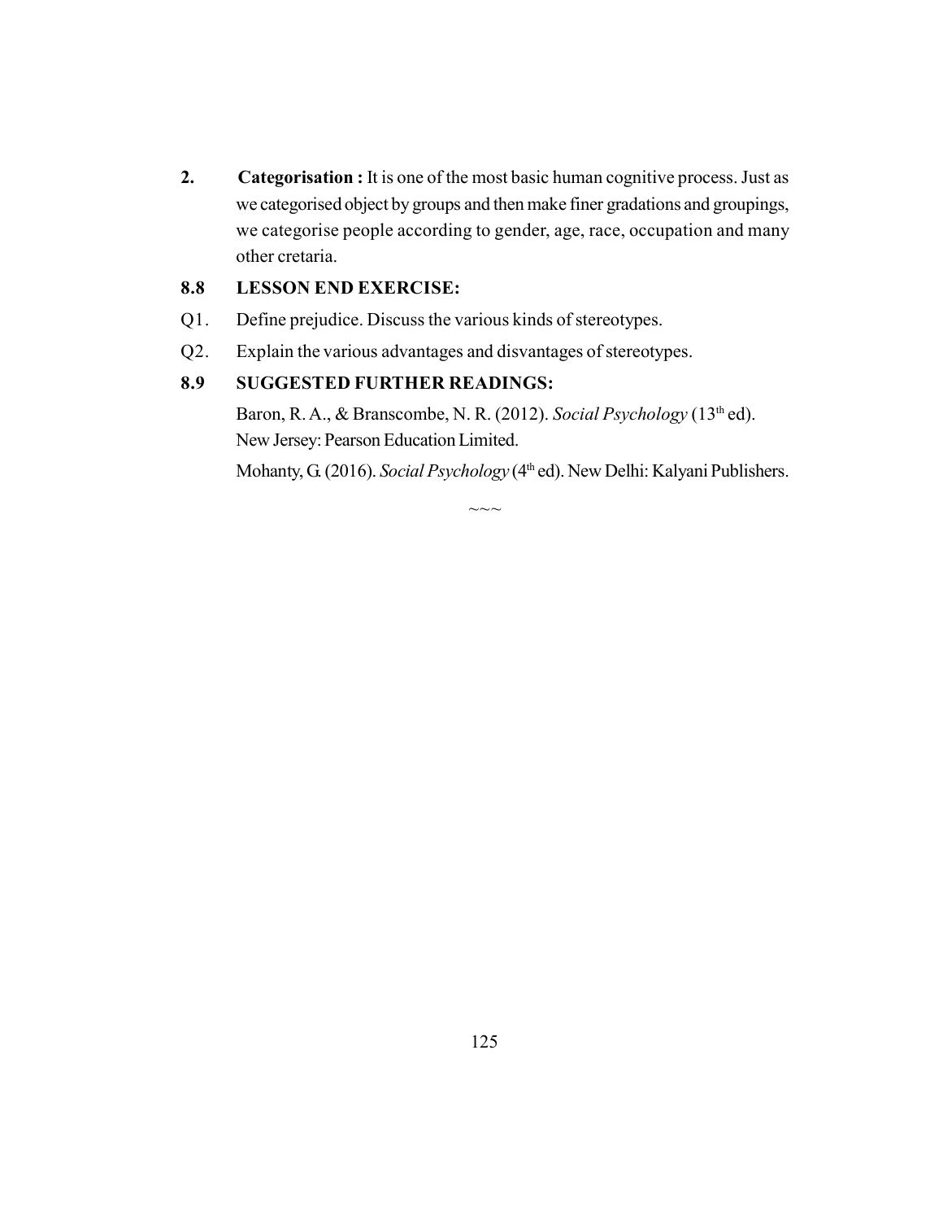2. **Categorisation :** It is one of the most basic human cognitive process. Just as we categorised object by groups and then make finer gradations and groupings, we categorise people according to gender, age, race, occupation and many other cretaria.

## 8.8 LESSON END EXERCISE:

Q1. Define prejudice. Discuss the various kinds of stereotypes.

Q2. Explain the various advantages and disvantages of stereotypes.

## 8.9 SUGGESTED FURTHER READINGS:

Baron, R. A., & Branscombe, N. R. (2012). *Social Psychology* (13th ed). New Jersey: Pearson Education Limited.

Mohanty, G. (2016). *Social Psychology* (4th ed). New Delhi: Kalyani Publishers.

~~~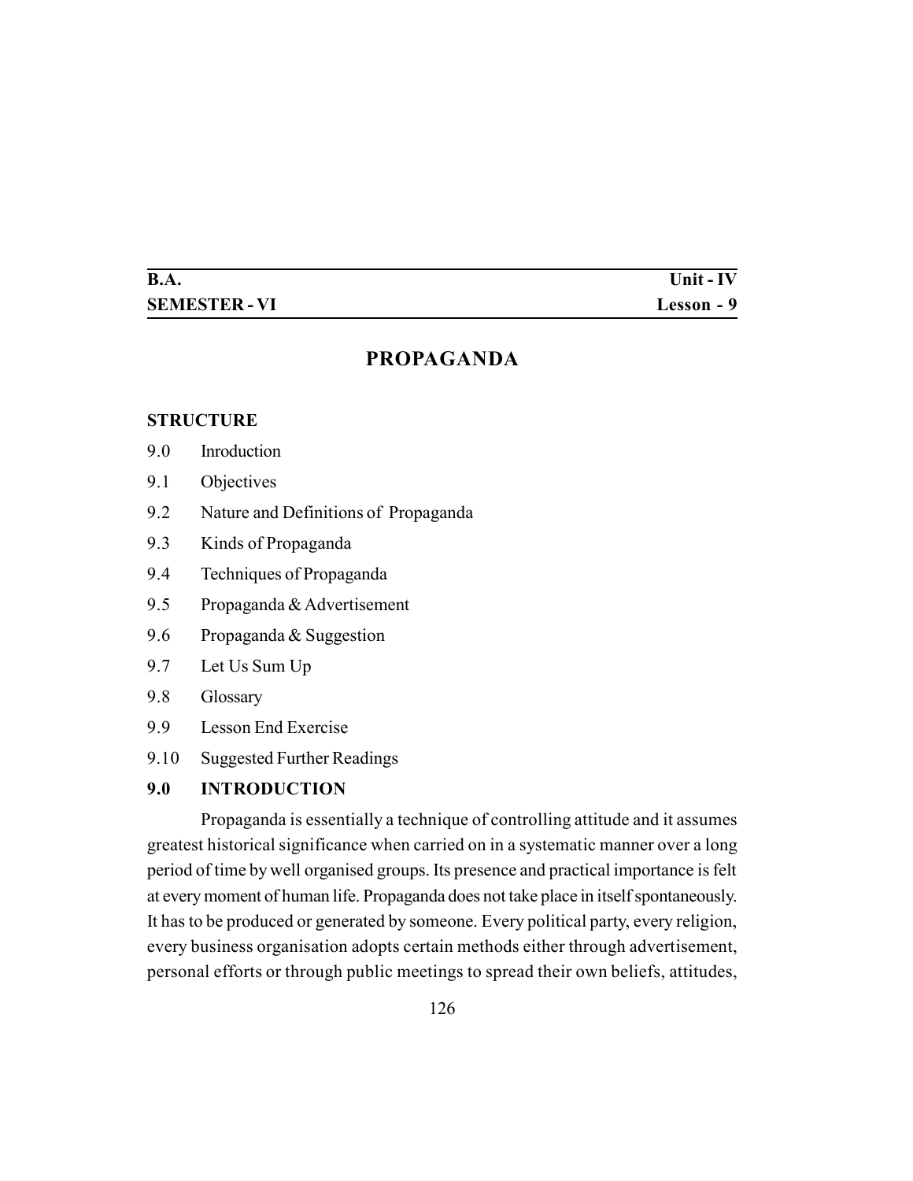| B.A. | Unit - IV |
|---|---|
| SEMESTER - VI | Lesson - 9 |

# PROPAGANDA

**STRUCTURE**

9.0 Inroduction

9.1 Objectives

9.2 Nature and Definitions of Propaganda

9.3 Kinds of Propaganda

9.4 Techniques of Propaganda

9.5 Propaganda & Advertisement

9.6 Propaganda & Suggestion

9.7 Let Us Sum Up

9.8 Glossary

9.9 Lesson End Exercise

9.10 Suggested Further Readings

## 9.0 INTRODUCTION

Propaganda is essentially a technique of controlling attitude and it assumes greatest historical significance when carried on in a systematic manner over a long period of time by well organised groups. Its presence and practical importance is felt at every moment of human life. Propaganda does not take place in itself spontaneously. It has to be produced or generated by someone. Every political party, every religion, every business organisation adopts certain methods either through advertisement, personal efforts or through public meetings to spread their own beliefs, attitudes,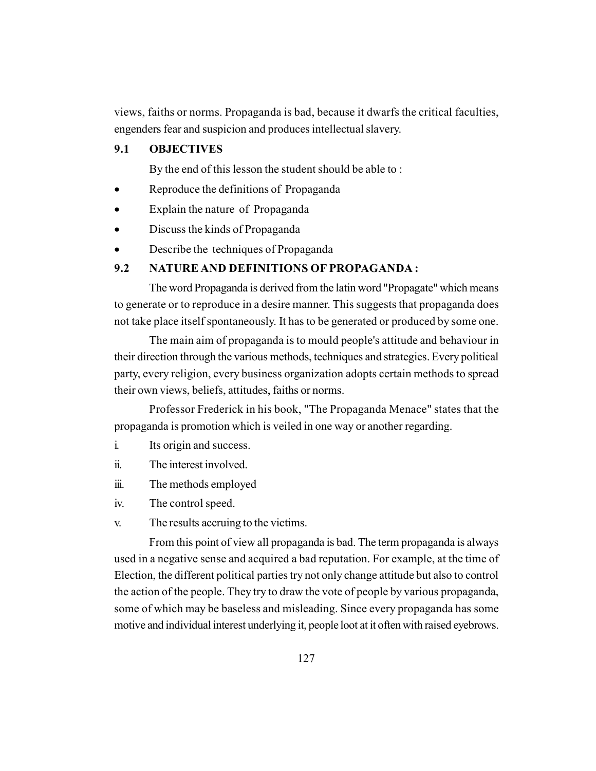views, faiths or norms. Propaganda is bad, because it dwarfs the critical faculties, engenders fear and suspicion and produces intellectual slavery.

## 9.1 OBJECTIVES

By the end of this lesson the student should be able to :

- Reproduce the definitions of Propaganda
- Explain the nature of Propaganda
- Discuss the kinds of Propaganda
- Describe the techniques of Propaganda

## 9.2 NATURE AND DEFINITIONS OF PROPAGANDA :

The word Propaganda is derived from the latin word "Propagate" which means to generate or to reproduce in a desire manner. This suggests that propaganda does not take place itself spontaneously. It has to be generated or produced by some one.

The main aim of propaganda is to mould people's attitude and behaviour in their direction through the various methods, techniques and strategies. Every political party, every religion, every business organization adopts certain methods to spread their own views, beliefs, attitudes, faiths or norms.

Professor Frederick in his book, "The Propaganda Menace" states that the propaganda is promotion which is veiled in one way or another regarding.

i. Its origin and success.

ii. The interest involved.

iii. The methods employed

iv. The control speed.

v. The results accruing to the victims.

From this point of view all propaganda is bad. The term propaganda is always used in a negative sense and acquired a bad reputation. For example, at the time of Election, the different political parties try not only change attitude but also to control the action of the people. They try to draw the vote of people by various propaganda, some of which may be baseless and misleading. Since every propaganda has some motive and individual interest underlying it, people loot at it often with raised eyebrows.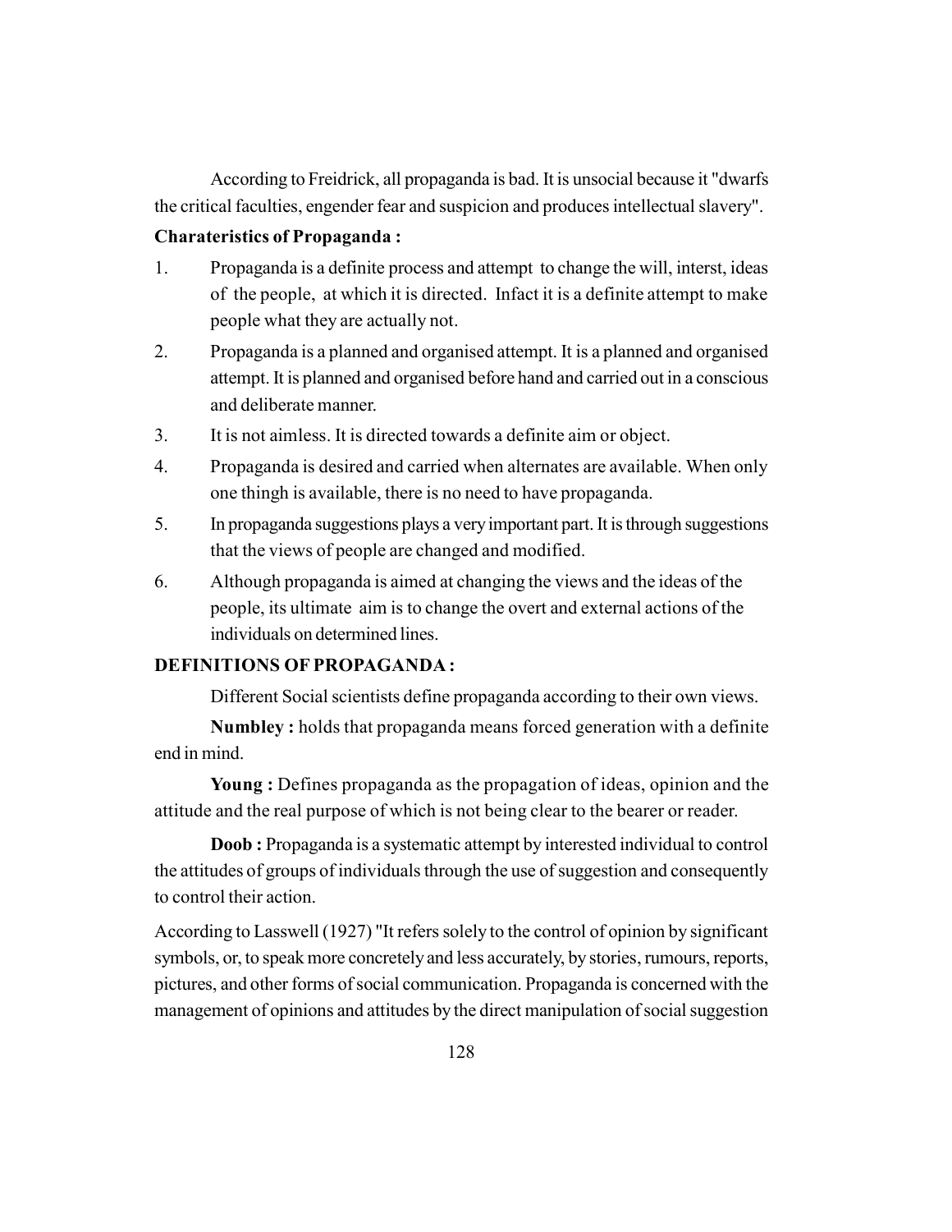According to Freidrick, all propaganda is bad. It is unsocial because it "dwarfs the critical faculties, engender fear and suspicion and produces intellectual slavery".

**Charateristics of Propaganda :**

1. Propaganda is a definite process and attempt to change the will, interst, ideas of the people, at which it is directed. Infact it is a definite attempt to make people what they are actually not.
2. Propaganda is a planned and organised attempt. It is a planned and organised attempt. It is planned and organised before hand and carried out in a conscious and deliberate manner.
3. It is not aimless. It is directed towards a definite aim or object.
4. Propaganda is desired and carried when alternates are available. When only one thingh is available, there is no need to have propaganda.
5. In propaganda suggestions plays a very important part. It is through suggestions that the views of people are changed and modified.
6. Although propaganda is aimed at changing the views and the ideas of the people, its ultimate aim is to change the overt and external actions of the individuals on determined lines.

**DEFINITIONS OF PROPAGANDA :**

Different Social scientists define propaganda according to their own views.

**Numbley :** holds that propaganda means forced generation with a definite end in mind.

**Young :** Defines propaganda as the propagation of ideas, opinion and the attitude and the real purpose of which is not being clear to the bearer or reader.

**Doob :** Propaganda is a systematic attempt by interested individual to control the attitudes of groups of individuals through the use of suggestion and consequently to control their action.

According to Lasswell (1927) "It refers solely to the control of opinion by significant symbols, or, to speak more concretely and less accurately, by stories, rumours, reports, pictures, and other forms of social communication. Propaganda is concerned with the management of opinions and attitudes by the direct manipulation of social suggestion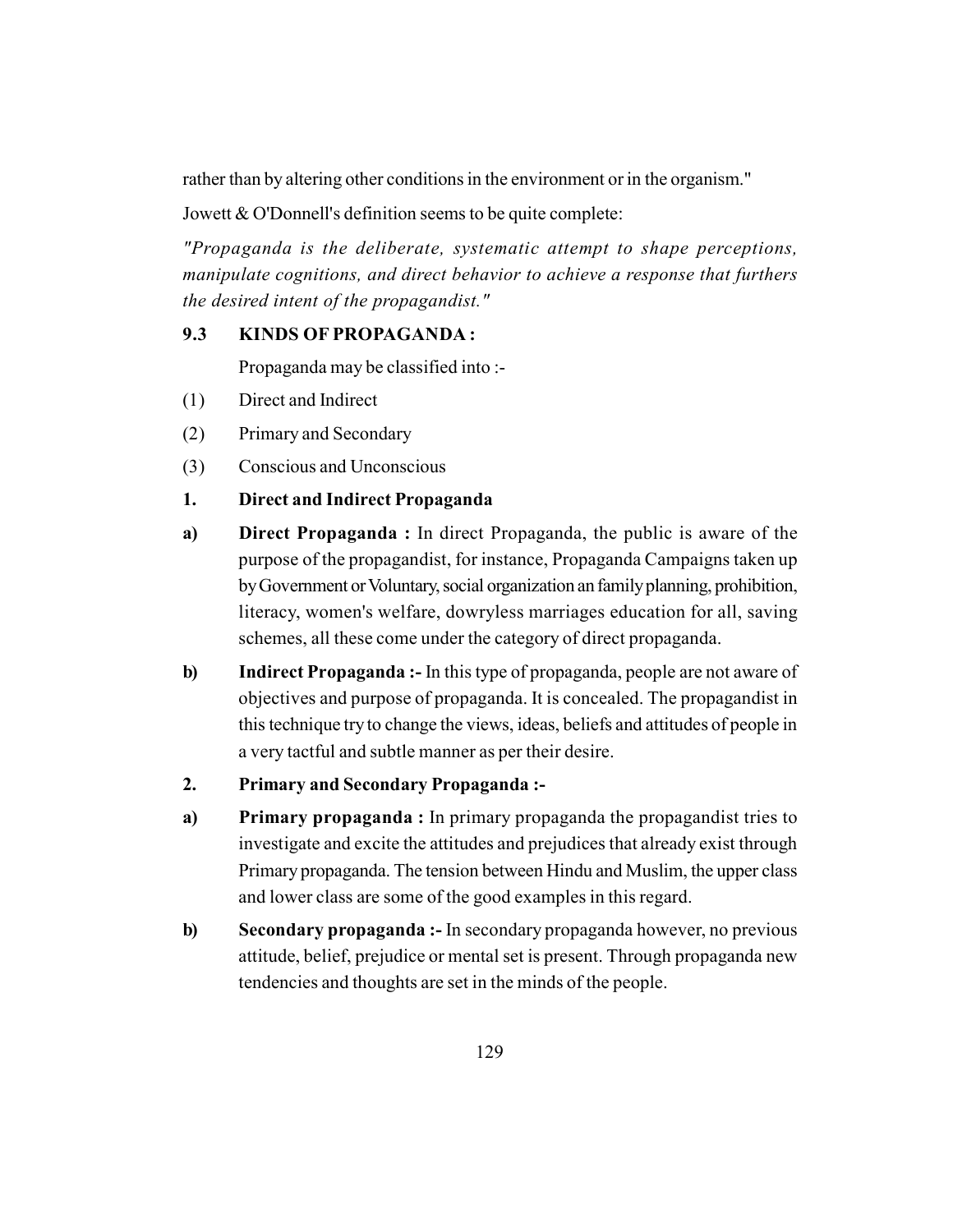rather than by altering other conditions in the environment or in the organism."

Jowett & O'Donnell's definition seems to be quite complete:

*"Propaganda is the deliberate, systematic attempt to shape perceptions, manipulate cognitions, and direct behavior to achieve a response that furthers the desired intent of the propagandist."*

## 9.3 KINDS OF PROPAGANDA :

Propaganda may be classified into :-

(1) Direct and Indirect

(2) Primary and Secondary

(3) Conscious and Unconscious

### 1. Direct and Indirect Propaganda

a) **Direct Propaganda :** In direct Propaganda, the public is aware of the purpose of the propagandist, for instance, Propaganda Campaigns taken up by Government or Voluntary, social organization an family planning, prohibition, literacy, women's welfare, dowryless marriages education for all, saving schemes, all these come under the category of direct propaganda.

b) **Indirect Propaganda :-** In this type of propaganda, people are not aware of objectives and purpose of propaganda. It is concealed. The propagandist in this technique try to change the views, ideas, beliefs and attitudes of people in a very tactful and subtle manner as per their desire.

### 2. Primary and Secondary Propaganda :-

a) **Primary propaganda :** In primary propaganda the propagandist tries to investigate and excite the attitudes and prejudices that already exist through Primary propaganda. The tension between Hindu and Muslim, the upper class and lower class are some of the good examples in this regard.

b) **Secondary propaganda :-** In secondary propaganda however, no previous attitude, belief, prejudice or mental set is present. Through propaganda new tendencies and thoughts are set in the minds of the people.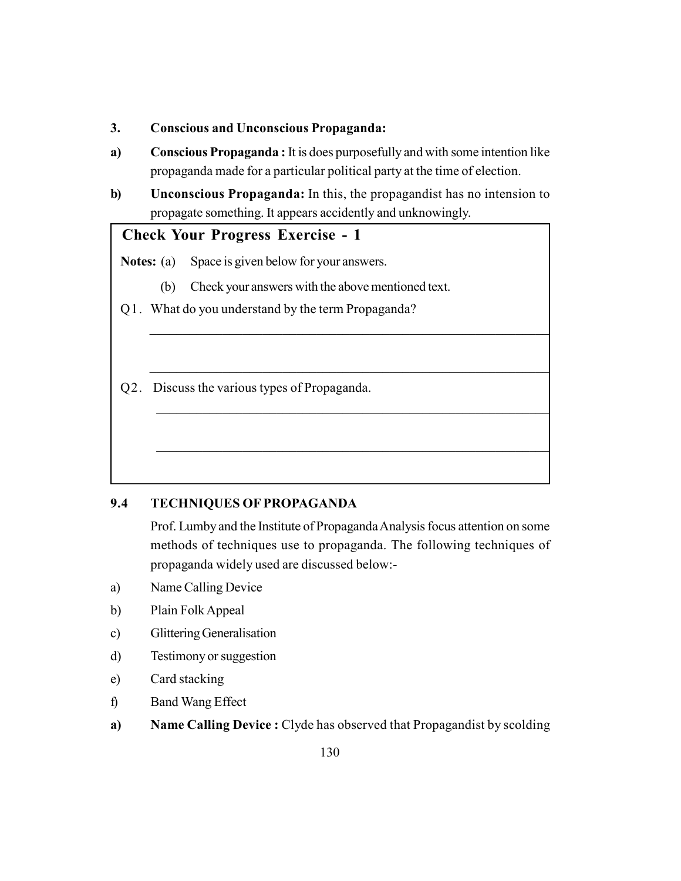**3. Conscious and Unconscious Propaganda:**

**a) Conscious Propaganda :** It is does purposefully and with some intention like propaganda made for a particular political party at the time of election.

**b) Unconscious Propaganda:** In this, the propagandist has no intension to propagate something. It appears accidently and unknowingly.

**Check Your Progress Exercise - 1**

**Notes:** (a) Space is given below for your answers.

(b) Check your answers with the above mentioned text.

Q1. What do you understand by the term Propaganda?

_______________________________________________

_______________________________________________

Q2. Discuss the various types of Propaganda.

_______________________________________________

_______________________________________________

## 9.4 TECHNIQUES OF PROPAGANDA

Prof. Lumby and the Institute of Propaganda Analysis focus attention on some methods of techniques use to propaganda. The following techniques of propaganda widely used are discussed below:-

a) Name Calling Device

b) Plain Folk Appeal

c) Glittering Generalisation

d) Testimony or suggestion

e) Card stacking

f) Band Wang Effect

**a) Name Calling Device :** Clyde has observed that Propagandist by scolding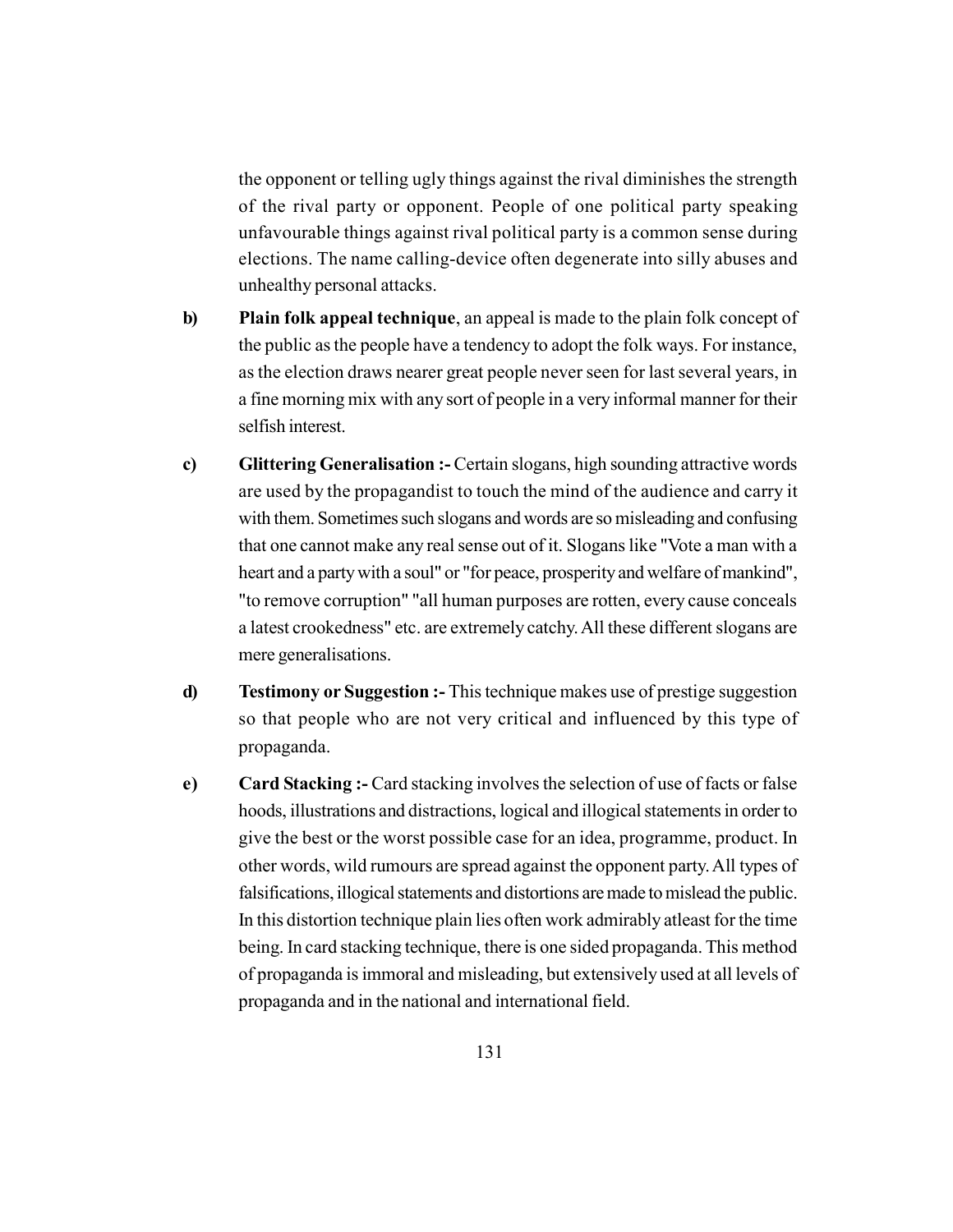the opponent or telling ugly things against the rival diminishes the strength of the rival party or opponent. People of one political party speaking unfavourable things against rival political party is a common sense during elections. The name calling-device often degenerate into silly abuses and unhealthy personal attacks.

b) **Plain folk appeal technique**, an appeal is made to the plain folk concept of the public as the people have a tendency to adopt the folk ways. For instance, as the election draws nearer great people never seen for last several years, in a fine morning mix with any sort of people in a very informal manner for their selfish interest.

c) **Glittering Generalisation :-** Certain slogans, high sounding attractive words are used by the propagandist to touch the mind of the audience and carry it with them. Sometimes such slogans and words are so misleading and confusing that one cannot make any real sense out of it. Slogans like "Vote a man with a heart and a party with a soul" or "for peace, prosperity and welfare of mankind", "to remove corruption" "all human purposes are rotten, every cause conceals a latest crookedness" etc. are extremely catchy. All these different slogans are mere generalisations.

d) **Testimony or Suggestion :-** This technique makes use of prestige suggestion so that people who are not very critical and influenced by this type of propaganda.

e) **Card Stacking :-** Card stacking involves the selection of use of facts or false hoods, illustrations and distractions, logical and illogical statements in order to give the best or the worst possible case for an idea, programme, product. In other words, wild rumours are spread against the opponent party. All types of falsifications, illogical statements and distortions are made to mislead the public. In this distortion technique plain lies often work admirably atleast for the time being. In card stacking technique, there is one sided propaganda. This method of propaganda is immoral and misleading, but extensively used at all levels of propaganda and in the national and international field.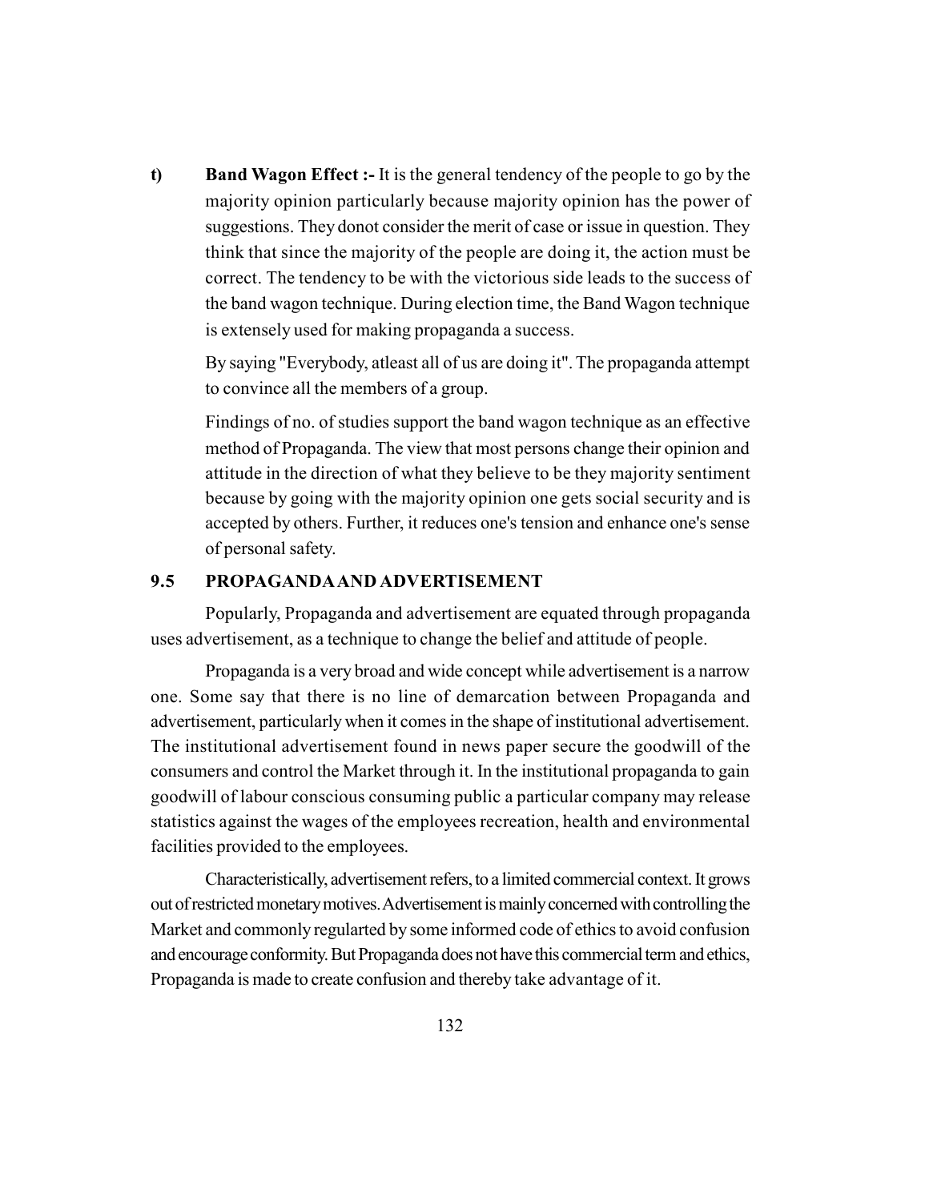**t) Band Wagon Effect :-** It is the general tendency of the people to go by the majority opinion particularly because majority opinion has the power of suggestions. They donot consider the merit of case or issue in question. They think that since the majority of the people are doing it, the action must be correct. The tendency to be with the victorious side leads to the success of the band wagon technique. During election time, the Band Wagon technique is extensely used for making propaganda a success.

By saying "Everybody, atleast all of us are doing it". The propaganda attempt to convince all the members of a group.

Findings of no. of studies support the band wagon technique as an effective method of Propaganda. The view that most persons change their opinion and attitude in the direction of what they believe to be they majority sentiment because by going with the majority opinion one gets social security and is accepted by others. Further, it reduces one's tension and enhance one's sense of personal safety.

## 9.5 PROPAGANDA AND ADVERTISEMENT

Popularly, Propaganda and advertisement are equated through propaganda uses advertisement, as a technique to change the belief and attitude of people.

Propaganda is a very broad and wide concept while advertisement is a narrow one. Some say that there is no line of demarcation between Propaganda and advertisement, particularly when it comes in the shape of institutional advertisement. The institutional advertisement found in news paper secure the goodwill of the consumers and control the Market through it. In the institutional propaganda to gain goodwill of labour conscious consuming public a particular company may release statistics against the wages of the employees recreation, health and environmental facilities provided to the employees.

Characteristically, advertisement refers, to a limited commercial context. It grows out of restricted monetary motives. Advertisement is mainly concerned with controlling the Market and commonly regularted by some informed code of ethics to avoid confusion and encourage conformity. But Propaganda does not have this commercial term and ethics, Propaganda is made to create confusion and thereby take advantage of it.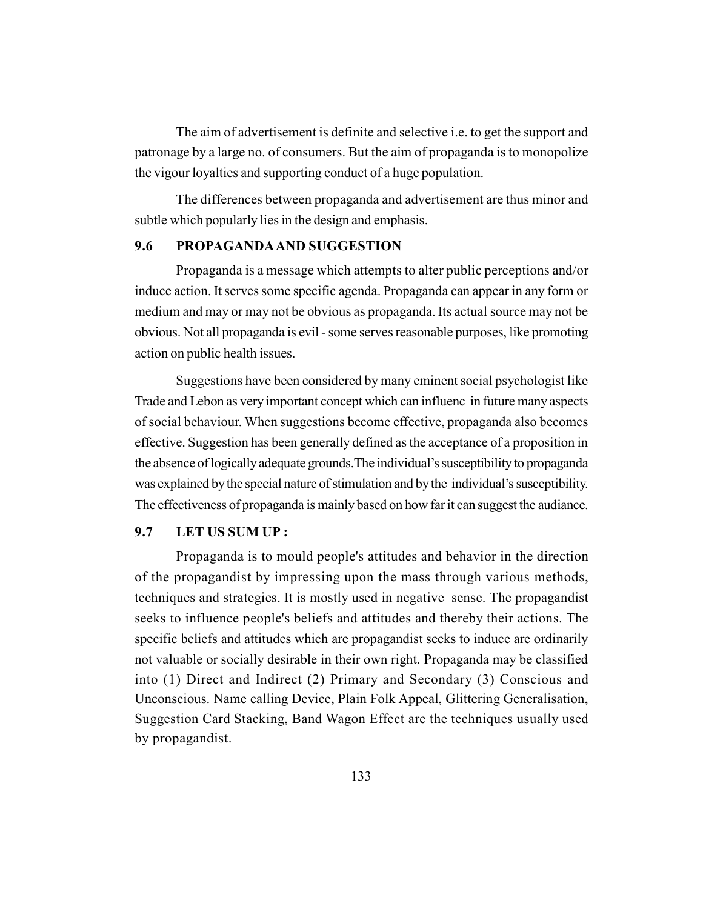The aim of advertisement is definite and selective i.e. to get the support and patronage by a large no. of consumers. But the aim of propaganda is to monopolize the vigour loyalties and supporting conduct of a huge population.

The differences between propaganda and advertisement are thus minor and subtle which popularly lies in the design and emphasis.

## 9.6 PROPAGANDA AND SUGGESTION

Propaganda is a message which attempts to alter public perceptions and/or induce action. It serves some specific agenda. Propaganda can appear in any form or medium and may or may not be obvious as propaganda. Its actual source may not be obvious. Not all propaganda is evil - some serves reasonable purposes, like promoting action on public health issues.

Suggestions have been considered by many eminent social psychologist like Trade and Lebon as very important concept which can influenc in future many aspects of social behaviour. When suggestions become effective, propaganda also becomes effective. Suggestion has been generally defined as the acceptance of a proposition in the absence of logically adequate grounds.The individual's susceptibility to propaganda was explained by the special nature of stimulation and by the individual's susceptibility. The effectiveness of propaganda is mainly based on how far it can suggest the audiance.

## 9.7 LET US SUM UP :

Propaganda is to mould people's attitudes and behavior in the direction of the propagandist by impressing upon the mass through various methods, techniques and strategies. It is mostly used in negative sense. The propagandist seeks to influence people's beliefs and attitudes and thereby their actions. The specific beliefs and attitudes which are propagandist seeks to induce are ordinarily not valuable or socially desirable in their own right. Propaganda may be classified into (1) Direct and Indirect (2) Primary and Secondary (3) Conscious and Unconscious. Name calling Device, Plain Folk Appeal, Glittering Generalisation, Suggestion Card Stacking, Band Wagon Effect are the techniques usually used by propagandist.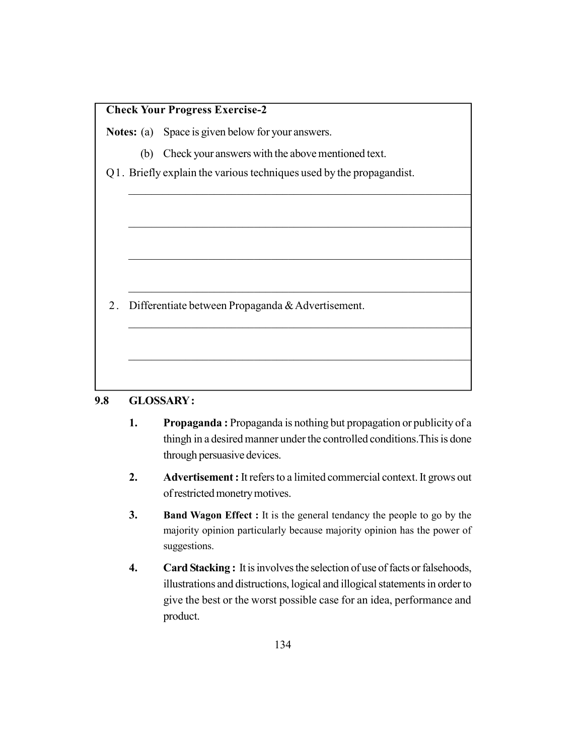**Check Your Progress Exercise-2**

**Notes:** (a) Space is given below for your answers.

(b) Check your answers with the above mentioned text.

Q1. Briefly explain the various techniques used by the propagandist.

_______________________________________________

_______________________________________________

_______________________________________________

_______________________________________________

2. Differentiate between Propaganda & Advertisement.

_______________________________________________

_______________________________________________

## 9.8 GLOSSARY :

1. **Propaganda :** Propaganda is nothing but propagation or publicity of a thingh in a desired manner under the controlled conditions.This is done through persuasive devices.

2. **Advertisement :** It refers to a limited commercial context. It grows out of restricted monetry motives.

3. **Band Wagon Effect :** It is the general tendancy the people to go by the majority opinion particularly because majority opinion has the power of suggestions.

4. **Card Stacking :** It is involves the selection of use of facts or falsehoods, illustrations and distructions, logical and illogical statements in order to give the best or the worst possible case for an idea, performance and product.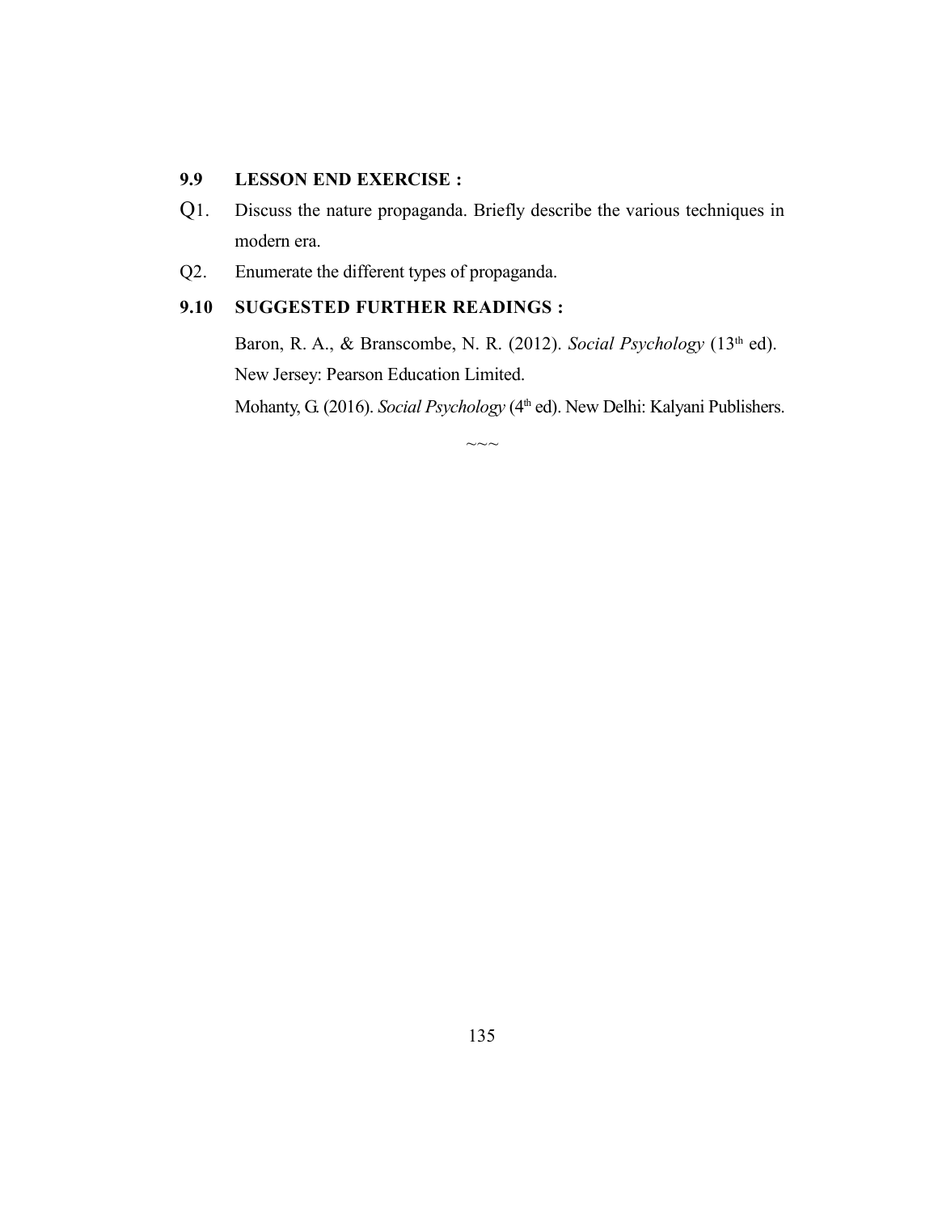## 9.9 LESSON END EXERCISE :

Q1. Discuss the nature propaganda. Briefly describe the various techniques in modern era.

Q2. Enumerate the different types of propaganda.

## 9.10 SUGGESTED FURTHER READINGS :

Baron, R. A., & Branscombe, N. R. (2012). *Social Psychology* (13th ed). New Jersey: Pearson Education Limited.

Mohanty, G. (2016). *Social Psychology* (4th ed). New Delhi: Kalyani Publishers.

~~~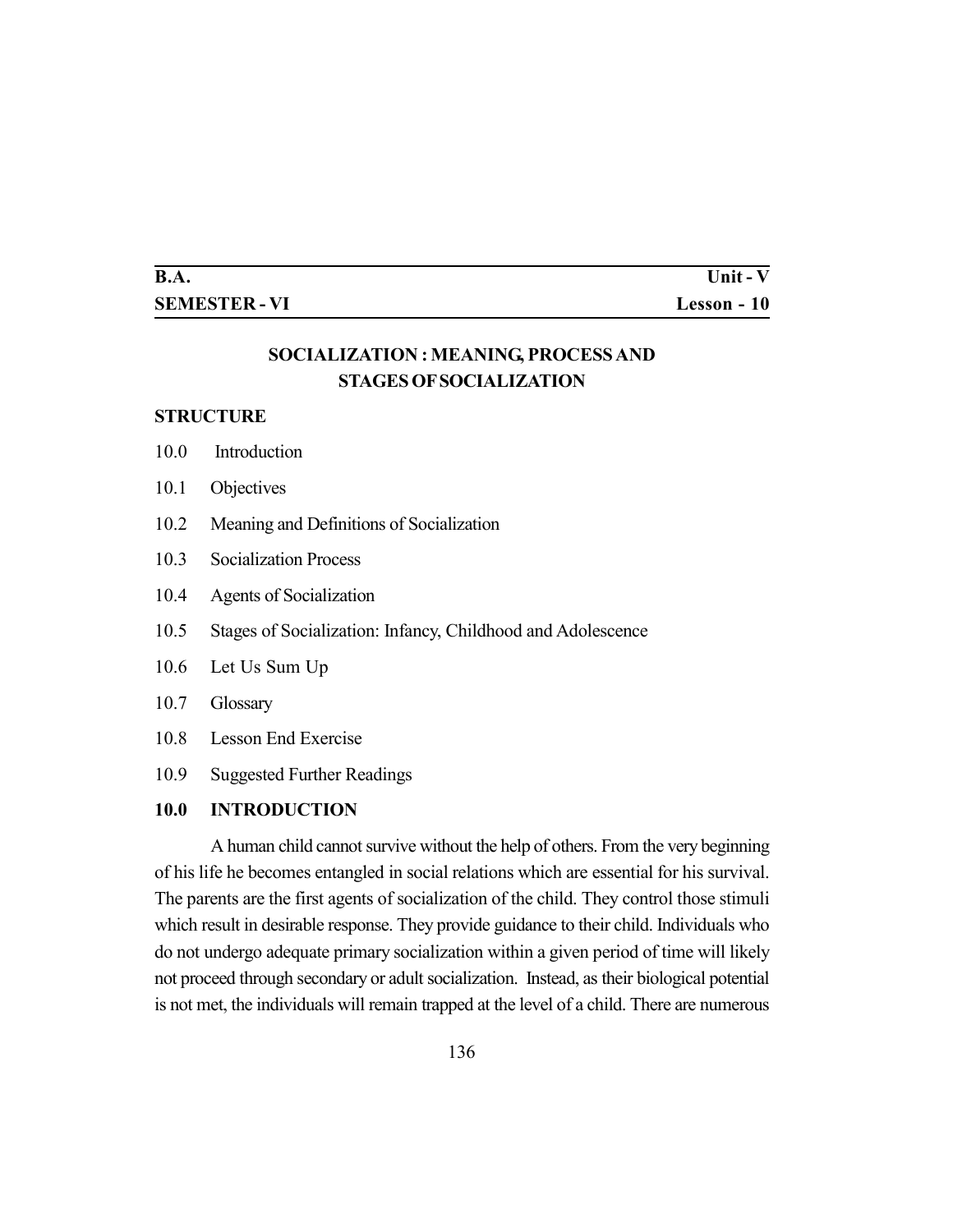| B.A. | Unit - V |
|---|---|
| SEMESTER - VI | Lesson - 10 |

# SOCIALIZATION : MEANING, PROCESS AND STAGES OF SOCIALIZATION

**STRUCTURE**

10.0 Introduction

10.1 Objectives

10.2 Meaning and Definitions of Socialization

10.3 Socialization Process

10.4 Agents of Socialization

10.5 Stages of Socialization: Infancy, Childhood and Adolescence

10.6 Let Us Sum Up

10.7 Glossary

10.8 Lesson End Exercise

10.9 Suggested Further Readings

## 10.0 INTRODUCTION

A human child cannot survive without the help of others. From the very beginning of his life he becomes entangled in social relations which are essential for his survival. The parents are the first agents of socialization of the child. They control those stimuli which result in desirable response. They provide guidance to their child. Individuals who do not undergo adequate primary socialization within a given period of time will likely not proceed through secondary or adult socialization. Instead, as their biological potential is not met, the individuals will remain trapped at the level of a child. There are numerous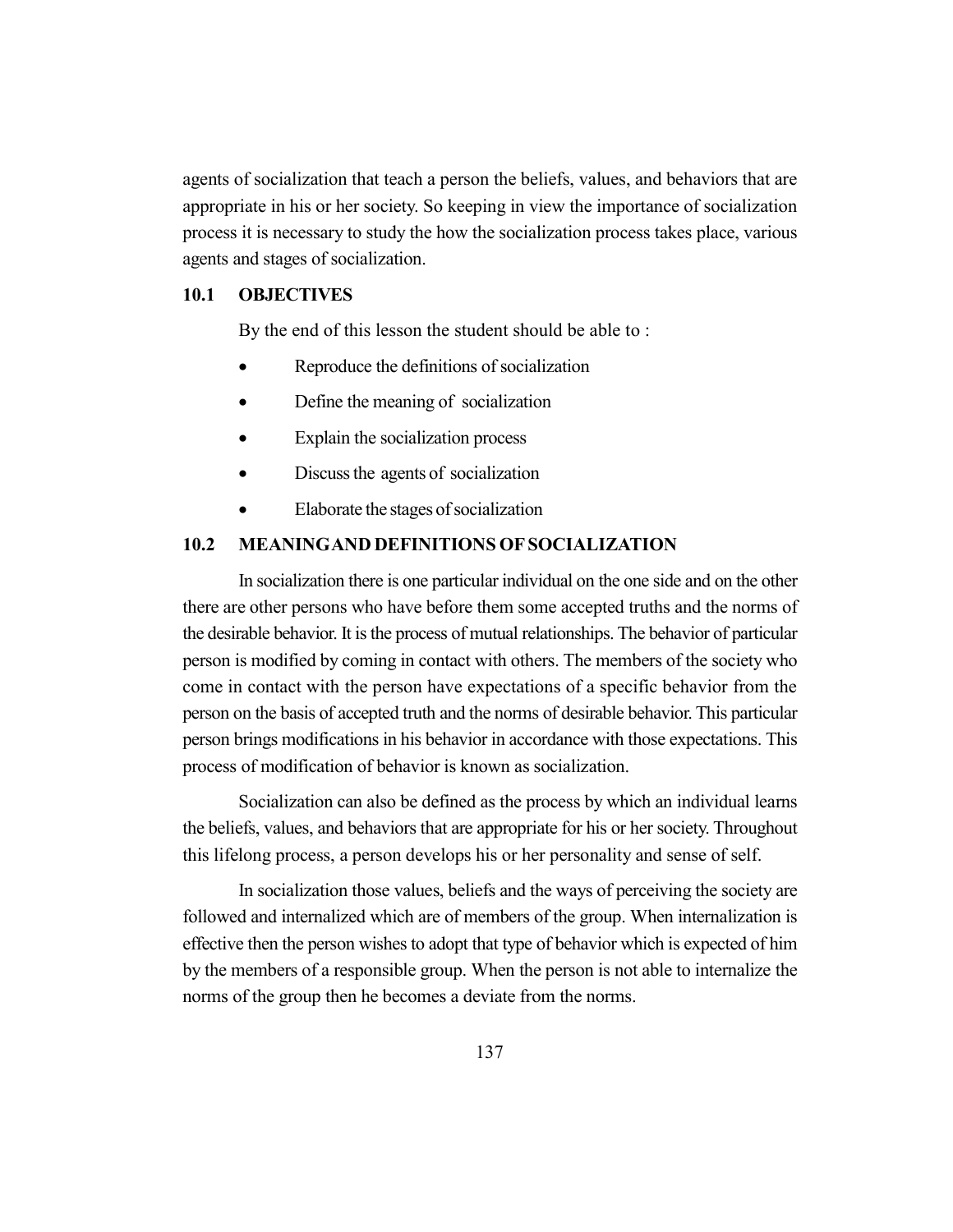agents of socialization that teach a person the beliefs, values, and behaviors that are appropriate in his or her society. So keeping in view the importance of socialization process it is necessary to study the how the socialization process takes place, various agents and stages of socialization.

## 10.1 OBJECTIVES

By the end of this lesson the student should be able to :

- Reproduce the definitions of socialization
- Define the meaning of socialization
- Explain the socialization process
- Discuss the agents of socialization
- Elaborate the stages of socialization

## 10.2 MEANING AND DEFINITIONS OF SOCIALIZATION

In socialization there is one particular individual on the one side and on the other there are other persons who have before them some accepted truths and the norms of the desirable behavior. It is the process of mutual relationships. The behavior of particular person is modified by coming in contact with others. The members of the society who come in contact with the person have expectations of a specific behavior from the person on the basis of accepted truth and the norms of desirable behavior. This particular person brings modifications in his behavior in accordance with those expectations. This process of modification of behavior is known as socialization.

Socialization can also be defined as the process by which an individual learns the beliefs, values, and behaviors that are appropriate for his or her society. Throughout this lifelong process, a person develops his or her personality and sense of self.

In socialization those values, beliefs and the ways of perceiving the society are followed and internalized which are of members of the group. When internalization is effective then the person wishes to adopt that type of behavior which is expected of him by the members of a responsible group. When the person is not able to internalize the norms of the group then he becomes a deviate from the norms.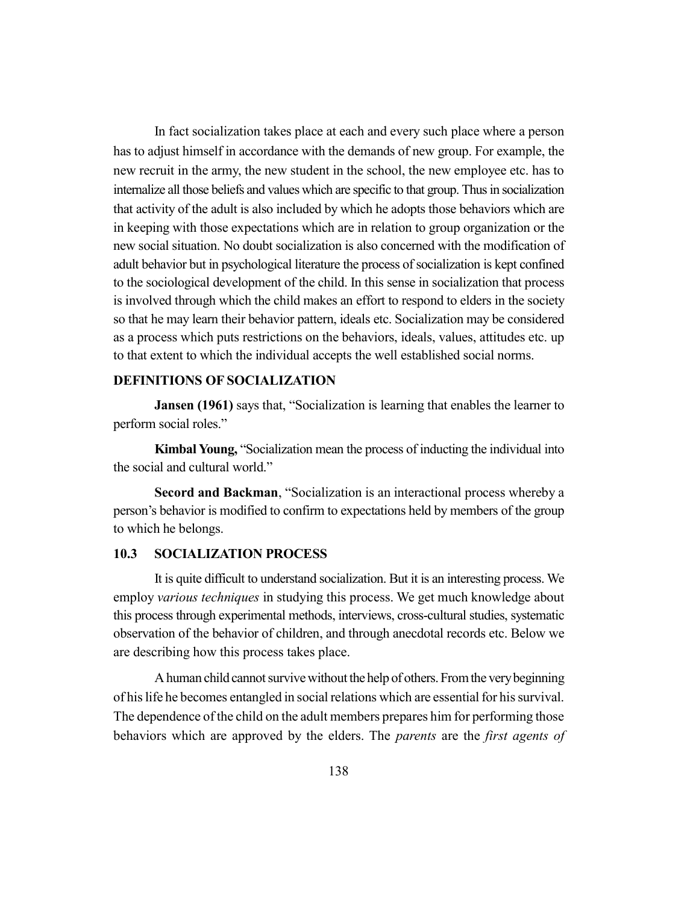In fact socialization takes place at each and every such place where a person has to adjust himself in accordance with the demands of new group. For example, the new recruit in the army, the new student in the school, the new employee etc. has to internalize all those beliefs and values which are specific to that group. Thus in socialization that activity of the adult is also included by which he adopts those behaviors which are in keeping with those expectations which are in relation to group organization or the new social situation. No doubt socialization is also concerned with the modification of adult behavior but in psychological literature the process of socialization is kept confined to the sociological development of the child. In this sense in socialization that process is involved through which the child makes an effort to respond to elders in the society so that he may learn their behavior pattern, ideals etc. Socialization may be considered as a process which puts restrictions on the behaviors, ideals, values, attitudes etc. up to that extent to which the individual accepts the well established social norms.

### DEFINITIONS OF SOCIALIZATION

**Jansen (1961)** says that, "Socialization is learning that enables the learner to perform social roles."

**Kimbal Young,** "Socialization mean the process of inducting the individual into the social and cultural world."

**Secord and Backman**, "Socialization is an interactional process whereby a person's behavior is modified to confirm to expectations held by members of the group to which he belongs.

## 10.3 SOCIALIZATION PROCESS

It is quite difficult to understand socialization. But it is an interesting process. We employ *various techniques* in studying this process. We get much knowledge about this process through experimental methods, interviews, cross-cultural studies, systematic observation of the behavior of children, and through anecdotal records etc. Below we are describing how this process takes place.

A human child cannot survive without the help of others. From the very beginning of his life he becomes entangled in social relations which are essential for his survival. The dependence of the child on the adult members prepares him for performing those behaviors which are approved by the elders. The *parents* are the *first agents of*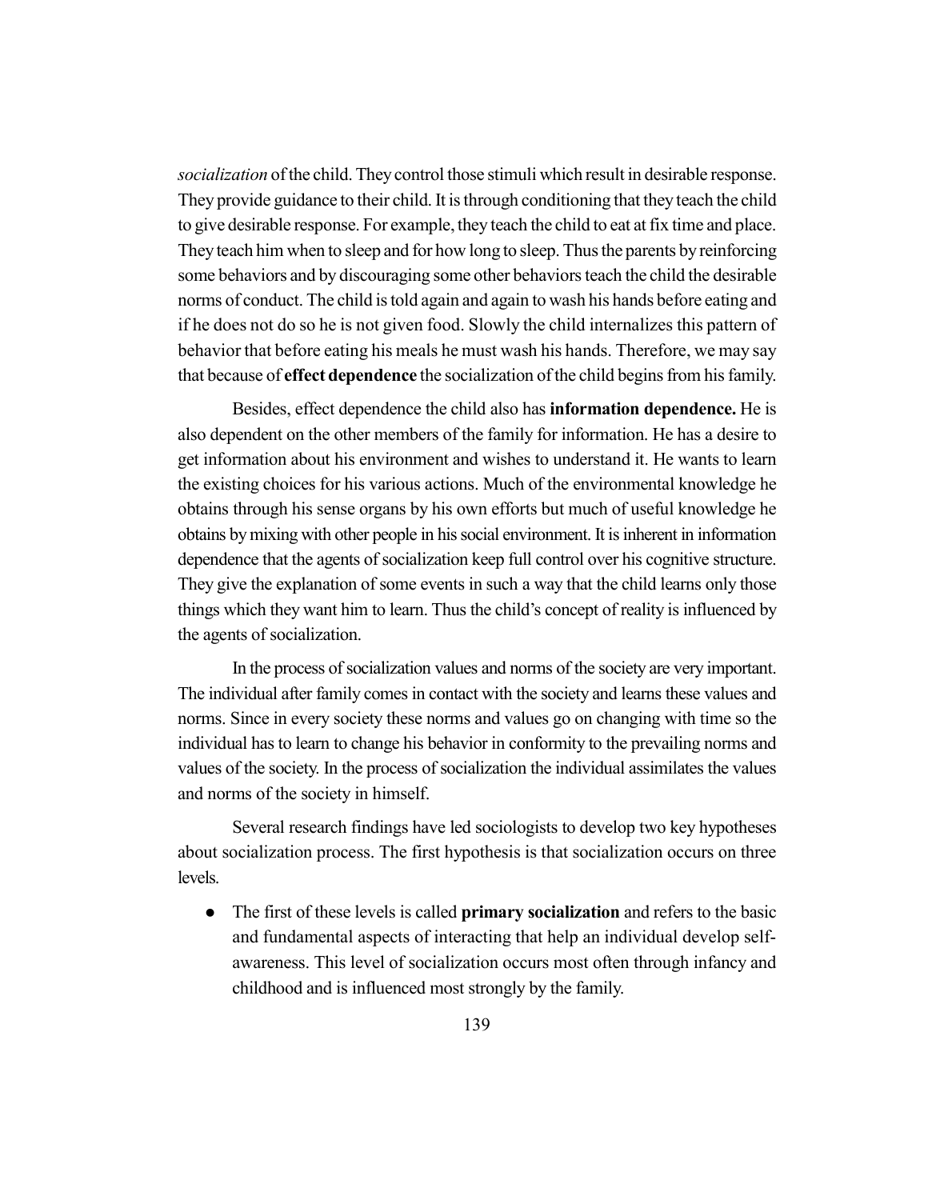*socialization* of the child. They control those stimuli which result in desirable response. They provide guidance to their child. It is through conditioning that they teach the child to give desirable response. For example, they teach the child to eat at fix time and place. They teach him when to sleep and for how long to sleep. Thus the parents by reinforcing some behaviors and by discouraging some other behaviors teach the child the desirable norms of conduct. The child is told again and again to wash his hands before eating and if he does not do so he is not given food. Slowly the child internalizes this pattern of behavior that before eating his meals he must wash his hands. Therefore, we may say that because of **effect dependence** the socialization of the child begins from his family.

Besides, effect dependence the child also has **information dependence.** He is also dependent on the other members of the family for information. He has a desire to get information about his environment and wishes to understand it. He wants to learn the existing choices for his various actions. Much of the environmental knowledge he obtains through his sense organs by his own efforts but much of useful knowledge he obtains by mixing with other people in his social environment. It is inherent in information dependence that the agents of socialization keep full control over his cognitive structure. They give the explanation of some events in such a way that the child learns only those things which they want him to learn. Thus the child's concept of reality is influenced by the agents of socialization.

In the process of socialization values and norms of the society are very important. The individual after family comes in contact with the society and learns these values and norms. Since in every society these norms and values go on changing with time so the individual has to learn to change his behavior in conformity to the prevailing norms and values of the society. In the process of socialization the individual assimilates the values and norms of the society in himself.

Several research findings have led sociologists to develop two key hypotheses about socialization process. The first hypothesis is that socialization occurs on three levels.

- The first of these levels is called **primary socialization** and refers to the basic and fundamental aspects of interacting that help an individual develop self-awareness. This level of socialization occurs most often through infancy and childhood and is influenced most strongly by the family.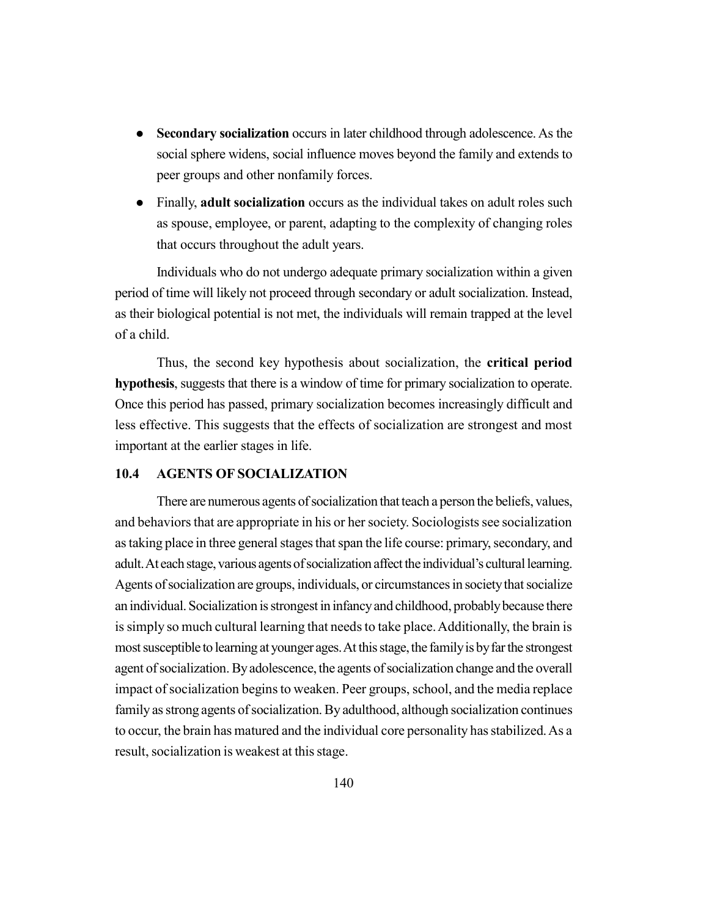- **Secondary socialization** occurs in later childhood through adolescence. As the social sphere widens, social influence moves beyond the family and extends to peer groups and other nonfamily forces.
- Finally, **adult socialization** occurs as the individual takes on adult roles such as spouse, employee, or parent, adapting to the complexity of changing roles that occurs throughout the adult years.

Individuals who do not undergo adequate primary socialization within a given period of time will likely not proceed through secondary or adult socialization. Instead, as their biological potential is not met, the individuals will remain trapped at the level of a child.

Thus, the second key hypothesis about socialization, the **critical period hypothesis**, suggests that there is a window of time for primary socialization to operate. Once this period has passed, primary socialization becomes increasingly difficult and less effective. This suggests that the effects of socialization are strongest and most important at the earlier stages in life.

## 10.4 AGENTS OF SOCIALIZATION

There are numerous agents of socialization that teach a person the beliefs, values, and behaviors that are appropriate in his or her society. Sociologists see socialization as taking place in three general stages that span the life course: primary, secondary, and adult. At each stage, various agents of socialization affect the individual's cultural learning. Agents of socialization are groups, individuals, or circumstances in society that socialize an individual. Socialization is strongest in infancy and childhood, probably because there is simply so much cultural learning that needs to take place. Additionally, the brain is most susceptible to learning at younger ages. At this stage, the family is by far the strongest agent of socialization. By adolescence, the agents of socialization change and the overall impact of socialization begins to weaken. Peer groups, school, and the media replace family as strong agents of socialization. By adulthood, although socialization continues to occur, the brain has matured and the individual core personality has stabilized. As a result, socialization is weakest at this stage.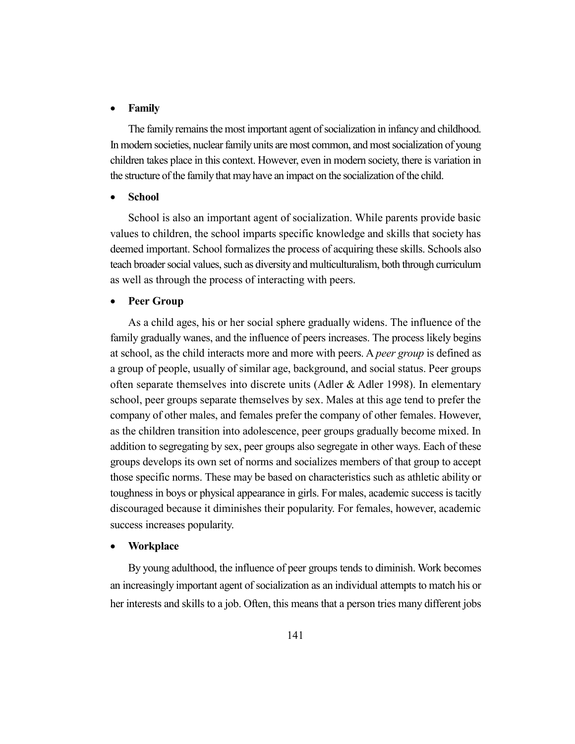- **Family**

The family remains the most important agent of socialization in infancy and childhood. In modern societies, nuclear family units are most common, and most socialization of young children takes place in this context. However, even in modern society, there is variation in the structure of the family that may have an impact on the socialization of the child.

- **School**

School is also an important agent of socialization. While parents provide basic values to children, the school imparts specific knowledge and skills that society has deemed important. School formalizes the process of acquiring these skills. Schools also teach broader social values, such as diversity and multiculturalism, both through curriculum as well as through the process of interacting with peers.

- **Peer Group**

As a child ages, his or her social sphere gradually widens. The influence of the family gradually wanes, and the influence of peers increases. The process likely begins at school, as the child interacts more and more with peers. A *peer group* is defined as a group of people, usually of similar age, background, and social status. Peer groups often separate themselves into discrete units (Adler & Adler 1998). In elementary school, peer groups separate themselves by sex. Males at this age tend to prefer the company of other males, and females prefer the company of other females. However, as the children transition into adolescence, peer groups gradually become mixed. In addition to segregating by sex, peer groups also segregate in other ways. Each of these groups develops its own set of norms and socializes members of that group to accept those specific norms. These may be based on characteristics such as athletic ability or toughness in boys or physical appearance in girls. For males, academic success is tacitly discouraged because it diminishes their popularity. For females, however, academic success increases popularity.

- **Workplace**

By young adulthood, the influence of peer groups tends to diminish. Work becomes an increasingly important agent of socialization as an individual attempts to match his or her interests and skills to a job. Often, this means that a person tries many different jobs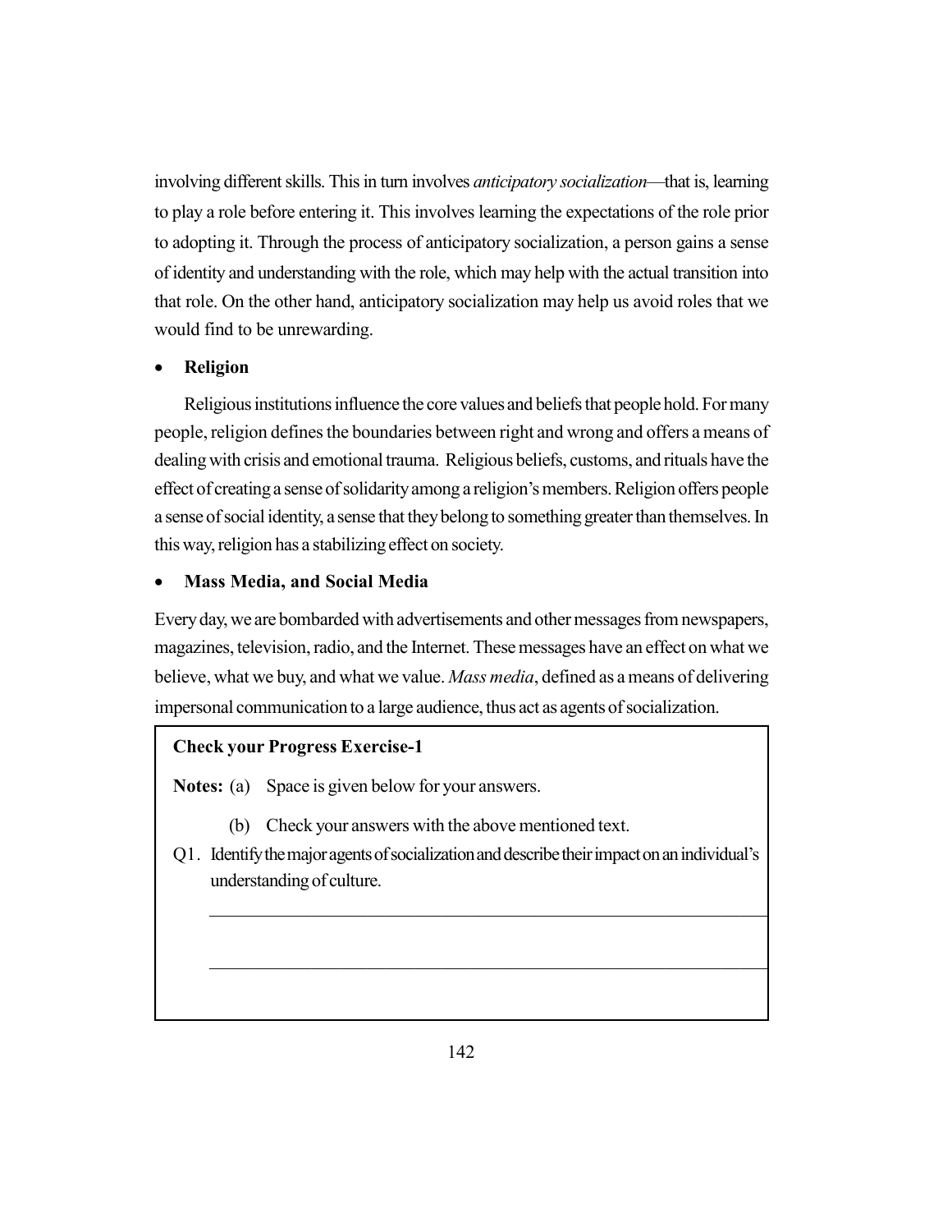involving different skills. This in turn involves *anticipatory socialization*—that is, learning to play a role before entering it. This involves learning the expectations of the role prior to adopting it. Through the process of anticipatory socialization, a person gains a sense of identity and understanding with the role, which may help with the actual transition into that role. On the other hand, anticipatory socialization may help us avoid roles that we would find to be unrewarding.

- **Religion**

Religious institutions influence the core values and beliefs that people hold. For many people, religion defines the boundaries between right and wrong and offers a means of dealing with crisis and emotional trauma. Religious beliefs, customs, and rituals have the effect of creating a sense of solidarity among a religion's members. Religion offers people a sense of social identity, a sense that they belong to something greater than themselves. In this way, religion has a stabilizing effect on society.

- **Mass Media, and Social Media**

Every day, we are bombarded with advertisements and other messages from newspapers, magazines, television, radio, and the Internet. These messages have an effect on what we believe, what we buy, and what we value. *Mass media*, defined as a means of delivering impersonal communication to a large audience, thus act as agents of socialization.

**Check your Progress Exercise-1**

**Notes:** (a) Space is given below for your answers.

(b) Check your answers with the above mentioned text.

Q1. Identify the major agents of socialization and describe their impact on an individual's understanding of culture.

_______________________________________________

_______________________________________________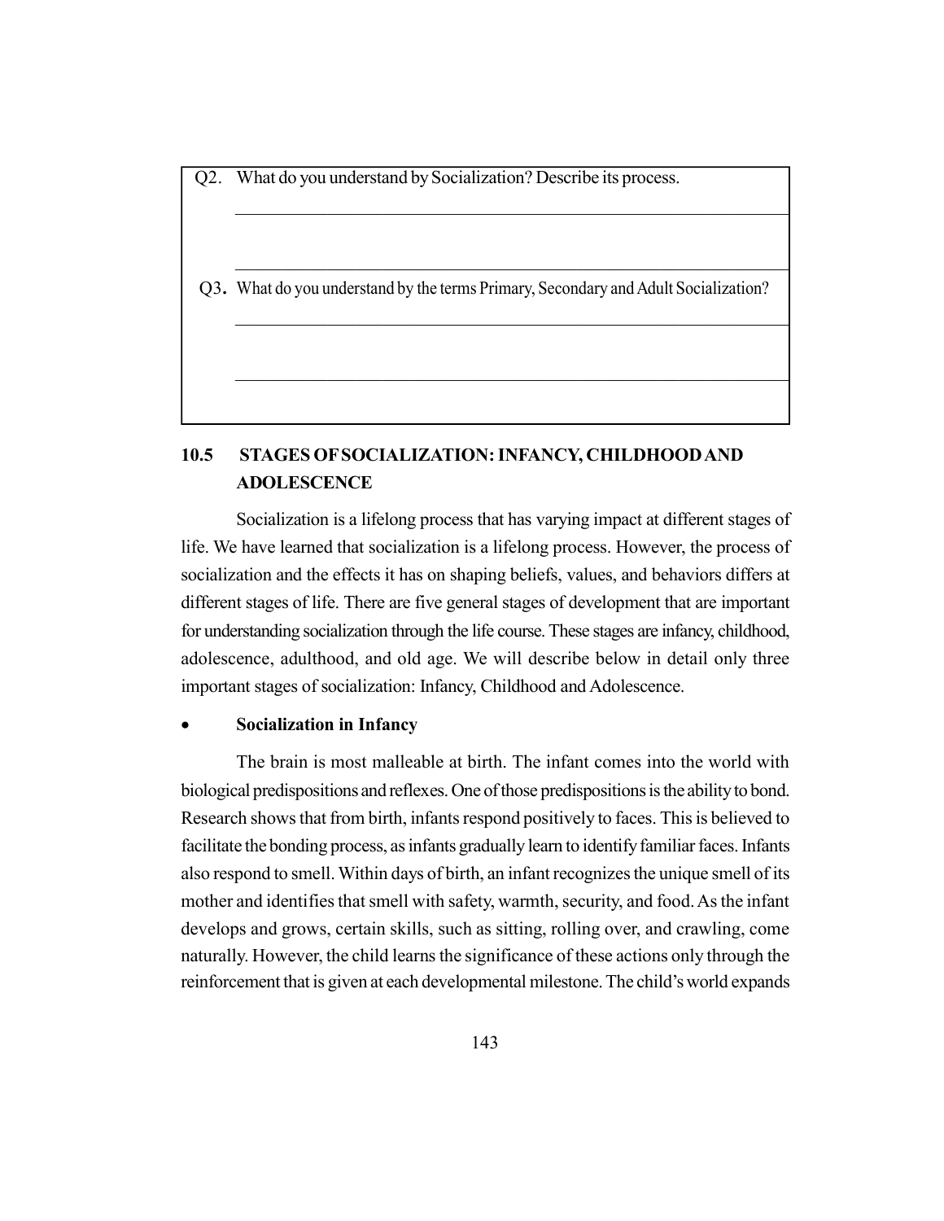Q2. What do you understand by Socialization? Describe its process.

______________________________________________________________________

______________________________________________________________________

Q3. What do you understand by the terms Primary, Secondary and Adult Socialization?

______________________________________________________________________

______________________________________________________________________

## 10.5 STAGES OF SOCIALIZATION: INFANCY, CHILDHOOD AND ADOLESCENCE

Socialization is a lifelong process that has varying impact at different stages of life. We have learned that socialization is a lifelong process. However, the process of socialization and the effects it has on shaping beliefs, values, and behaviors differs at different stages of life. There are five general stages of development that are important for understanding socialization through the life course. These stages are infancy, childhood, adolescence, adulthood, and old age. We will describe below in detail only three important stages of socialization: Infancy, Childhood and Adolescence.

- **Socialization in Infancy**

The brain is most malleable at birth. The infant comes into the world with biological predispositions and reflexes. One of those predispositions is the ability to bond. Research shows that from birth, infants respond positively to faces. This is believed to facilitate the bonding process, as infants gradually learn to identify familiar faces. Infants also respond to smell. Within days of birth, an infant recognizes the unique smell of its mother and identifies that smell with safety, warmth, security, and food. As the infant develops and grows, certain skills, such as sitting, rolling over, and crawling, come naturally. However, the child learns the significance of these actions only through the reinforcement that is given at each developmental milestone. The child's world expands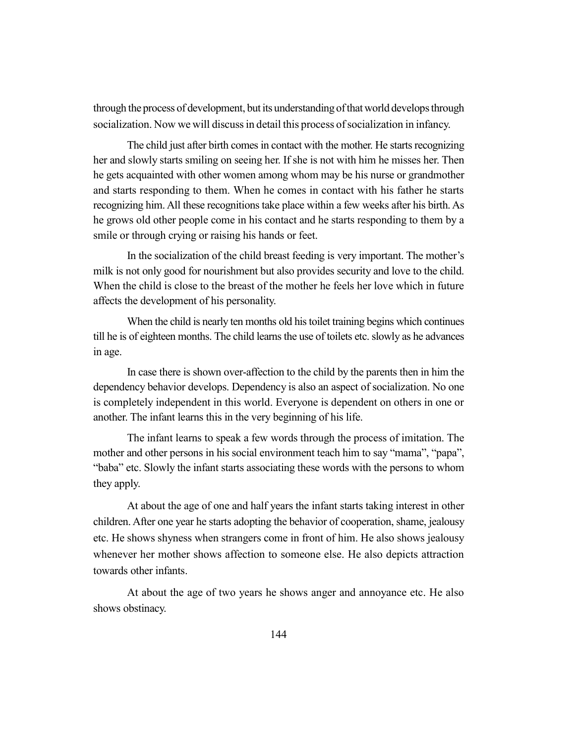through the process of development, but its understanding of that world develops through socialization. Now we will discuss in detail this process of socialization in infancy.

The child just after birth comes in contact with the mother. He starts recognizing her and slowly starts smiling on seeing her. If she is not with him he misses her. Then he gets acquainted with other women among whom may be his nurse or grandmother and starts responding to them. When he comes in contact with his father he starts recognizing him. All these recognitions take place within a few weeks after his birth. As he grows old other people come in his contact and he starts responding to them by a smile or through crying or raising his hands or feet.

In the socialization of the child breast feeding is very important. The mother's milk is not only good for nourishment but also provides security and love to the child. When the child is close to the breast of the mother he feels her love which in future affects the development of his personality.

When the child is nearly ten months old his toilet training begins which continues till he is of eighteen months. The child learns the use of toilets etc. slowly as he advances in age.

In case there is shown over-affection to the child by the parents then in him the dependency behavior develops. Dependency is also an aspect of socialization. No one is completely independent in this world. Everyone is dependent on others in one or another. The infant learns this in the very beginning of his life.

The infant learns to speak a few words through the process of imitation. The mother and other persons in his social environment teach him to say "mama", "papa", "baba" etc. Slowly the infant starts associating these words with the persons to whom they apply.

At about the age of one and half years the infant starts taking interest in other children. After one year he starts adopting the behavior of cooperation, shame, jealousy etc. He shows shyness when strangers come in front of him. He also shows jealousy whenever her mother shows affection to someone else. He also depicts attraction towards other infants.

At about the age of two years he shows anger and annoyance etc. He also shows obstinacy.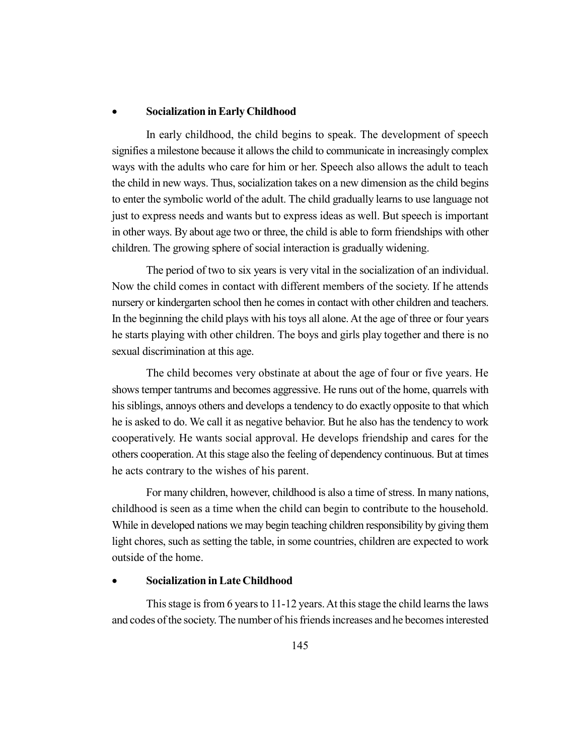- **Socialization in Early Childhood**

In early childhood, the child begins to speak. The development of speech signifies a milestone because it allows the child to communicate in increasingly complex ways with the adults who care for him or her. Speech also allows the adult to teach the child in new ways. Thus, socialization takes on a new dimension as the child begins to enter the symbolic world of the adult. The child gradually learns to use language not just to express needs and wants but to express ideas as well. But speech is important in other ways. By about age two or three, the child is able to form friendships with other children. The growing sphere of social interaction is gradually widening.

The period of two to six years is very vital in the socialization of an individual. Now the child comes in contact with different members of the society. If he attends nursery or kindergarten school then he comes in contact with other children and teachers. In the beginning the child plays with his toys all alone. At the age of three or four years he starts playing with other children. The boys and girls play together and there is no sexual discrimination at this age.

The child becomes very obstinate at about the age of four or five years. He shows temper tantrums and becomes aggressive. He runs out of the home, quarrels with his siblings, annoys others and develops a tendency to do exactly opposite to that which he is asked to do. We call it as negative behavior. But he also has the tendency to work cooperatively. He wants social approval. He develops friendship and cares for the others cooperation. At this stage also the feeling of dependency continuous. But at times he acts contrary to the wishes of his parent.

For many children, however, childhood is also a time of stress. In many nations, childhood is seen as a time when the child can begin to contribute to the household. While in developed nations we may begin teaching children responsibility by giving them light chores, such as setting the table, in some countries, children are expected to work outside of the home.

- **Socialization in Late Childhood**

This stage is from 6 years to 11-12 years. At this stage the child learns the laws and codes of the society. The number of his friends increases and he becomes interested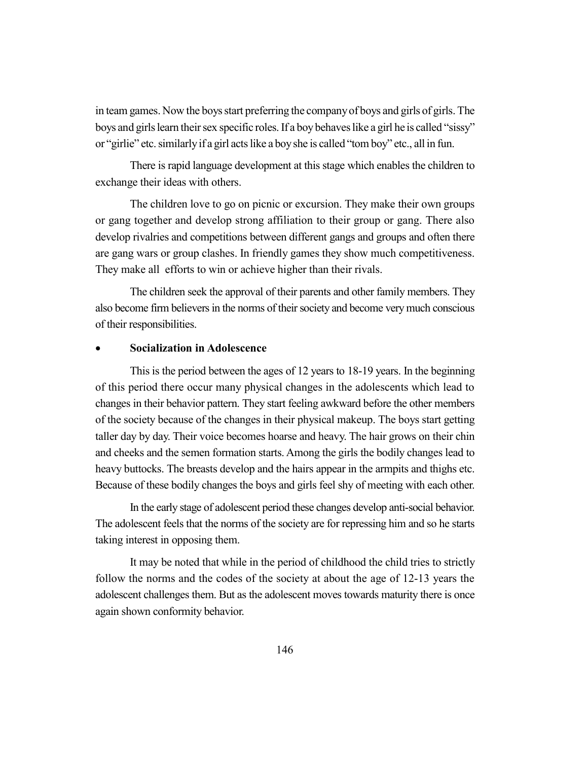in team games. Now the boys start preferring the company of boys and girls of girls. The boys and girls learn their sex specific roles. If a boy behaves like a girl he is called "sissy" or "girlie" etc. similarly if a girl acts like a boy she is called "tom boy" etc., all in fun.

There is rapid language development at this stage which enables the children to exchange their ideas with others.

The children love to go on picnic or excursion. They make their own groups or gang together and develop strong affiliation to their group or gang. There also develop rivalries and competitions between different gangs and groups and often there are gang wars or group clashes. In friendly games they show much competitiveness. They make all efforts to win or achieve higher than their rivals.

The children seek the approval of their parents and other family members. They also become firm believers in the norms of their society and become very much conscious of their responsibilities.

- **Socialization in Adolescence**

This is the period between the ages of 12 years to 18-19 years. In the beginning of this period there occur many physical changes in the adolescents which lead to changes in their behavior pattern. They start feeling awkward before the other members of the society because of the changes in their physical makeup. The boys start getting taller day by day. Their voice becomes hoarse and heavy. The hair grows on their chin and cheeks and the semen formation starts. Among the girls the bodily changes lead to heavy buttocks. The breasts develop and the hairs appear in the armpits and thighs etc. Because of these bodily changes the boys and girls feel shy of meeting with each other.

In the early stage of adolescent period these changes develop anti-social behavior. The adolescent feels that the norms of the society are for repressing him and so he starts taking interest in opposing them.

It may be noted that while in the period of childhood the child tries to strictly follow the norms and the codes of the society at about the age of 12-13 years the adolescent challenges them. But as the adolescent moves towards maturity there is once again shown conformity behavior.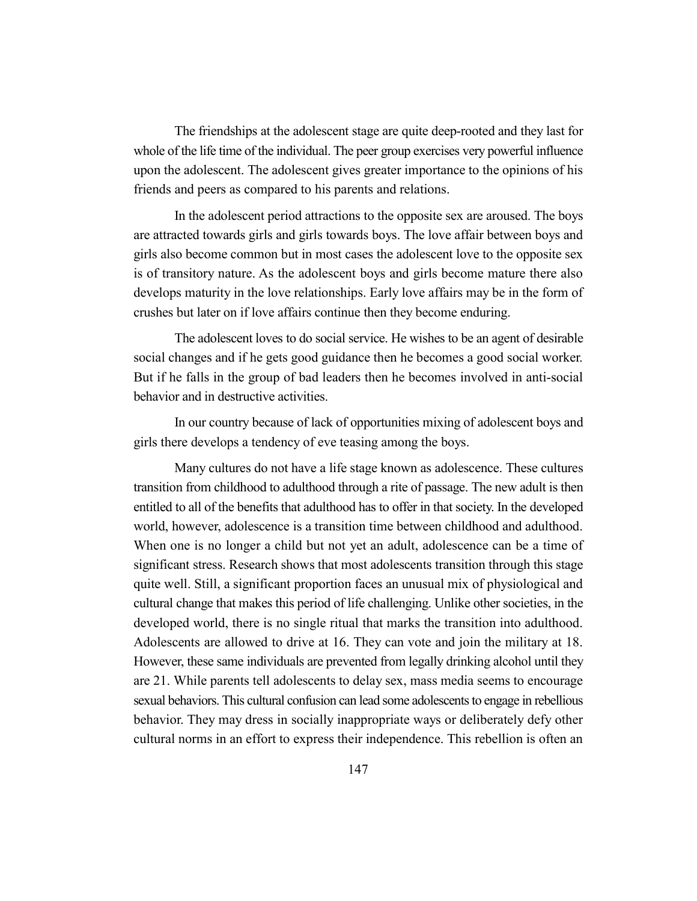The friendships at the adolescent stage are quite deep-rooted and they last for whole of the life time of the individual. The peer group exercises very powerful influence upon the adolescent. The adolescent gives greater importance to the opinions of his friends and peers as compared to his parents and relations.

In the adolescent period attractions to the opposite sex are aroused. The boys are attracted towards girls and girls towards boys. The love affair between boys and girls also become common but in most cases the adolescent love to the opposite sex is of transitory nature. As the adolescent boys and girls become mature there also develops maturity in the love relationships. Early love affairs may be in the form of crushes but later on if love affairs continue then they become enduring.

The adolescent loves to do social service. He wishes to be an agent of desirable social changes and if he gets good guidance then he becomes a good social worker. But if he falls in the group of bad leaders then he becomes involved in anti-social behavior and in destructive activities.

In our country because of lack of opportunities mixing of adolescent boys and girls there develops a tendency of eve teasing among the boys.

Many cultures do not have a life stage known as adolescence. These cultures transition from childhood to adulthood through a rite of passage. The new adult is then entitled to all of the benefits that adulthood has to offer in that society. In the developed world, however, adolescence is a transition time between childhood and adulthood. When one is no longer a child but not yet an adult, adolescence can be a time of significant stress. Research shows that most adolescents transition through this stage quite well. Still, a significant proportion faces an unusual mix of physiological and cultural change that makes this period of life challenging. Unlike other societies, in the developed world, there is no single ritual that marks the transition into adulthood. Adolescents are allowed to drive at 16. They can vote and join the military at 18. However, these same individuals are prevented from legally drinking alcohol until they are 21. While parents tell adolescents to delay sex, mass media seems to encourage sexual behaviors. This cultural confusion can lead some adolescents to engage in rebellious behavior. They may dress in socially inappropriate ways or deliberately defy other cultural norms in an effort to express their independence. This rebellion is often an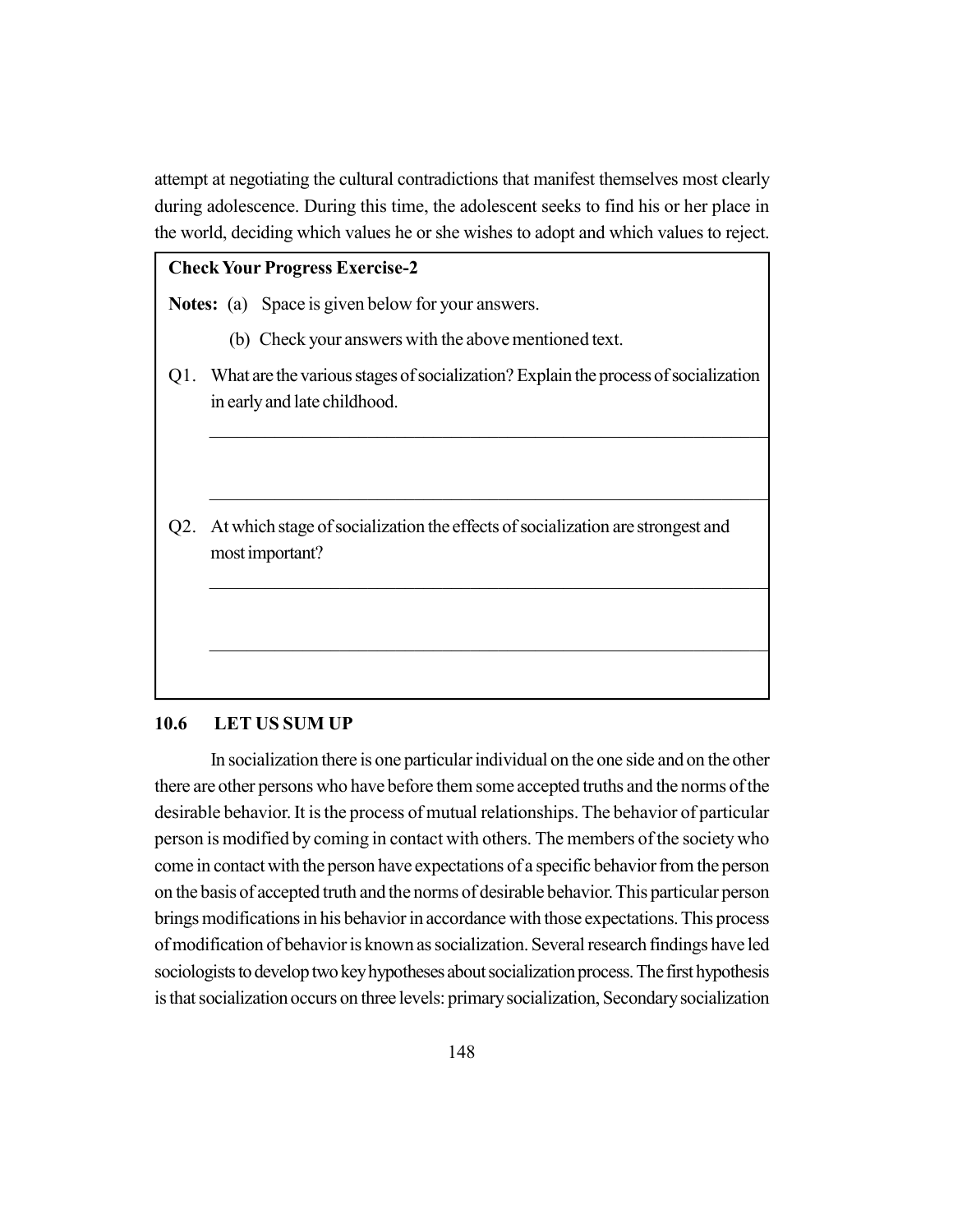attempt at negotiating the cultural contradictions that manifest themselves most clearly during adolescence. During this time, the adolescent seeks to find his or her place in the world, deciding which values he or she wishes to adopt and which values to reject.

**Check Your Progress Exercise-2**

**Notes:** (a) Space is given below for your answers.

(b) Check your answers with the above mentioned text.

Q1. What are the various stages of socialization? Explain the process of socialization in early and late childhood.

______________________________________________________________________

______________________________________________________________________

Q2. At which stage of socialization the effects of socialization are strongest and most important?

______________________________________________________________________

______________________________________________________________________

## 10.6 LET US SUM UP

In socialization there is one particular individual on the one side and on the other there are other persons who have before them some accepted truths and the norms of the desirable behavior. It is the process of mutual relationships. The behavior of particular person is modified by coming in contact with others. The members of the society who come in contact with the person have expectations of a specific behavior from the person on the basis of accepted truth and the norms of desirable behavior. This particular person brings modifications in his behavior in accordance with those expectations. This process of modification of behavior is known as socialization. Several research findings have led sociologists to develop two key hypotheses about socialization process. The first hypothesis is that socialization occurs on three levels: primary socialization, Secondary socialization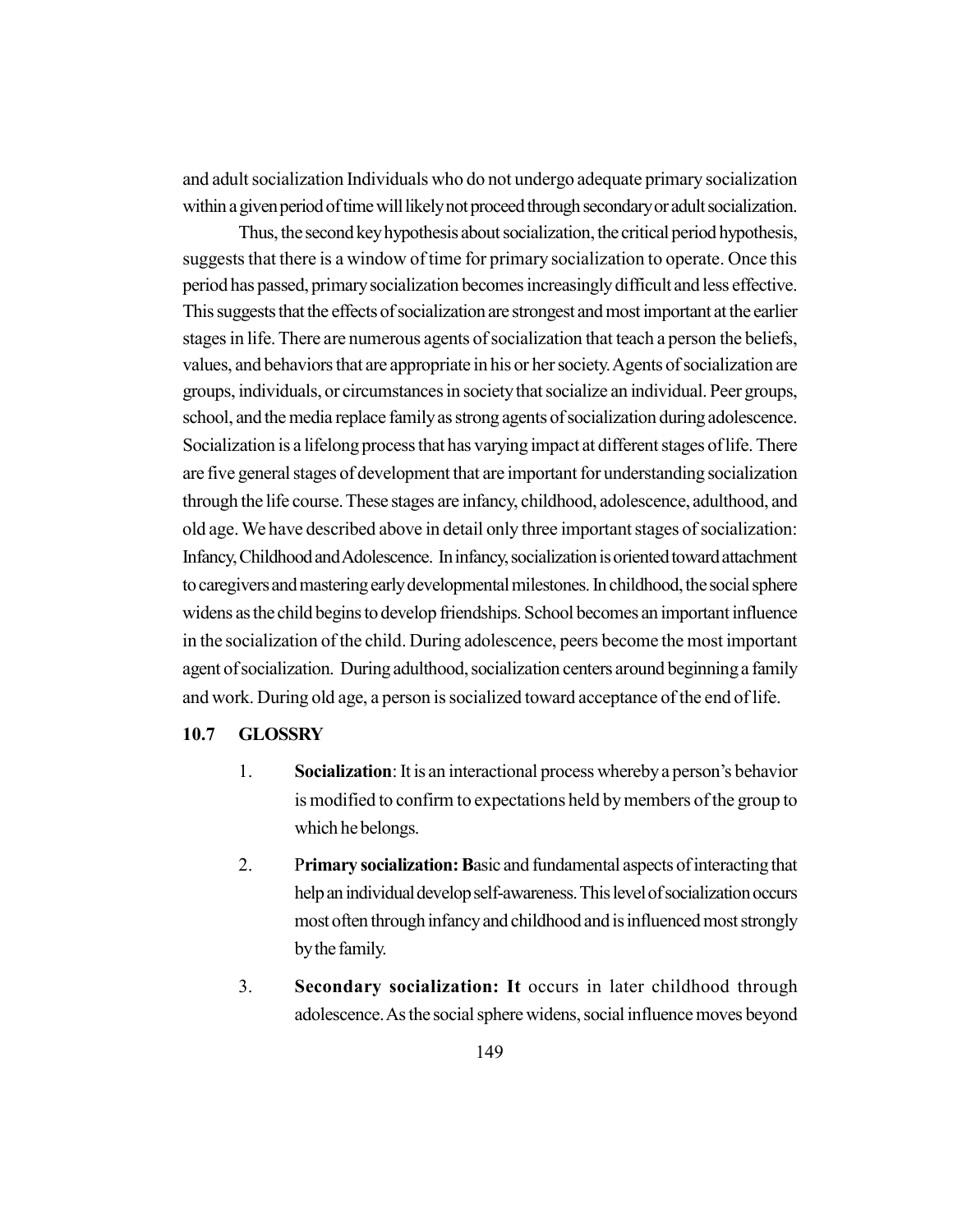and adult socialization Individuals who do not undergo adequate primary socialization within a given period of time will likely not proceed through secondary or adult socialization.

Thus, the second key hypothesis about socialization, the critical period hypothesis, suggests that there is a window of time for primary socialization to operate. Once this period has passed, primary socialization becomes increasingly difficult and less effective. This suggests that the effects of socialization are strongest and most important at the earlier stages in life. There are numerous agents of socialization that teach a person the beliefs, values, and behaviors that are appropriate in his or her society. Agents of socialization are groups, individuals, or circumstances in society that socialize an individual. Peer groups, school, and the media replace family as strong agents of socialization during adolescence. Socialization is a lifelong process that has varying impact at different stages of life. There are five general stages of development that are important for understanding socialization through the life course. These stages are infancy, childhood, adolescence, adulthood, and old age. We have described above in detail only three important stages of socialization: Infancy, Childhood and Adolescence. In infancy, socialization is oriented toward attachment to caregivers and mastering early developmental milestones. In childhood, the social sphere widens as the child begins to develop friendships. School becomes an important influence in the socialization of the child. During adolescence, peers become the most important agent of socialization. During adulthood, socialization centers around beginning a family and work. During old age, a person is socialized toward acceptance of the end of life.

## 10.7 GLOSSRY

1. **Socialization**: It is an interactional process whereby a person's behavior is modified to confirm to expectations held by members of the group to which he belongs.

2. P**rimary socialization: B**asic and fundamental aspects of interacting that help an individual develop self-awareness. This level of socialization occurs most often through infancy and childhood and is influenced most strongly by the family.

3. **Secondary socialization: It** occurs in later childhood through adolescence. As the social sphere widens, social influence moves beyond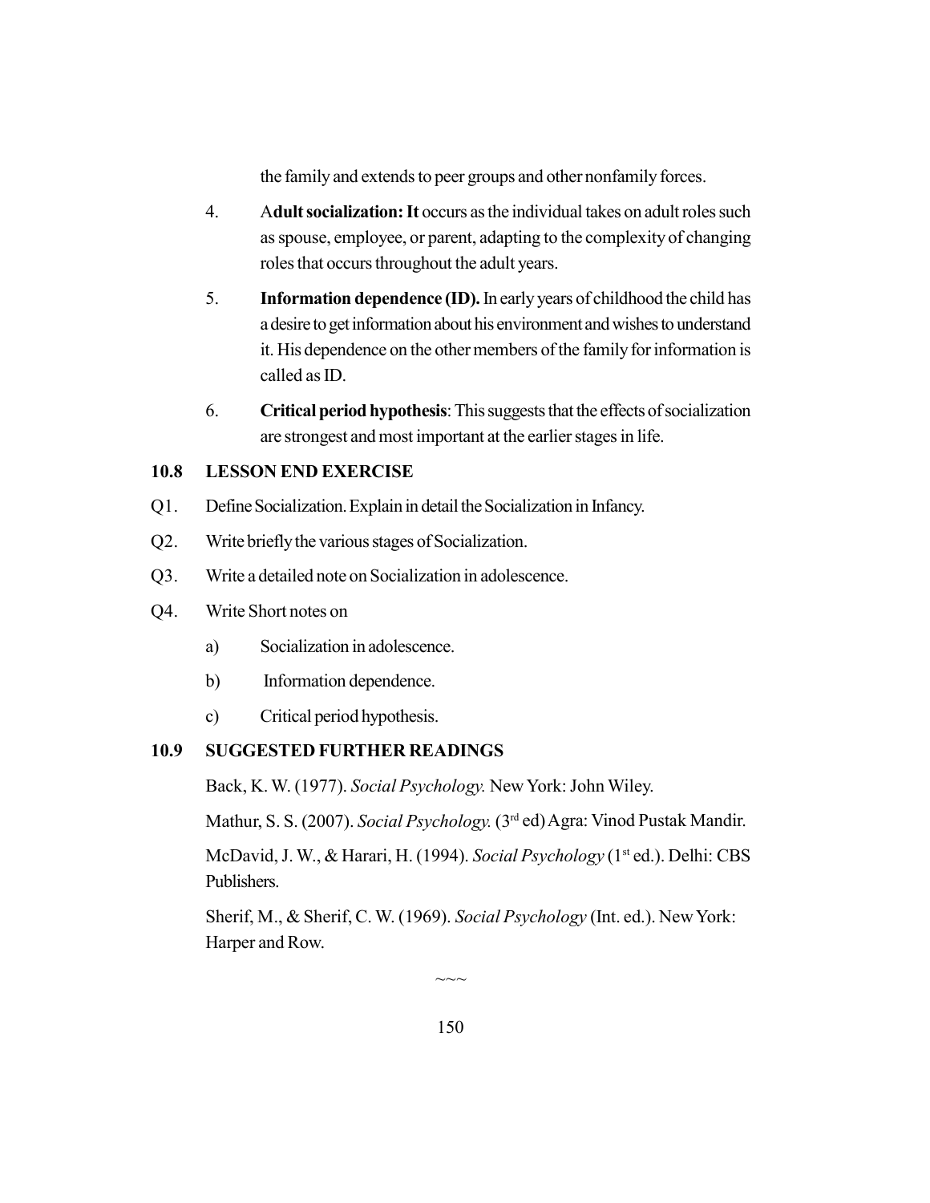the family and extends to peer groups and other nonfamily forces.

4. A**dult socialization: It** occurs as the individual takes on adult roles such as spouse, employee, or parent, adapting to the complexity of changing roles that occurs throughout the adult years.

5. **Information dependence (ID).** In early years of childhood the child has a desire to get information about his environment and wishes to understand it. His dependence on the other members of the family for information is called as ID.

6. **Critical period hypothesis**: This suggests that the effects of socialization are strongest and most important at the earlier stages in life.

## 10.8 LESSON END EXERCISE

Q1. Define Socialization. Explain in detail the Socialization in Infancy.

Q2. Write briefly the various stages of Socialization.

Q3. Write a detailed note on Socialization in adolescence.

Q4. Write Short notes on

a) Socialization in adolescence.

b) Information dependence.

c) Critical period hypothesis.

## 10.9 SUGGESTED FURTHER READINGS

Back, K. W. (1977). *Social Psychology.* New York: John Wiley.

Mathur, S. S. (2007). *Social Psychology.* (3rd ed) Agra: Vinod Pustak Mandir.

McDavid, J. W., & Harari, H. (1994). *Social Psychology* (1st ed.). Delhi: CBS Publishers.

Sherif, M., & Sherif, C. W. (1969). *Social Psychology* (Int. ed.). New York: Harper and Row.

~~~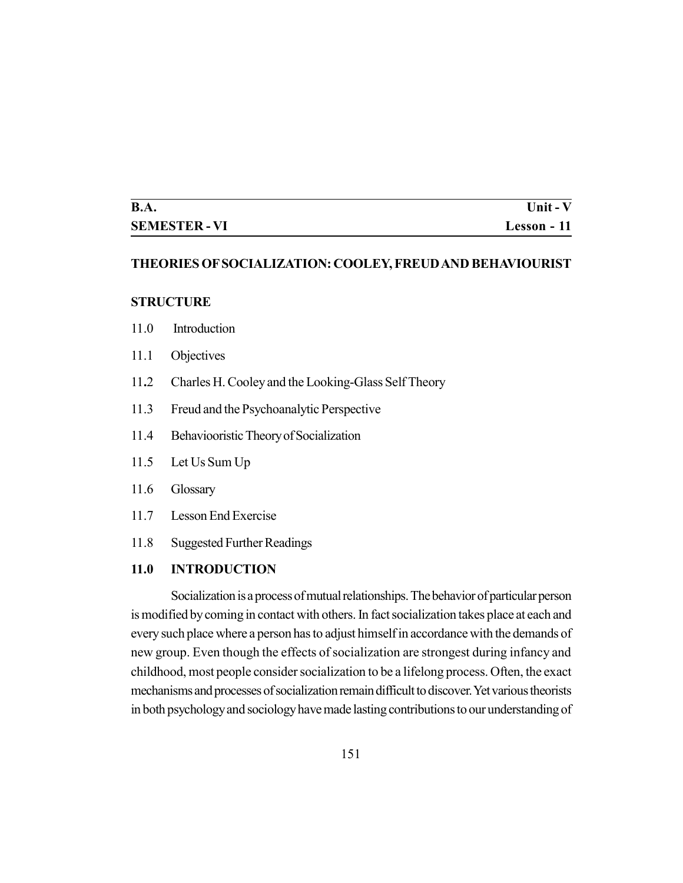| B.A. | Unit - V |
|---|---|
| SEMESTER - VI | Lesson - 11 |

## THEORIES OF SOCIALIZATION: COOLEY, FREUD AND BEHAVIOURIST

**STRUCTURE**

11.0 Introduction

11.1 Objectives

11.2 Charles H. Cooley and the Looking-Glass Self Theory

11.3 Freud and the Psychoanalytic Perspective

11.4 Behaviooristic Theory of Socialization

11.5 Let Us Sum Up

11.6 Glossary

11.7 Lesson End Exercise

11.8 Suggested Further Readings

### 11.0 INTRODUCTION

Socialization is a process of mutual relationships. The behavior of particular person is modified by coming in contact with others. In fact socialization takes place at each and every such place where a person has to adjust himself in accordance with the demands of new group. Even though the effects of socialization are strongest during infancy and childhood, most people consider socialization to be a lifelong process. Often, the exact mechanisms and processes of socialization remain difficult to discover. Yet various theorists in both psychology and sociology have made lasting contributions to our understanding of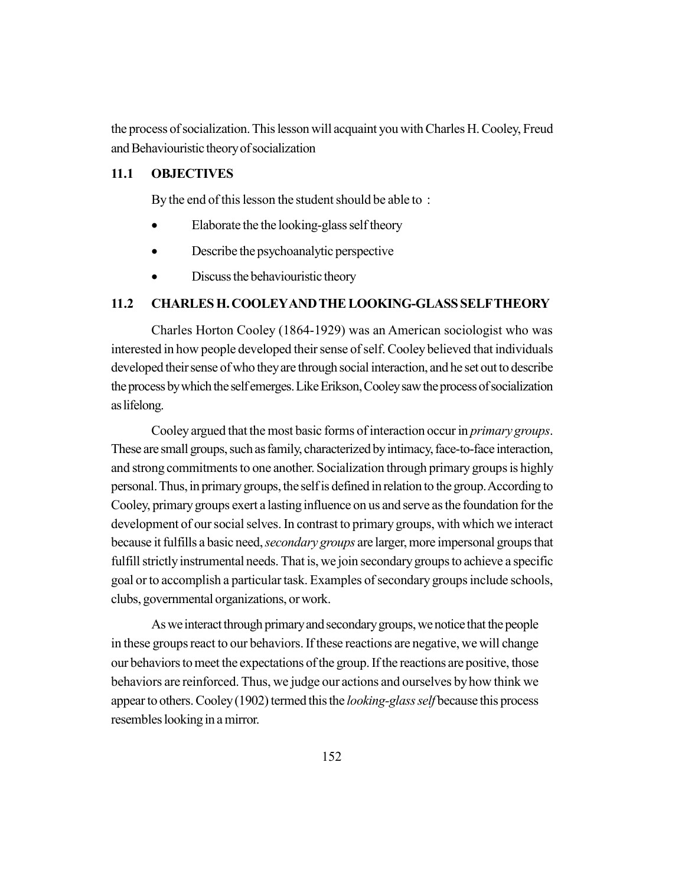the process of socialization. This lesson will acquaint you with Charles H. Cooley, Freud and Behaviouristic theory of socialization

## 11.1 OBJECTIVES

By the end of this lesson the student should be able to :

- Elaborate the the looking-glass self theory
- Describe the psychoanalytic perspective
- Discuss the behaviouristic theory

## 11.2 CHARLES H. COOLEY AND THE LOOKING-GLASS SELF THEORY

Charles Horton Cooley (1864-1929) was an American sociologist who was interested in how people developed their sense of self. Cooley believed that individuals developed their sense of who they are through social interaction, and he set out to describe the process by which the self emerges. Like Erikson, Cooley saw the process of socialization as lifelong.

Cooley argued that the most basic forms of interaction occur in *primary groups*. These are small groups, such as family, characterized by intimacy, face-to-face interaction, and strong commitments to one another. Socialization through primary groups is highly personal. Thus, in primary groups, the self is defined in relation to the group. According to Cooley, primary groups exert a lasting influence on us and serve as the foundation for the development of our social selves. In contrast to primary groups, with which we interact because it fulfills a basic need, *secondary groups* are larger, more impersonal groups that fulfill strictly instrumental needs. That is, we join secondary groups to achieve a specific goal or to accomplish a particular task. Examples of secondary groups include schools, clubs, governmental organizations, or work.

As we interact through primary and secondary groups, we notice that the people in these groups react to our behaviors. If these reactions are negative, we will change our behaviors to meet the expectations of the group. If the reactions are positive, those behaviors are reinforced. Thus, we judge our actions and ourselves by how think we appear to others. Cooley (1902) termed this the *looking-glass self* because this process resembles looking in a mirror.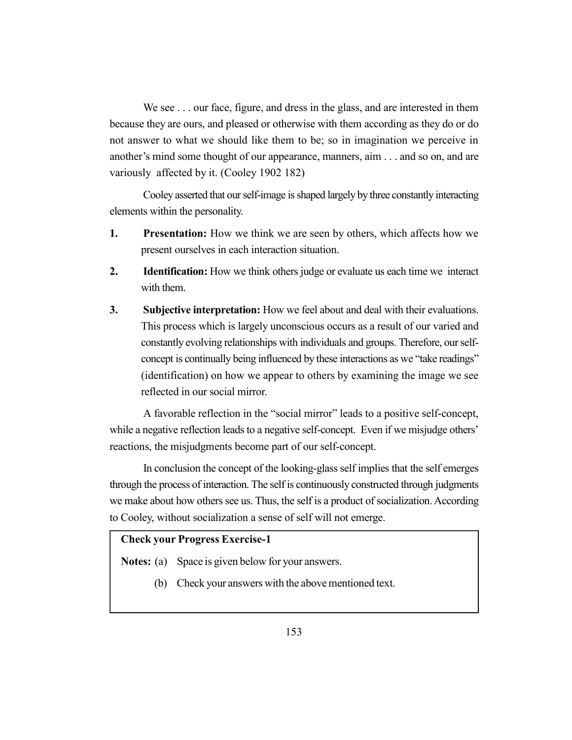We see . . . our face, figure, and dress in the glass, and are interested in them because they are ours, and pleased or otherwise with them according as they do or do not answer to what we should like them to be; so in imagination we perceive in another's mind some thought of our appearance, manners, aim . . . and so on, and are variously affected by it. (Cooley 1902 182)

Cooley asserted that our self-image is shaped largely by three constantly interacting elements within the personality.

1. **Presentation:** How we think we are seen by others, which affects how we present ourselves in each interaction situation.
2. **Identification:** How we think others judge or evaluate us each time we interact with them.
3. **Subjective interpretation:** How we feel about and deal with their evaluations. This process which is largely unconscious occurs as a result of our varied and constantly evolving relationships with individuals and groups. Therefore, our self-concept is continually being influenced by these interactions as we "take readings" (identification) on how we appear to others by examining the image we see reflected in our social mirror.

A favorable reflection in the "social mirror" leads to a positive self-concept, while a negative reflection leads to a negative self-concept. Even if we misjudge others' reactions, the misjudgments become part of our self-concept.

In conclusion the concept of the looking-glass self implies that the self emerges through the process of interaction. The self is continuously constructed through judgments we make about how others see us. Thus, the self is a product of socialization. According to Cooley, without socialization a sense of self will not emerge.

**Check your Progress Exercise-1**

**Notes:** (a) Space is given below for your answers.

(b) Check your answers with the above mentioned text.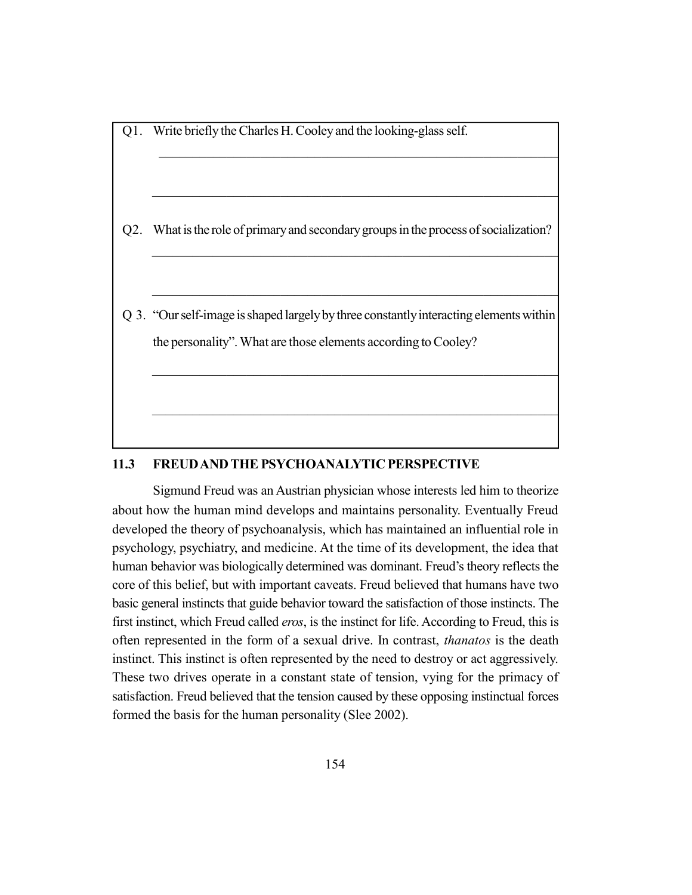Q1. Write briefly the Charles H. Cooley and the looking-glass self.

Q2. What is the role of primary and secondary groups in the process of socialization?

Q 3. "Our self-image is shaped largely by three constantly interacting elements within the personality". What are those elements according to Cooley?

## 11.3 FREUD AND THE PSYCHOANALYTIC PERSPECTIVE

Sigmund Freud was an Austrian physician whose interests led him to theorize about how the human mind develops and maintains personality. Eventually Freud developed the theory of psychoanalysis, which has maintained an influential role in psychology, psychiatry, and medicine. At the time of its development, the idea that human behavior was biologically determined was dominant. Freud's theory reflects the core of this belief, but with important caveats. Freud believed that humans have two basic general instincts that guide behavior toward the satisfaction of those instincts. The first instinct, which Freud called *eros*, is the instinct for life. According to Freud, this is often represented in the form of a sexual drive. In contrast, *thanatos* is the death instinct. This instinct is often represented by the need to destroy or act aggressively. These two drives operate in a constant state of tension, vying for the primacy of satisfaction. Freud believed that the tension caused by these opposing instinctual forces formed the basis for the human personality (Slee 2002).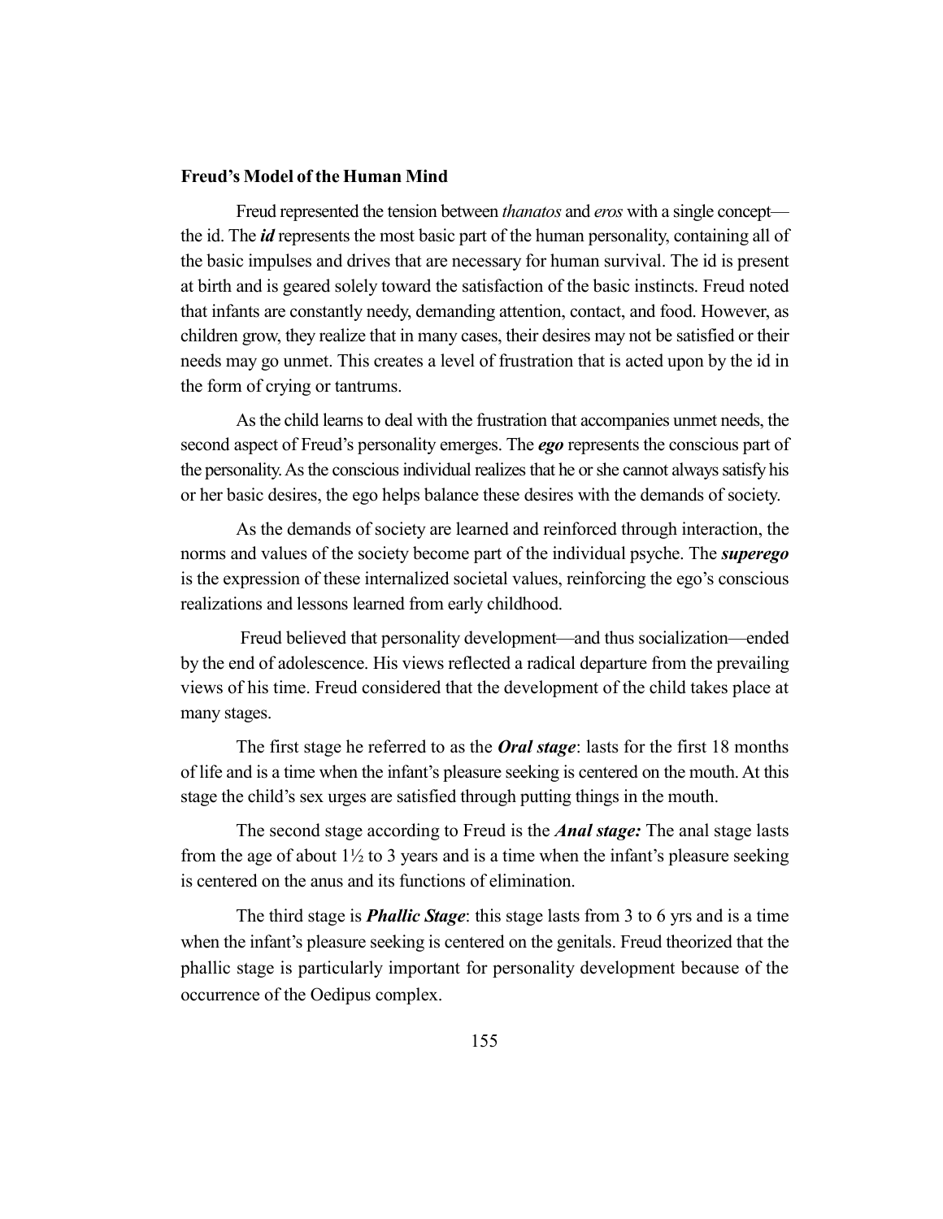### Freud's Model of the Human Mind

Freud represented the tension between *thanatos* and *eros* with a single concept—the id. The ***id*** represents the most basic part of the human personality, containing all of the basic impulses and drives that are necessary for human survival. The id is present at birth and is geared solely toward the satisfaction of the basic instincts. Freud noted that infants are constantly needy, demanding attention, contact, and food. However, as children grow, they realize that in many cases, their desires may not be satisfied or their needs may go unmet. This creates a level of frustration that is acted upon by the id in the form of crying or tantrums.

As the child learns to deal with the frustration that accompanies unmet needs, the second aspect of Freud's personality emerges. The ***ego*** represents the conscious part of the personality. As the conscious individual realizes that he or she cannot always satisfy his or her basic desires, the ego helps balance these desires with the demands of society.

As the demands of society are learned and reinforced through interaction, the norms and values of the society become part of the individual psyche. The ***superego*** is the expression of these internalized societal values, reinforcing the ego's conscious realizations and lessons learned from early childhood.

Freud believed that personality development—and thus socialization—ended by the end of adolescence. His views reflected a radical departure from the prevailing views of his time. Freud considered that the development of the child takes place at many stages.

The first stage he referred to as the ***Oral stage***: lasts for the first 18 months of life and is a time when the infant's pleasure seeking is centered on the mouth. At this stage the child's sex urges are satisfied through putting things in the mouth.

The second stage according to Freud is the ***Anal stage:*** The anal stage lasts from the age of about 1½ to 3 years and is a time when the infant's pleasure seeking is centered on the anus and its functions of elimination.

The third stage is ***Phallic Stage***: this stage lasts from 3 to 6 yrs and is a time when the infant's pleasure seeking is centered on the genitals. Freud theorized that the phallic stage is particularly important for personality development because of the occurrence of the Oedipus complex.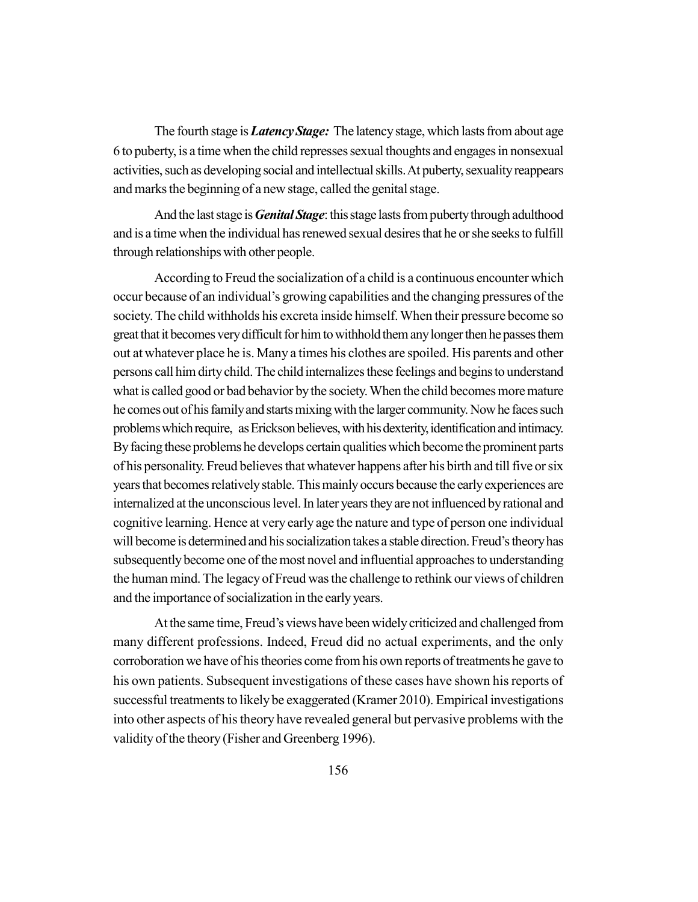The fourth stage is ***Latency Stage:*** The latency stage, which lasts from about age 6 to puberty, is a time when the child represses sexual thoughts and engages in nonsexual activities, such as developing social and intellectual skills. At puberty, sexuality reappears and marks the beginning of a new stage, called the genital stage.

And the last stage is ***Genital Stage***: this stage lasts from puberty through adulthood and is a time when the individual has renewed sexual desires that he or she seeks to fulfill through relationships with other people.

According to Freud the socialization of a child is a continuous encounter which occur because of an individual's growing capabilities and the changing pressures of the society. The child withholds his excreta inside himself. When their pressure become so great that it becomes very difficult for him to withhold them any longer then he passes them out at whatever place he is. Many a times his clothes are spoiled. His parents and other persons call him dirty child. The child internalizes these feelings and begins to understand what is called good or bad behavior by the society. When the child becomes more mature he comes out of his family and starts mixing with the larger community. Now he faces such problems which require, as Erickson believes, with his dexterity, identification and intimacy. By facing these problems he develops certain qualities which become the prominent parts of his personality. Freud believes that whatever happens after his birth and till five or six years that becomes relatively stable. This mainly occurs because the early experiences are internalized at the unconscious level. In later years they are not influenced by rational and cognitive learning. Hence at very early age the nature and type of person one individual will become is determined and his socialization takes a stable direction. Freud's theory has subsequently become one of the most novel and influential approaches to understanding the human mind. The legacy of Freud was the challenge to rethink our views of children and the importance of socialization in the early years.

At the same time, Freud's views have been widely criticized and challenged from many different professions. Indeed, Freud did no actual experiments, and the only corroboration we have of his theories come from his own reports of treatments he gave to his own patients. Subsequent investigations of these cases have shown his reports of successful treatments to likely be exaggerated (Kramer 2010). Empirical investigations into other aspects of his theory have revealed general but pervasive problems with the validity of the theory (Fisher and Greenberg 1996).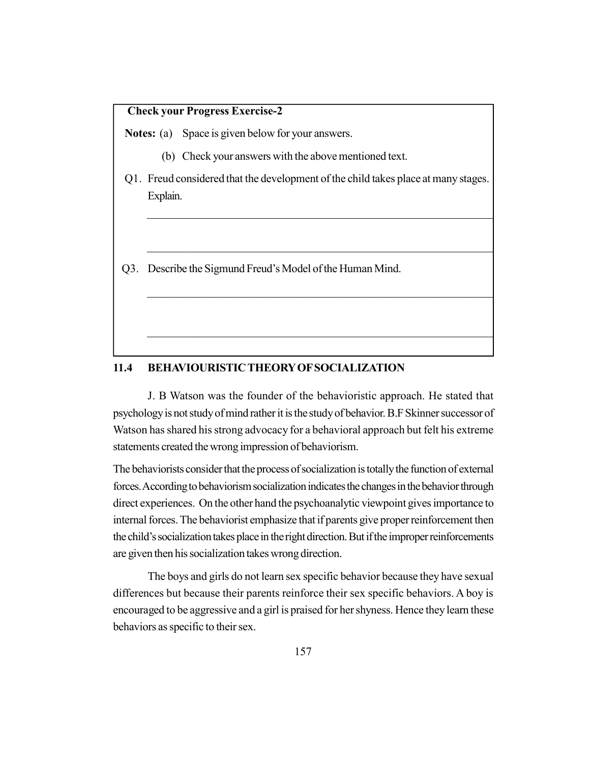**Check your Progress Exercise-2**

**Notes:** (a) Space is given below for your answers.

(b) Check your answers with the above mentioned text.

Q1. Freud considered that the development of the child takes place at many stages. Explain.

_______________________________________________________________

_______________________________________________________________

Q3. Describe the Sigmund Freud's Model of the Human Mind.

_______________________________________________________________

_______________________________________________________________

## 11.4 BEHAVIOURISTIC THEORY OF SOCIALIZATION

J. B Watson was the founder of the behavioristic approach. He stated that psychology is not study of mind rather it is the study of behavior. B.F Skinner successor of Watson has shared his strong advocacy for a behavioral approach but felt his extreme statements created the wrong impression of behaviorism.

The behaviorists consider that the process of socialization is totally the function of external forces. According to behaviorism socialization indicates the changes in the behavior through direct experiences. On the other hand the psychoanalytic viewpoint gives importance to internal forces. The behaviorist emphasize that if parents give proper reinforcement then the child's socialization takes place in the right direction. But if the improper reinforcements are given then his socialization takes wrong direction.

The boys and girls do not learn sex specific behavior because they have sexual differences but because their parents reinforce their sex specific behaviors. A boy is encouraged to be aggressive and a girl is praised for her shyness. Hence they learn these behaviors as specific to their sex.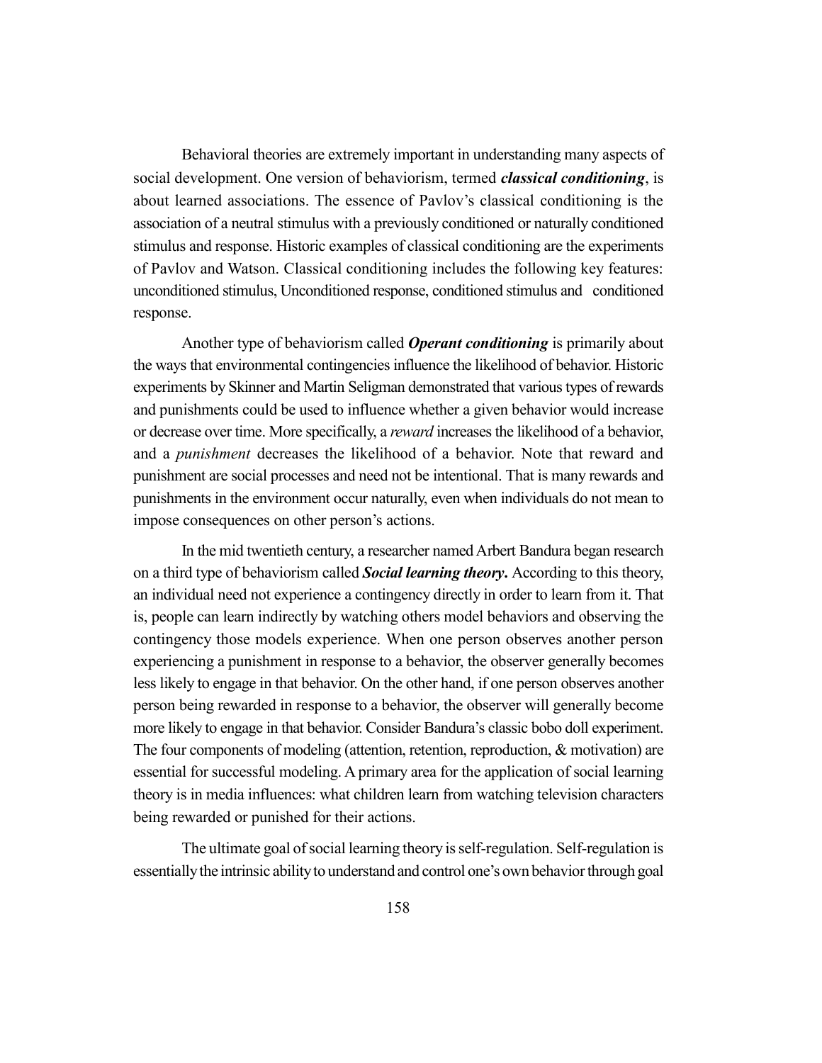Behavioral theories are extremely important in understanding many aspects of social development. One version of behaviorism, termed ***classical conditioning***, is about learned associations. The essence of Pavlov's classical conditioning is the association of a neutral stimulus with a previously conditioned or naturally conditioned stimulus and response. Historic examples of classical conditioning are the experiments of Pavlov and Watson. Classical conditioning includes the following key features: unconditioned stimulus, Unconditioned response, conditioned stimulus and conditioned response.

Another type of behaviorism called ***Operant conditioning*** is primarily about the ways that environmental contingencies influence the likelihood of behavior. Historic experiments by Skinner and Martin Seligman demonstrated that various types of rewards and punishments could be used to influence whether a given behavior would increase or decrease over time. More specifically, a *reward* increases the likelihood of a behavior, and a *punishment* decreases the likelihood of a behavior. Note that reward and punishment are social processes and need not be intentional. That is many rewards and punishments in the environment occur naturally, even when individuals do not mean to impose consequences on other person's actions.

In the mid twentieth century, a researcher named Arbert Bandura began research on a third type of behaviorism called ***Social learning theory*****.** According to this theory, an individual need not experience a contingency directly in order to learn from it. That is, people can learn indirectly by watching others model behaviors and observing the contingency those models experience. When one person observes another person experiencing a punishment in response to a behavior, the observer generally becomes less likely to engage in that behavior. On the other hand, if one person observes another person being rewarded in response to a behavior, the observer will generally become more likely to engage in that behavior. Consider Bandura's classic bobo doll experiment. The four components of modeling (attention, retention, reproduction, & motivation) are essential for successful modeling. A primary area for the application of social learning theory is in media influences: what children learn from watching television characters being rewarded or punished for their actions.

The ultimate goal of social learning theory is self-regulation. Self-regulation is essentially the intrinsic ability to understand and control one's own behavior through goal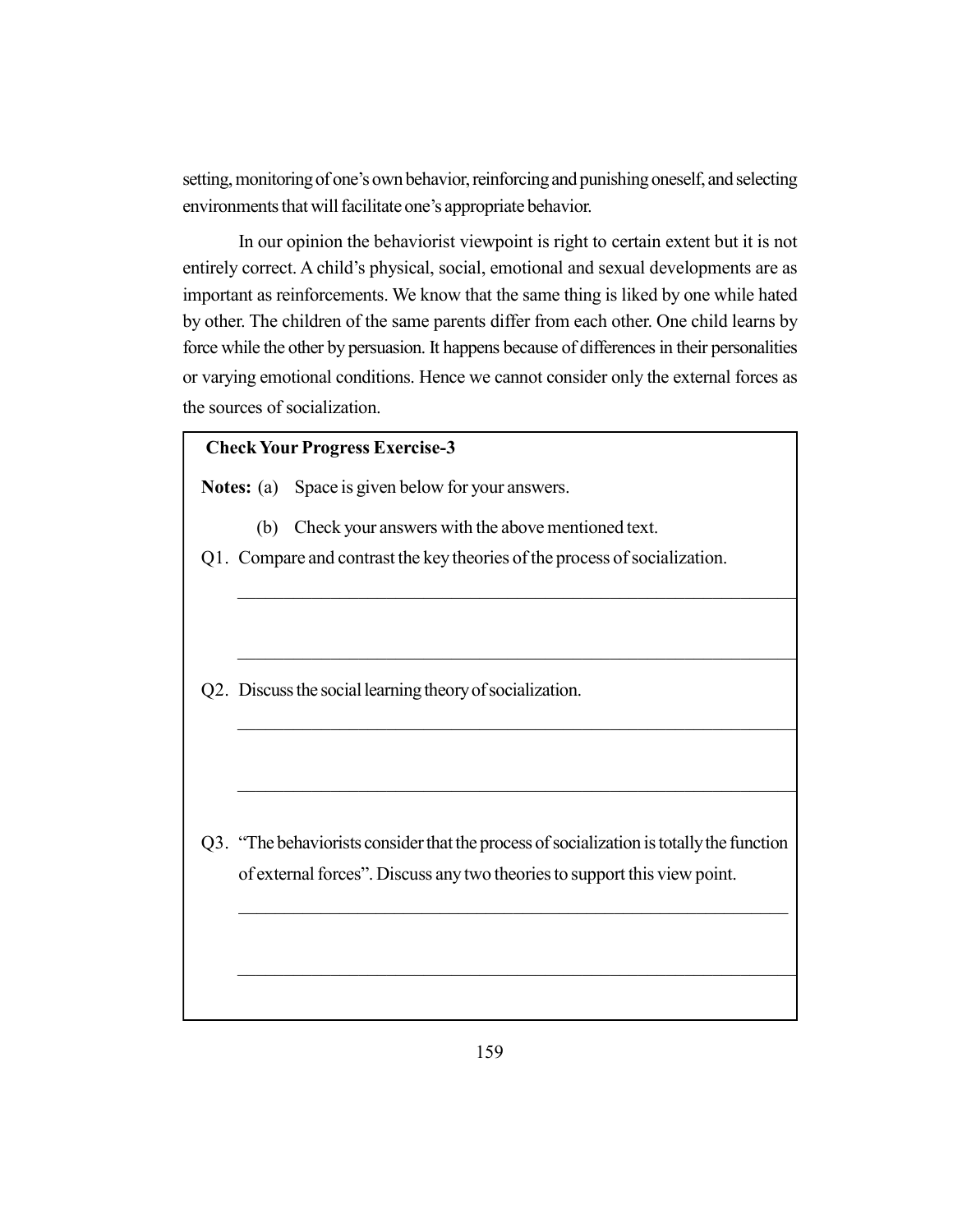setting, monitoring of one's own behavior, reinforcing and punishing oneself, and selecting environments that will facilitate one's appropriate behavior.

In our opinion the behaviorist viewpoint is right to certain extent but it is not entirely correct. A child's physical, social, emotional and sexual developments are as important as reinforcements. We know that the same thing is liked by one while hated by other. The children of the same parents differ from each other. One child learns by force while the other by persuasion. It happens because of differences in their personalities or varying emotional conditions. Hence we cannot consider only the external forces as the sources of socialization.

**Check Your Progress Exercise-3**

**Notes:** (a) Space is given below for your answers.

(b) Check your answers with the above mentioned text.

Q1. Compare and contrast the key theories of the process of socialization.

Q2. Discuss the social learning theory of socialization.

Q3. "The behaviorists consider that the process of socialization is totally the function of external forces". Discuss any two theories to support this view point.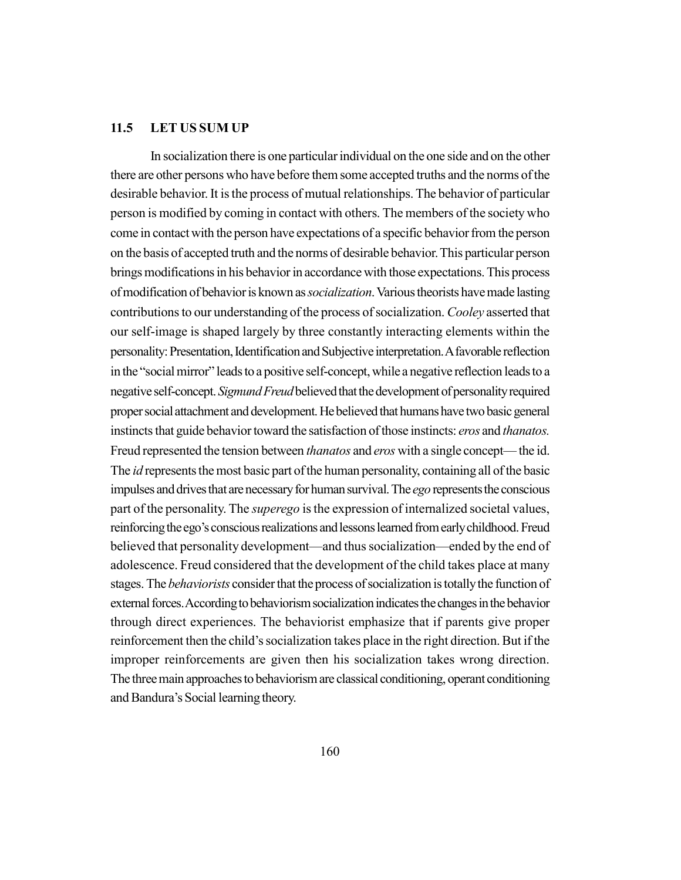## 11.5 LET US SUM UP

In socialization there is one particular individual on the one side and on the other there are other persons who have before them some accepted truths and the norms of the desirable behavior. It is the process of mutual relationships. The behavior of particular person is modified by coming in contact with others. The members of the society who come in contact with the person have expectations of a specific behavior from the person on the basis of accepted truth and the norms of desirable behavior. This particular person brings modifications in his behavior in accordance with those expectations. This process of modification of behavior is known as *socialization*. Various theorists have made lasting contributions to our understanding of the process of socialization. *Cooley* asserted that our self-image is shaped largely by three constantly interacting elements within the personality: Presentation, Identification and Subjective interpretation. A favorable reflection in the "social mirror" leads to a positive self-concept, while a negative reflection leads to a negative self-concept. *Sigmund Freud* believed that the development of personality required proper social attachment and development. He believed that humans have two basic general instincts that guide behavior toward the satisfaction of those instincts: *eros* and *thanatos.* Freud represented the tension between *thanatos* and *eros* with a single concept— the id. The *id* represents the most basic part of the human personality, containing all of the basic impulses and drives that are necessary for human survival. The *ego* represents the conscious part of the personality. The *superego* is the expression of internalized societal values, reinforcing the ego's conscious realizations and lessons learned from early childhood. Freud believed that personality development—and thus socialization—ended by the end of adolescence. Freud considered that the development of the child takes place at many stages. The *behaviorists* consider that the process of socialization is totally the function of external forces. According to behaviorism socialization indicates the changes in the behavior through direct experiences. The behaviorist emphasize that if parents give proper reinforcement then the child's socialization takes place in the right direction. But if the improper reinforcements are given then his socialization takes wrong direction. The three main approaches to behaviorism are classical conditioning, operant conditioning and Bandura's Social learning theory.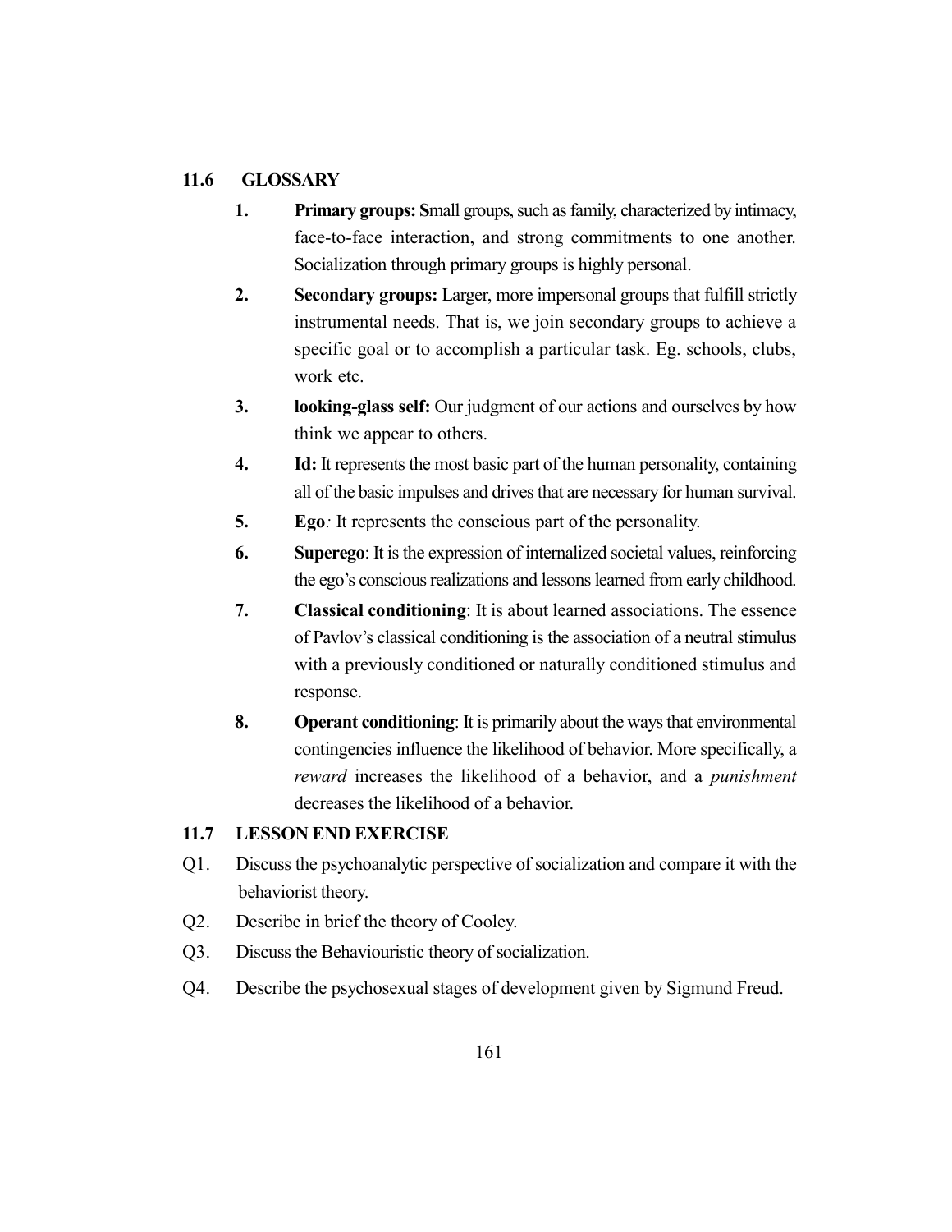## 11.6 GLOSSARY

1. **Primary groups:** Small groups, such as family, characterized by intimacy, face-to-face interaction, and strong commitments to one another. Socialization through primary groups is highly personal.
2. **Secondary groups:** Larger, more impersonal groups that fulfill strictly instrumental needs. That is, we join secondary groups to achieve a specific goal or to accomplish a particular task. Eg. schools, clubs, work etc.
3. **looking-glass self:** Our judgment of our actions and ourselves by how think we appear to others.
4. **Id:** It represents the most basic part of the human personality, containing all of the basic impulses and drives that are necessary for human survival.
5. **Ego**: It represents the conscious part of the personality.
6. **Superego**: It is the expression of internalized societal values, reinforcing the ego's conscious realizations and lessons learned from early childhood.
7. **Classical conditioning**: It is about learned associations. The essence of Pavlov's classical conditioning is the association of a neutral stimulus with a previously conditioned or naturally conditioned stimulus and response.
8. **Operant conditioning**: It is primarily about the ways that environmental contingencies influence the likelihood of behavior. More specifically, a *reward* increases the likelihood of a behavior, and a *punishment* decreases the likelihood of a behavior.

## 11.7 LESSON END EXERCISE

Q1. Discuss the psychoanalytic perspective of socialization and compare it with the behaviorist theory.

Q2. Describe in brief the theory of Cooley.

Q3. Discuss the Behaviouristic theory of socialization.

Q4. Describe the psychosexual stages of development given by Sigmund Freud.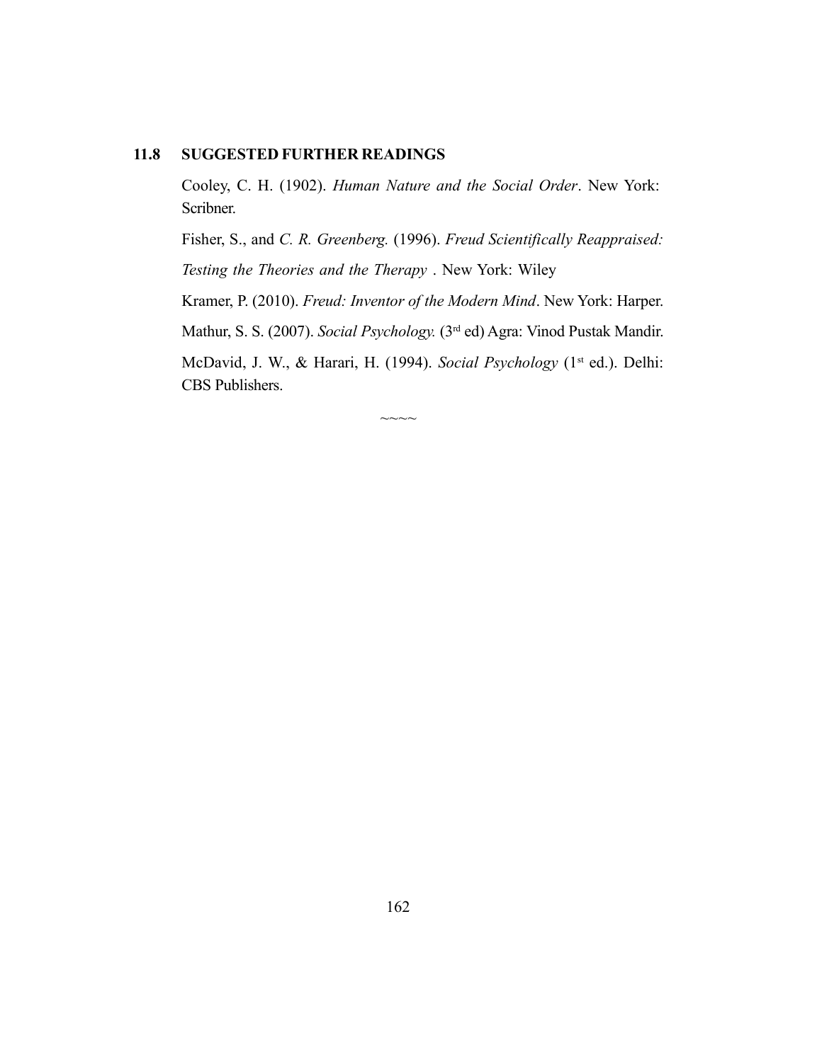## 11.8 SUGGESTED FURTHER READINGS

Cooley, C. H. (1902). *Human Nature and the Social Order*. New York: Scribner.

Fisher, S., and *C. R. Greenberg.* (1996). *Freud Scientifically Reappraised: Testing the Theories and the Therapy* . New York: Wiley

Kramer, P. (2010). *Freud: Inventor of the Modern Mind*. New York: Harper.

Mathur, S. S. (2007). *Social Psychology.* (3rd ed) Agra: Vinod Pustak Mandir.

McDavid, J. W., & Harari, H. (1994). *Social Psychology* (1st ed.). Delhi: CBS Publishers.

~~~~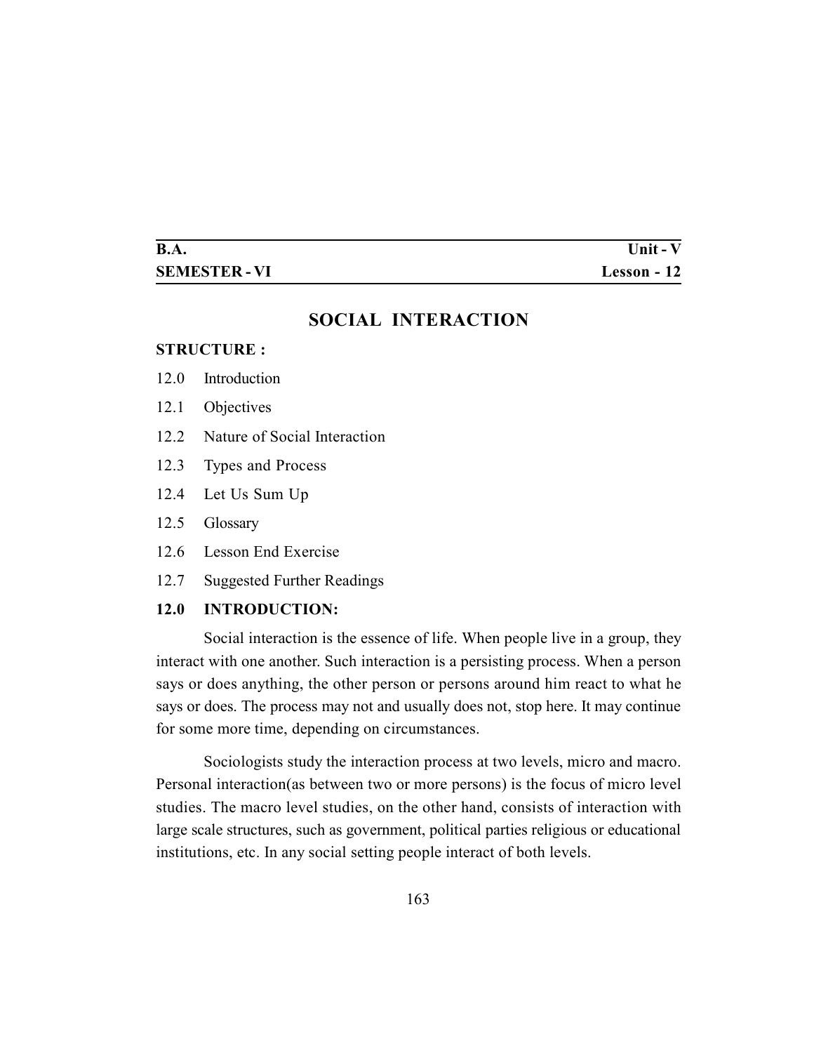| B.A. | Unit - V |
| --- | --- |
| SEMESTER - VI | Lesson - 12 |

# SOCIAL INTERACTION

**STRUCTURE :**

12.0 Introduction

12.1 Objectives

12.2 Nature of Social Interaction

12.3 Types and Process

12.4 Let Us Sum Up

12.5 Glossary

12.6 Lesson End Exercise

12.7 Suggested Further Readings

## 12.0 INTRODUCTION:

Social interaction is the essence of life. When people live in a group, they interact with one another. Such interaction is a persisting process. When a person says or does anything, the other person or persons around him react to what he says or does. The process may not and usually does not, stop here. It may continue for some more time, depending on circumstances.

Sociologists study the interaction process at two levels, micro and macro. Personal interaction(as between two or more persons) is the focus of micro level studies. The macro level studies, on the other hand, consists of interaction with large scale structures, such as government, political parties religious or educational institutions, etc. In any social setting people interact of both levels.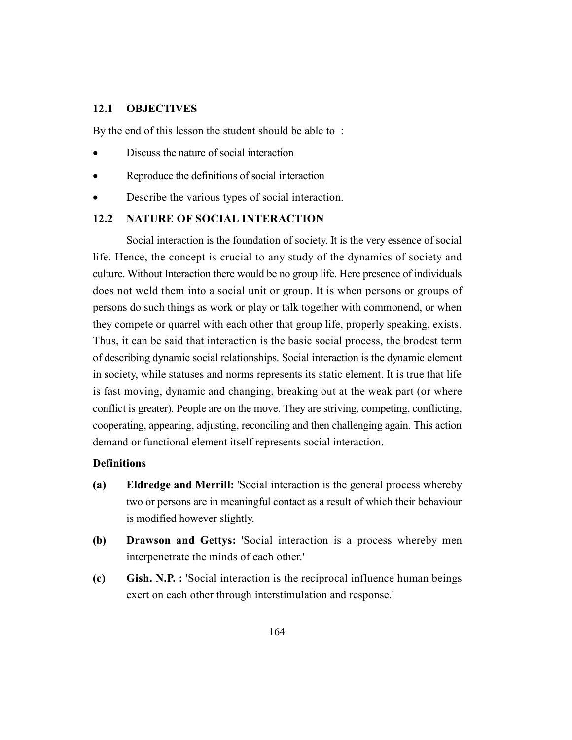## 12.1 OBJECTIVES

By the end of this lesson the student should be able to :

- Discuss the nature of social interaction
- Reproduce the definitions of social interaction
- Describe the various types of social interaction.

## 12.2 NATURE OF SOCIAL INTERACTION

Social interaction is the foundation of society. It is the very essence of social life. Hence, the concept is crucial to any study of the dynamics of society and culture. Without Interaction there would be no group life. Here presence of individuals does not weld them into a social unit or group. It is when persons or groups of persons do such things as work or play or talk together with commonend, or when they compete or quarrel with each other that group life, properly speaking, exists. Thus, it can be said that interaction is the basic social process, the brodest term of describing dynamic social relationships. Social interaction is the dynamic element in society, while statuses and norms represents its static element. It is true that life is fast moving, dynamic and changing, breaking out at the weak part (or where conflict is greater). People are on the move. They are striving, competing, conflicting, cooperating, appearing, adjusting, reconciling and then challenging again. This action demand or functional element itself represents social interaction.

**Definitions**

**(a)** **Eldredge and Merrill:** 'Social interaction is the general process whereby two or persons are in meaningful contact as a result of which their behaviour is modified however slightly.

**(b)** **Drawson and Gettys:** 'Social interaction is a process whereby men interpenetrate the minds of each other.'

**(c)** **Gish. N.P. :** 'Social interaction is the reciprocal influence human beings exert on each other through interstimulation and response.'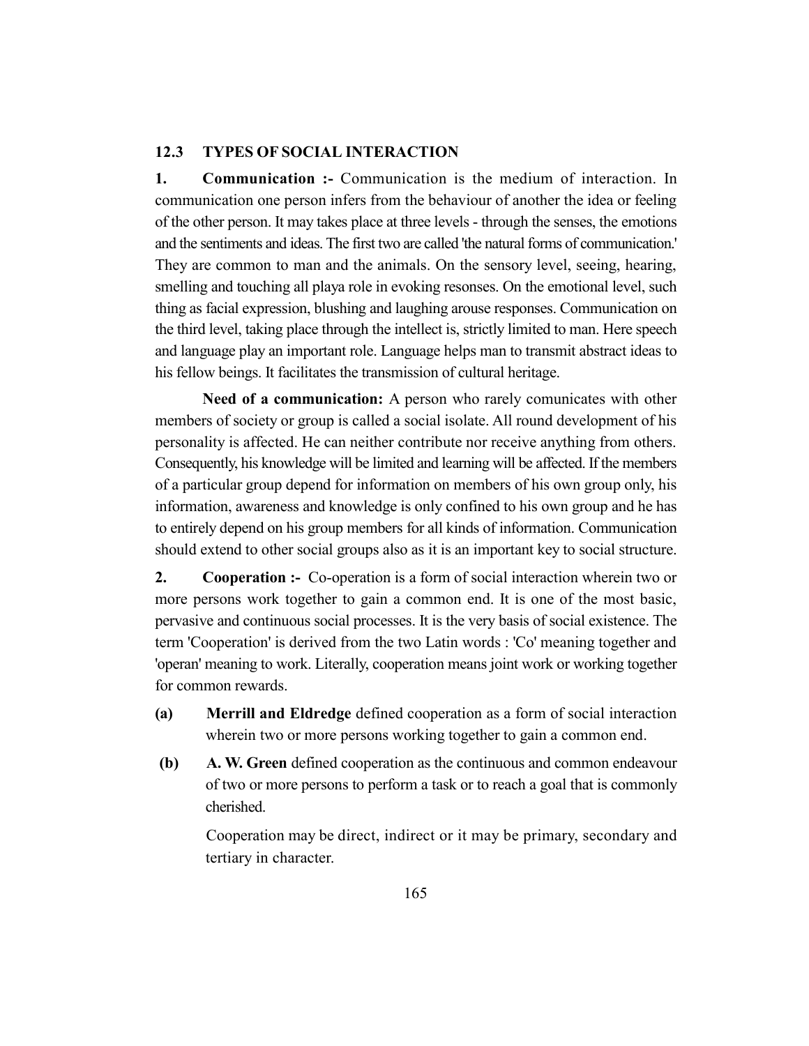## 12.3 TYPES OF SOCIAL INTERACTION

**1. Communication :-** Communication is the medium of interaction. In communication one person infers from the behaviour of another the idea or feeling of the other person. It may takes place at three levels - through the senses, the emotions and the sentiments and ideas. The first two are called 'the natural forms of communication.' They are common to man and the animals. On the sensory level, seeing, hearing, smelling and touching all playa role in evoking resonses. On the emotional level, such thing as facial expression, blushing and laughing arouse responses. Communication on the third level, taking place through the intellect is, strictly limited to man. Here speech and language play an important role. Language helps man to transmit abstract ideas to his fellow beings. It facilitates the transmission of cultural heritage.

**Need of a communication:** A person who rarely comunicates with other members of society or group is called a social isolate. All round development of his personality is affected. He can neither contribute nor receive anything from others. Consequently, his knowledge will be limited and learning will be affected. If the members of a particular group depend for information on members of his own group only, his information, awareness and knowledge is only confined to his own group and he has to entirely depend on his group members for all kinds of information. Communication should extend to other social groups also as it is an important key to social structure.

**2. Cooperation :-** Co-operation is a form of social interaction wherein two or more persons work together to gain a common end. It is one of the most basic, pervasive and continuous social processes. It is the very basis of social existence. The term 'Cooperation' is derived from the two Latin words : 'Co' meaning together and 'operan' meaning to work. Literally, cooperation means joint work or working together for common rewards.

**(a)** **Merrill and Eldredge** defined cooperation as a form of social interaction wherein two or more persons working together to gain a common end.

**(b)** **A. W. Green** defined cooperation as the continuous and common endeavour of two or more persons to perform a task or to reach a goal that is commonly cherished.

Cooperation may be direct, indirect or it may be primary, secondary and tertiary in character.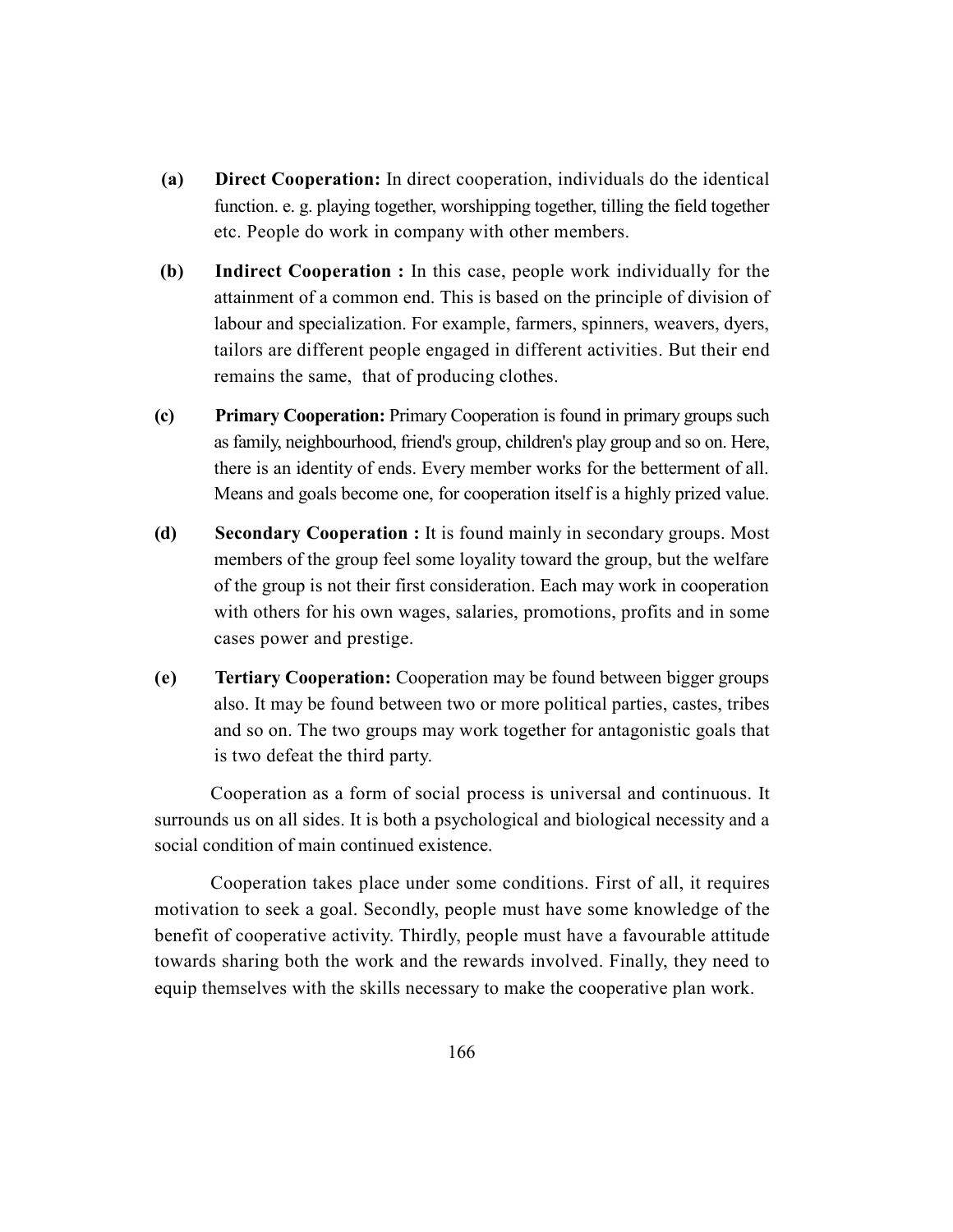**(a) Direct Cooperation:** In direct cooperation, individuals do the identical function. e. g. playing together, worshipping together, tilling the field together etc. People do work in company with other members.

**(b) Indirect Cooperation :** In this case, people work individually for the attainment of a common end. This is based on the principle of division of labour and specialization. For example, farmers, spinners, weavers, dyers, tailors are different people engaged in different activities. But their end remains the same, that of producing clothes.

**(c) Primary Cooperation:** Primary Cooperation is found in primary groups such as family, neighbourhood, friend's group, children's play group and so on. Here, there is an identity of ends. Every member works for the betterment of all. Means and goals become one, for cooperation itself is a highly prized value.

**(d) Secondary Cooperation :** It is found mainly in secondary groups. Most members of the group feel some loyality toward the group, but the welfare of the group is not their first consideration. Each may work in cooperation with others for his own wages, salaries, promotions, profits and in some cases power and prestige.

**(e) Tertiary Cooperation:** Cooperation may be found between bigger groups also. It may be found between two or more political parties, castes, tribes and so on. The two groups may work together for antagonistic goals that is two defeat the third party.

Cooperation as a form of social process is universal and continuous. It surrounds us on all sides. It is both a psychological and biological necessity and a social condition of main continued existence.

Cooperation takes place under some conditions. First of all, it requires motivation to seek a goal. Secondly, people must have some knowledge of the benefit of cooperative activity. Thirdly, people must have a favourable attitude towards sharing both the work and the rewards involved. Finally, they need to equip themselves with the skills necessary to make the cooperative plan work.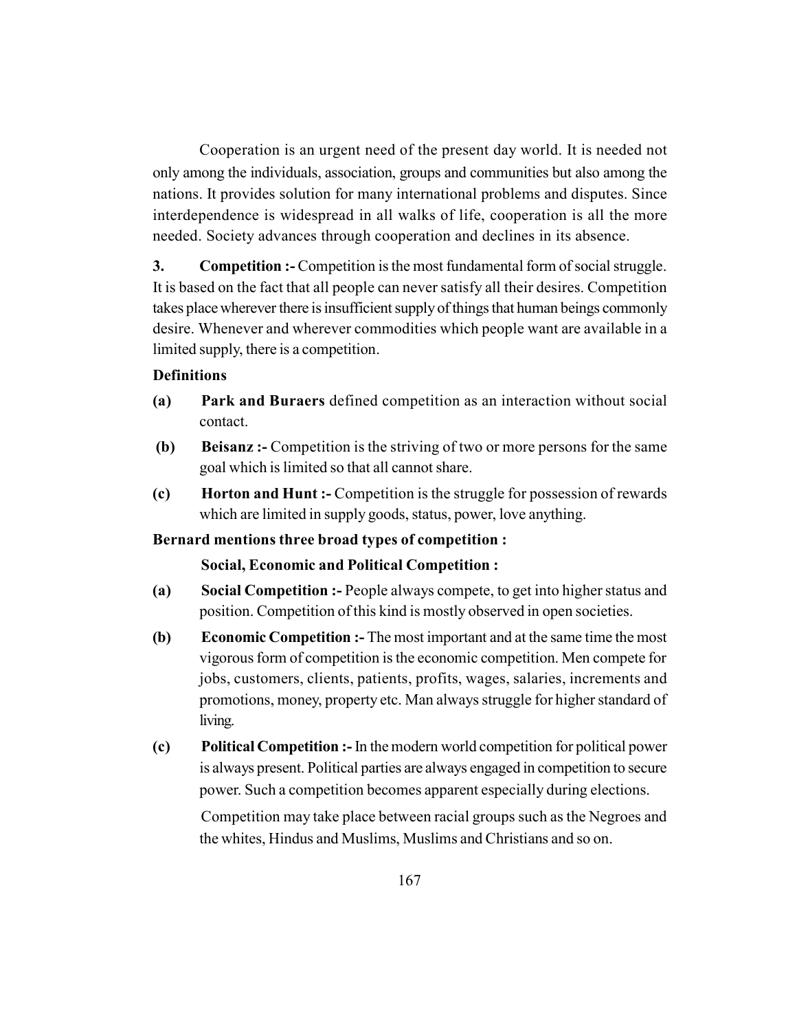Cooperation is an urgent need of the present day world. It is needed not only among the individuals, association, groups and communities but also among the nations. It provides solution for many international problems and disputes. Since interdependence is widespread in all walks of life, cooperation is all the more needed. Society advances through cooperation and declines in its absence.

**3. Competition :-** Competition is the most fundamental form of social struggle. It is based on the fact that all people can never satisfy all their desires. Competition takes place wherever there is insufficient supply of things that human beings commonly desire. Whenever and wherever commodities which people want are available in a limited supply, there is a competition.

**Definitions**

**(a) Park and Buraers** defined competition as an interaction without social contact.

**(b) Beisanz :-** Competition is the striving of two or more persons for the same goal which is limited so that all cannot share.

**(c) Horton and Hunt :-** Competition is the struggle for possession of rewards which are limited in supply goods, status, power, love anything.

**Bernard mentions three broad types of competition :**

**Social, Economic and Political Competition :**

**(a) Social Competition :-** People always compete, to get into higher status and position. Competition of this kind is mostly observed in open societies.

**(b) Economic Competition :-** The most important and at the same time the most vigorous form of competition is the economic competition. Men compete for jobs, customers, clients, patients, profits, wages, salaries, increments and promotions, money, property etc. Man always struggle for higher standard of living.

**(c) Political Competition :-** In the modern world competition for political power is always present. Political parties are always engaged in competition to secure power. Such a competition becomes apparent especially during elections.

Competition may take place between racial groups such as the Negroes and the whites, Hindus and Muslims, Muslims and Christians and so on.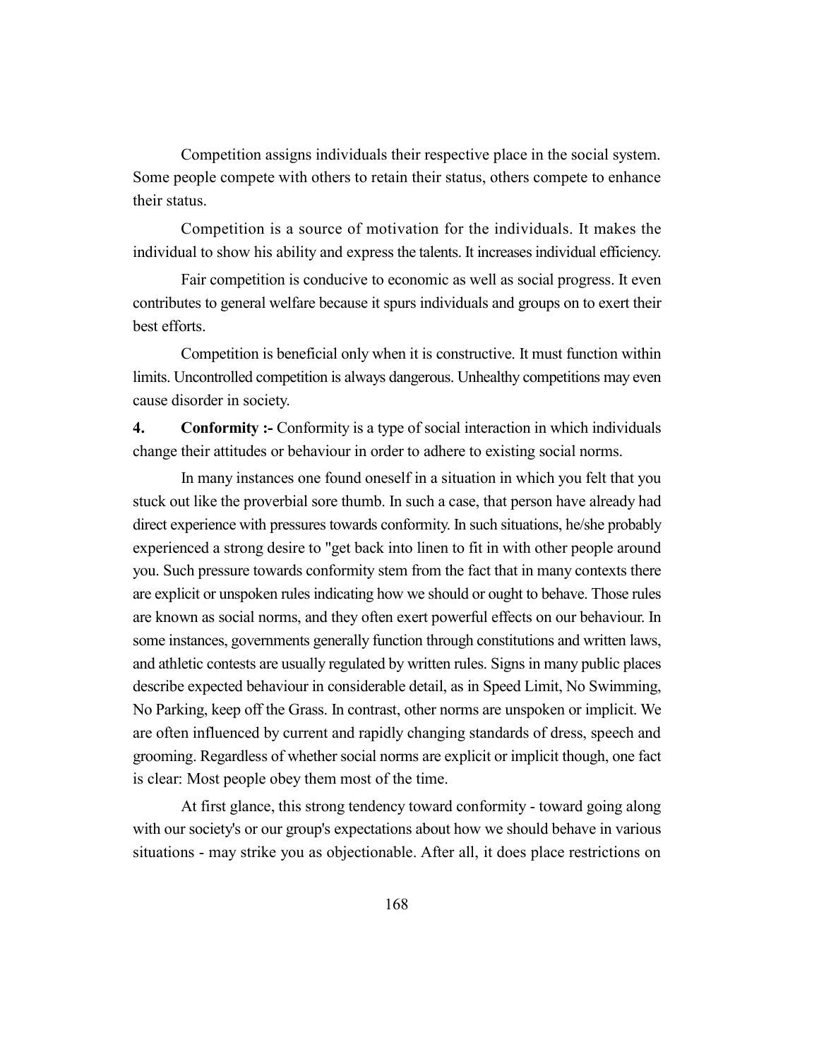Competition assigns individuals their respective place in the social system. Some people compete with others to retain their status, others compete to enhance their status.

Competition is a source of motivation for the individuals. It makes the individual to show his ability and express the talents. It increases individual efficiency.

Fair competition is conducive to economic as well as social progress. It even contributes to general welfare because it spurs individuals and groups on to exert their best efforts.

Competition is beneficial only when it is constructive. It must function within limits. Uncontrolled competition is always dangerous. Unhealthy competitions may even cause disorder in society.

**4. Conformity :-** Conformity is a type of social interaction in which individuals change their attitudes or behaviour in order to adhere to existing social norms.

In many instances one found oneself in a situation in which you felt that you stuck out like the proverbial sore thumb. In such a case, that person have already had direct experience with pressures towards conformity. In such situations, he/she probably experienced a strong desire to "get back into linen to fit in with other people around you. Such pressure towards conformity stem from the fact that in many contexts there are explicit or unspoken rules indicating how we should or ought to behave. Those rules are known as social norms, and they often exert powerful effects on our behaviour. In some instances, governments generally function through constitutions and written laws, and athletic contests are usually regulated by written rules. Signs in many public places describe expected behaviour in considerable detail, as in Speed Limit, No Swimming, No Parking, keep off the Grass. In contrast, other norms are unspoken or implicit. We are often influenced by current and rapidly changing standards of dress, speech and grooming. Regardless of whether social norms are explicit or implicit though, one fact is clear: Most people obey them most of the time.

At first glance, this strong tendency toward conformity - toward going along with our society's or our group's expectations about how we should behave in various situations - may strike you as objectionable. After all, it does place restrictions on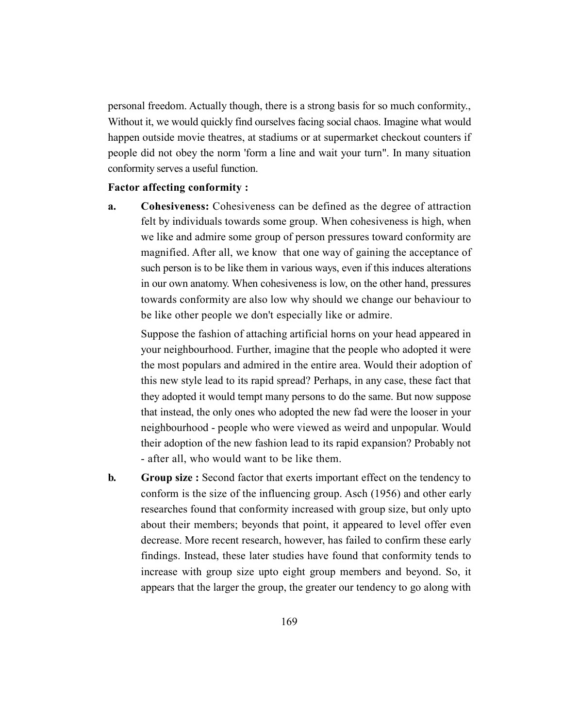personal freedom. Actually though, there is a strong basis for so much conformity., Without it, we would quickly find ourselves facing social chaos. Imagine what would happen outside movie theatres, at stadiums or at supermarket checkout counters if people did not obey the norm 'form a line and wait your turn". In many situation conformity serves a useful function.

**Factor affecting conformity :**

**a. Cohesiveness:** Cohesiveness can be defined as the degree of attraction felt by individuals towards some group. When cohesiveness is high, when we like and admire some group of person pressures toward conformity are magnified. After all, we know that one way of gaining the acceptance of such person is to be like them in various ways, even if this induces alterations in our own anatomy. When cohesiveness is low, on the other hand, pressures towards conformity are also low why should we change our behaviour to be like other people we don't especially like or admire.

Suppose the fashion of attaching artificial horns on your head appeared in your neighbourhood. Further, imagine that the people who adopted it were the most populars and admired in the entire area. Would their adoption of this new style lead to its rapid spread? Perhaps, in any case, these fact that they adopted it would tempt many persons to do the same. But now suppose that instead, the only ones who adopted the new fad were the looser in your neighbourhood - people who were viewed as weird and unpopular. Would their adoption of the new fashion lead to its rapid expansion? Probably not - after all, who would want to be like them.

**b. Group size :** Second factor that exerts important effect on the tendency to conform is the size of the influencing group. Asch (1956) and other early researches found that conformity increased with group size, but only upto about their members; beyonds that point, it appeared to level offer even decrease. More recent research, however, has failed to confirm these early findings. Instead, these later studies have found that conformity tends to increase with group size upto eight group members and beyond. So, it appears that the larger the group, the greater our tendency to go along with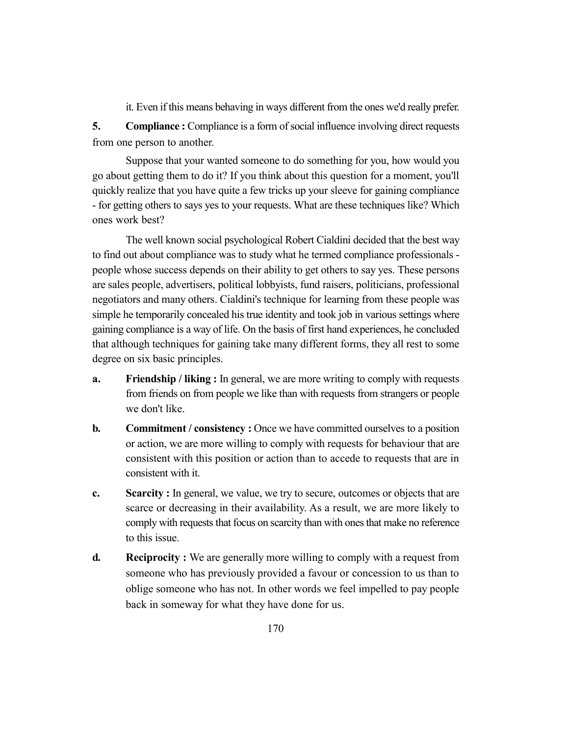it. Even if this means behaving in ways different from the ones we'd really prefer.

**5. Compliance :** Compliance is a form of social influence involving direct requests from one person to another.

Suppose that your wanted someone to do something for you, how would you go about getting them to do it? If you think about this question for a moment, you'll quickly realize that you have quite a few tricks up your sleeve for gaining compliance - for getting others to says yes to your requests. What are these techniques like? Which ones work best?

The well known social psychological Robert Cialdini decided that the best way to find out about compliance was to study what he termed compliance professionals - people whose success depends on their ability to get others to say yes. These persons are sales people, advertisers, political lobbyists, fund raisers, politicians, professional negotiators and many others. Cialdini's technique for learning from these people was simple he temporarily concealed his true identity and took job in various settings where gaining compliance is a way of life. On the basis of first hand experiences, he concluded that although techniques for gaining take many different forms, they all rest to some degree on six basic principles.

- **a. Friendship / liking :** In general, we are more writing to comply with requests from friends on from people we like than with requests from strangers or people we don't like.
- **b. Commitment / consistency :** Once we have committed ourselves to a position or action, we are more willing to comply with requests for behaviour that are consistent with this position or action than to accede to requests that are in consistent with it.
- **c. Scarcity :** In general, we value, we try to secure, outcomes or objects that are scarce or decreasing in their availability. As a result, we are more likely to comply with requests that focus on scarcity than with ones that make no reference to this issue.
- **d. Reciprocity :** We are generally more willing to comply with a request from someone who has previously provided a favour or concession to us than to oblige someone who has not. In other words we feel impelled to pay people back in someway for what they have done for us.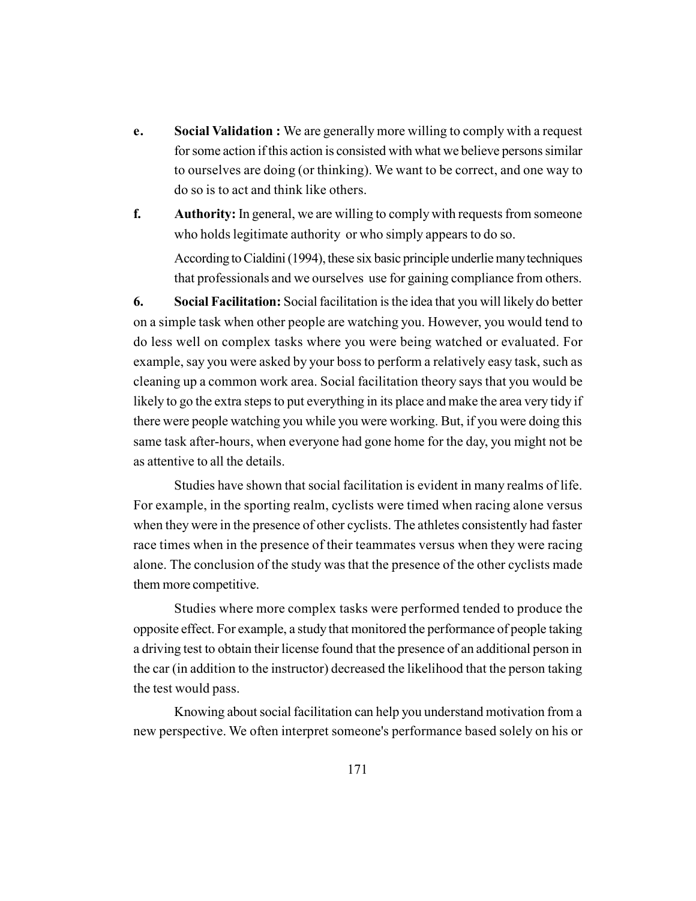**e. Social Validation :** We are generally more willing to comply with a request for some action if this action is consisted with what we believe persons similar to ourselves are doing (or thinking). We want to be correct, and one way to do so is to act and think like others.

**f. Authority:** In general, we are willing to comply with requests from someone who holds legitimate authority or who simply appears to do so.

According to Cialdini (1994), these six basic principle underlie many techniques that professionals and we ourselves use for gaining compliance from others.

**6. Social Facilitation:** Social facilitation is the idea that you will likely do better on a simple task when other people are watching you. However, you would tend to do less well on complex tasks where you were being watched or evaluated. For example, say you were asked by your boss to perform a relatively easy task, such as cleaning up a common work area. Social facilitation theory says that you would be likely to go the extra steps to put everything in its place and make the area very tidy if there were people watching you while you were working. But, if you were doing this same task after-hours, when everyone had gone home for the day, you might not be as attentive to all the details.

Studies have shown that social facilitation is evident in many realms of life. For example, in the sporting realm, cyclists were timed when racing alone versus when they were in the presence of other cyclists. The athletes consistently had faster race times when in the presence of their teammates versus when they were racing alone. The conclusion of the study was that the presence of the other cyclists made them more competitive.

Studies where more complex tasks were performed tended to produce the opposite effect. For example, a study that monitored the performance of people taking a driving test to obtain their license found that the presence of an additional person in the car (in addition to the instructor) decreased the likelihood that the person taking the test would pass.

Knowing about social facilitation can help you understand motivation from a new perspective. We often interpret someone's performance based solely on his or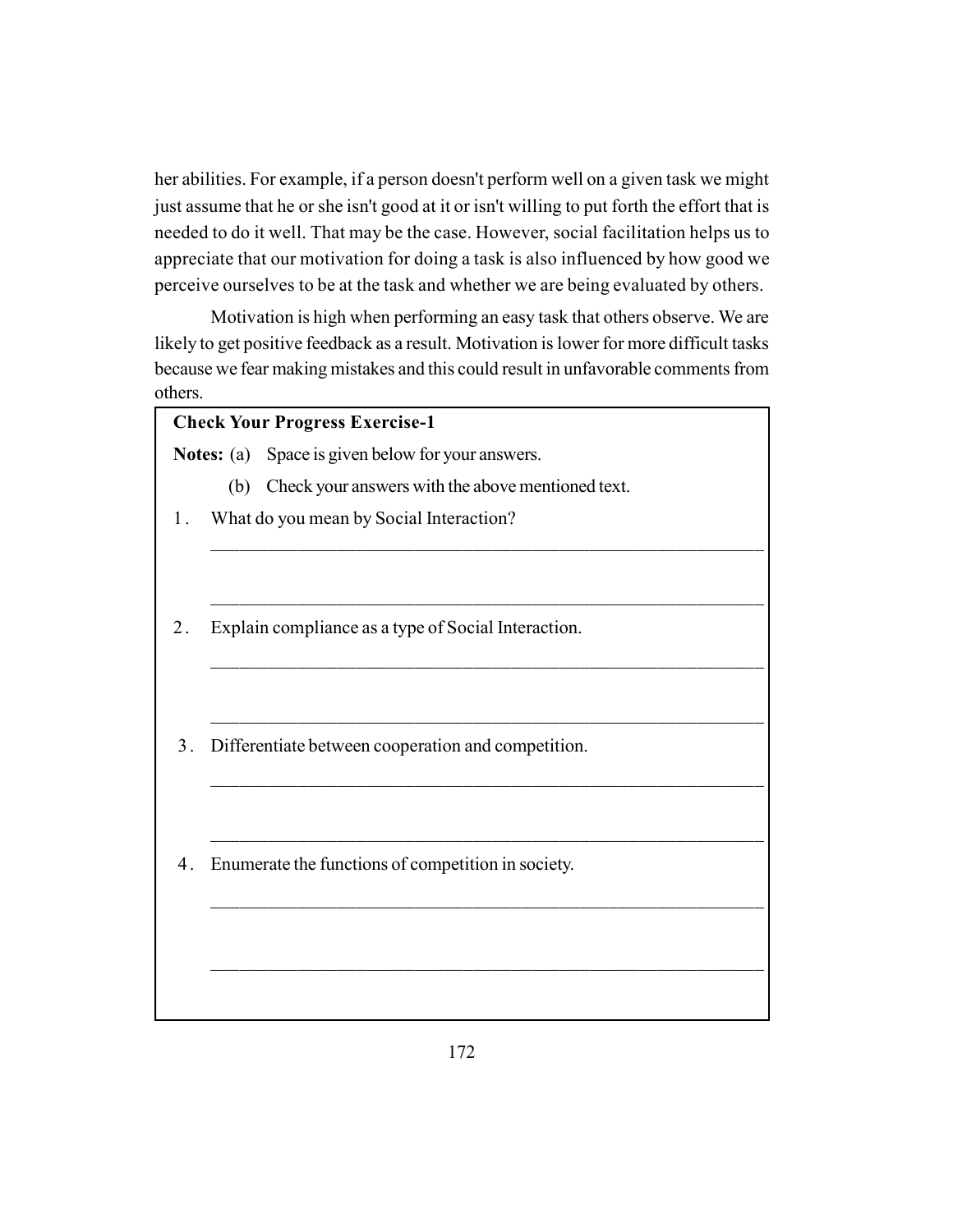her abilities. For example, if a person doesn't perform well on a given task we might just assume that he or she isn't good at it or isn't willing to put forth the effort that is needed to do it well. That may be the case. However, social facilitation helps us to appreciate that our motivation for doing a task is also influenced by how good we perceive ourselves to be at the task and whether we are being evaluated by others.

Motivation is high when performing an easy task that others observe. We are likely to get positive feedback as a result. Motivation is lower for more difficult tasks because we fear making mistakes and this could result in unfavorable comments from others.

**Check Your Progress Exercise-1**

**Notes:** (a) Space is given below for your answers.

(b) Check your answers with the above mentioned text.

1. What do you mean by Social Interaction?

_______________________________________________

_______________________________________________

2. Explain compliance as a type of Social Interaction.

_______________________________________________

_______________________________________________

3. Differentiate between cooperation and competition.

_______________________________________________

_______________________________________________

4. Enumerate the functions of competition in society.

_______________________________________________

_______________________________________________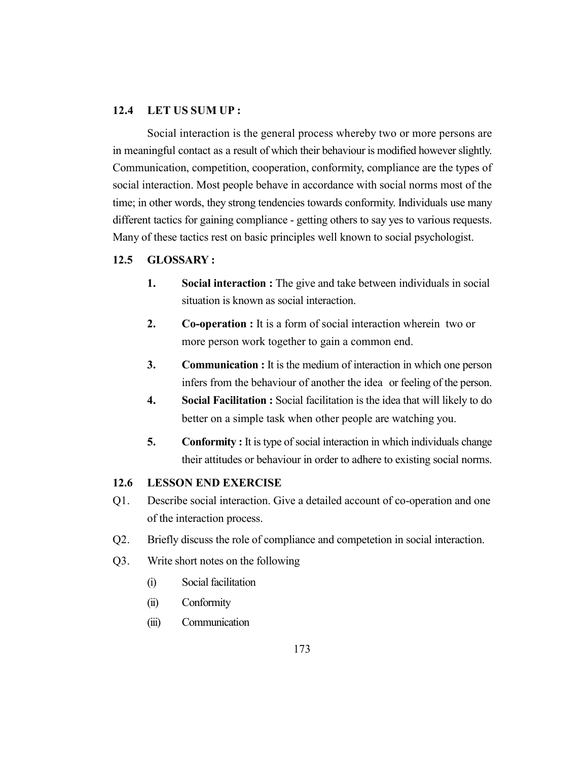## 12.4 LET US SUM UP :

Social interaction is the general process whereby two or more persons are in meaningful contact as a result of which their behaviour is modified however slightly. Communication, competition, cooperation, conformity, compliance are the types of social interaction. Most people behave in accordance with social norms most of the time; in other words, they strong tendencies towards conformity. Individuals use many different tactics for gaining compliance - getting others to say yes to various requests. Many of these tactics rest on basic principles well known to social psychologist.

## 12.5 GLOSSARY :

1. **Social interaction :** The give and take between individuals in social situation is known as social interaction.
2. **Co-operation :** It is a form of social interaction wherein two or more person work together to gain a common end.
3. **Communication :** It is the medium of interaction in which one person infers from the behaviour of another the idea or feeling of the person.
4. **Social Facilitation :** Social facilitation is the idea that will likely to do better on a simple task when other people are watching you.
5. **Conformity :** It is type of social interaction in which individuals change their attitudes or behaviour in order to adhere to existing social norms.

## 12.6 LESSON END EXERCISE

Q1. Describe social interaction. Give a detailed account of co-operation and one of the interaction process.

Q2. Briefly discuss the role of compliance and competetion in social interaction.

Q3. Write short notes on the following

(i) Social facilitation

(ii) Conformity

(iii) Communication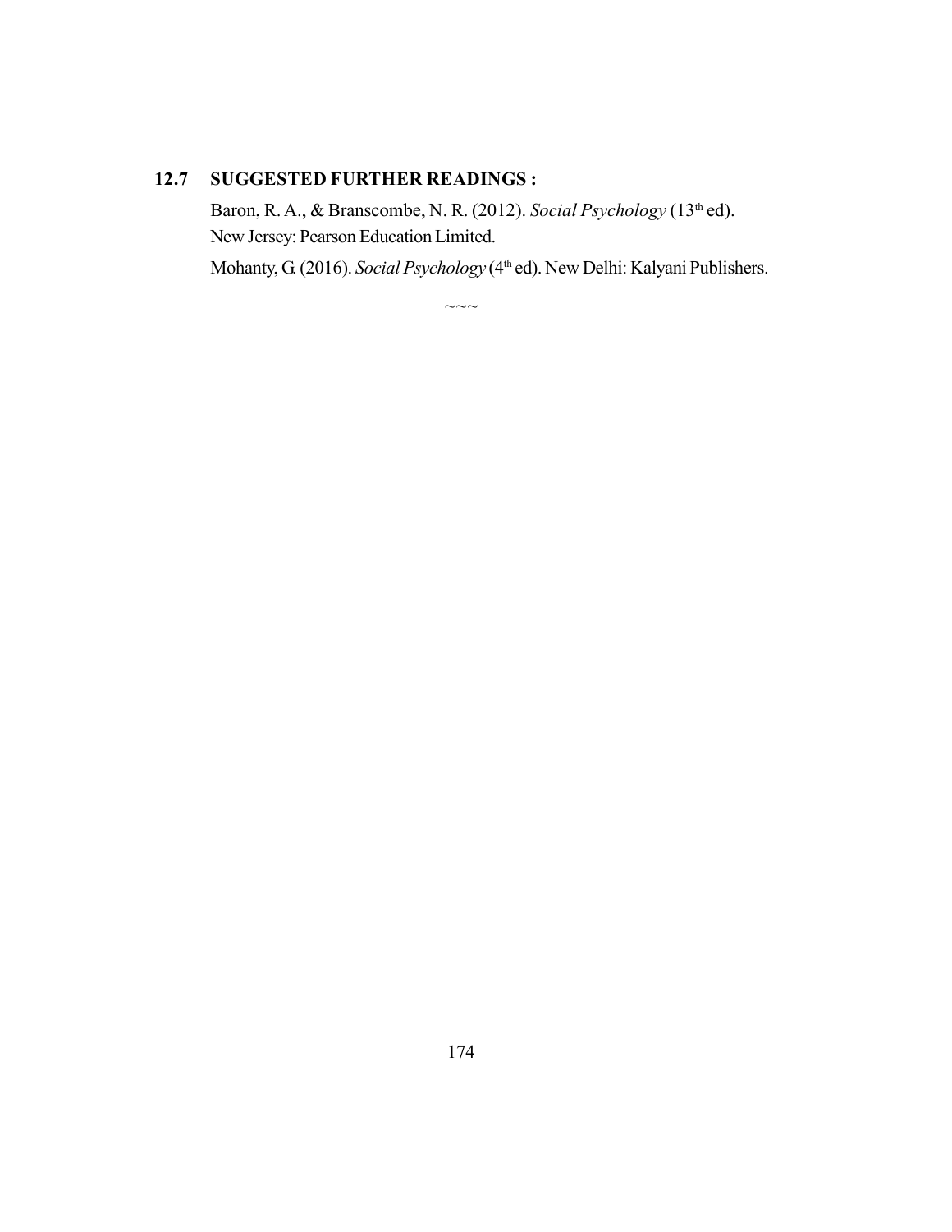## 12.7 SUGGESTED FURTHER READINGS :

Baron, R. A., & Branscombe, N. R. (2012). *Social Psychology* (13th ed). New Jersey: Pearson Education Limited.

Mohanty, G. (2016). *Social Psychology* (4th ed). New Delhi: Kalyani Publishers.

~~~